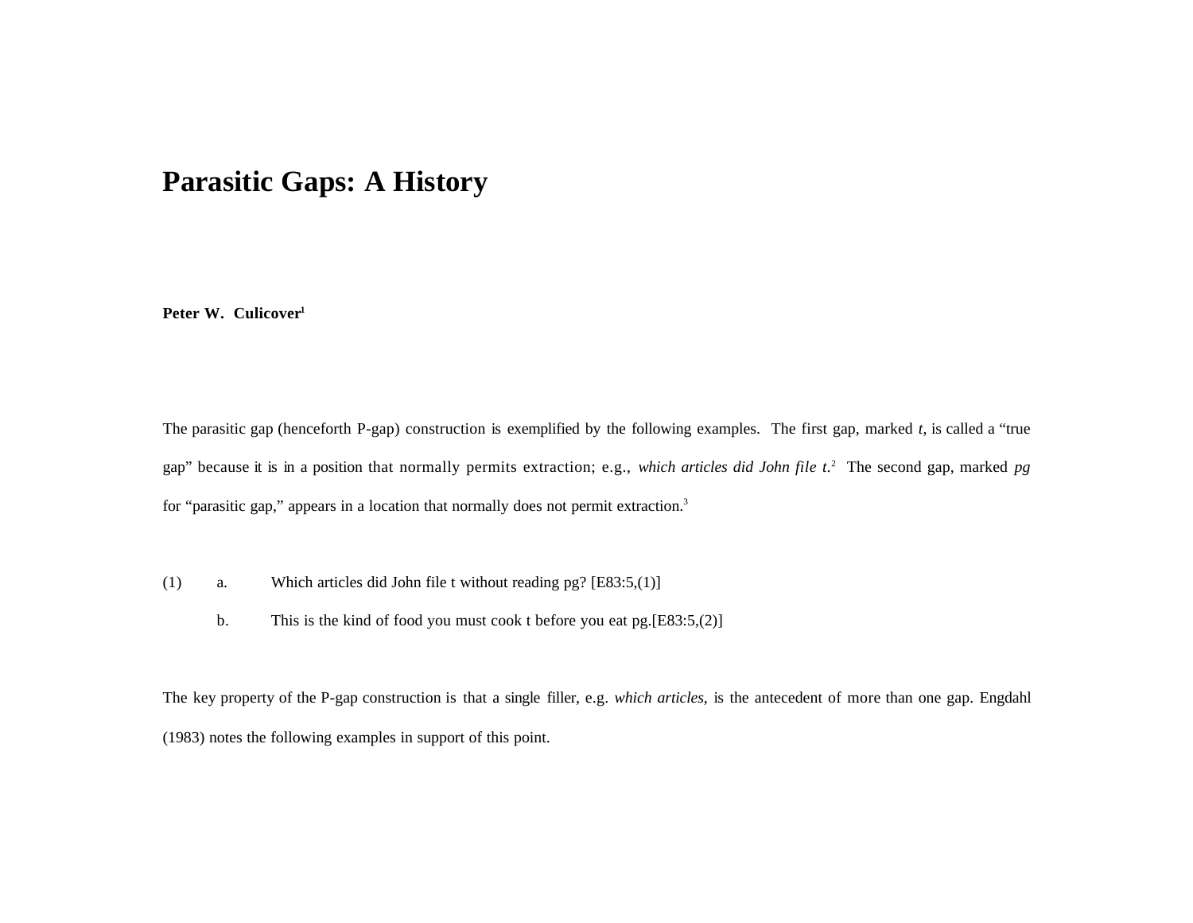# Parasitic Gaps: A History

**Peter W. Culicover**[1]

The parasitic gap (henceforth P-gap) construction is exemplified by the following examples. The first gap, marked *t*, is called a "true gap" because it is in a position that normally permits extraction; e.g., *which articles did John file t*.[2] The second gap, marked *pg* for "parasitic gap," appears in a location that normally does not permit extraction.[3]

(1) a. Which articles did John file t without reading pg? [E83:5,(1)]

b. This is the kind of food you must cook t before you eat pg.[E83:5,(2)]

The key property of the P-gap construction is that a single filler, e.g. *which articles*, is the antecedent of more than one gap. Engdahl (1983) notes the following examples in support of this point.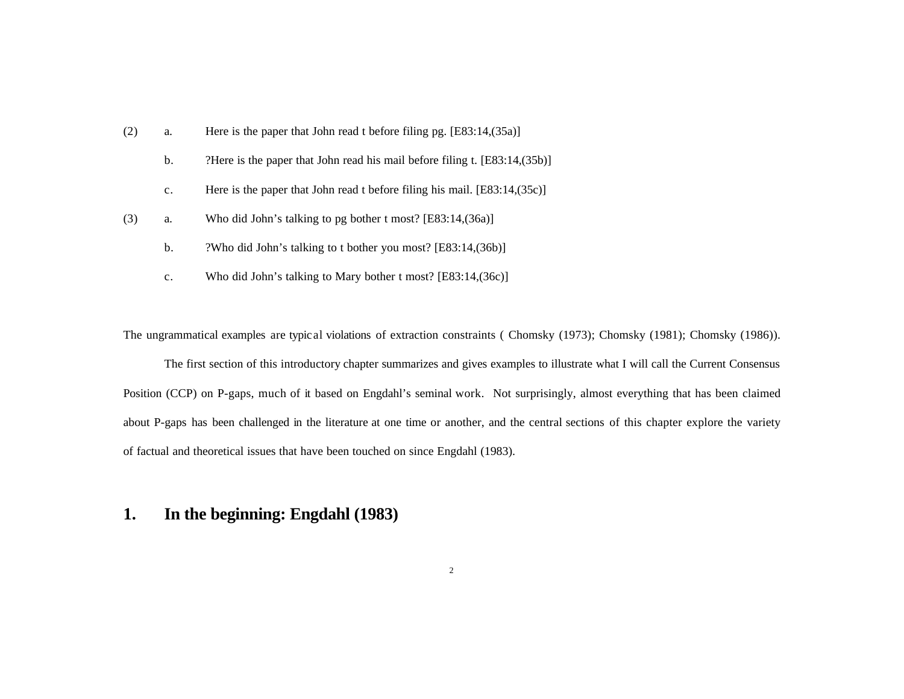(2) a. Here is the paper that John read t before filing pg. [E83:14,(35a)]

b. ?Here is the paper that John read his mail before filing t. [E83:14,(35b)]

c. Here is the paper that John read t before filing his mail. [E83:14,(35c)]

(3) a. Who did John's talking to pg bother t most? [E83:14,(36a)]

b. ?Who did John's talking to t bother you most? [E83:14,(36b)]

c. Who did John's talking to Mary bother t most? [E83:14,(36c)]

The ungrammatical examples are typical violations of extraction constraints ( Chomsky (1973); Chomsky (1981); Chomsky (1986)).

The first section of this introductory chapter summarizes and gives examples to illustrate what I will call the Current Consensus Position (CCP) on P-gaps, much of it based on Engdahl's seminal work. Not surprisingly, almost everything that has been claimed about P-gaps has been challenged in the literature at one time or another, and the central sections of this chapter explore the variety of factual and theoretical issues that have been touched on since Engdahl (1983).

# 1. In the beginning: Engdahl (1983)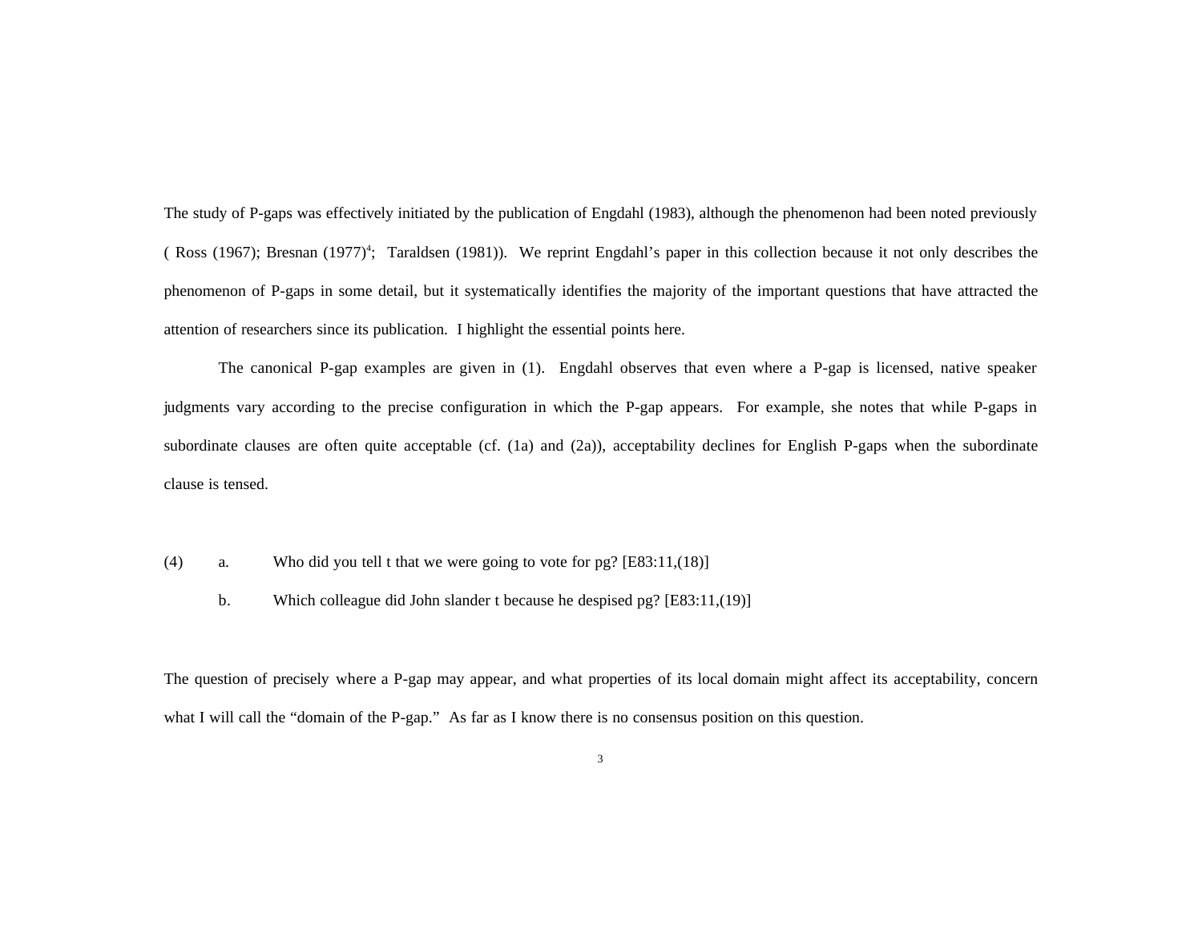The study of P-gaps was effectively initiated by the publication of Engdahl (1983), although the phenomenon had been noted previously ( Ross (1967); Bresnan (1977)[4]; Taraldsen (1981)). We reprint Engdahl's paper in this collection because it not only describes the phenomenon of P-gaps in some detail, but it systematically identifies the majority of the important questions that have attracted the attention of researchers since its publication. I highlight the essential points here.

The canonical P-gap examples are given in (1). Engdahl observes that even where a P-gap is licensed, native speaker judgments vary according to the precise configuration in which the P-gap appears. For example, she notes that while P-gaps in subordinate clauses are often quite acceptable (cf. (1a) and (2a)), acceptability declines for English P-gaps when the subordinate clause is tensed.

(4) a. Who did you tell t that we were going to vote for pg? [E83:11,(18)]

b. Which colleague did John slander t because he despised pg? [E83:11,(19)]

The question of precisely where a P-gap may appear, and what properties of its local domain might affect its acceptability, concern what I will call the "domain of the P-gap." As far as I know there is no consensus position on this question.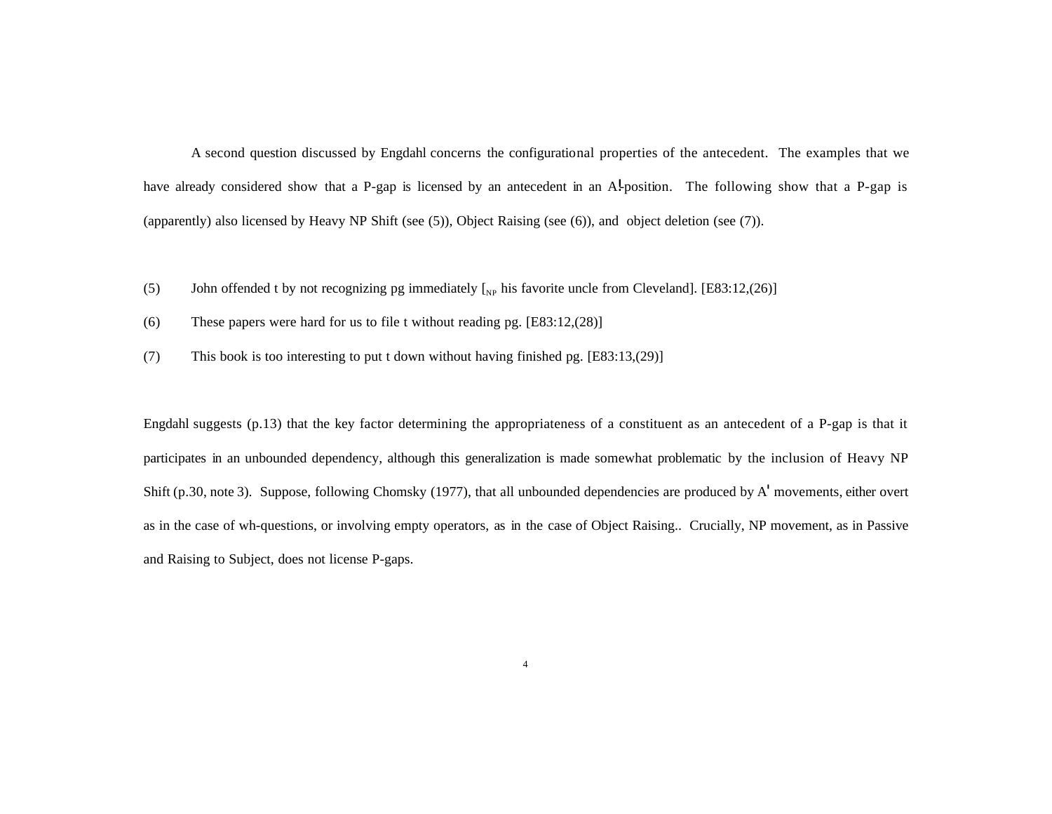A second question discussed by Engdahl concerns the configurational properties of the antecedent. The examples that we have already considered show that a P-gap is licensed by an antecedent in an A'-position. The following show that a P-gap is (apparently) also licensed by Heavy NP Shift (see (5)), Object Raising (see (6)), and object deletion (see (7)).

(5) John offended t by not recognizing pg immediately [$_{NP}$ his favorite uncle from Cleveland]. [E83:12,(26)]

(6) These papers were hard for us to file t without reading pg. [E83:12,(28)]

(7) This book is too interesting to put t down without having finished pg. [E83:13,(29)]

Engdahl suggests (p.13) that the key factor determining the appropriateness of a constituent as an antecedent of a P-gap is that it participates in an unbounded dependency, although this generalization is made somewhat problematic by the inclusion of Heavy NP Shift (p.30, note 3). Suppose, following Chomsky (1977), that all unbounded dependencies are produced by A' movements, either overt as in the case of wh-questions, or involving empty operators, as in the case of Object Raising.. Crucially, NP movement, as in Passive and Raising to Subject, does not license P-gaps.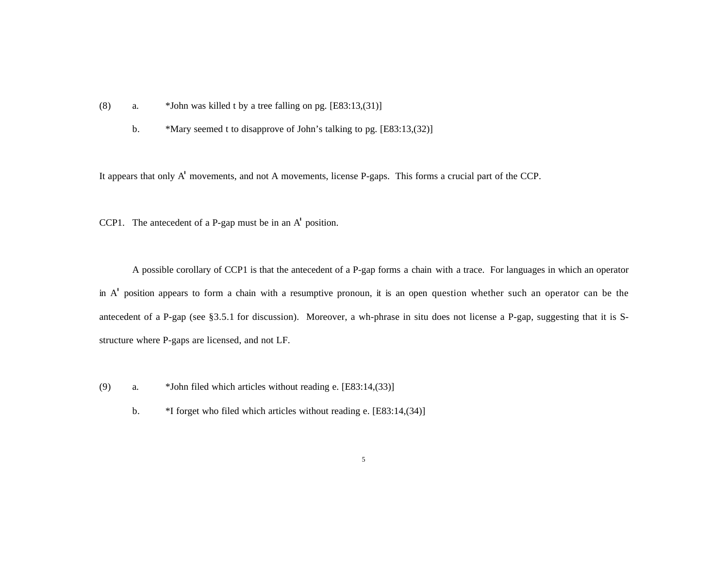(8) a. *John was killed t by a tree falling on pg. [E83:13,(31)]

b. *Mary seemed t to disapprove of John's talking to pg. [E83:13,(32)]

It appears that only A' movements, and not A movements, license P-gaps. This forms a crucial part of the CCP.

CCP1. The antecedent of a P-gap must be in an A' position.

A possible corollary of CCP1 is that the antecedent of a P-gap forms a chain with a trace. For languages in which an operator in A' position appears to form a chain with a resumptive pronoun, it is an open question whether such an operator can be the antecedent of a P-gap (see §3.5.1 for discussion). Moreover, a wh-phrase in situ does not license a P-gap, suggesting that it is S-structure where P-gaps are licensed, and not LF.

(9) a. *John filed which articles without reading e. [E83:14,(33)]

b. *I forget who filed which articles without reading e. [E83:14,(34)]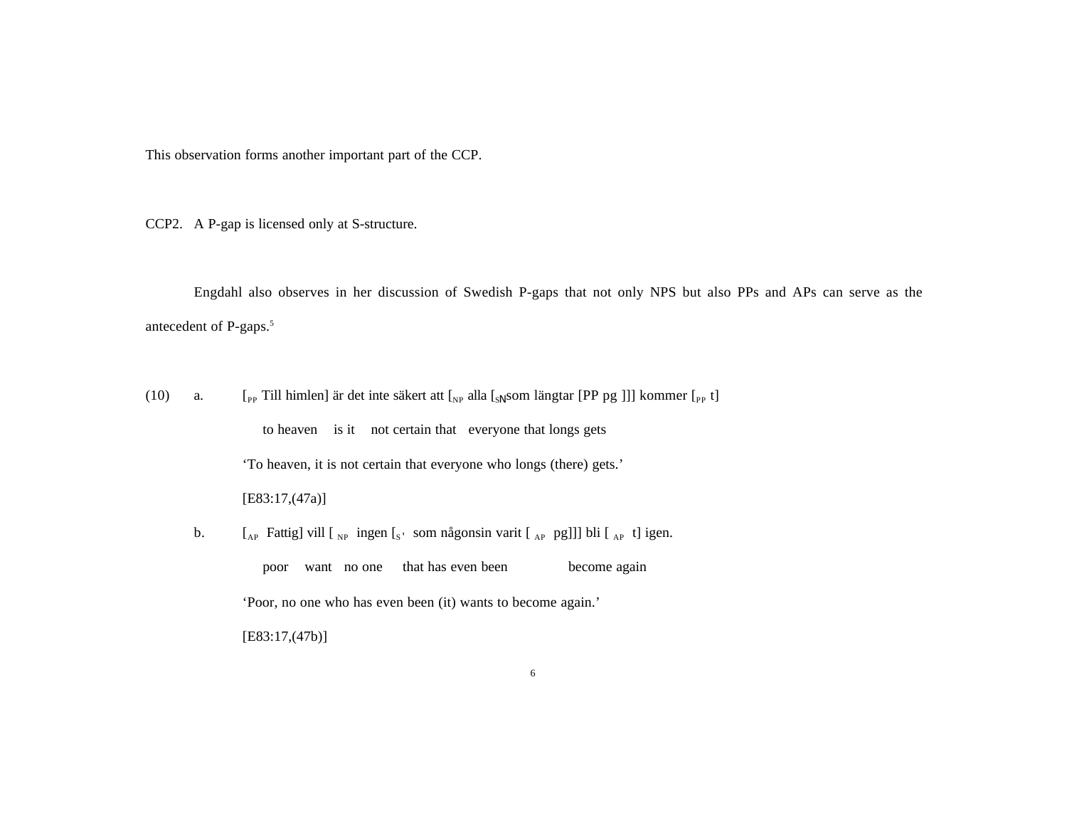This observation forms another important part of the CCP.

CCP2. A P-gap is licensed only at S-structure.

Engdahl also observes in her discussion of Swedish P-gaps that not only NPS but also PPs and APs can serve as the antecedent of P-gaps.[5]

(10) a. [$_{PP}$ Till himlen] är det inte säkert att [$_{NP}$ alla [$_{S'}$ som längtar [PP pg ]]] kommer [$_{PP}$ t]

to heaven is it not certain that everyone that longs gets

'To heaven, it is not certain that everyone who longs (there) gets.'

[E83:17,(47a)]

b. [$_{AP}$ Fattig] vill [ $_{NP}$ ingen [$_{S'}$ som någonsin varit [ $_{AP}$ pg]]] bli [ $_{AP}$ t] igen.

poor want no one that has even been become again

'Poor, no one who has even been (it) wants to become again.'

[E83:17,(47b)]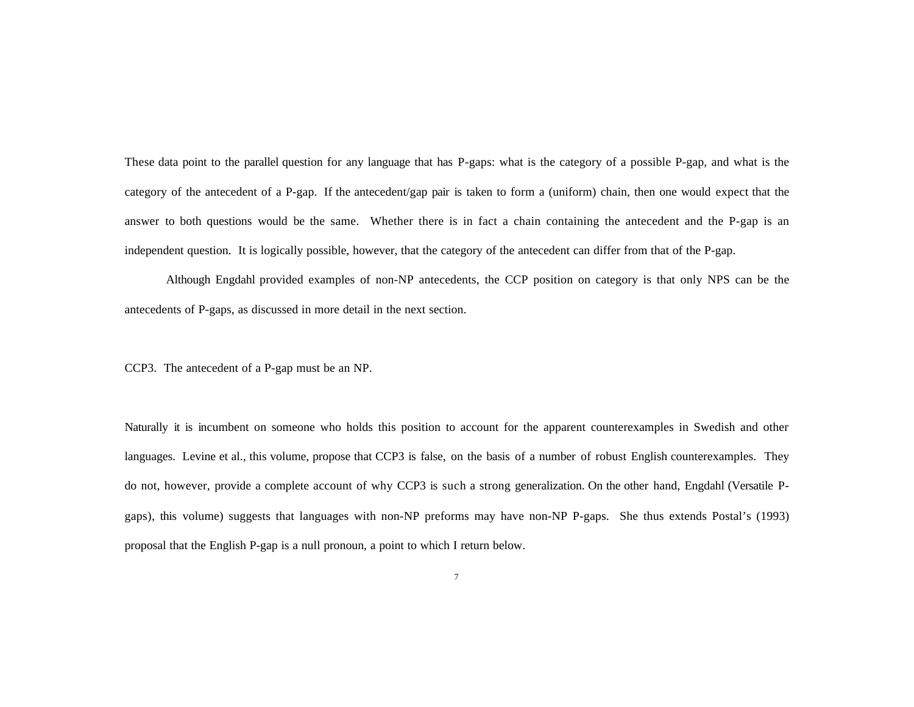These data point to the parallel question for any language that has P-gaps: what is the category of a possible P-gap, and what is the category of the antecedent of a P-gap. If the antecedent/gap pair is taken to form a (uniform) chain, then one would expect that the answer to both questions would be the same. Whether there is in fact a chain containing the antecedent and the P-gap is an independent question. It is logically possible, however, that the category of the antecedent can differ from that of the P-gap.

Although Engdahl provided examples of non-NP antecedents, the CCP position on category is that only NPS can be the antecedents of P-gaps, as discussed in more detail in the next section.

CCP3. The antecedent of a P-gap must be an NP.

Naturally it is incumbent on someone who holds this position to account for the apparent counterexamples in Swedish and other languages. Levine et al., this volume, propose that CCP3 is false, on the basis of a number of robust English counterexamples. They do not, however, provide a complete account of why CCP3 is such a strong generalization. On the other hand, Engdahl (Versatile P-gaps), this volume) suggests that languages with non-NP preforms may have non-NP P-gaps. She thus extends Postal's (1993) proposal that the English P-gap is a null pronoun, a point to which I return below.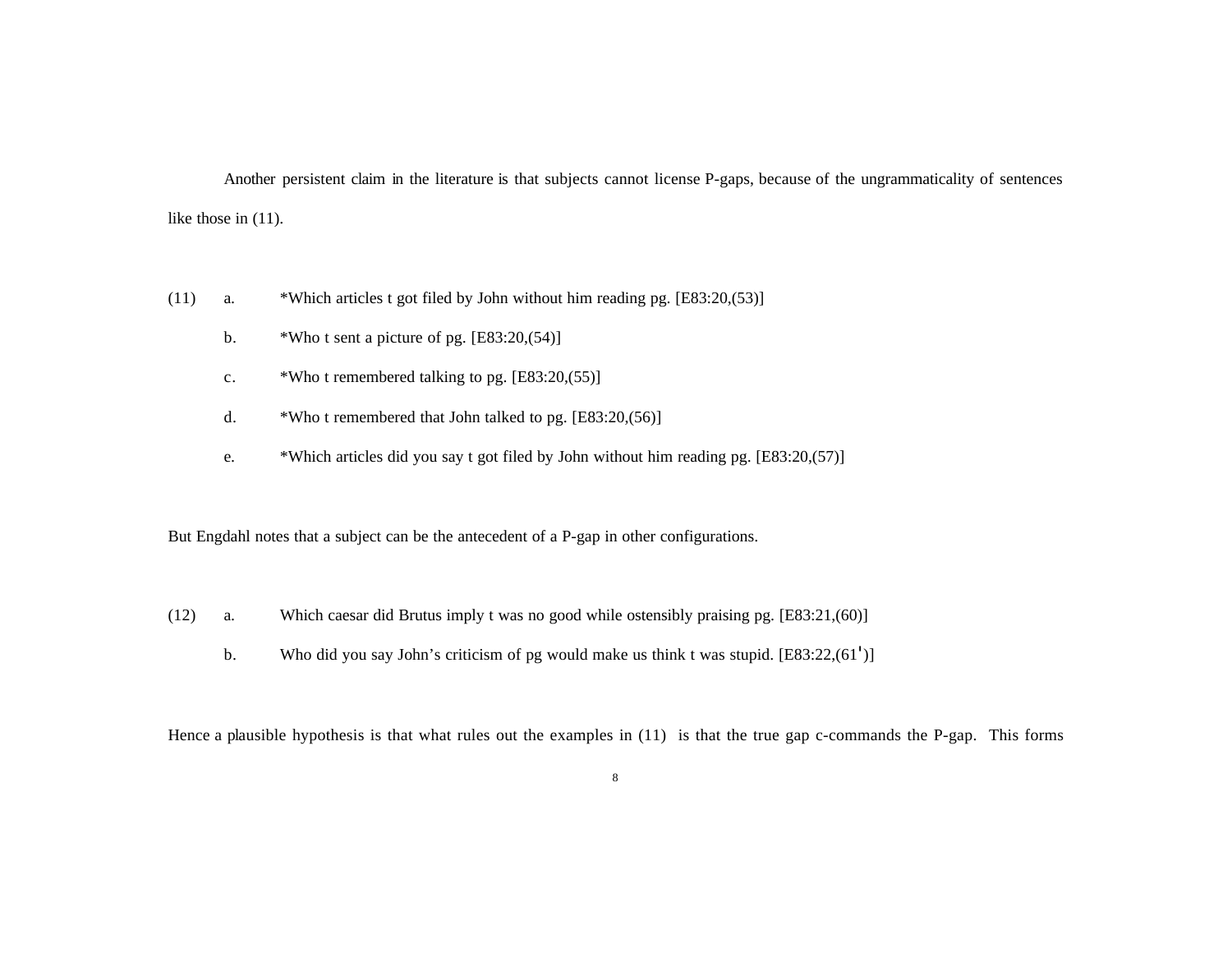Another persistent claim in the literature is that subjects cannot license P-gaps, because of the ungrammaticality of sentences like those in (11).

(11) a. *Which articles t got filed by John without him reading pg. [E83:20,(53)]

b. *Who t sent a picture of pg. [E83:20,(54)]

c. *Who t remembered talking to pg. [E83:20,(55)]

d. *Who t remembered that John talked to pg. [E83:20,(56)]

e. *Which articles did you say t got filed by John without him reading pg. [E83:20,(57)]

But Engdahl notes that a subject can be the antecedent of a P-gap in other configurations.

(12) a. Which caesar did Brutus imply t was no good while ostensibly praising pg. [E83:21,(60)]

b. Who did you say John's criticism of pg would make us think t was stupid. [E83:22,(61')]

Hence a plausible hypothesis is that what rules out the examples in (11) is that the true gap c-commands the P-gap. This forms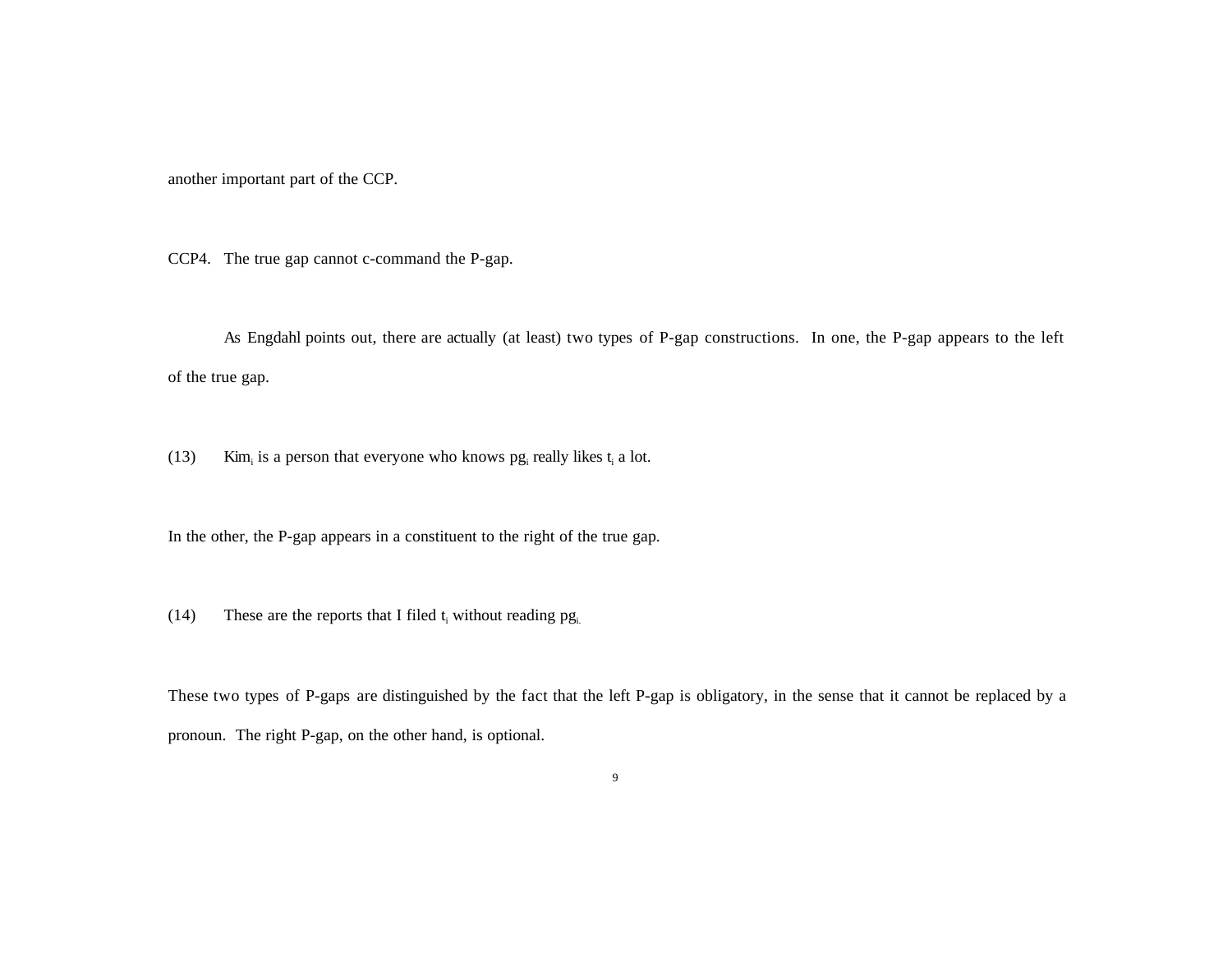another important part of the CCP.

CCP4. The true gap cannot c-command the P-gap.

As Engdahl points out, there are actually (at least) two types of P-gap constructions. In one, the P-gap appears to the left of the true gap.

(13) $Kim_i$ is a person that everyone who knows $pg_i$ really likes $t_i$ a lot.

In the other, the P-gap appears in a constituent to the right of the true gap.

(14) These are the reports that I filed $t_i$ without reading $pg_i$.

These two types of P-gaps are distinguished by the fact that the left P-gap is obligatory, in the sense that it cannot be replaced by a pronoun. The right P-gap, on the other hand, is optional.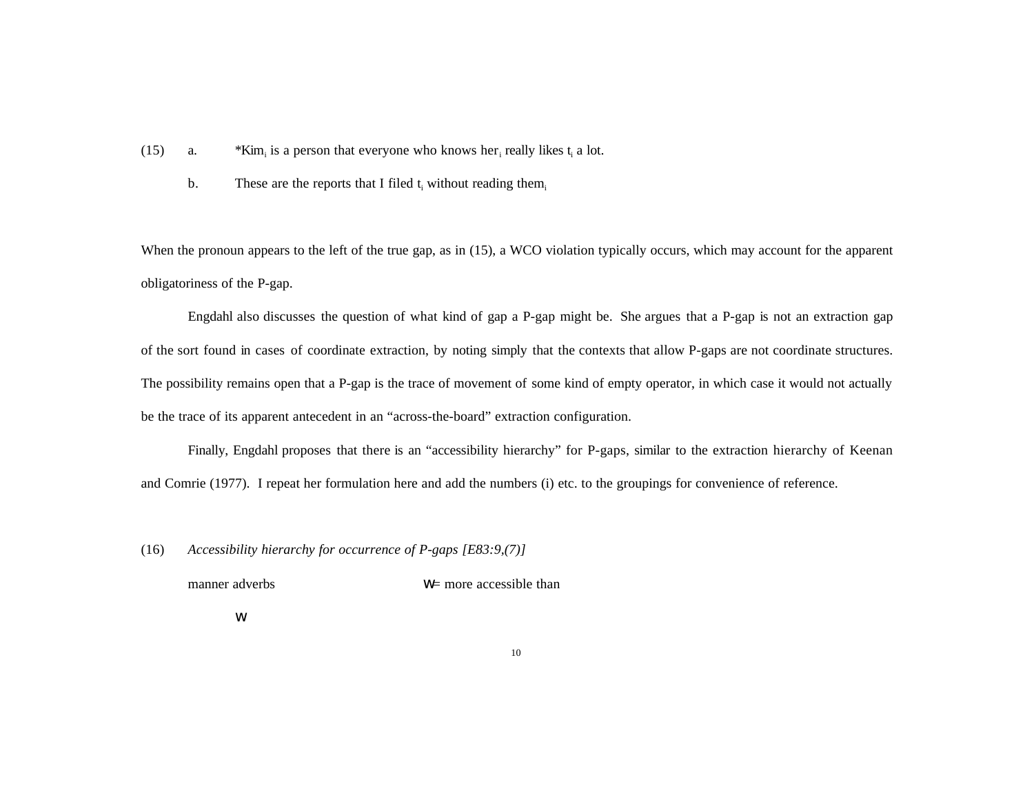(15) a. *Kim$_i$ is a person that everyone who knows her$_i$ really likes t$_i$ a lot.

b. These are the reports that I filed t$_i$ without reading them$_i$

When the pronoun appears to the left of the true gap, as in (15), a WCO violation typically occurs, which may account for the apparent obligatoriness of the P-gap.

Engdahl also discusses the question of what kind of gap a P-gap might be. She argues that a P-gap is not an extraction gap of the sort found in cases of coordinate extraction, by noting simply that the contexts that allow P-gaps are not coordinate structures. The possibility remains open that a P-gap is the trace of movement of some kind of empty operator, in which case it would not actually be the trace of its apparent antecedent in an "across-the-board" extraction configuration.

Finally, Engdahl proposes that there is an "accessibility hierarchy" for P-gaps, similar to the extraction hierarchy of Keenan and Comrie (1977). I repeat her formulation here and add the numbers (i) etc. to the groupings for convenience of reference.

(16) *Accessibility hierarchy for occurrence of P-gaps [E83:9,(7)]*

manner adverbs W= more accessible than

W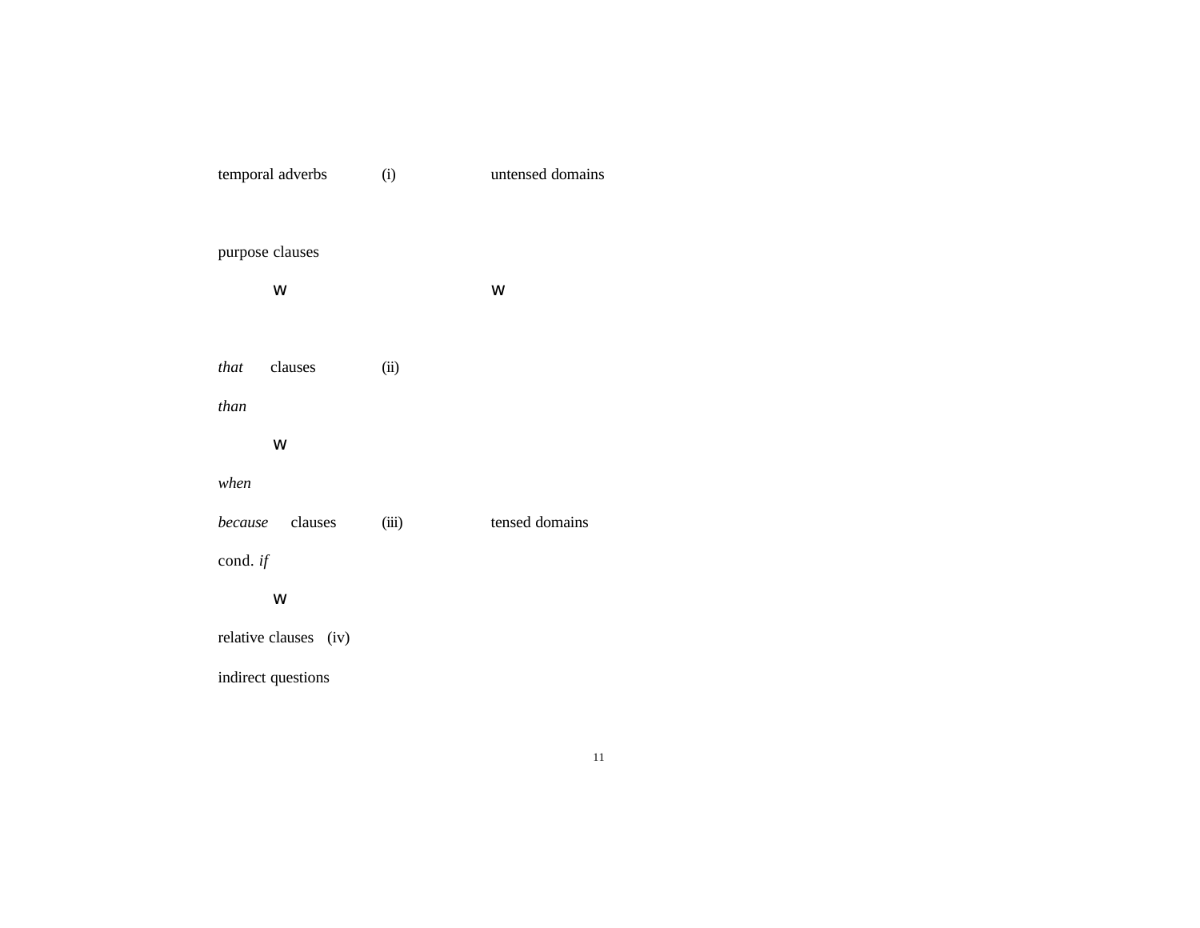temporal adverbs (i) untensed domains

purpose clauses

w w

*that* clauses (ii)

*than*

w

*when*

*because* clauses (iii) tensed domains

cond. *if*

w

relative clauses (iv)

indirect questions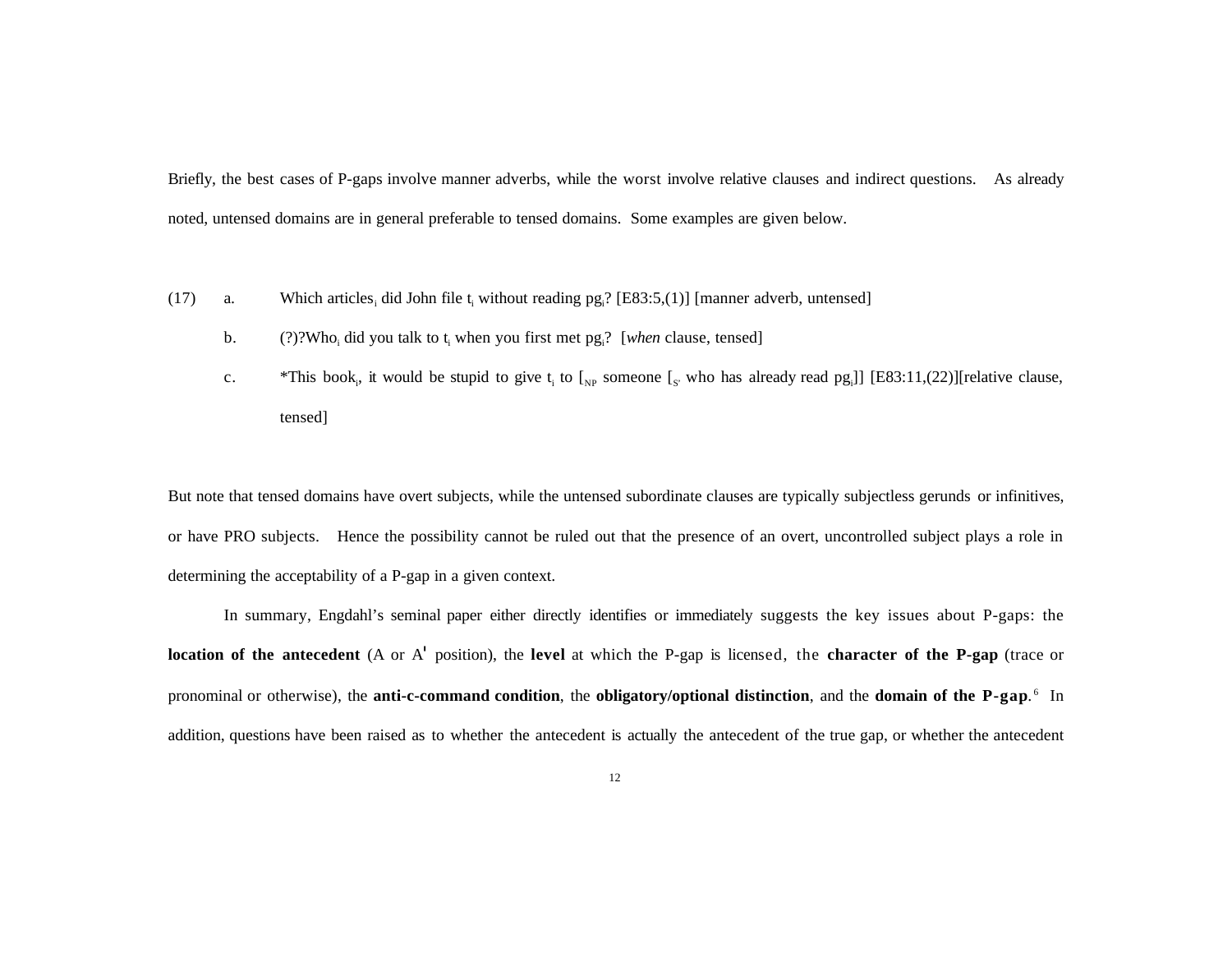Briefly, the best cases of P-gaps involve manner adverbs, while the worst involve relative clauses and indirect questions. As already noted, untensed domains are in general preferable to tensed domains. Some examples are given below.

(17) a. Which articles$_i$ did John file $t_i$ without reading $pg_i$? [E83:5,(1)] [manner adverb, untensed]

b. (?)?Who$_i$ did you talk to $t_i$ when you first met $pg_i$? [*when* clause, tensed]

c. *This book$_i$, it would be stupid to give $t_i$ to [$_{NP}$ someone [$_{S'}$ who has already read $pg_i$]] [E83:11,(22)][relative clause, tensed]

But note that tensed domains have overt subjects, while the untensed subordinate clauses are typically subjectless gerunds or infinitives, or have PRO subjects. Hence the possibility cannot be ruled out that the presence of an overt, uncontrolled subject plays a role in determining the acceptability of a P-gap in a given context.

In summary, Engdahl's seminal paper either directly identifies or immediately suggests the key issues about P-gaps: the **location of the antecedent** (A or A' position), the **level** at which the P-gap is licensed, the **character of the P-gap** (trace or pronominal or otherwise), the **anti-c-command condition**, the **obligatory/optional distinction**, and the **domain of the P-gap**.[6] In addition, questions have been raised as to whether the antecedent is actually the antecedent of the true gap, or whether the antecedent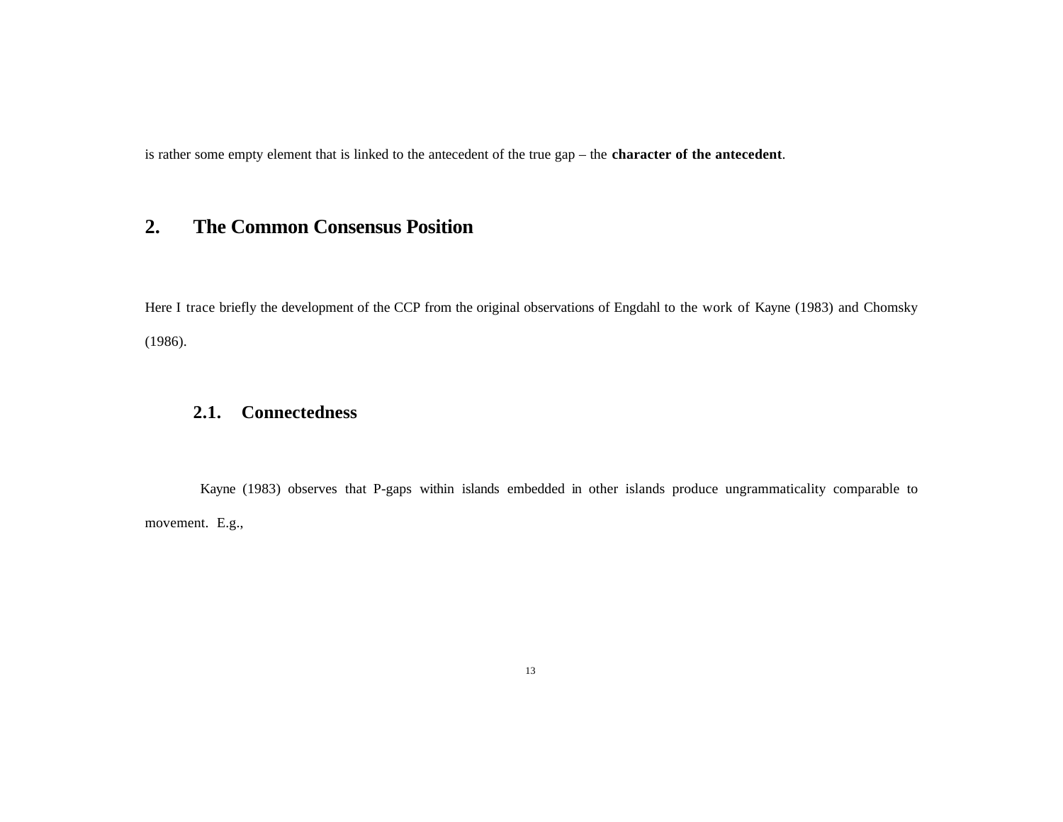is rather some empty element that is linked to the antecedent of the true gap – the **character of the antecedent**.

# 2. The Common Consensus Position

Here I trace briefly the development of the CCP from the original observations of Engdahl to the work of Kayne (1983) and Chomsky (1986).

## 2.1. Connectedness

Kayne (1983) observes that P-gaps within islands embedded in other islands produce ungrammaticality comparable to movement. E.g.,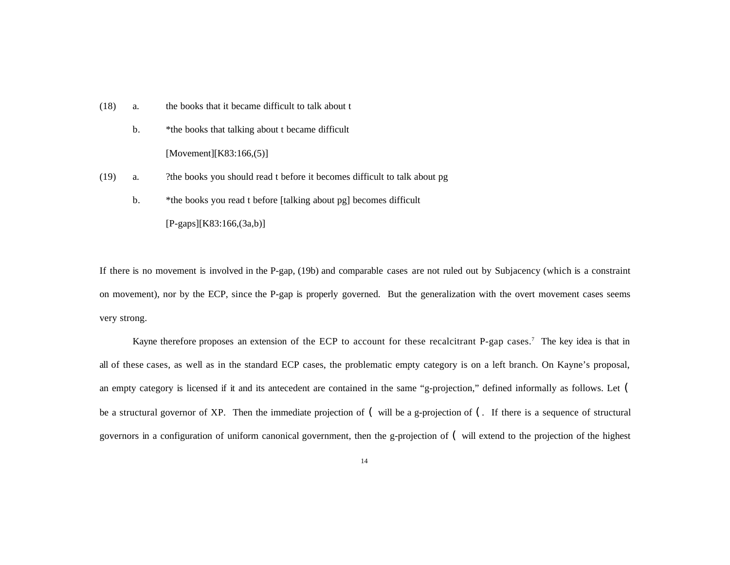(18) a. the books that it became difficult to talk about t

b. *the books that talking about t became difficult

[Movement][K83:166,(5)]

(19) a. ?the books you should read t before it becomes difficult to talk about pg

b. *the books you read t before [talking about pg] becomes difficult

[P-gaps][K83:166,(3a,b)]

If there is no movement is involved in the P-gap, (19b) and comparable cases are not ruled out by Subjacency (which is a constraint on movement), nor by the ECP, since the P-gap is properly governed. But the generalization with the overt movement cases seems very strong.

Kayne therefore proposes an extension of the ECP to account for these recalcitrant P-gap cases.[7] The key idea is that in all of these cases, as well as in the standard ECP cases, the problematic empty category is on a left branch. On Kayne's proposal, an empty category is licensed if it and its antecedent are contained in the same "g-projection," defined informally as follows. Let ( be a structural governor of XP. Then the immediate projection of ( will be a g-projection of (. If there is a sequence of structural governors in a configuration of uniform canonical government, then the g-projection of ( will extend to the projection of the highest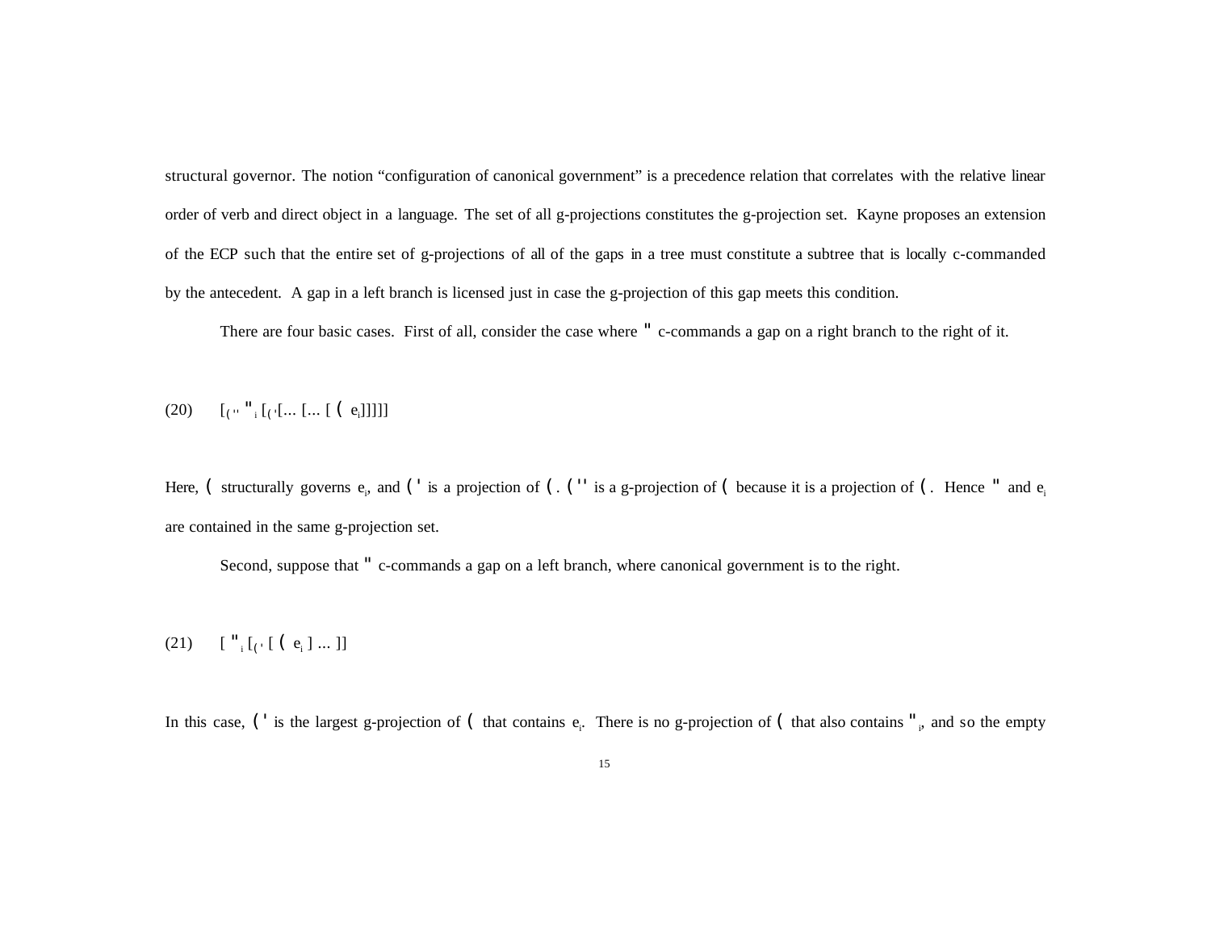structural governor. The notion "configuration of canonical government" is a precedence relation that correlates with the relative linear order of verb and direct object in a language. The set of all g-projections constitutes the g-projection set. Kayne proposes an extension of the ECP such that the entire set of g-projections of all of the gaps in a tree must constitute a subtree that is locally c-commanded by the antecedent. A gap in a left branch is licensed just in case the g-projection of this gap meets this condition.

There are four basic cases. First of all, consider the case where $\alpha$ c-commands a gap on a right branch to the right of it.

(20) $[_{\gamma''}\ \alpha_i\ [_{\gamma'} [\ldots [\ldots [\ \gamma\ e_i]]]]]$

Here, $\gamma$ structurally governs $e_i$, and $\gamma'$ is a projection of $\gamma$. $\gamma''$ is a g-projection of $\gamma$ because it is a projection of $\gamma$. Hence $\alpha$ and $e_i$ are contained in the same g-projection set.

Second, suppose that $\alpha$ c-commands a gap on a left branch, where canonical government is to the right.

(21) $[\ \alpha_i\ [_{\gamma'}\ [\ \gamma\ \ e_i\ ] \ldots ]]$

In this case, $\gamma'$ is the largest g-projection of $\gamma$ that contains $e_i$. There is no g-projection of $\gamma$ that also contains $\alpha_i$, and so the empty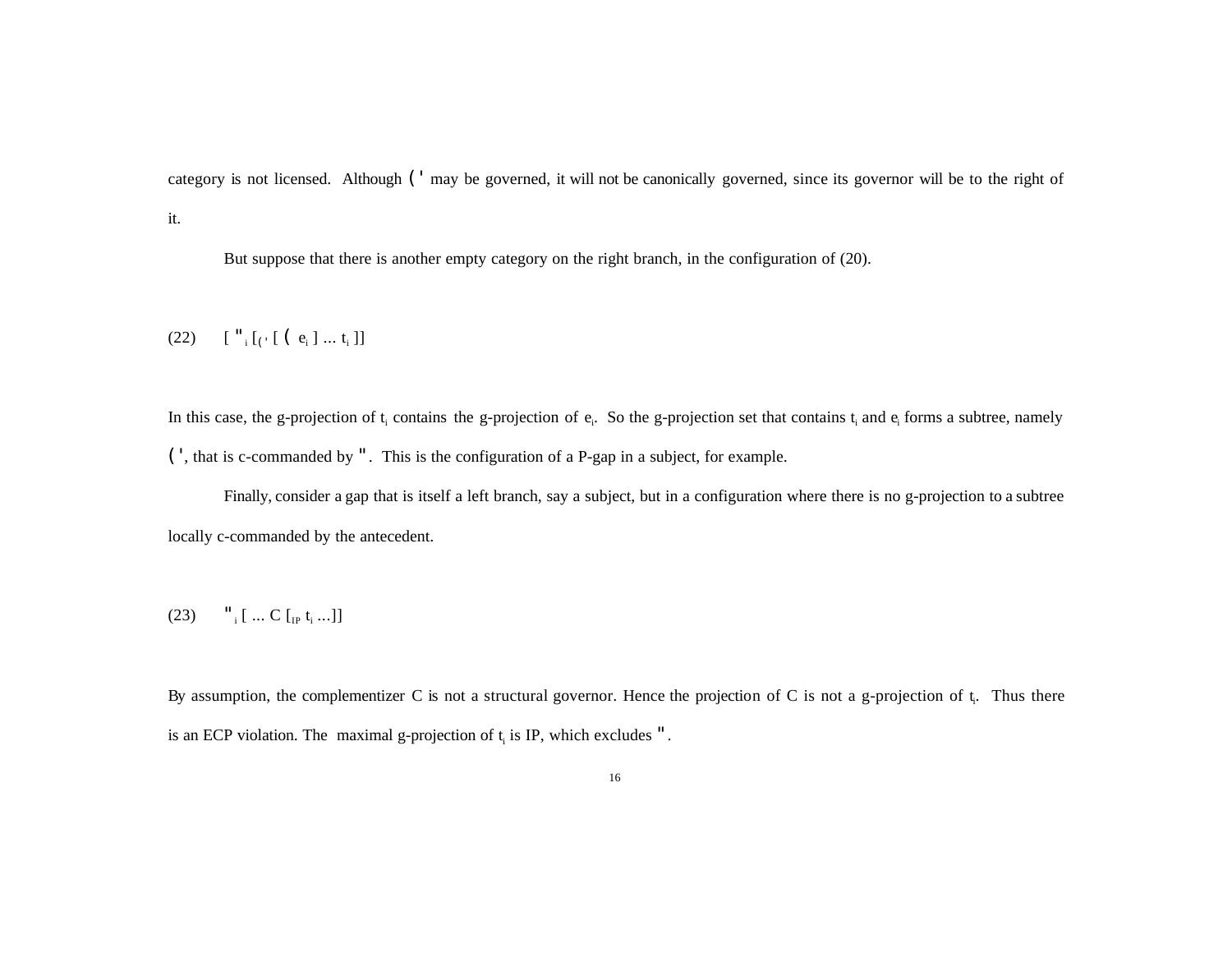category is not licensed. Although (' may be governed, it will not be canonically governed, since its governor will be to the right of it.

But suppose that there is another empty category on the right branch, in the configuration of (20).

(22) [ "$_i$ [$_{('}$ [ ( $e_i$ ] ... $t_i$ ]]

In this case, the g-projection of $t_i$ contains the g-projection of $e_i$. So the g-projection set that contains $t_i$ and $e_i$ forms a subtree, namely (', that is c-commanded by ". This is the configuration of a P-gap in a subject, for example.

Finally, consider a gap that is itself a left branch, say a subject, but in a configuration where there is no g-projection to a subtree locally c-commanded by the antecedent.

(23) "$_i$ [ ... C [$_{IP}$ $t_i$ ...]]

By assumption, the complementizer C is not a structural governor. Hence the projection of C is not a g-projection of $t_i$. Thus there is an ECP violation. The maximal g-projection of $t_i$ is IP, which excludes ".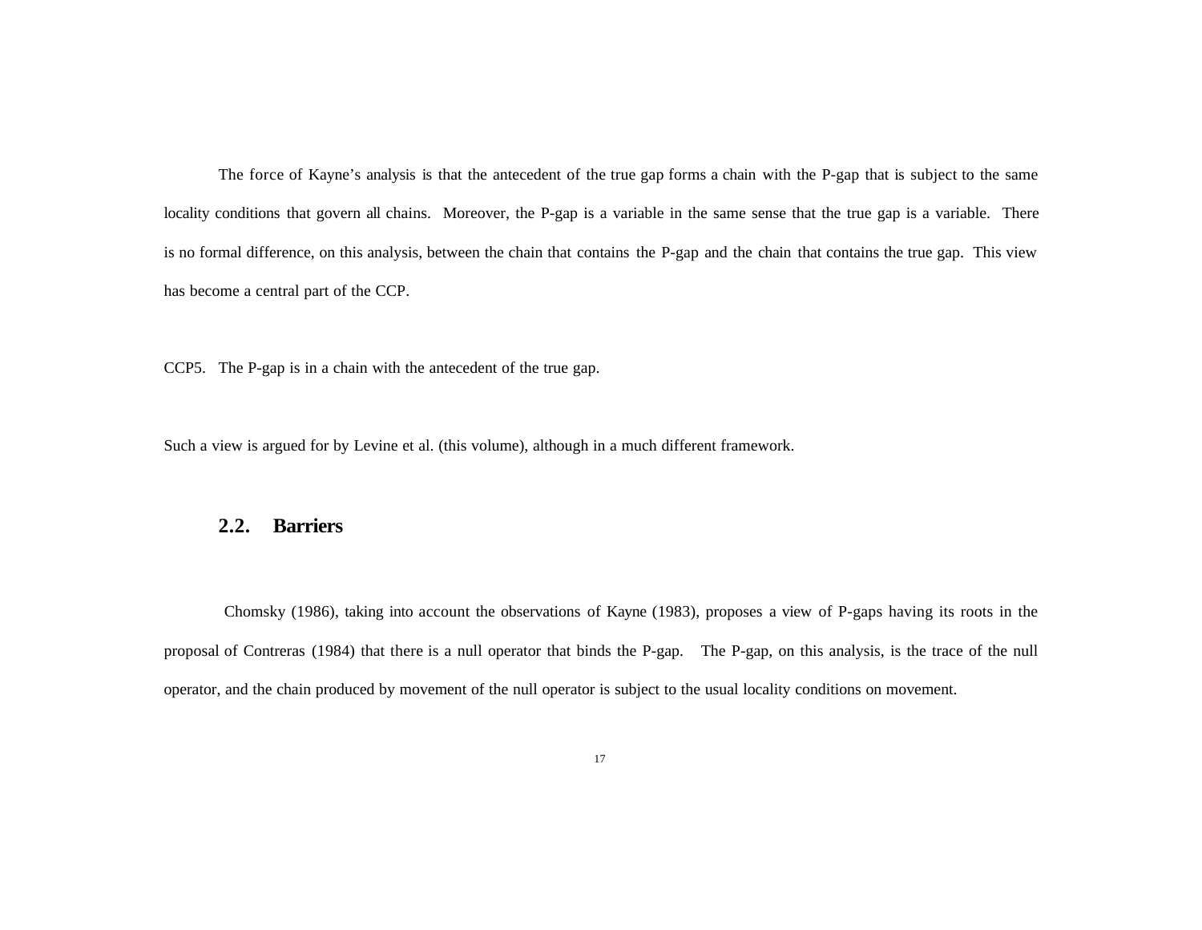The force of Kayne's analysis is that the antecedent of the true gap forms a chain with the P-gap that is subject to the same locality conditions that govern all chains. Moreover, the P-gap is a variable in the same sense that the true gap is a variable. There is no formal difference, on this analysis, between the chain that contains the P-gap and the chain that contains the true gap. This view has become a central part of the CCP.

CCP5. The P-gap is in a chain with the antecedent of the true gap.

Such a view is argued for by Levine et al. (this volume), although in a much different framework.

## 2.2. Barriers

Chomsky (1986), taking into account the observations of Kayne (1983), proposes a view of P-gaps having its roots in the proposal of Contreras (1984) that there is a null operator that binds the P-gap. The P-gap, on this analysis, is the trace of the null operator, and the chain produced by movement of the null operator is subject to the usual locality conditions on movement.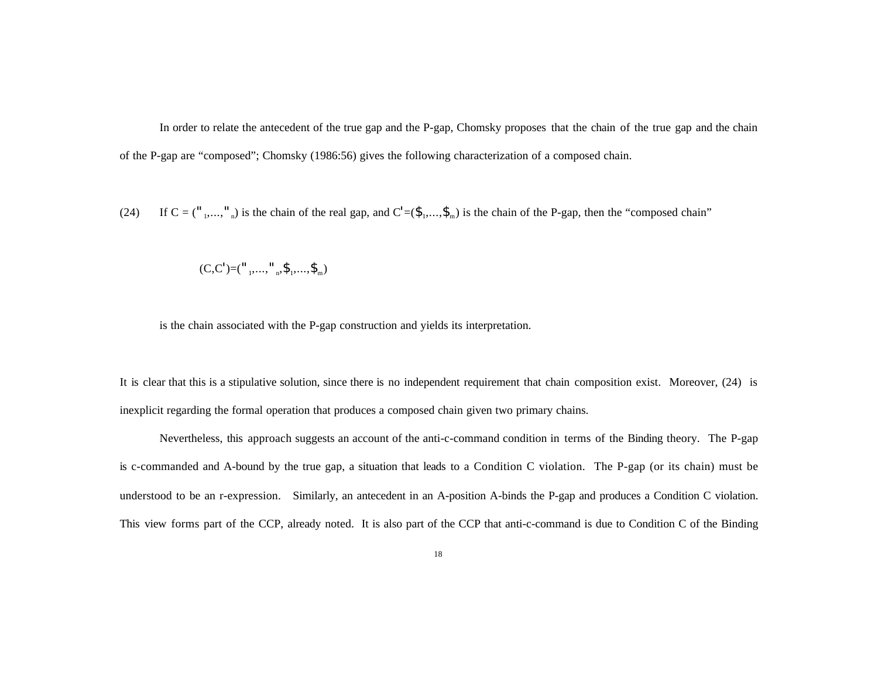In order to relate the antecedent of the true gap and the P-gap, Chomsky proposes that the chain of the true gap and the chain of the P-gap are "composed"; Chomsky (1986:56) gives the following characterization of a composed chain.

(24) If $C = (\alpha_1,\ldots,\alpha_n)$ is the chain of the real gap, and $C' = (\beta_1,\ldots,\beta_m)$ is the chain of the P-gap, then the "composed chain"

$$(C,C') = (\alpha_1,\ldots,\alpha_n,\beta_1,\ldots,\beta_m)$$

is the chain associated with the P-gap construction and yields its interpretation.

It is clear that this is a stipulative solution, since there is no independent requirement that chain composition exist. Moreover, (24) is inexplicit regarding the formal operation that produces a composed chain given two primary chains.

Nevertheless, this approach suggests an account of the anti-c-command condition in terms of the Binding theory. The P-gap is c-commanded and A-bound by the true gap, a situation that leads to a Condition C violation. The P-gap (or its chain) must be understood to be an r-expression. Similarly, an antecedent in an A-position A-binds the P-gap and produces a Condition C violation. This view forms part of the CCP, already noted. It is also part of the CCP that anti-c-command is due to Condition C of the Binding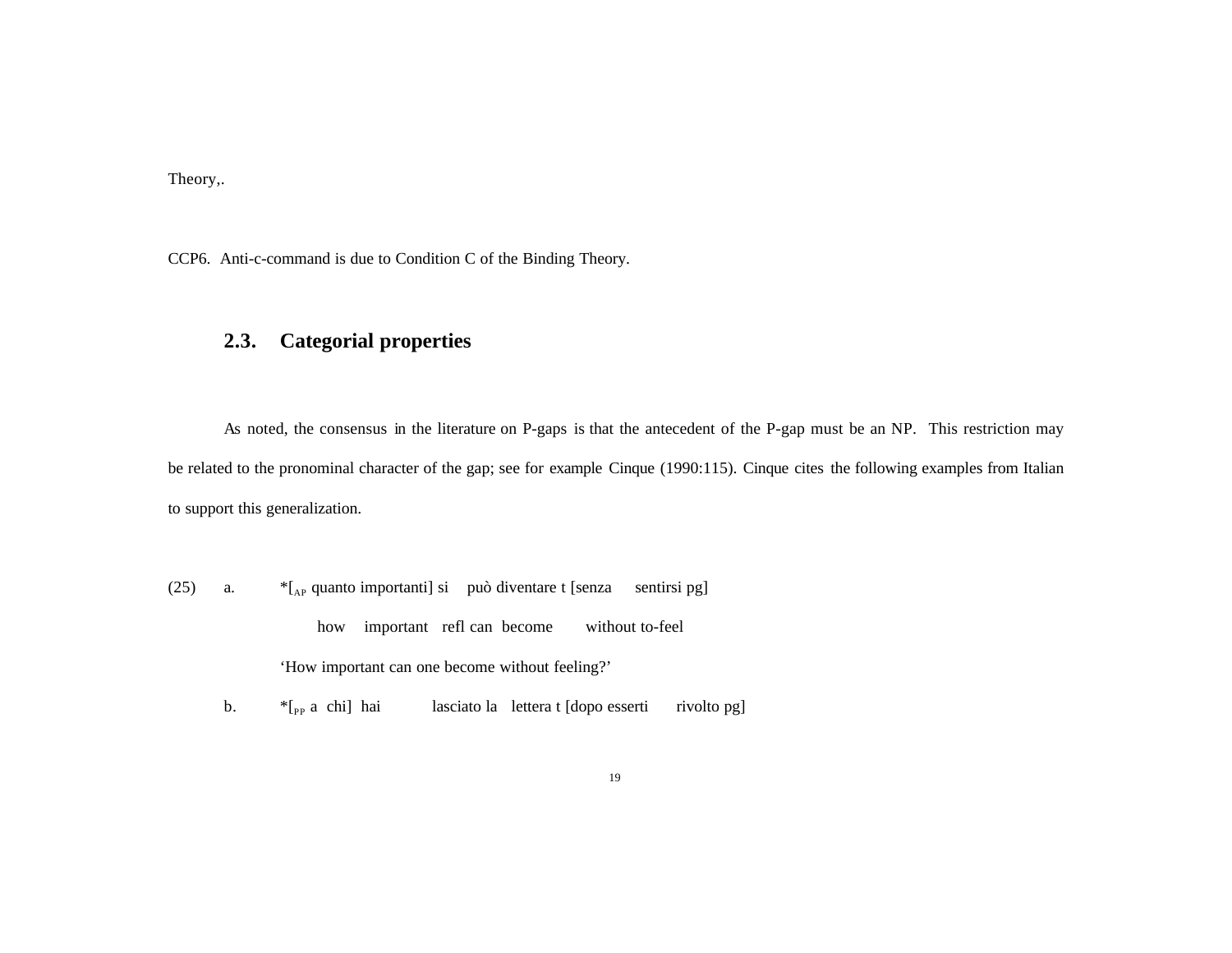Theory,.

CCP6. Anti-c-command is due to Condition C of the Binding Theory.

## 2.3. Categorial properties

As noted, the consensus in the literature on P-gaps is that the antecedent of the P-gap must be an NP. This restriction may be related to the pronominal character of the gap; see for example Cinque (1990:115). Cinque cites the following examples from Italian to support this generalization.

(25) a. *[$_{AP}$ quanto importanti] si può diventare t [senza sentirsi pg]
how important refl can become without to-feel
'How important can one become without feeling?'

b. *[$_{PP}$ a chi] hai lasciato la lettera t [dopo esserti rivolto pg]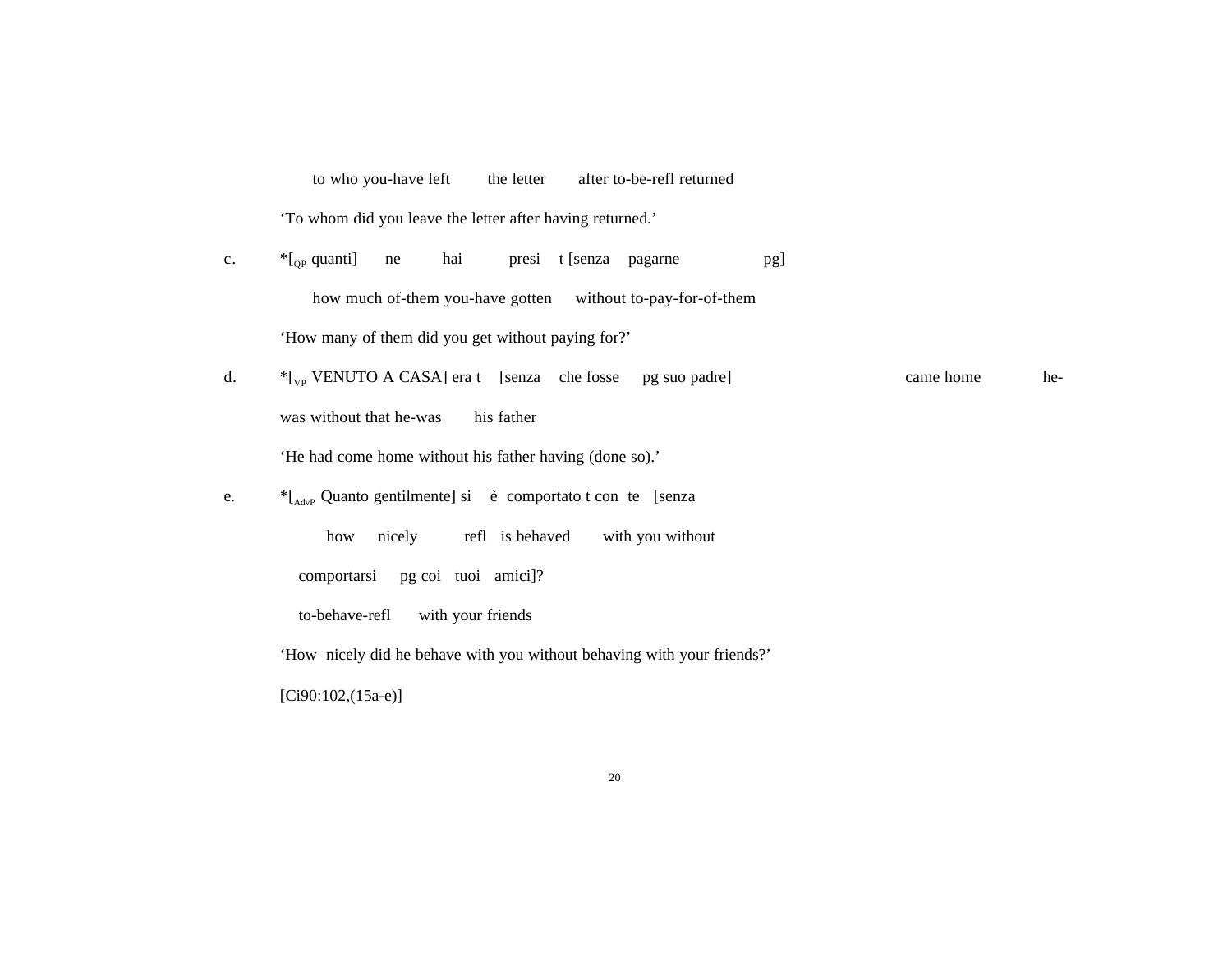to who you-have left the letter after to-be-refl returned

‘To whom did you leave the letter after having returned.’

c. *[$_{QP}$ quanti] ne hai presi t [senza pagarne pg]

how much of-them you-have gotten without to-pay-for-of-them

‘How many of them did you get without paying for?’

d. *[$_{VP}$ VENUTO A CASA] era t [senza che fosse pg suo padre] came home he-was without that he-was his father

‘He had come home without his father having (done so).’

e. *[$_{AdvP}$ Quanto gentilmente] si è comportato t con te [senza

how nicely refl is behaved with you without

comportarsi pg coi tuoi amici]?

to-behave-refl with your friends

‘How nicely did he behave with you without behaving with your friends?’

[Ci90:102,(15a-e)]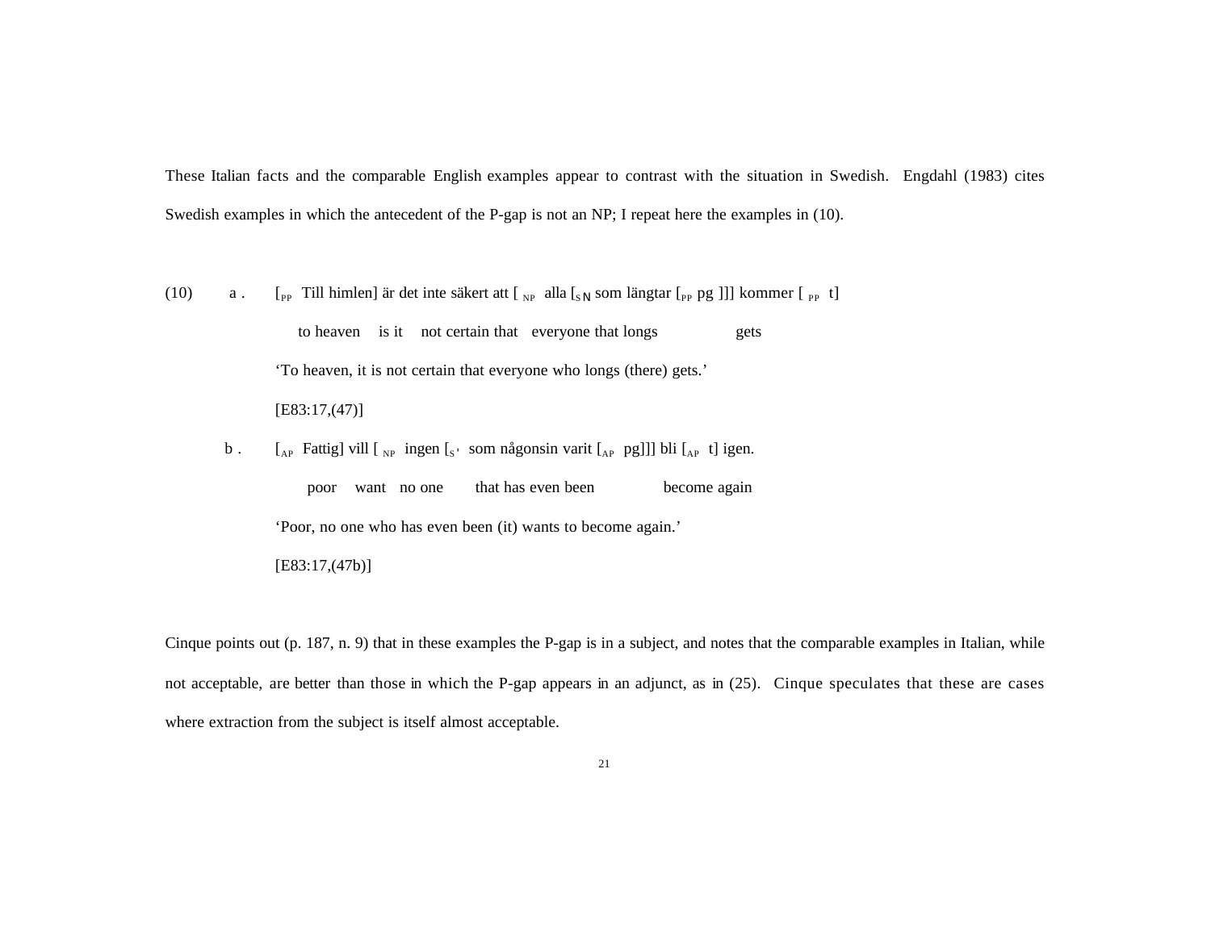These Italian facts and the comparable English examples appear to contrast with the situation in Swedish. Engdahl (1983) cites Swedish examples in which the antecedent of the P-gap is not an NP; I repeat here the examples in (10).

(10) a. [$_{PP}$ Till himlen] är det inte säkert att [$_{NP}$ alla [$_{S'}$ som längtar [$_{PP}$ pg ]]] kommer [$_{PP}$ t]

to heaven is it not certain that everyone that longs gets

'To heaven, it is not certain that everyone who longs (there) gets.'

[E83:17,(47)]

b. [$_{AP}$ Fattig] vill [$_{NP}$ ingen [$_{S'}$ som någonsin varit [$_{AP}$ pg]]] bli [$_{AP}$ t] igen.

poor want no one that has even been become again

'Poor, no one who has even been (it) wants to become again.'

[E83:17,(47b)]

Cinque points out (p. 187, n. 9) that in these examples the P-gap is in a subject, and notes that the comparable examples in Italian, while not acceptable, are better than those in which the P-gap appears in an adjunct, as in (25). Cinque speculates that these are cases where extraction from the subject is itself almost acceptable.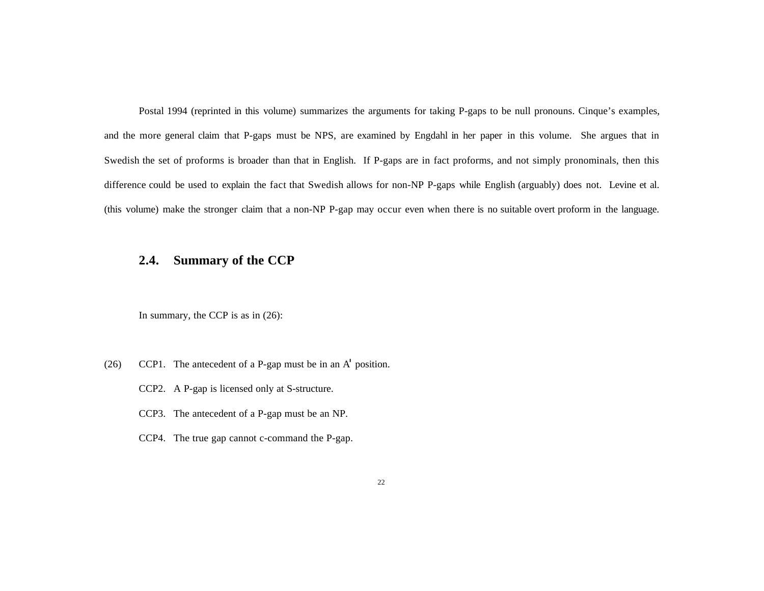Postal 1994 (reprinted in this volume) summarizes the arguments for taking P-gaps to be null pronouns. Cinque's examples, and the more general claim that P-gaps must be NPS, are examined by Engdahl in her paper in this volume. She argues that in Swedish the set of proforms is broader than that in English. If P-gaps are in fact proforms, and not simply pronominals, then this difference could be used to explain the fact that Swedish allows for non-NP P-gaps while English (arguably) does not. Levine et al. (this volume) make the stronger claim that a non-NP P-gap may occur even when there is no suitable overt proform in the language.

## 2.4. Summary of the CCP

In summary, the CCP is as in (26):

(26) CCP1. The antecedent of a P-gap must be in an A' position.

CCP2. A P-gap is licensed only at S-structure.

CCP3. The antecedent of a P-gap must be an NP.

CCP4. The true gap cannot c-command the P-gap.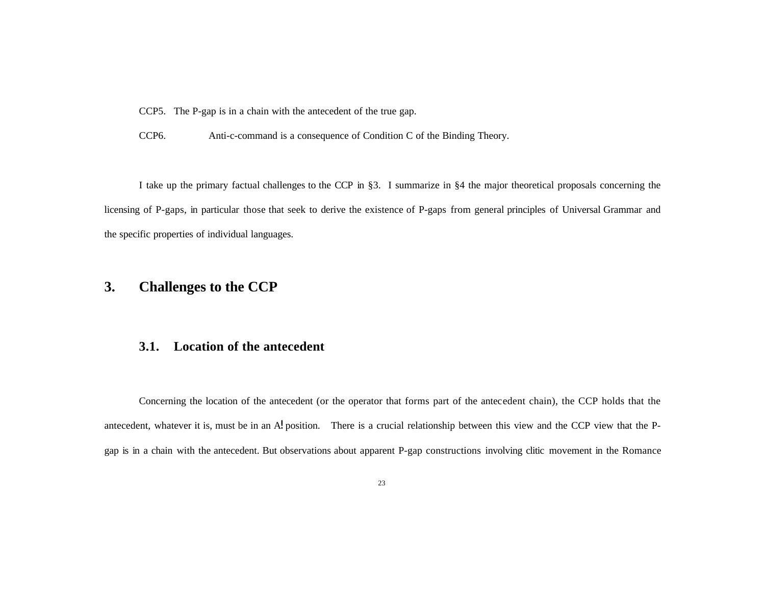CCP5. The P-gap is in a chain with the antecedent of the true gap.

CCP6. Anti-c-command is a consequence of Condition C of the Binding Theory.

I take up the primary factual challenges to the CCP in §3. I summarize in §4 the major theoretical proposals concerning the licensing of P-gaps, in particular those that seek to derive the existence of P-gaps from general principles of Universal Grammar and the specific properties of individual languages.

## 3. Challenges to the CCP

### 3.1. Location of the antecedent

Concerning the location of the antecedent (or the operator that forms part of the antecedent chain), the CCP holds that the antecedent, whatever it is, must be in an A! position. There is a crucial relationship between this view and the CCP view that the P-gap is in a chain with the antecedent. But observations about apparent P-gap constructions involving clitic movement in the Romance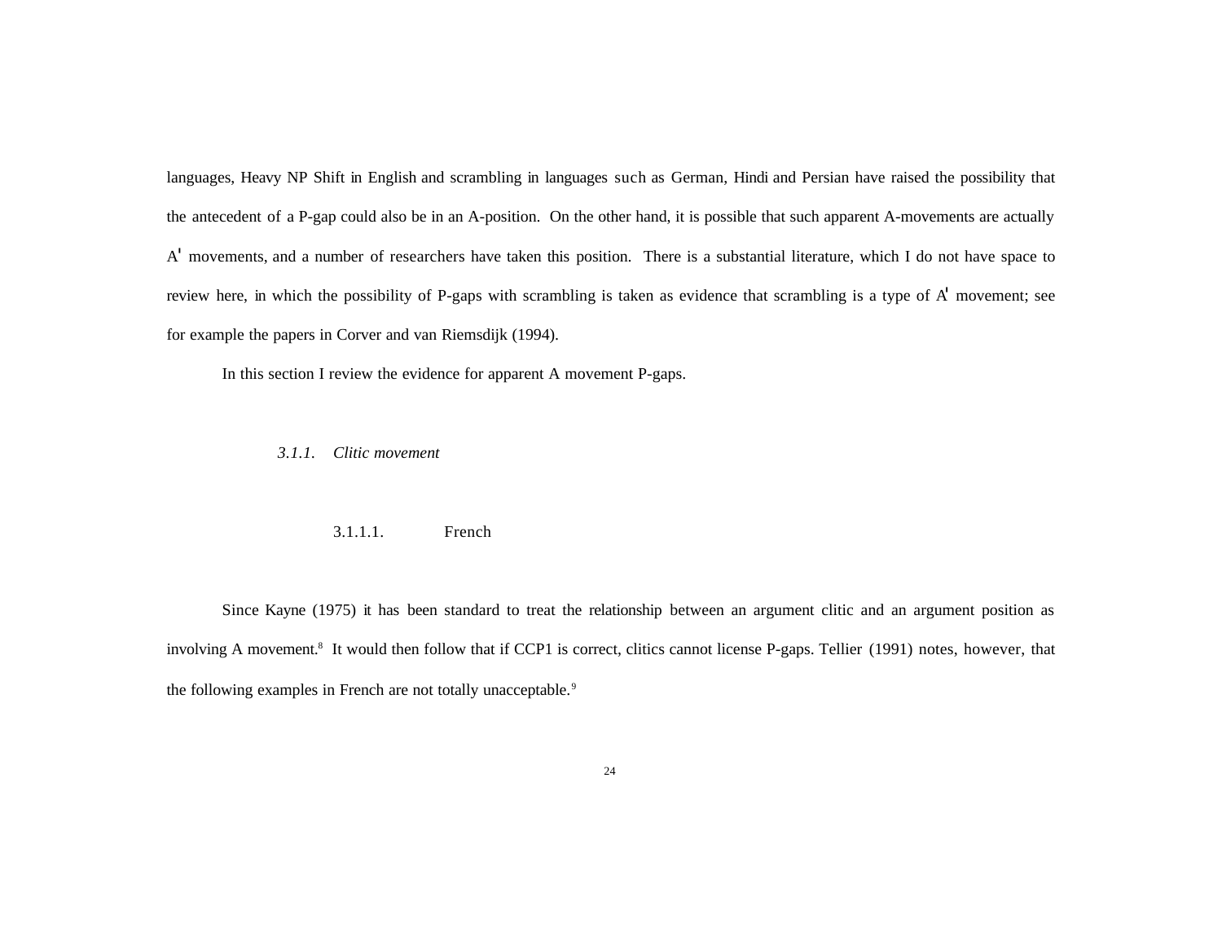languages, Heavy NP Shift in English and scrambling in languages such as German, Hindi and Persian have raised the possibility that the antecedent of a P-gap could also be in an A-position. On the other hand, it is possible that such apparent A-movements are actually A' movements, and a number of researchers have taken this position. There is a substantial literature, which I do not have space to review here, in which the possibility of P-gaps with scrambling is taken as evidence that scrambling is a type of A' movement; see for example the papers in Corver and van Riemsdijk (1994).

In this section I review the evidence for apparent A movement P-gaps.

### *3.1.1. Clitic movement*

#### 3.1.1.1. French

Since Kayne (1975) it has been standard to treat the relationship between an argument clitic and an argument position as involving A movement.[8] It would then follow that if CCP1 is correct, clitics cannot license P-gaps. Tellier (1991) notes, however, that the following examples in French are not totally unacceptable.[9]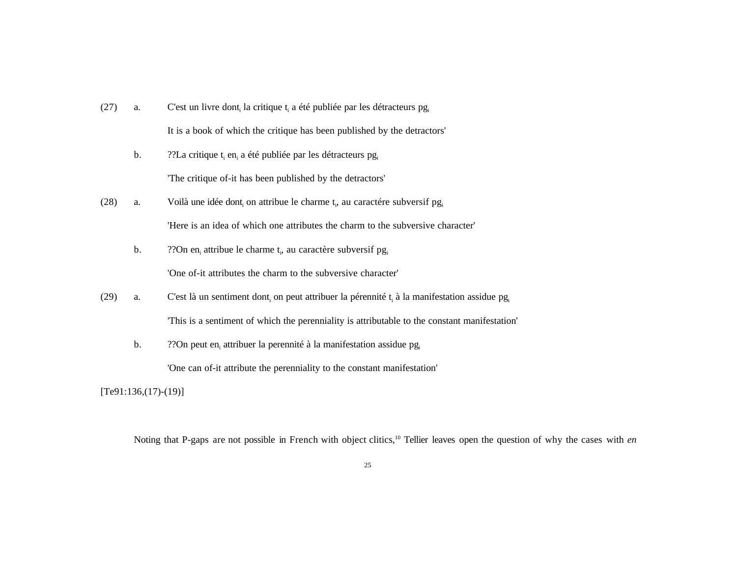(27) a. C'est un livre dont$_i$ la critique t$_i$ a été publiée par les détracteurs pg$_i$

It is a book of which the critique has been published by the detractors'

b. ??La critique t$_i$ en$_i$ a été publiée par les détracteurs pg$_i$

'The critique of-it has been published by the detractors'

(28) a. Voilà une idée dont$_i$ on attribue le charme t$_i$, au caractére subversif pg$_i$

'Here is an idea of which one attributes the charm to the subversive character'

b. ??On en$_i$ attribue le charme t$_i$, au caractère subversif pg$_i$

'One of-it attributes the charm to the subversive character'

(29) a. C'est là un sentiment dont$_i$ on peut attribuer la pérennité t$_i$ à la manifestation assidue pg$_i$

'This is a sentiment of which the perenniality is attributable to the constant manifestation'

b. ??On peut en$_i$ attribuer la perennité à la manifestation assidue pg$_i$

'One can of-it attribute the perenniality to the constant manifestation'

[Te91:136,(17)-(19)]

Noting that P-gaps are not possible in French with object clitics,[10] Tellier leaves open the question of why the cases with *en*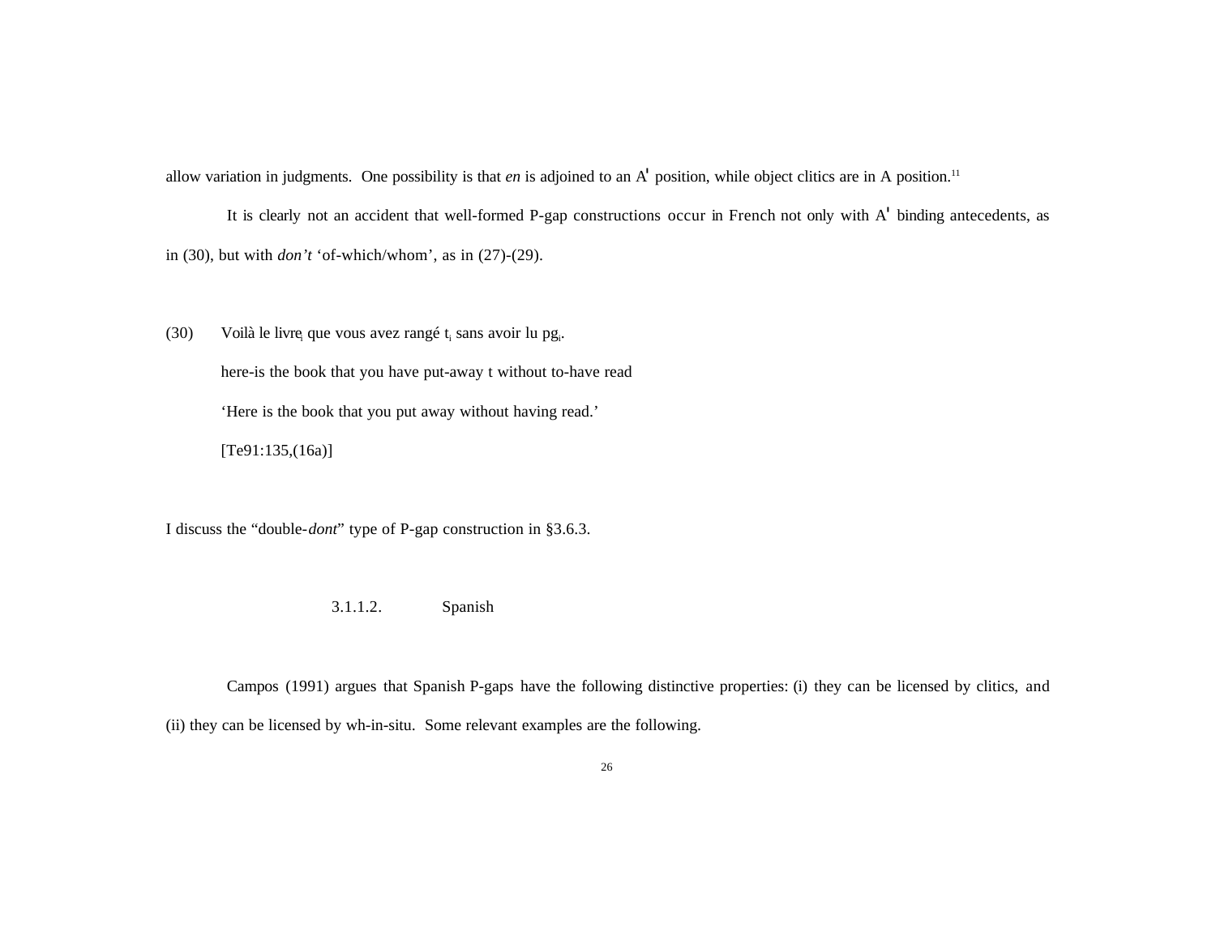allow variation in judgments. One possibility is that *en* is adjoined to an A' position, while object clitics are in A position.[11]

It is clearly not an accident that well-formed P-gap constructions occur in French not only with A' binding antecedents, as in (30), but with *don't* 'of-which/whom', as in (27)-(29).

(30) Voilà le livre$_i$ que vous avez rangé $t_i$ sans avoir lu $pg_i$.
here-is the book that you have put-away t without to-have read
'Here is the book that you put away without having read.'
[Te91:135,(16a)]

I discuss the "double-*dont*" type of P-gap construction in §3.6.3.

#### 3.1.1.2. Spanish

Campos (1991) argues that Spanish P-gaps have the following distinctive properties: (i) they can be licensed by clitics, and (ii) they can be licensed by wh-in-situ. Some relevant examples are the following.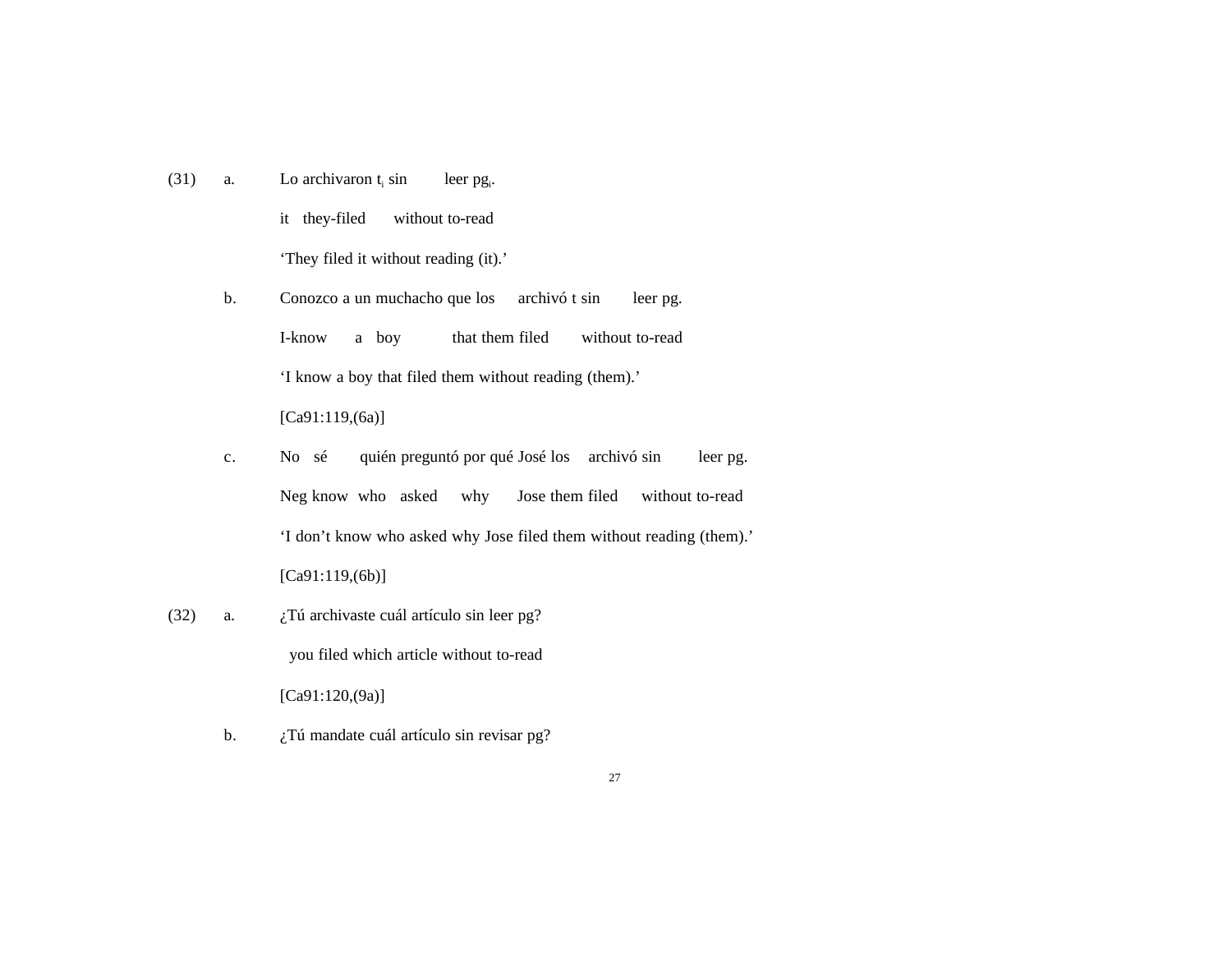(31) a. Lo archivaron $t_i$ sin leer $pg_i$.

it they-filed without to-read

'They filed it without reading (it).'

b. Conozco a un muchacho que los archivó t sin leer pg.

I-know a boy that them filed without to-read

'I know a boy that filed them without reading (them).'

[Ca91:119,(6a)]

c. No sé quién preguntó por qué José los archivó sin leer pg.

Neg know who asked why Jose them filed without to-read

'I don't know who asked why Jose filed them without reading (them).'

[Ca91:119,(6b)]

(32) a. ¿Tú archivaste cuál artículo sin leer pg?

you filed which article without to-read

[Ca91:120,(9a)]

b. ¿Tú mandate cuál artículo sin revisar pg?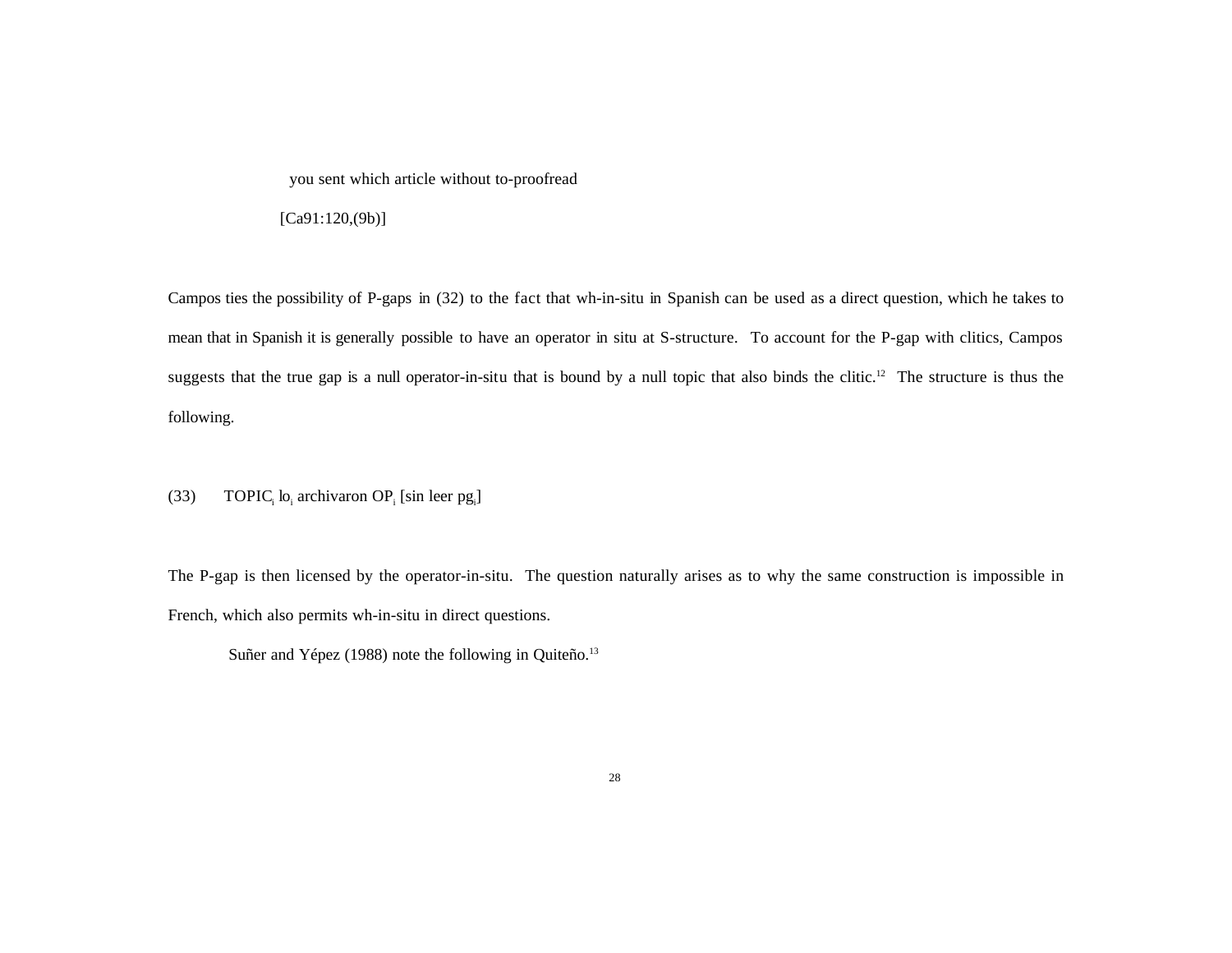you sent which article without to-proofread

[Ca91:120,(9b)]

Campos ties the possibility of P-gaps in (32) to the fact that wh-in-situ in Spanish can be used as a direct question, which he takes to mean that in Spanish it is generally possible to have an operator in situ at S-structure. To account for the P-gap with clitics, Campos suggests that the true gap is a null operator-in-situ that is bound by a null topic that also binds the clitic.[12] The structure is thus the following.

(33) $\quad$ TOPIC$_i$ lo$_i$ archivaron OP$_i$ [sin leer pg$_i$]

The P-gap is then licensed by the operator-in-situ. The question naturally arises as to why the same construction is impossible in French, which also permits wh-in-situ in direct questions.

Suñer and Yépez (1988) note the following in Quiteño.[13]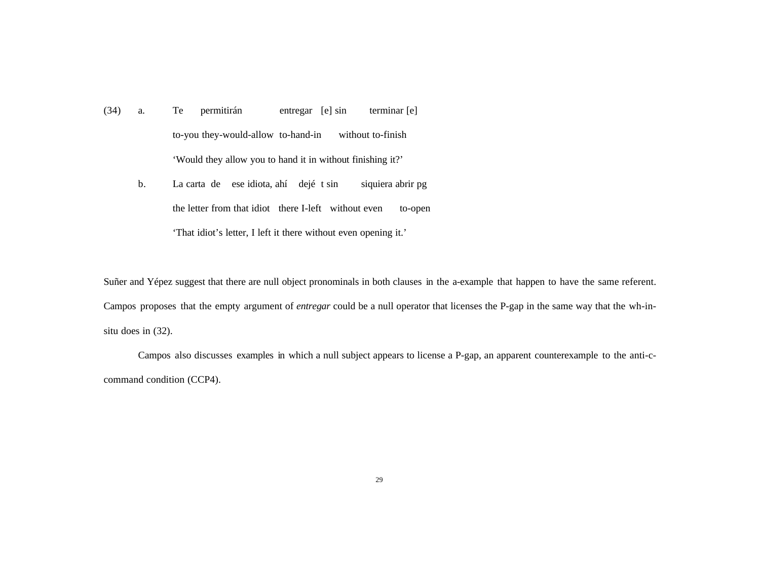(34) a. Te permitirán entregar [e] sin terminar [e]

to-you they-would-allow to-hand-in without to-finish

'Would they allow you to hand it in without finishing it?'

b. La carta de ese idiota, ahí dejé t sin siquiera abrir pg

the letter from that idiot there I-left without even to-open

'That idiot's letter, I left it there without even opening it.'

Suñer and Yépez suggest that there are null object pronominals in both clauses in the a-example that happen to have the same referent. Campos proposes that the empty argument of *entregar* could be a null operator that licenses the P-gap in the same way that the wh-in-situ does in (32).

Campos also discusses examples in which a null subject appears to license a P-gap, an apparent counterexample to the anti-c-command condition (CCP4).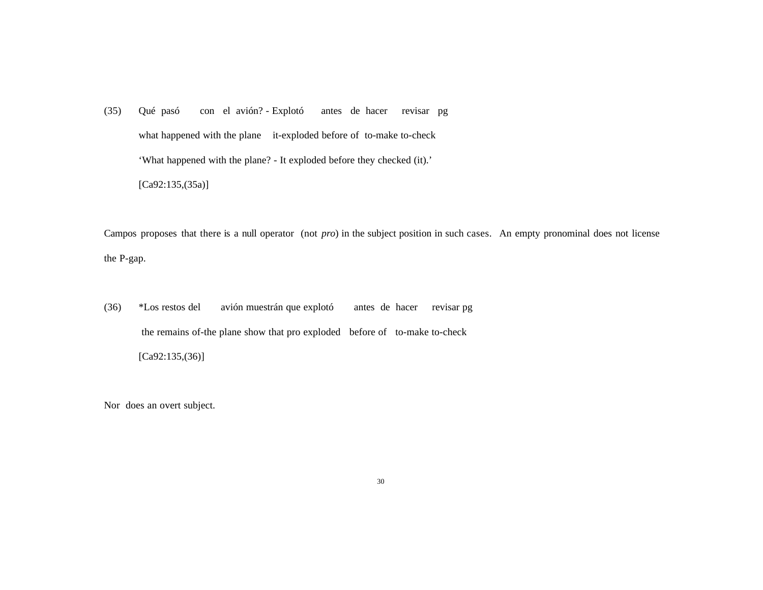(35) Qué pasó con el avión? - Explotó antes de hacer revisar pg

what happened with the plane it-exploded before of to-make to-check

'What happened with the plane? - It exploded before they checked (it).'

[Ca92:135,(35a)]

Campos proposes that there is a null operator (not *pro*) in the subject position in such cases. An empty pronominal does not license the P-gap.

(36) *Los restos del avión muestrán que explotó antes de hacer revisar pg

the remains of-the plane show that pro exploded before of to-make to-check

[Ca92:135,(36)]

Nor does an overt subject.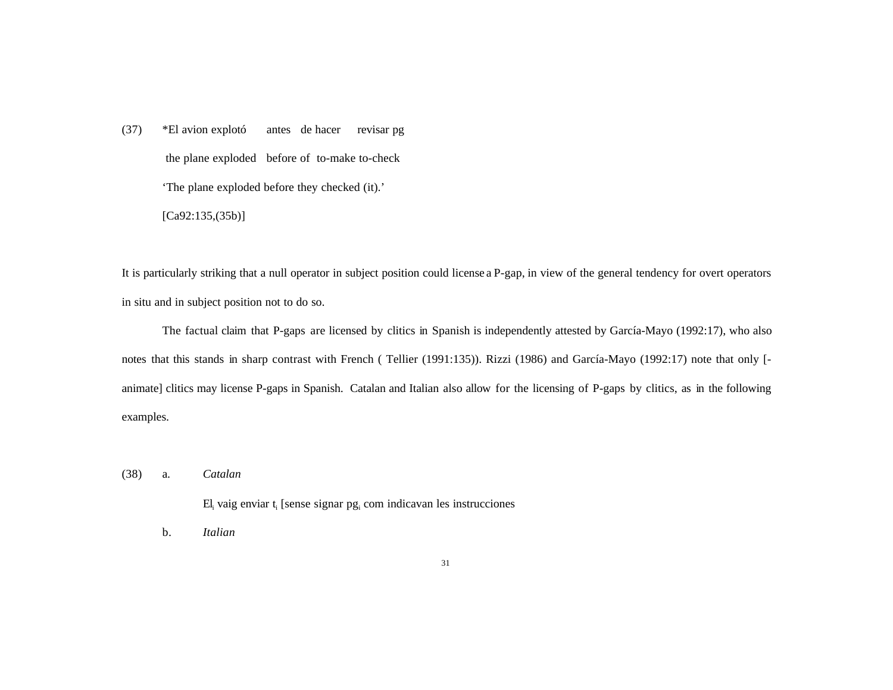(37) *El avion explotó antes de hacer revisar pg
 the plane exploded before of to-make to-check
 'The plane exploded before they checked (it).'
 [Ca92:135,(35b)]

It is particularly striking that a null operator in subject position could license a P-gap, in view of the general tendency for overt operators in situ and in subject position not to do so.

The factual claim that P-gaps are licensed by clitics in Spanish is independently attested by García-Mayo (1992:17), who also notes that this stands in sharp contrast with French ( Tellier (1991:135)). Rizzi (1986) and García-Mayo (1992:17) note that only [-animate] clitics may license P-gaps in Spanish. Catalan and Italian also allow for the licensing of P-gaps by clitics, as in the following examples.

(38) a. *Catalan*

 $El_i$ vaig enviar $t_i$ [sense signar $pg_i$ com indicavan les instrucciones

 b. *Italian*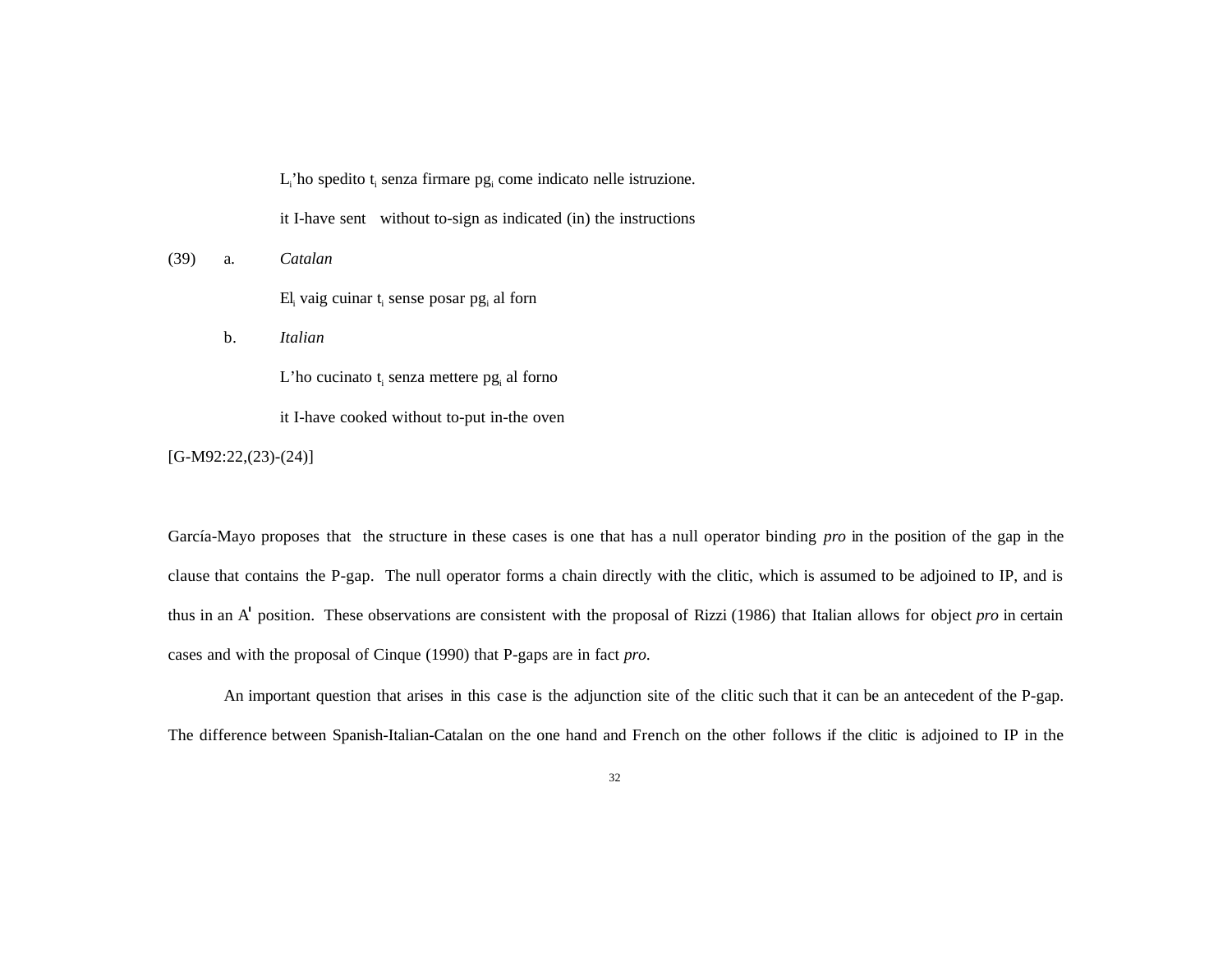$L_i$'ho spedito $t_i$ senza firmare $pg_i$ come indicato nelle istruzione.

it I-have sent without to-sign as indicated (in) the instructions

(39) a. *Catalan*

$El_i$ vaig cuinar $t_i$ sense posar $pg_i$ al forn

b. *Italian*

L'ho cucinato $t_i$ senza mettere $pg_i$ al forno

it I-have cooked without to-put in-the oven

[G-M92:22,(23)-(24)]

García-Mayo proposes that the structure in these cases is one that has a null operator binding *pro* in the position of the gap in the clause that contains the P-gap. The null operator forms a chain directly with the clitic, which is assumed to be adjoined to IP, and is thus in an A' position. These observations are consistent with the proposal of Rizzi (1986) that Italian allows for object *pro* in certain cases and with the proposal of Cinque (1990) that P-gaps are in fact *pro*.

An important question that arises in this case is the adjunction site of the clitic such that it can be an antecedent of the P-gap. The difference between Spanish-Italian-Catalan on the one hand and French on the other follows if the clitic is adjoined to IP in the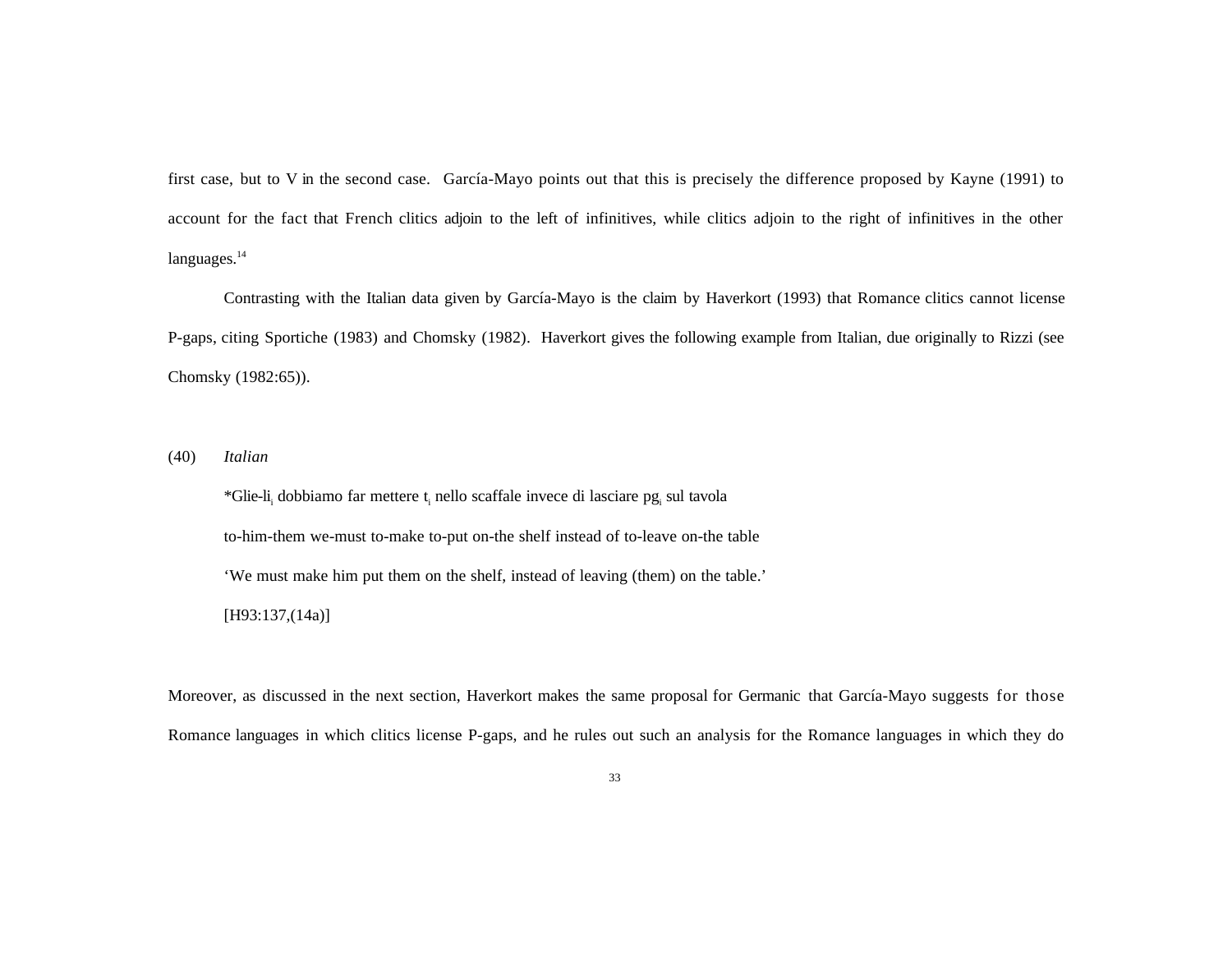first case, but to V in the second case. García-Mayo points out that this is precisely the difference proposed by Kayne (1991) to account for the fact that French clitics adjoin to the left of infinitives, while clitics adjoin to the right of infinitives in the other languages.[14]

Contrasting with the Italian data given by García-Mayo is the claim by Haverkort (1993) that Romance clitics cannot license P-gaps, citing Sportiche (1983) and Chomsky (1982). Haverkort gives the following example from Italian, due originally to Rizzi (see Chomsky (1982:65)).

(40) *Italian*

*Glie-li$_i$ dobbiamo far mettere t$_i$ nello scaffale invece di lasciare pg$_i$ sul tavola

to-him-them we-must to-make to-put on-the shelf instead of to-leave on-the table

'We must make him put them on the shelf, instead of leaving (them) on the table.'

[H93:137,(14a)]

Moreover, as discussed in the next section, Haverkort makes the same proposal for Germanic that García-Mayo suggests for those Romance languages in which clitics license P-gaps, and he rules out such an analysis for the Romance languages in which they do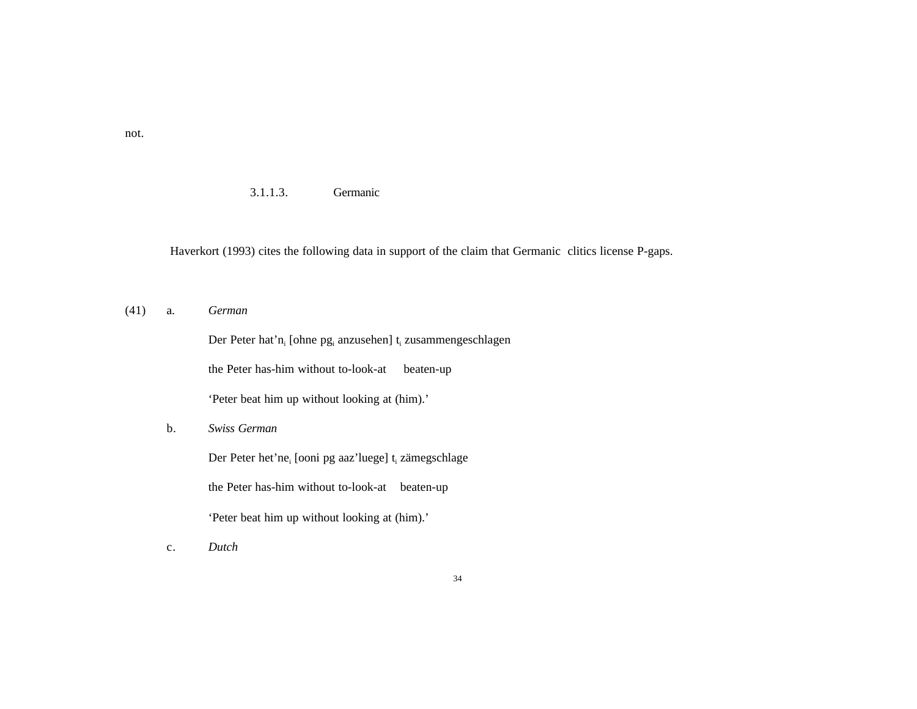not.

#### 3.1.1.3. Germanic

Haverkort (1993) cites the following data in support of the claim that Germanic clitics license P-gaps.

(41) a. *German*

Der Peter hat’n$_i$ [ohne pg$_i$ anzusehen] t$_i$ zusammengeschlagen

the Peter has-him without to-look-at beaten-up

‘Peter beat him up without looking at (him).’

b. *Swiss German*

Der Peter het’ne$_i$ [ooni pg aaz’luege] t$_i$ zämegschlage

the Peter has-him without to-look-at beaten-up

‘Peter beat him up without looking at (him).’

c. *Dutch*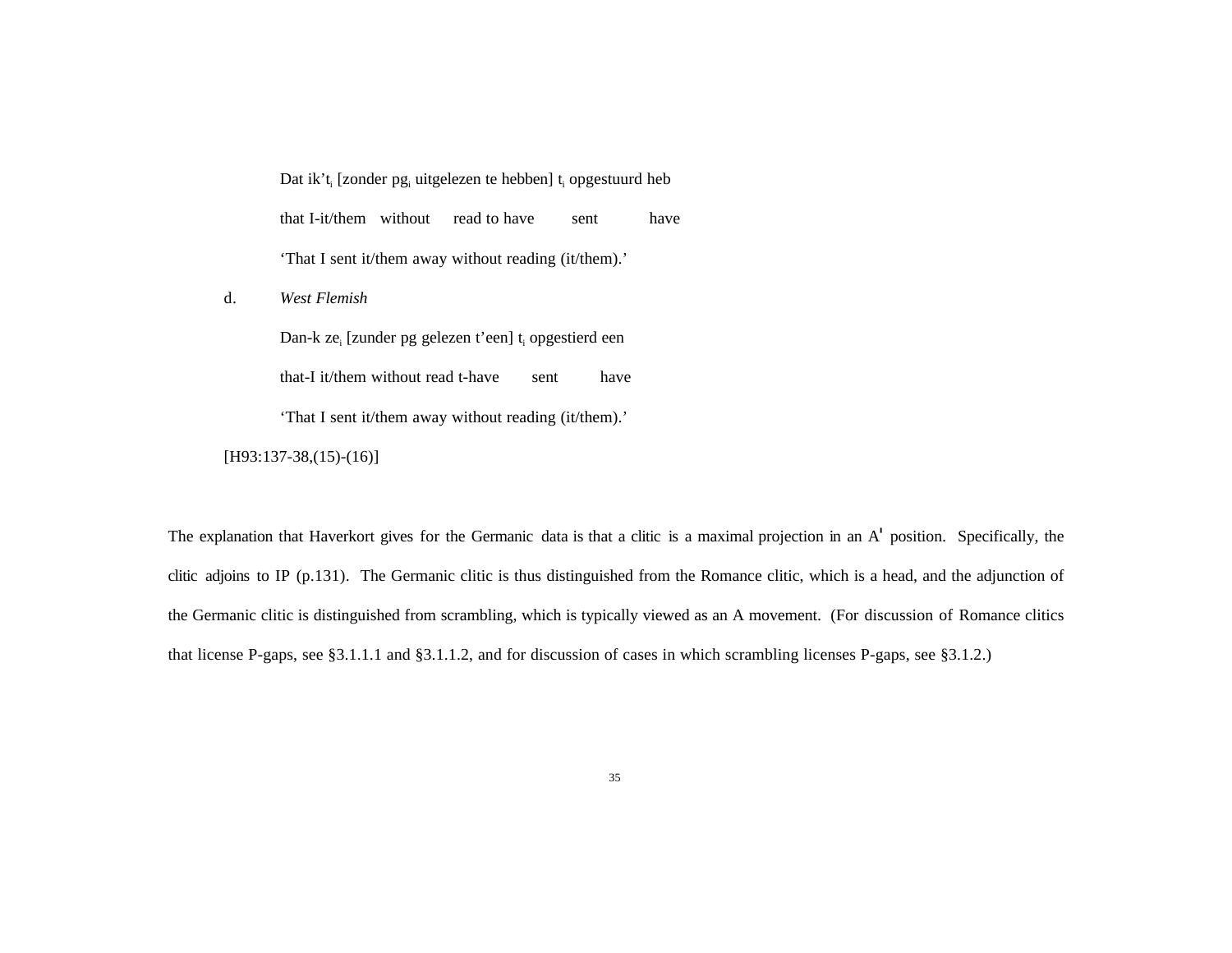Dat ik'$t_i$ [zonder $pg_i$ uitgelezen te hebben] $t_i$ opgestuurd heb

that I-it/them without read to have sent have

'That I sent it/them away without reading (it/them).'

d. *West Flemish*

Dan-k $ze_i$ [zunder pg gelezen t'een] $t_i$ opgestierd een

that-I it/them without read t-have sent have

'That I sent it/them away without reading (it/them).'

[H93:137-38,(15)-(16)]

The explanation that Haverkort gives for the Germanic data is that a clitic is a maximal projection in an A' position. Specifically, the clitic adjoins to IP (p.131). The Germanic clitic is thus distinguished from the Romance clitic, which is a head, and the adjunction of the Germanic clitic is distinguished from scrambling, which is typically viewed as an A movement. (For discussion of Romance clitics that license P-gaps, see §3.1.1.1 and §3.1.1.2, and for discussion of cases in which scrambling licenses P-gaps, see §3.1.2.)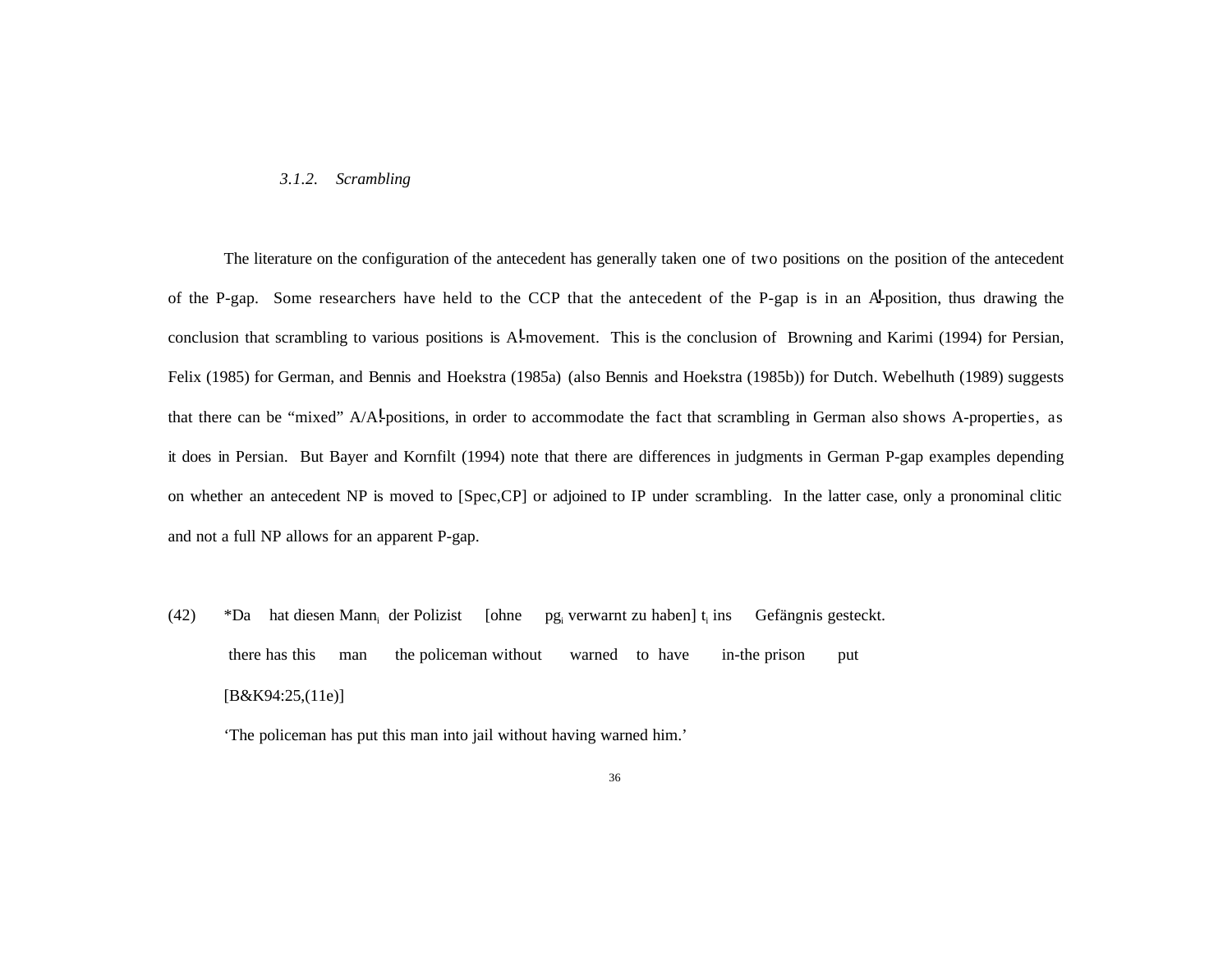### 3.1.2. *Scrambling*

The literature on the configuration of the antecedent has generally taken one of two positions on the position of the antecedent of the P-gap. Some researchers have held to the CCP that the antecedent of the P-gap is in an A'-position, thus drawing the conclusion that scrambling to various positions is A'-movement. This is the conclusion of Browning and Karimi (1994) for Persian, Felix (1985) for German, and Bennis and Hoekstra (1985a) (also Bennis and Hoekstra (1985b)) for Dutch. Webelhuth (1989) suggests that there can be "mixed" A/A'-positions, in order to accommodate the fact that scrambling in German also shows A-properties, as it does in Persian. But Bayer and Kornfilt (1994) note that there are differences in judgments in German P-gap examples depending on whether an antecedent NP is moved to [Spec,CP] or adjoined to IP under scrambling. In the latter case, only a pronominal clitic and not a full NP allows for an apparent P-gap.

(42) *Da hat diesen Mann$_i$ der Polizist [ohne pg$_i$ verwarnt zu haben] t$_i$ ins Gefängnis gesteckt.
there has this man the policeman without warned to have in-the prison put
[B&K94:25,(11e)]
'The policeman has put this man into jail without having warned him.'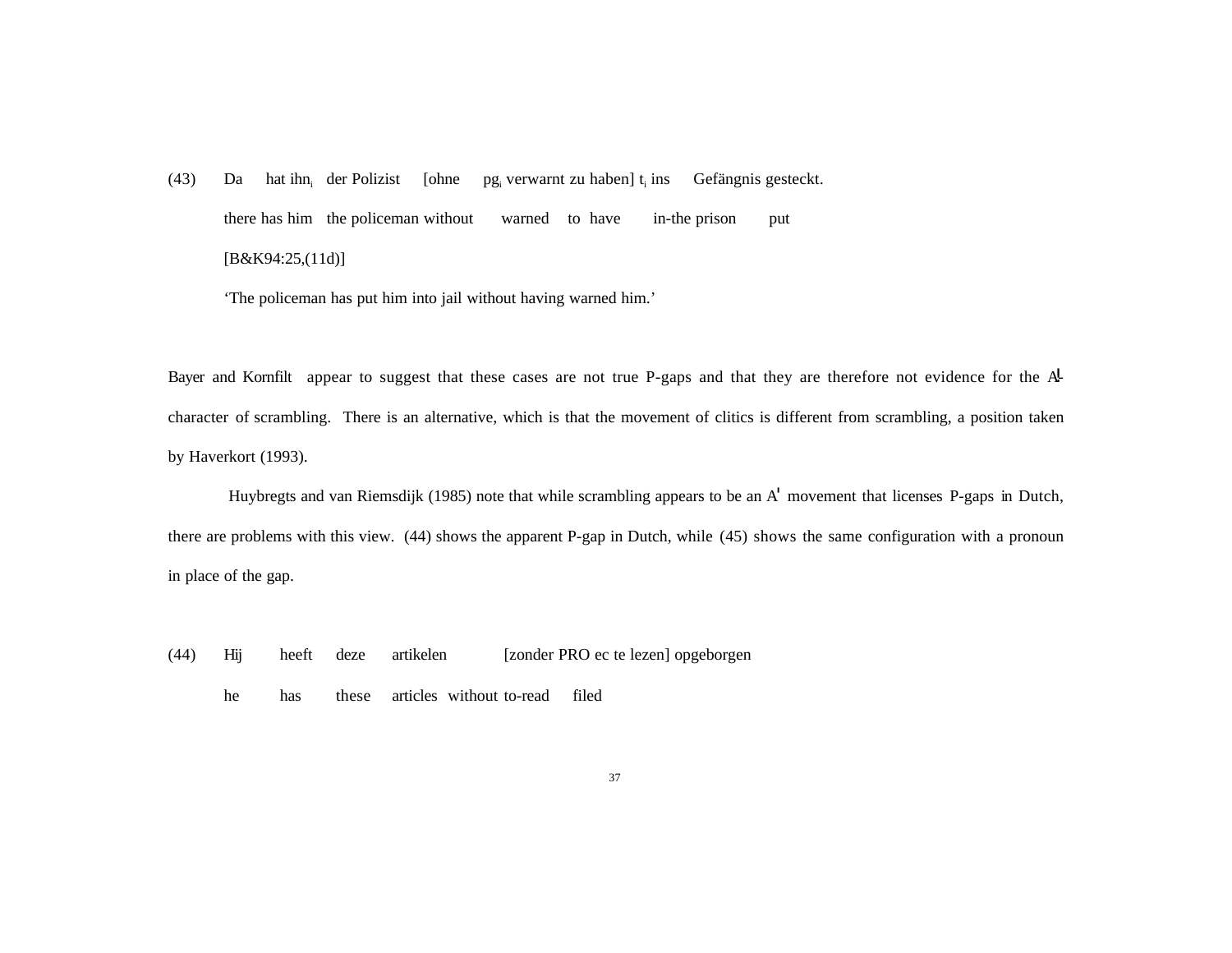(43) Da hat ihn$_i$ der Polizist [ohne pg$_i$ verwarnt zu haben] t$_i$ ins Gefängnis gesteckt.
there has him the policeman without warned to have in-the prison put
[B&K94:25,(11d)]
'The policeman has put him into jail without having warned him.'

Bayer and Kornfilt appear to suggest that these cases are not true P-gaps and that they are therefore not evidence for the A'-character of scrambling. There is an alternative, which is that the movement of clitics is different from scrambling, a position taken by Haverkort (1993).

Huybregts and van Riemsdijk (1985) note that while scrambling appears to be an A' movement that licenses P-gaps in Dutch, there are problems with this view. (44) shows the apparent P-gap in Dutch, while (45) shows the same configuration with a pronoun in place of the gap.

(44) Hij heeft deze artikelen [zonder PRO ec te lezen] opgeborgen
he has these articles without to-read filed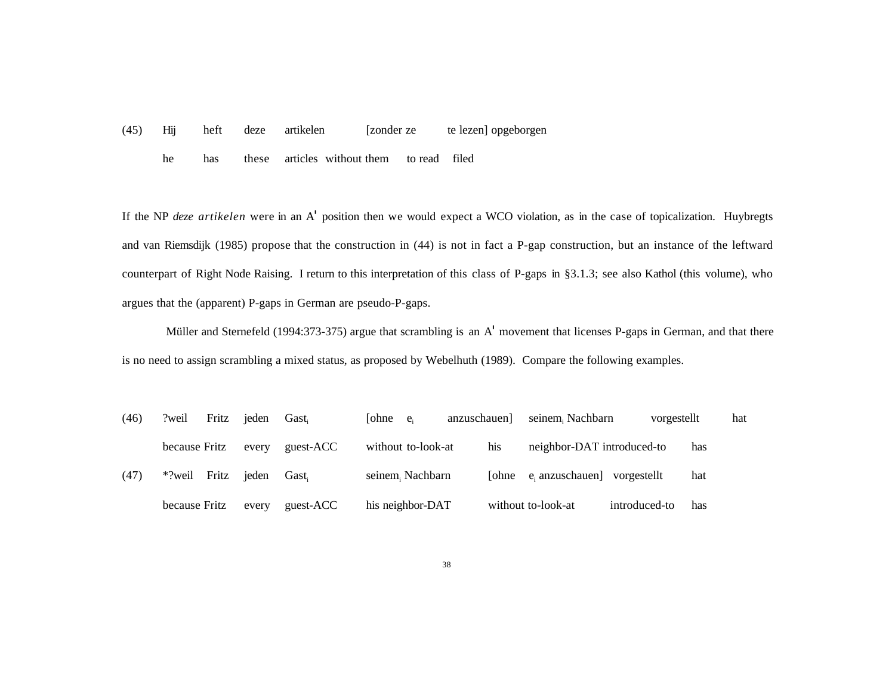(45) Hij heft deze artikelen [zonder ze te lezen] opgeborgen
he has these articles without them to read filed

If the NP *deze artikelen* were in an A' position then we would expect a WCO violation, as in the case of topicalization. Huybregts and van Riemsdijk (1985) propose that the construction in (44) is not in fact a P-gap construction, but an instance of the leftward counterpart of Right Node Raising. I return to this interpretation of this class of P-gaps in §3.1.3; see also Kathol (this volume), who argues that the (apparent) P-gaps in German are pseudo-P-gaps.

Müller and Sternefeld (1994:373-375) argue that scrambling is an A' movement that licenses P-gaps in German, and that there is no need to assign scrambling a mixed status, as proposed by Webelhuth (1989). Compare the following examples.

(46) ?weil Fritz jeden $Gast_i$ [ohne $e_i$ anzuschauen] $seinem_i$ Nachbarn vorgestellt hat
because Fritz every guest-ACC without to-look-at his neighbor-DAT introduced-to has

(47) *?weil Fritz jeden $Gast_i$ $seinem_i$ Nachbarn [ohne $e_i$ anzuschauen] vorgestellt hat
because Fritz every guest-ACC his neighbor-DAT without to-look-at introduced-to has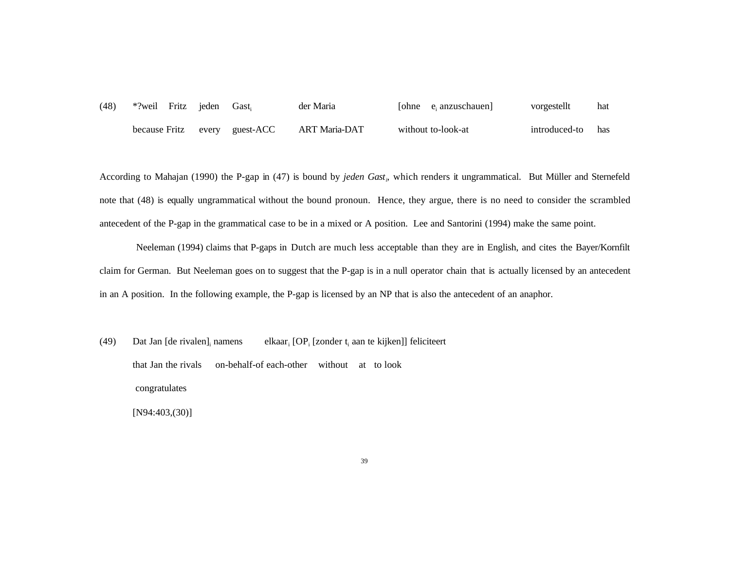(48) *?weil Fritz jeden Gast$_i$ der Maria [ohne e$_i$ anzuschauen] vorgestellt hat
because Fritz every guest-ACC ART Maria-DAT without to-look-at introduced-to has

According to Mahajan (1990) the P-gap in (47) is bound by *jeden Gast$_i$*, which renders it ungrammatical. But Müller and Sternefeld note that (48) is equally ungrammatical without the bound pronoun. Hence, they argue, there is no need to consider the scrambled antecedent of the P-gap in the grammatical case to be in a mixed or A position. Lee and Santorini (1994) make the same point.

Neeleman (1994) claims that P-gaps in Dutch are much less acceptable than they are in English, and cites the Bayer/Kornfilt claim for German. But Neeleman goes on to suggest that the P-gap is in a null operator chain that is actually licensed by an antecedent in an A position. In the following example, the P-gap is licensed by an NP that is also the antecedent of an anaphor.

(49) Dat Jan [de rivalen]$_i$ namens elkaar$_i$ [OP$_i$ [zonder t$_i$ aan te kijken]] feliciteert
that Jan the rivals on-behalf-of each-other without at to look
congratulates
[N94:403,(30)]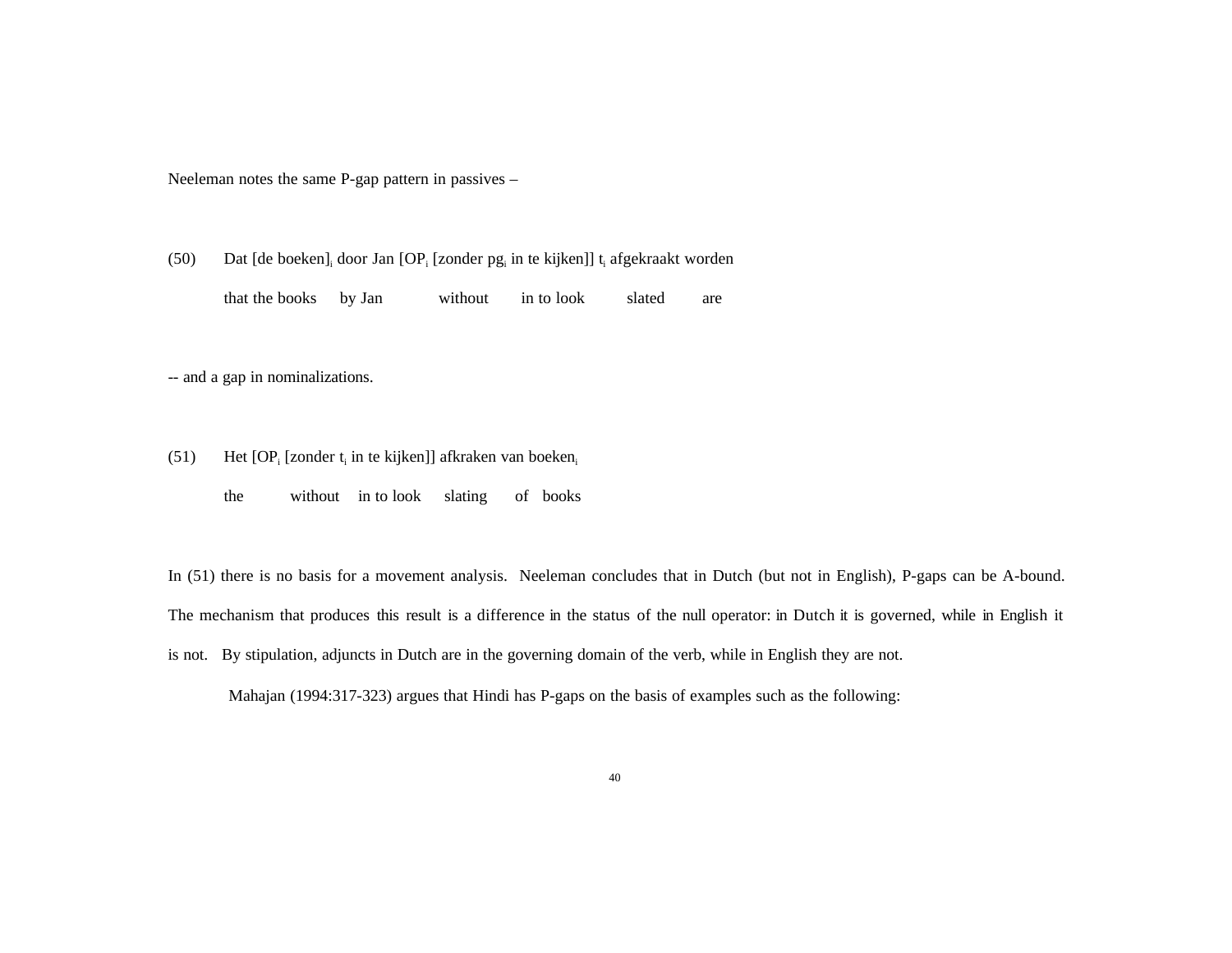Neeleman notes the same P-gap pattern in passives –

(50) Dat [de boeken]$_i$ door Jan [OP$_i$ [zonder pg$_i$ in te kijken]] t$_i$ afgekraakt worden
 that the books by Jan without in to look slated are

-- and a gap in nominalizations.

(51) Het [OP$_i$ [zonder t$_i$ in te kijken]] afkraken van boeken$_i$
 the without in to look slating of books

In (51) there is no basis for a movement analysis. Neeleman concludes that in Dutch (but not in English), P-gaps can be A-bound. The mechanism that produces this result is a difference in the status of the null operator: in Dutch it is governed, while in English it is not. By stipulation, adjuncts in Dutch are in the governing domain of the verb, while in English they are not.

Mahajan (1994:317-323) argues that Hindi has P-gaps on the basis of examples such as the following: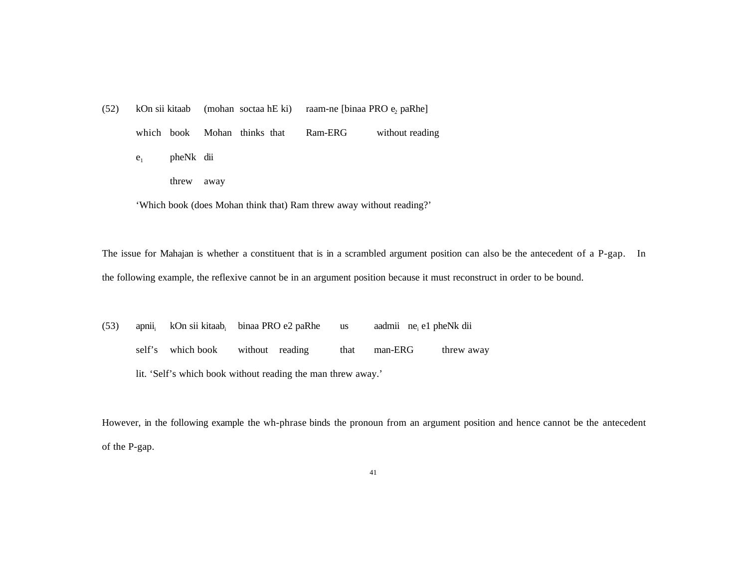(52) kOn sii kitaab (mohan soctaa hE ki) raam-ne [binaa PRO $e_2$ paRhe]
which book Mohan thinks that Ram-ERG without reading
$e_1$ pheNk dii
threw away
'Which book (does Mohan think that) Ram threw away without reading?'

The issue for Mahajan is whether a constituent that is in a scrambled argument position can also be the antecedent of a P-gap. In the following example, the reflexive cannot be in an argument position because it must reconstruct in order to be bound.

(53) $apnii_i$ kOn sii $kitaab_i$ binaa PRO e2 paRhe us aadmii $ne_i$ e1 pheNk dii
self's which book without reading that man-ERG threw away
lit. 'Self's which book without reading the man threw away.'

However, in the following example the wh-phrase binds the pronoun from an argument position and hence cannot be the antecedent of the P-gap.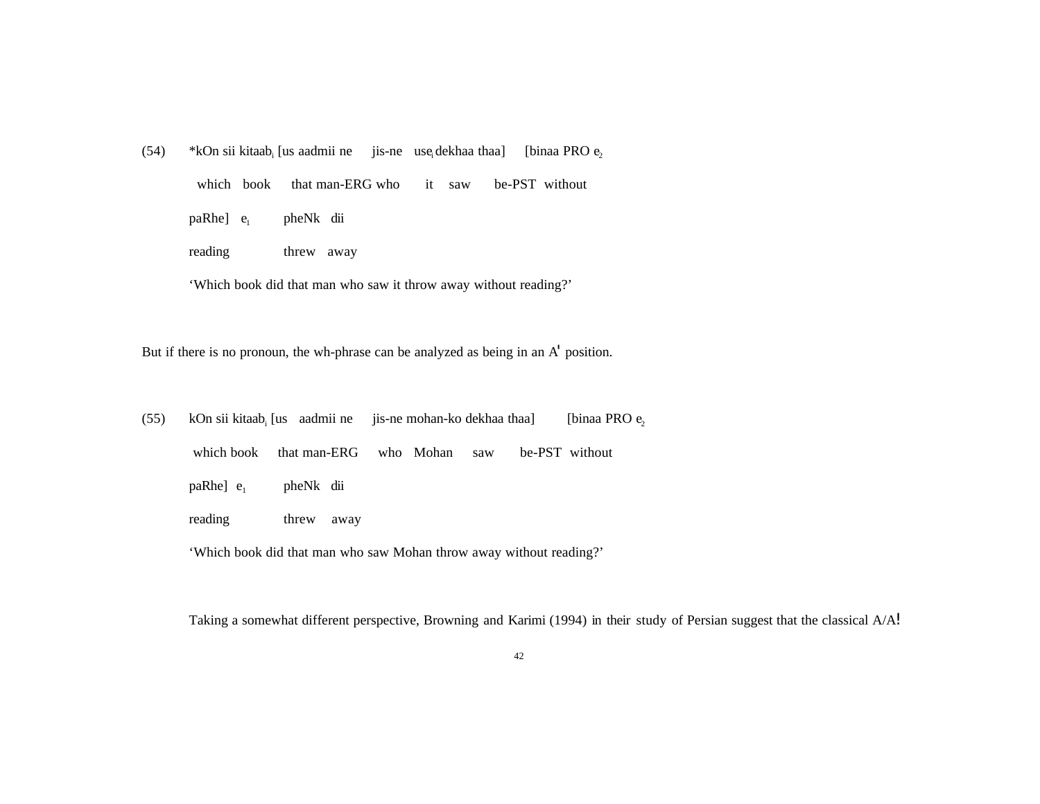(54) *kOn sii kitaab$_i$ [us aadmii ne jis-ne use$_i$ dekhaa thaa] [binaa PRO e$_2$
which book that man-ERG who it saw be-PST without
paRhe] e$_1$ pheNk dii
reading threw away
'Which book did that man who saw it throw away without reading?'

But if there is no pronoun, the wh-phrase can be analyzed as being in an A' position.

(55) kOn sii kitaab$_i$ [us aadmii ne jis-ne mohan-ko dekhaa thaa] [binaa PRO e$_2$
which book that man-ERG who Mohan saw be-PST without
paRhe] e$_1$ pheNk dii
reading threw away
'Which book did that man who saw Mohan throw away without reading?'

Taking a somewhat different perspective, Browning and Karimi (1994) in their study of Persian suggest that the classical A/A!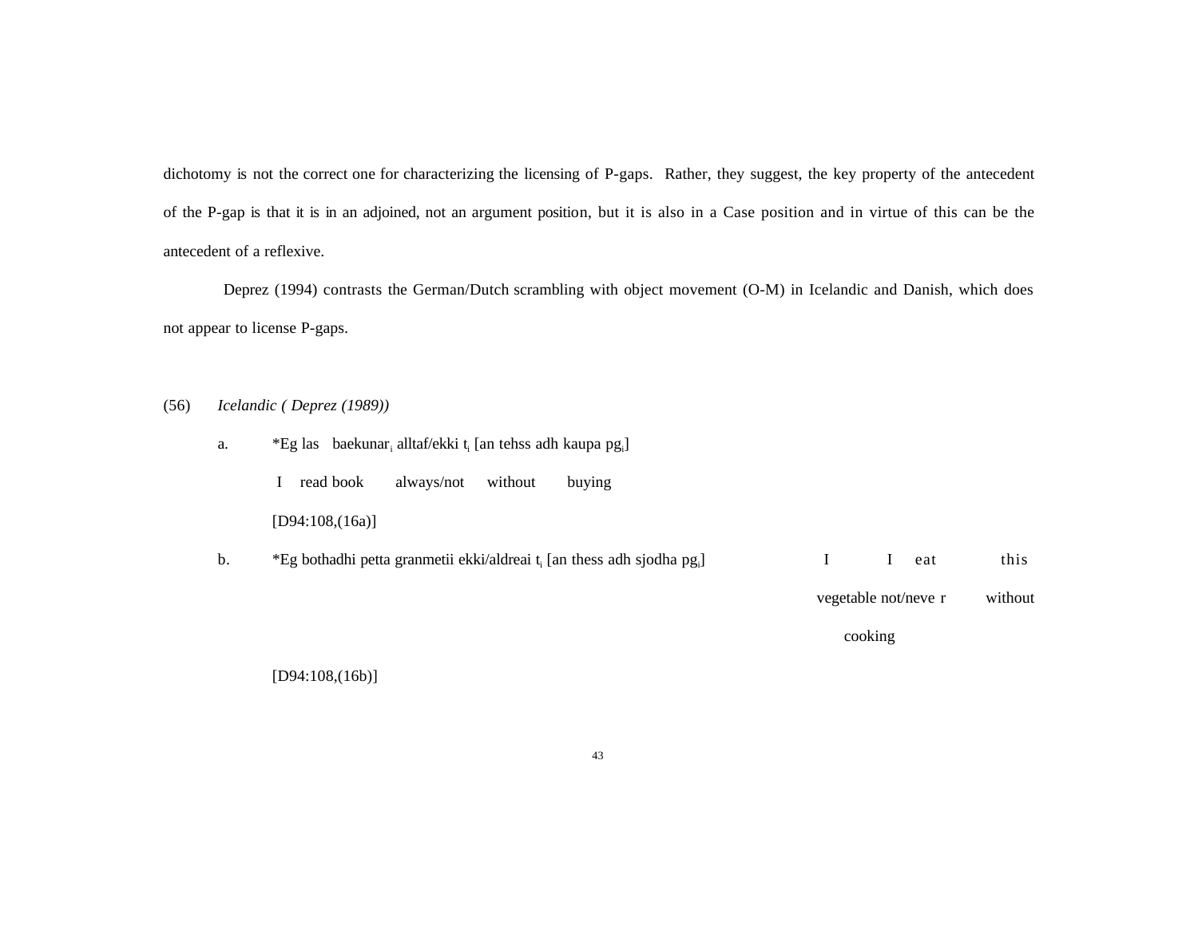dichotomy is not the correct one for characterizing the licensing of P-gaps. Rather, they suggest, the key property of the antecedent of the P-gap is that it is in an adjoined, not an argument position, but it is also in a Case position and in virtue of this can be the antecedent of a reflexive.

Deprez (1994) contrasts the German/Dutch scrambling with object movement (O-M) in Icelandic and Danish, which does not appear to license P-gaps.

(56) *Icelandic ( Deprez (1989))*

a. *Eg las baekunar$_i$ alltaf/ekki t$_i$ [an tehss adh kaupa pg$_i$]
   I read book always/not without buying
   [D94:108,(16a)]

b. *Eg bothadhi petta granmetii ekki/aldreai t$_i$ [an thess adh sjodha pg$_i$]
   I I eat this vegetable not/never without cooking
   [D94:108,(16b)]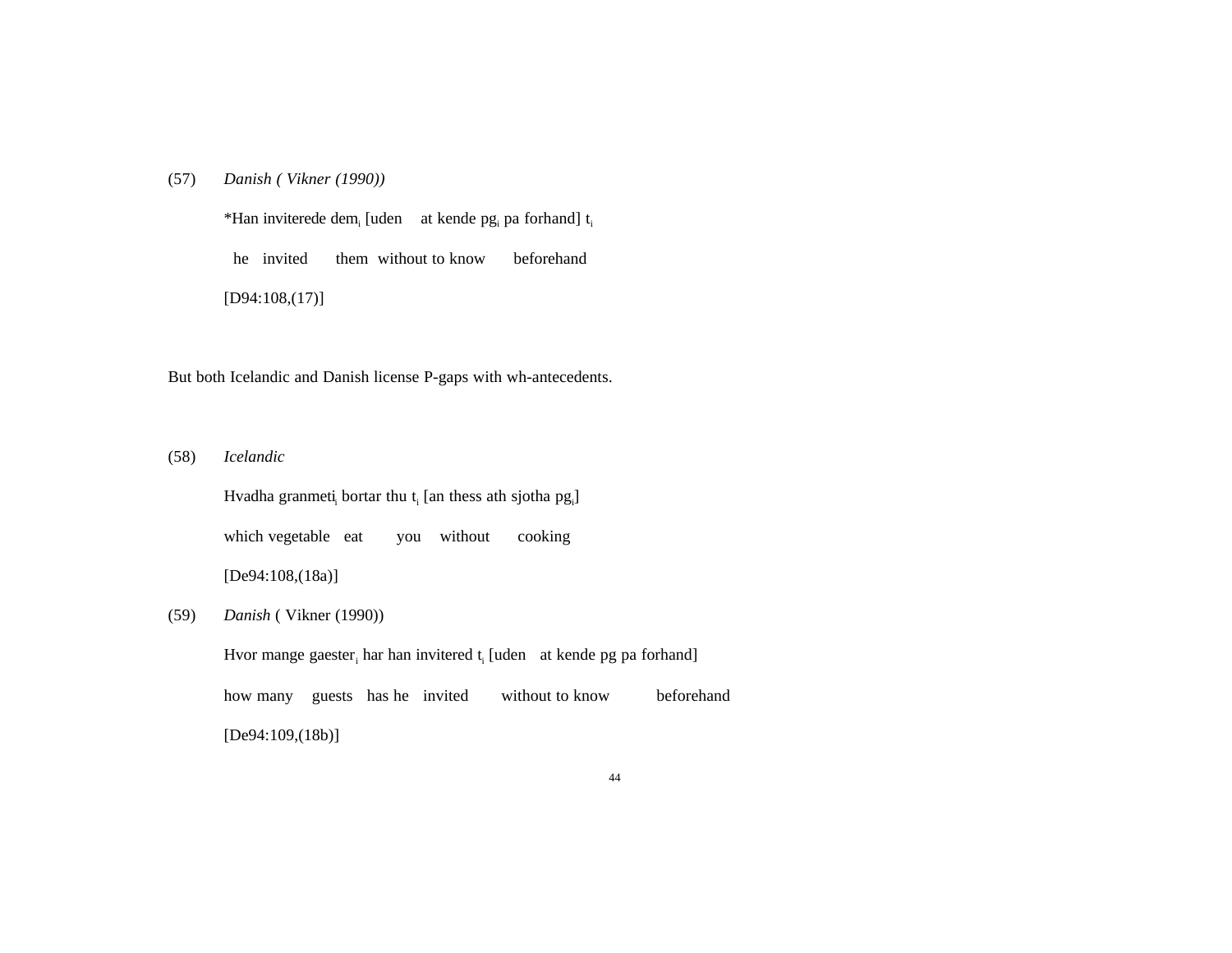(57) *Danish ( Vikner (1990))*

*Han inviterede $dem_i$ [uden at kende $pg_i$ pa forhand] $t_i$

he invited them without to know beforehand

[D94:108,(17)]

But both Icelandic and Danish license P-gaps with wh-antecedents.

(58) *Icelandic*

Hvadha $granmeti_i$ bortar thu $t_i$ [an thess ath sjotha $pg_i$]

which vegetable eat you without cooking

[De94:108,(18a)]

(59) *Danish* ( Vikner (1990))

Hvor mange $gaester_i$ har han invitered $t_i$ [uden at kende pg pa forhand]

how many guests has he invited without to know beforehand

[De94:109,(18b)]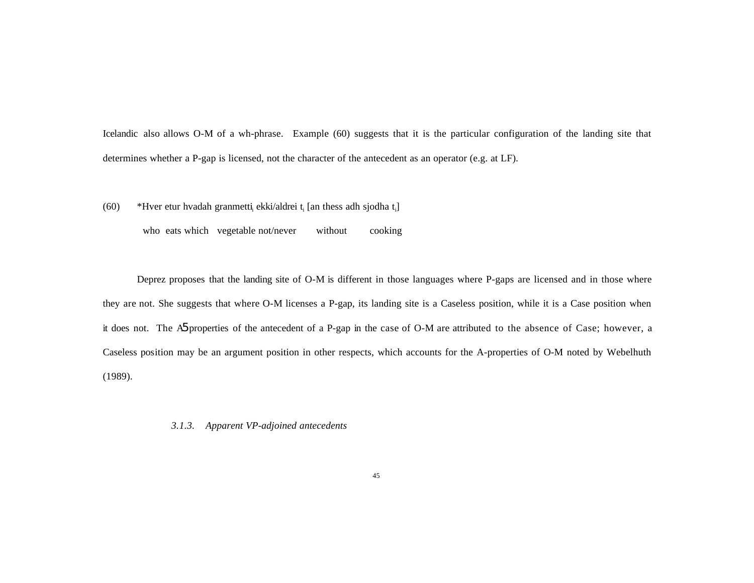Icelandic also allows O-M of a wh-phrase. Example (60) suggests that it is the particular configuration of the landing site that determines whether a P-gap is licensed, not the character of the antecedent as an operator (e.g. at LF).

(60) *Hver etur hvadah granmetti$_i$ ekki/aldrei t$_i$ [an thess adh sjodha t$_i$]
 who eats which vegetable not/never without cooking

Deprez proposes that the landing site of O-M is different in those languages where P-gaps are licensed and in those where they are not. She suggests that where O-M licenses a P-gap, its landing site is a Caseless position, while it is a Case position when it does not. The A5properties of the antecedent of a P-gap in the case of O-M are attributed to the absence of Case; however, a Caseless position may be an argument position in other respects, which accounts for the A-properties of O-M noted by Webelhuth (1989).

### *3.1.3. Apparent VP-adjoined antecedents*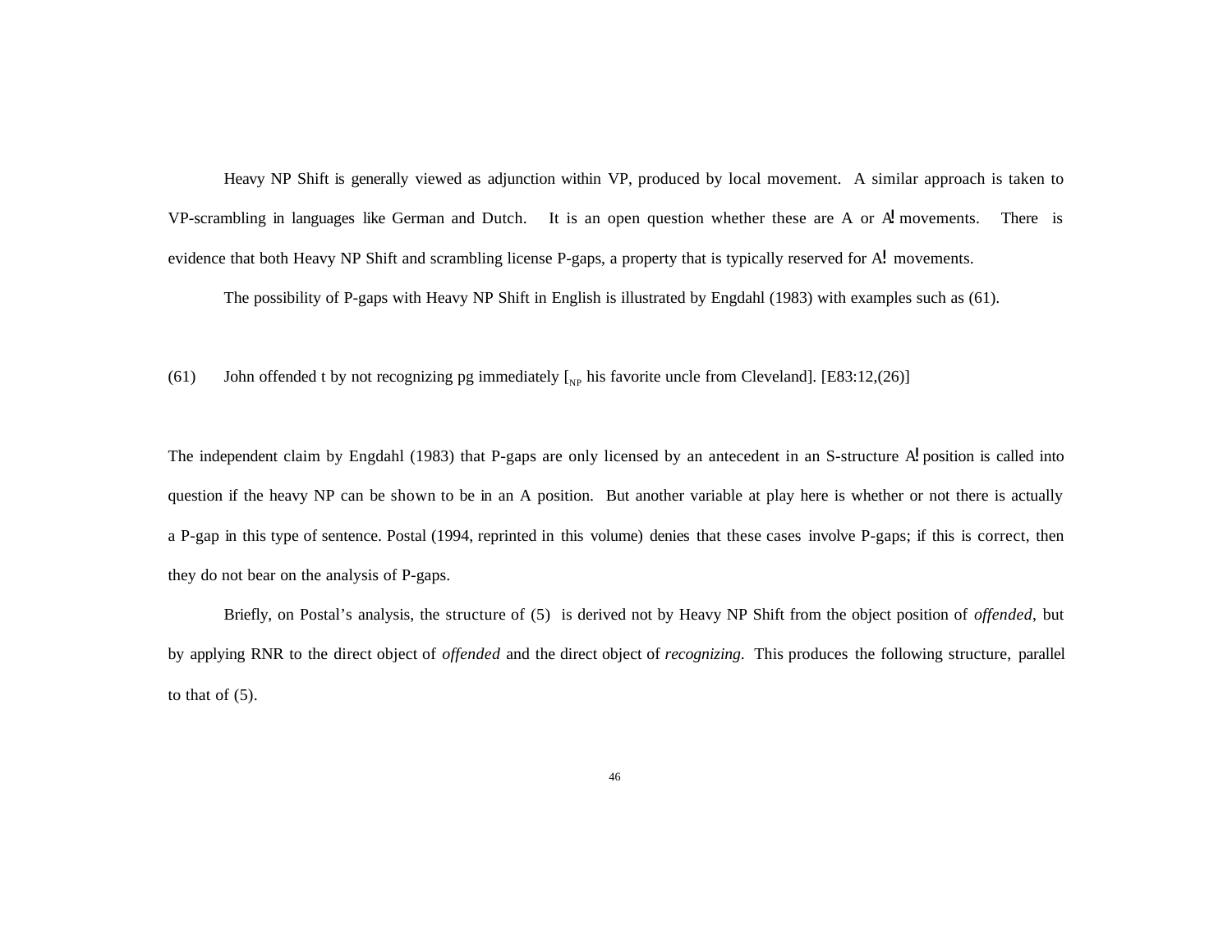Heavy NP Shift is generally viewed as adjunction within VP, produced by local movement. A similar approach is taken to VP-scrambling in languages like German and Dutch. It is an open question whether these are A or A! movements. There is evidence that both Heavy NP Shift and scrambling license P-gaps, a property that is typically reserved for A! movements.

The possibility of P-gaps with Heavy NP Shift in English is illustrated by Engdahl (1983) with examples such as (61).

(61) John offended t by not recognizing pg immediately [$_{NP}$ his favorite uncle from Cleveland]. [E83:12,(26)]

The independent claim by Engdahl (1983) that P-gaps are only licensed by an antecedent in an S-structure A! position is called into question if the heavy NP can be shown to be in an A position. But another variable at play here is whether or not there is actually a P-gap in this type of sentence. Postal (1994, reprinted in this volume) denies that these cases involve P-gaps; if this is correct, then they do not bear on the analysis of P-gaps.

Briefly, on Postal's analysis, the structure of (5) is derived not by Heavy NP Shift from the object position of *offended*, but by applying RNR to the direct object of *offended* and the direct object of *recognizing.* This produces the following structure, parallel to that of (5).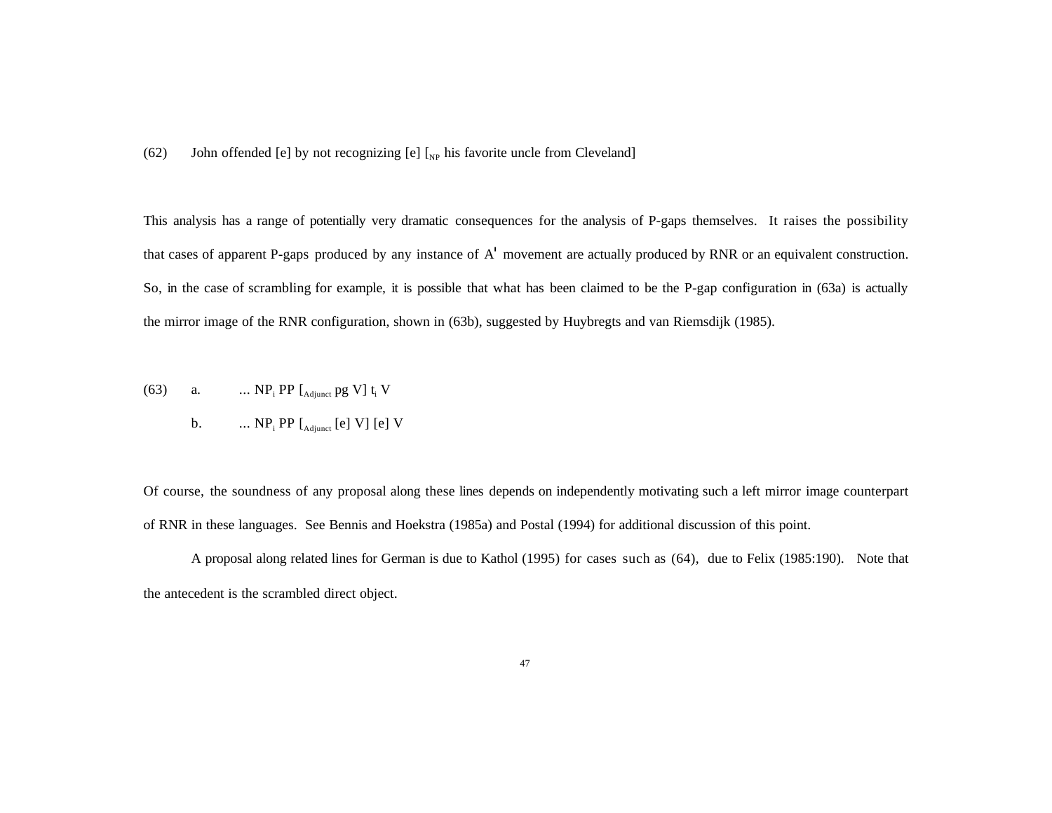(62) John offended [e] by not recognizing [e] [$_{NP}$ his favorite uncle from Cleveland]

This analysis has a range of potentially very dramatic consequences for the analysis of P-gaps themselves. It raises the possibility that cases of apparent P-gaps produced by any instance of A' movement are actually produced by RNR or an equivalent construction. So, in the case of scrambling for example, it is possible that what has been claimed to be the P-gap configuration in (63a) is actually the mirror image of the RNR configuration, shown in (63b), suggested by Huybregts and van Riemsdijk (1985).

(63) a. ... NP$_i$ PP [$_{Adjunct}$ pg V] t$_i$ V

b. ... NP$_i$ PP [$_{Adjunct}$ [e] V] [e] V

Of course, the soundness of any proposal along these lines depends on independently motivating such a left mirror image counterpart of RNR in these languages. See Bennis and Hoekstra (1985a) and Postal (1994) for additional discussion of this point.

A proposal along related lines for German is due to Kathol (1995) for cases such as (64), due to Felix (1985:190). Note that the antecedent is the scrambled direct object.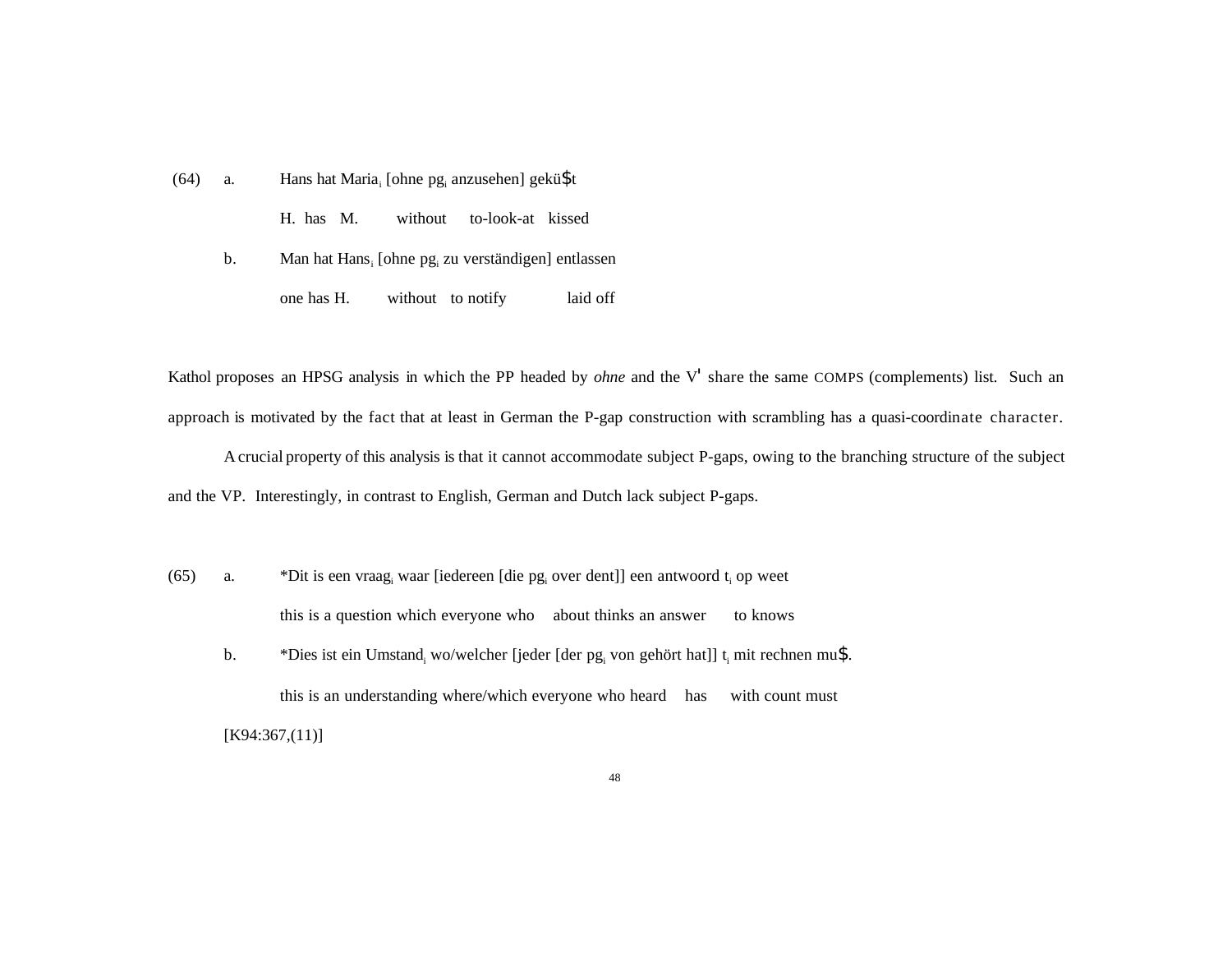(64) a. Hans hat Maria$_i$ [ohne pg$_i$ anzusehen] geküßt

H. has M. without to-look-at kissed

b. Man hat Hans$_i$ [ohne pg$_i$ zu verständigen] entlassen

one has H. without to notify laid off

Kathol proposes an HPSG analysis in which the PP headed by *ohne* and the V' share the same COMPS (complements) list. Such an approach is motivated by the fact that at least in German the P-gap construction with scrambling has a quasi-coordinate character.

A crucial property of this analysis is that it cannot accommodate subject P-gaps, owing to the branching structure of the subject and the VP. Interestingly, in contrast to English, German and Dutch lack subject P-gaps.

(65) a. *Dit is een vraag$_i$ waar [iedereen [die pg$_i$ over dent]] een antwoord t$_i$ op weet

this is a question which everyone who about thinks an answer to knows

b. *Dies ist ein Umstand$_i$ wo/welcher [jeder [der pg$_i$ von gehört hat]] t$_i$ mit rechnen muß.

this is an understanding where/which everyone who heard has with count must

[K94:367,(11)]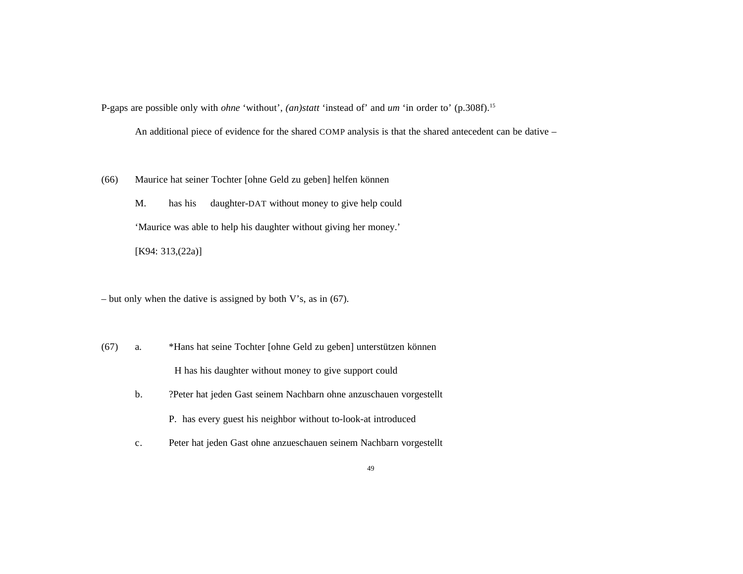P-gaps are possible only with *ohne* 'without', *(an)statt* 'instead of' and *um* 'in order to' (p.308f).[15]

An additional piece of evidence for the shared COMP analysis is that the shared antecedent can be dative –

(66) Maurice hat seiner Tochter [ohne Geld zu geben] helfen können

M. has his daughter-DAT without money to give help could

'Maurice was able to help his daughter without giving her money.'

[K94: 313,(22a)]

– but only when the dative is assigned by both V's, as in (67).

(67) a. *Hans hat seine Tochter [ohne Geld zu geben] unterstützen können

H has his daughter without money to give support could

b. ?Peter hat jeden Gast seinem Nachbarn ohne anzuschauen vorgestellt

P. has every guest his neighbor without to-look-at introduced

c. Peter hat jeden Gast ohne anzueschauen seinem Nachbarn vorgestellt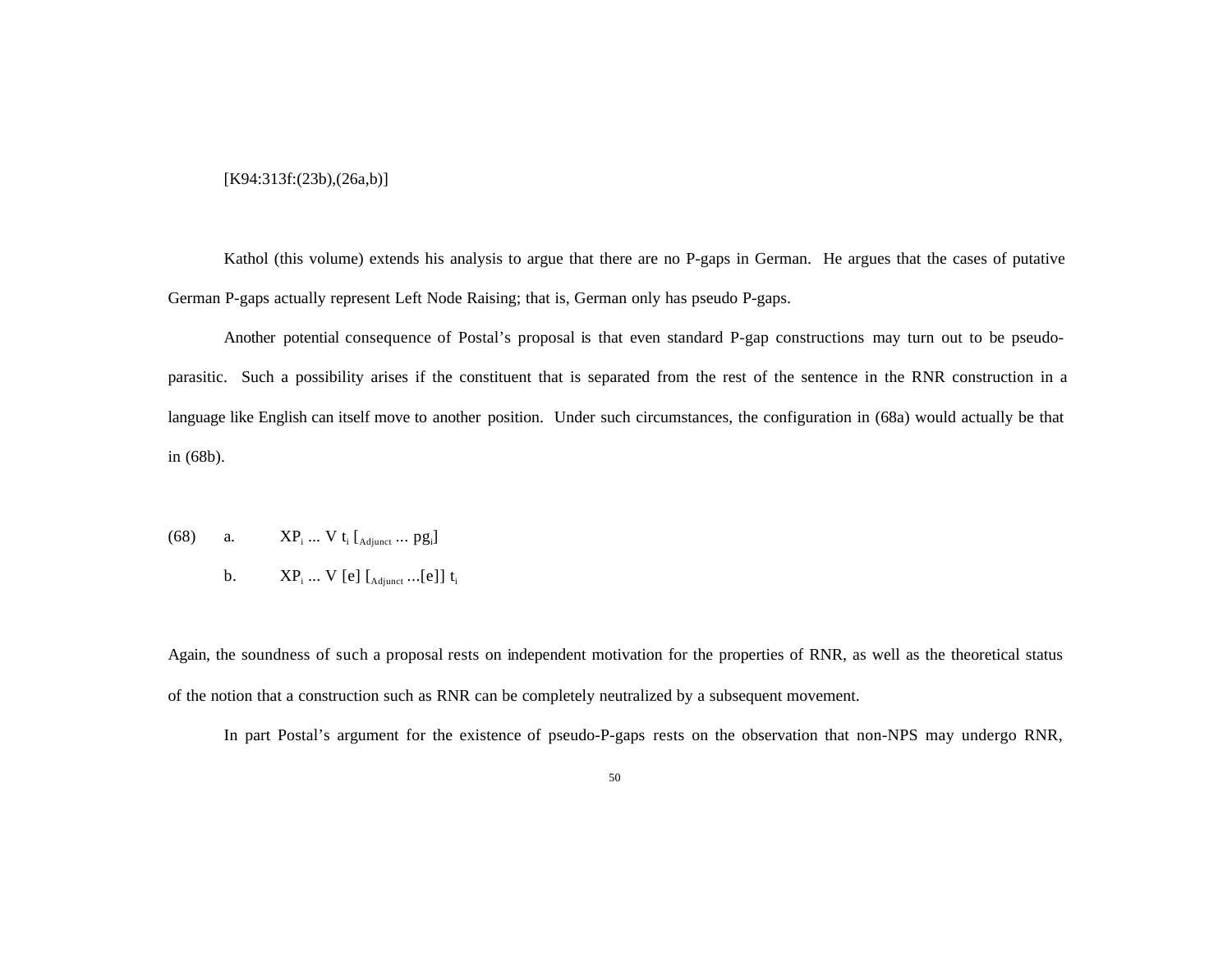[K94:313f:(23b),(26a,b)]

Kathol (this volume) extends his analysis to argue that there are no P-gaps in German. He argues that the cases of putative German P-gaps actually represent Left Node Raising; that is, German only has pseudo P-gaps.

Another potential consequence of Postal's proposal is that even standard P-gap constructions may turn out to be pseudo-parasitic. Such a possibility arises if the constituent that is separated from the rest of the sentence in the RNR construction in a language like English can itself move to another position. Under such circumstances, the configuration in (68a) would actually be that in (68b).

(68) a. $XP_i$ ... V $t_i$ [$_{Adjunct}$ ... $pg_i$]

b. $XP_i$ ... V [e] [$_{Adjunct}$ ...[e]] $t_i$

Again, the soundness of such a proposal rests on independent motivation for the properties of RNR, as well as the theoretical status of the notion that a construction such as RNR can be completely neutralized by a subsequent movement.

In part Postal's argument for the existence of pseudo-P-gaps rests on the observation that non-NPS may undergo RNR,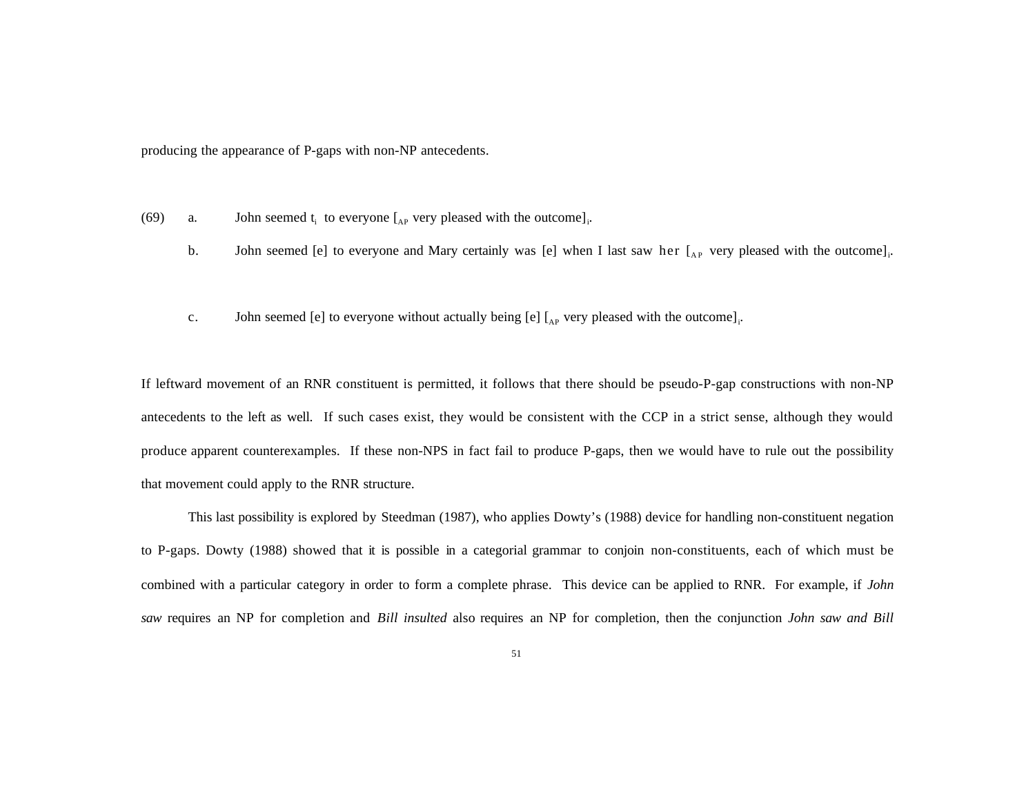producing the appearance of P-gaps with non-NP antecedents.

(69) a. John seemed $t_i$ to everyone [$_{AP}$ very pleased with the outcome]$_i$.

b. John seemed [e] to everyone and Mary certainly was [e] when I last saw her [$_{AP}$ very pleased with the outcome]$_i$.

c. John seemed [e] to everyone without actually being [e] [$_{AP}$ very pleased with the outcome]$_i$.

If leftward movement of an RNR constituent is permitted, it follows that there should be pseudo-P-gap constructions with non-NP antecedents to the left as well. If such cases exist, they would be consistent with the CCP in a strict sense, although they would produce apparent counterexamples. If these non-NPS in fact fail to produce P-gaps, then we would have to rule out the possibility that movement could apply to the RNR structure.

This last possibility is explored by Steedman (1987), who applies Dowty's (1988) device for handling non-constituent negation to P-gaps. Dowty (1988) showed that it is possible in a categorial grammar to conjoin non-constituents, each of which must be combined with a particular category in order to form a complete phrase. This device can be applied to RNR. For example, if *John saw* requires an NP for completion and *Bill insulted* also requires an NP for completion, then the conjunction *John saw and Bill*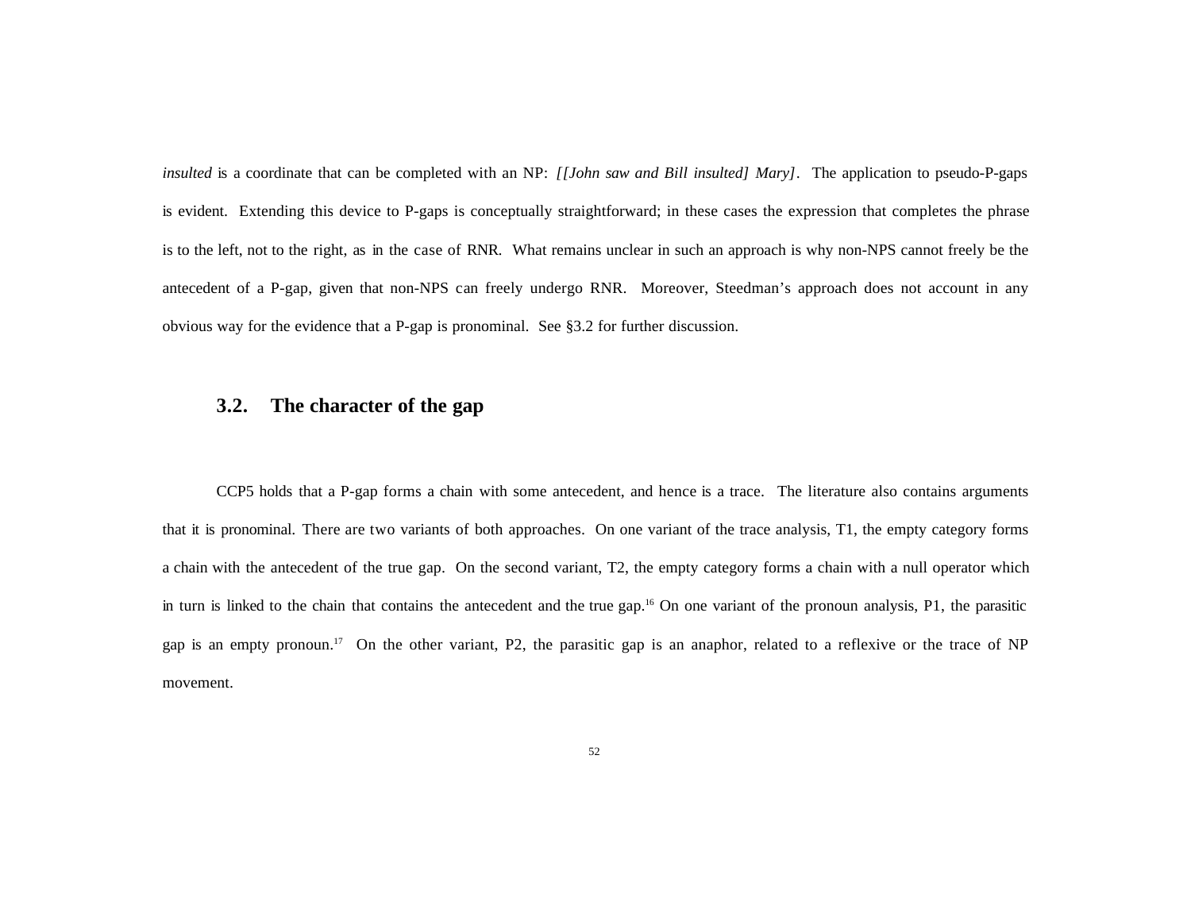*insulted* is a coordinate that can be completed with an NP: *[[John saw and Bill insulted] Mary]*. The application to pseudo-P-gaps is evident. Extending this device to P-gaps is conceptually straightforward; in these cases the expression that completes the phrase is to the left, not to the right, as in the case of RNR. What remains unclear in such an approach is why non-NPS cannot freely be the antecedent of a P-gap, given that non-NPS can freely undergo RNR. Moreover, Steedman's approach does not account in any obvious way for the evidence that a P-gap is pronominal. See §3.2 for further discussion.

## 3.2. The character of the gap

CCP5 holds that a P-gap forms a chain with some antecedent, and hence is a trace. The literature also contains arguments that it is pronominal. There are two variants of both approaches. On one variant of the trace analysis, T1, the empty category forms a chain with the antecedent of the true gap. On the second variant, T2, the empty category forms a chain with a null operator which in turn is linked to the chain that contains the antecedent and the true gap.[16] On one variant of the pronoun analysis, P1, the parasitic gap is an empty pronoun.[17] On the other variant, P2, the parasitic gap is an anaphor, related to a reflexive or the trace of NP movement.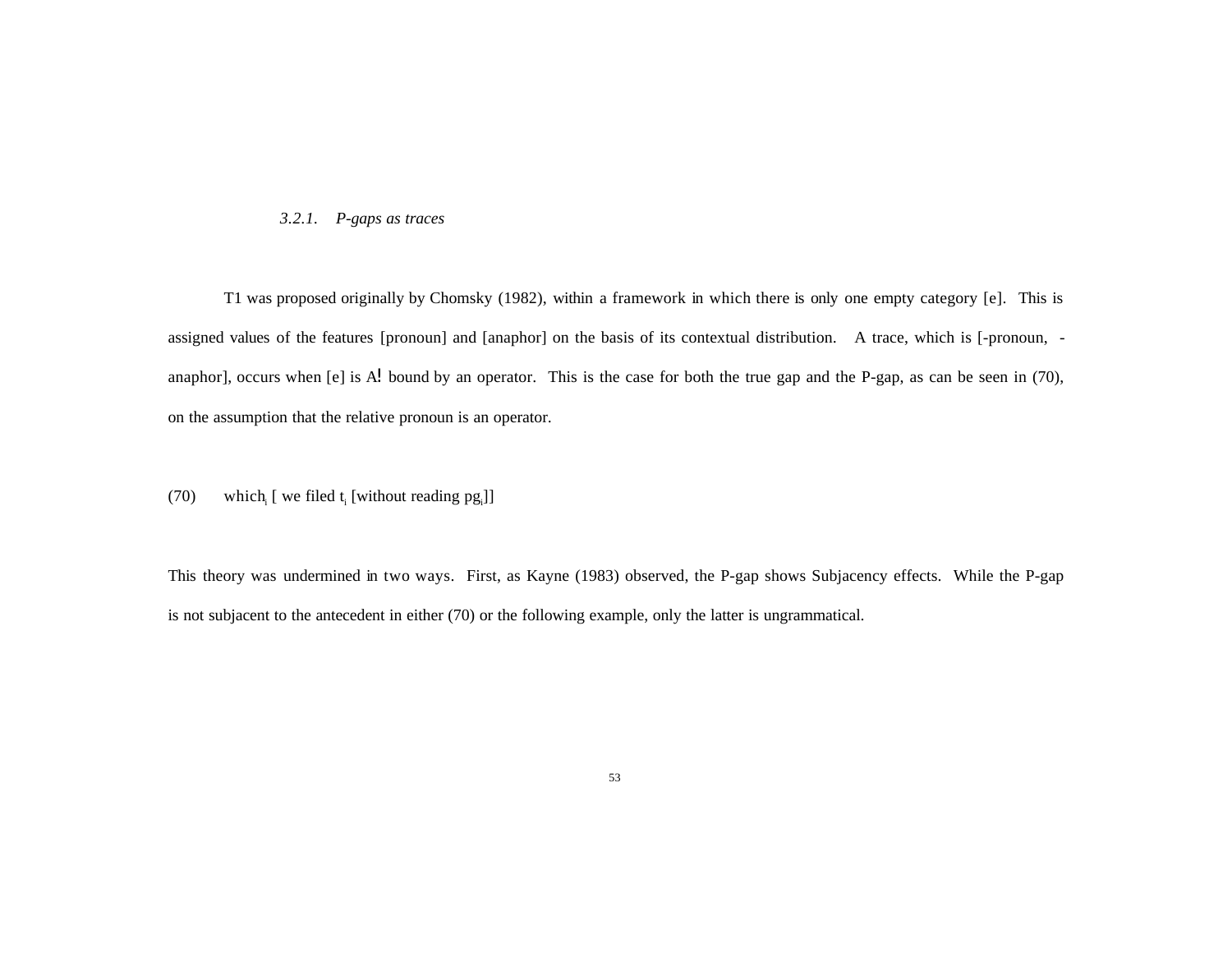### *3.2.1. P-gaps as traces*

T1 was proposed originally by Chomsky (1982), within a framework in which there is only one empty category [e]. This is assigned values of the features [pronoun] and [anaphor] on the basis of its contextual distribution. A trace, which is [-pronoun, -anaphor], occurs when [e] is A! bound by an operator. This is the case for both the true gap and the P-gap, as can be seen in (70), on the assumption that the relative pronoun is an operator.

(70) which$_i$ [ we filed t$_i$ [without reading pg$_i$]]

This theory was undermined in two ways. First, as Kayne (1983) observed, the P-gap shows Subjacency effects. While the P-gap is not subjacent to the antecedent in either (70) or the following example, only the latter is ungrammatical.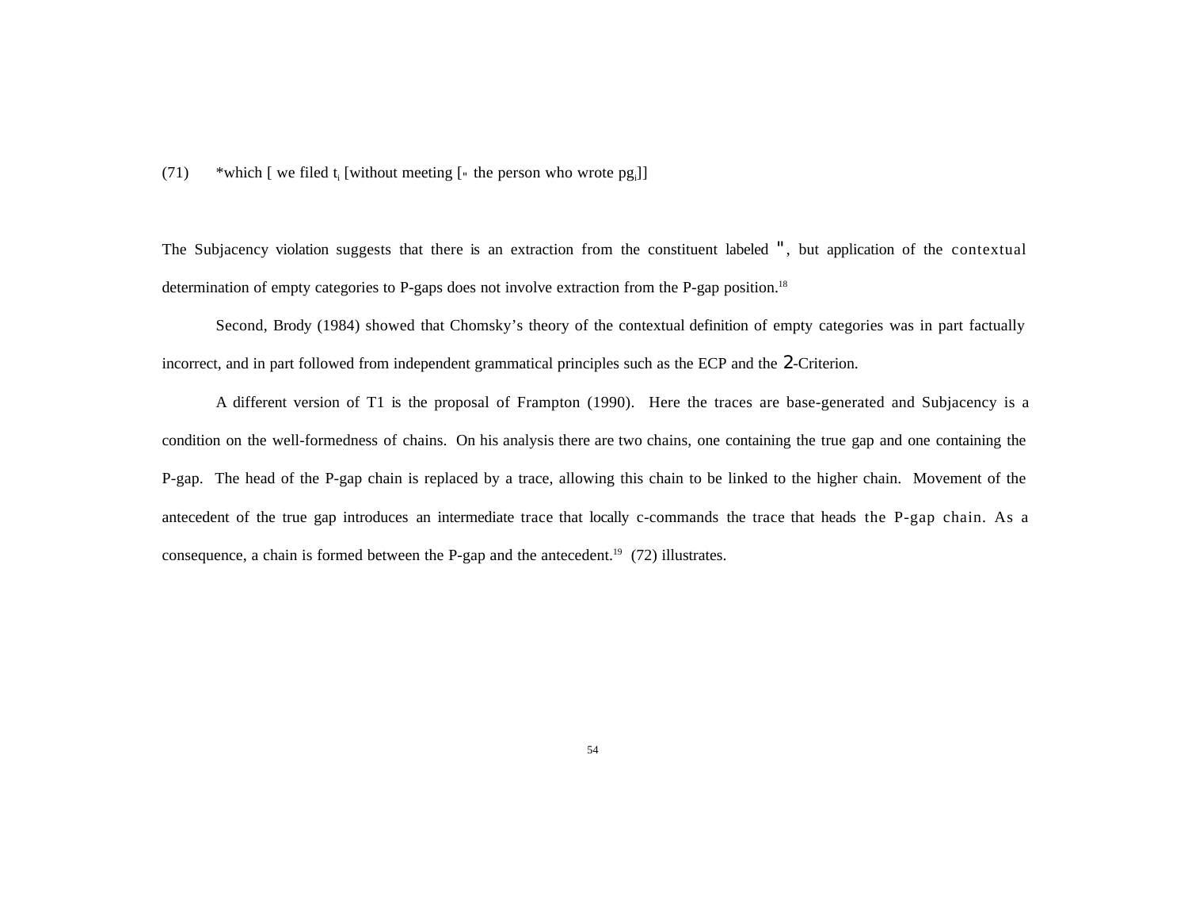(71) *which [ we filed $t_i$ [without meeting [" the person who wrote $pg_i$]]

The Subjacency violation suggests that there is an extraction from the constituent labeled ", but application of the contextual determination of empty categories to P-gaps does not involve extraction from the P-gap position.[18]

Second, Brody (1984) showed that Chomsky's theory of the contextual definition of empty categories was in part factually incorrect, and in part followed from independent grammatical principles such as the ECP and the 2-Criterion.

A different version of T1 is the proposal of Frampton (1990). Here the traces are base-generated and Subjacency is a condition on the well-formedness of chains. On his analysis there are two chains, one containing the true gap and one containing the P-gap. The head of the P-gap chain is replaced by a trace, allowing this chain to be linked to the higher chain. Movement of the antecedent of the true gap introduces an intermediate trace that locally c-commands the trace that heads the P-gap chain. As a consequence, a chain is formed between the P-gap and the antecedent.[19] (72) illustrates.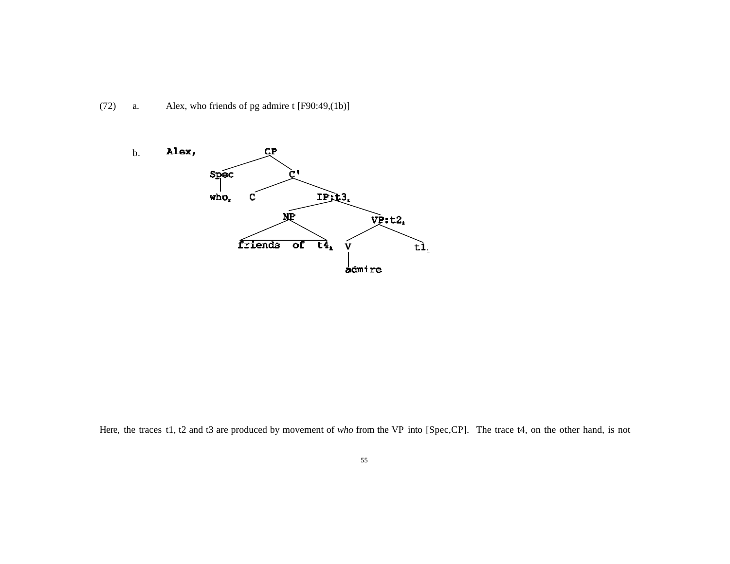(72) a. Alex, who friends of pg admire t [F90:49,(1b)]

b. Alex, [CP [Spec who$_i$] [C' C [IP:t3$_i$ [NP friends of t4$_i$] [VP:t2$_i$ [V admire] t1$_i$]]]]

Here, the traces t1, t2 and t3 are produced by movement of *who* from the VP into [Spec,CP]. The trace t4, on the other hand, is not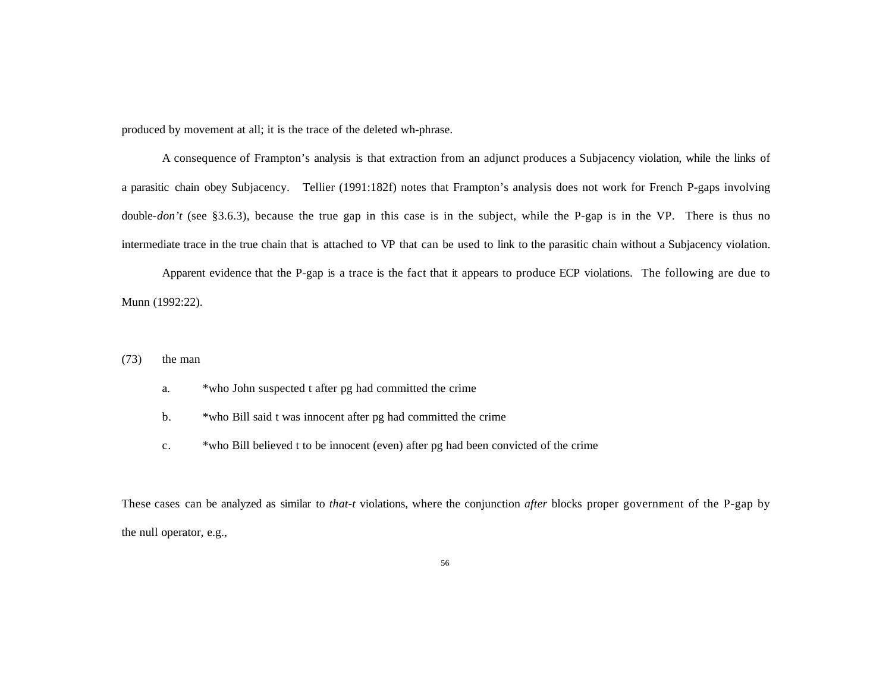produced by movement at all; it is the trace of the deleted wh-phrase.

A consequence of Frampton's analysis is that extraction from an adjunct produces a Subjacency violation, while the links of a parasitic chain obey Subjacency. Tellier (1991:182f) notes that Frampton's analysis does not work for French P-gaps involving double-*don't* (see §3.6.3), because the true gap in this case is in the subject, while the P-gap is in the VP. There is thus no intermediate trace in the true chain that is attached to VP that can be used to link to the parasitic chain without a Subjacency violation.

Apparent evidence that the P-gap is a trace is the fact that it appears to produce ECP violations. The following are due to Munn (1992:22).

(73) the man

- a. *who John suspected t after pg had committed the crime
- b. *who Bill said t was innocent after pg had committed the crime
- c. *who Bill believed t to be innocent (even) after pg had been convicted of the crime

These cases can be analyzed as similar to *that-t* violations, where the conjunction *after* blocks proper government of the P-gap by the null operator, e.g.,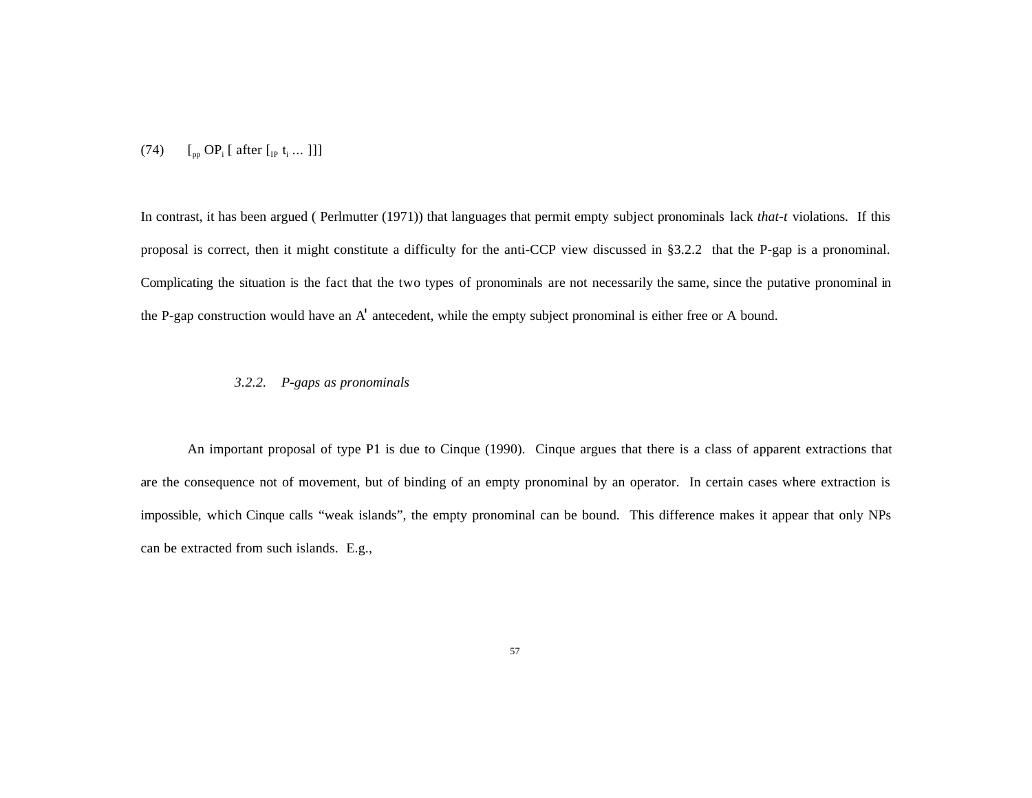(74) $[_{pp}$ $OP_i$ [ after $[_{IP}$ $t_i$ ... ]]]

In contrast, it has been argued ( Perlmutter (1971)) that languages that permit empty subject pronominals lack *that-t* violations. If this proposal is correct, then it might constitute a difficulty for the anti-CCP view discussed in §3.2.2 that the P-gap is a pronominal. Complicating the situation is the fact that the two types of pronominals are not necessarily the same, since the putative pronominal in the P-gap construction would have an A' antecedent, while the empty subject pronominal is either free or A bound.

### *3.2.2. P-gaps as pronominals*

An important proposal of type P1 is due to Cinque (1990). Cinque argues that there is a class of apparent extractions that are the consequence not of movement, but of binding of an empty pronominal by an operator. In certain cases where extraction is impossible, which Cinque calls "weak islands", the empty pronominal can be bound. This difference makes it appear that only NPs can be extracted from such islands. E.g.,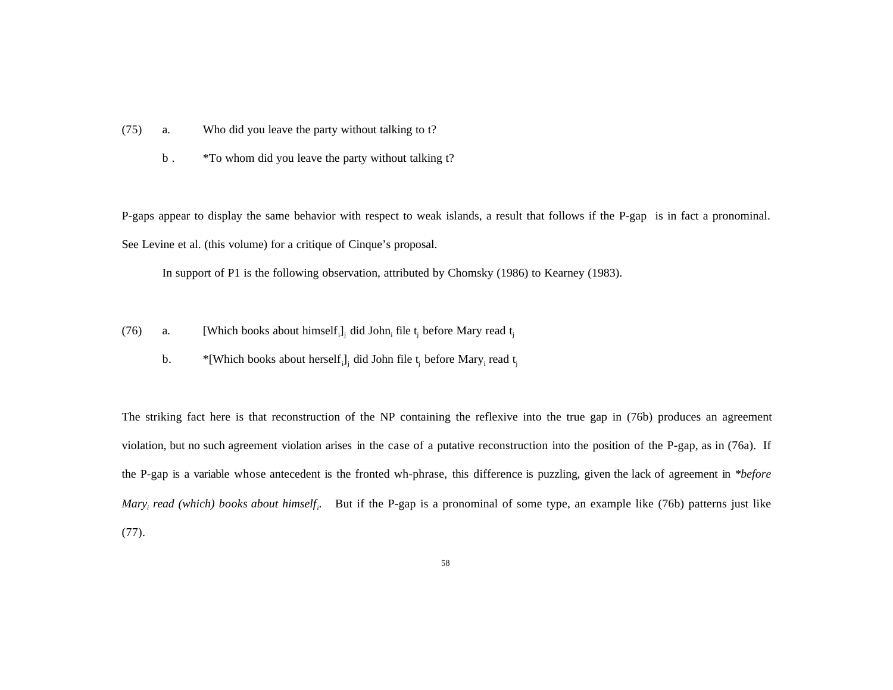(75) a. Who did you leave the party without talking to t?

b . *To whom did you leave the party without talking t?

P-gaps appear to display the same behavior with respect to weak islands, a result that follows if the P-gap is in fact a pronominal. See Levine et al. (this volume) for a critique of Cinque's proposal.

In support of P1 is the following observation, attributed by Chomsky (1986) to Kearney (1983).

(76) a. [Which books about $himself_i]_j$ did $John_i$ file $t_j$ before Mary read $t_j$

b. *[Which books about $herself_i]_j$ did John file $t_j$ before $Mary_i$ read $t_j$

The striking fact here is that reconstruction of the NP containing the reflexive into the true gap in (76b) produces an agreement violation, but no such agreement violation arises in the case of a putative reconstruction into the position of the P-gap, as in (76a). If the P-gap is a variable whose antecedent is the fronted wh-phrase, this difference is puzzling, given the lack of agreement in *\*before $Mary_i$ read (which) books about $himself_i$*. But if the P-gap is a pronominal of some type, an example like (76b) patterns just like (77).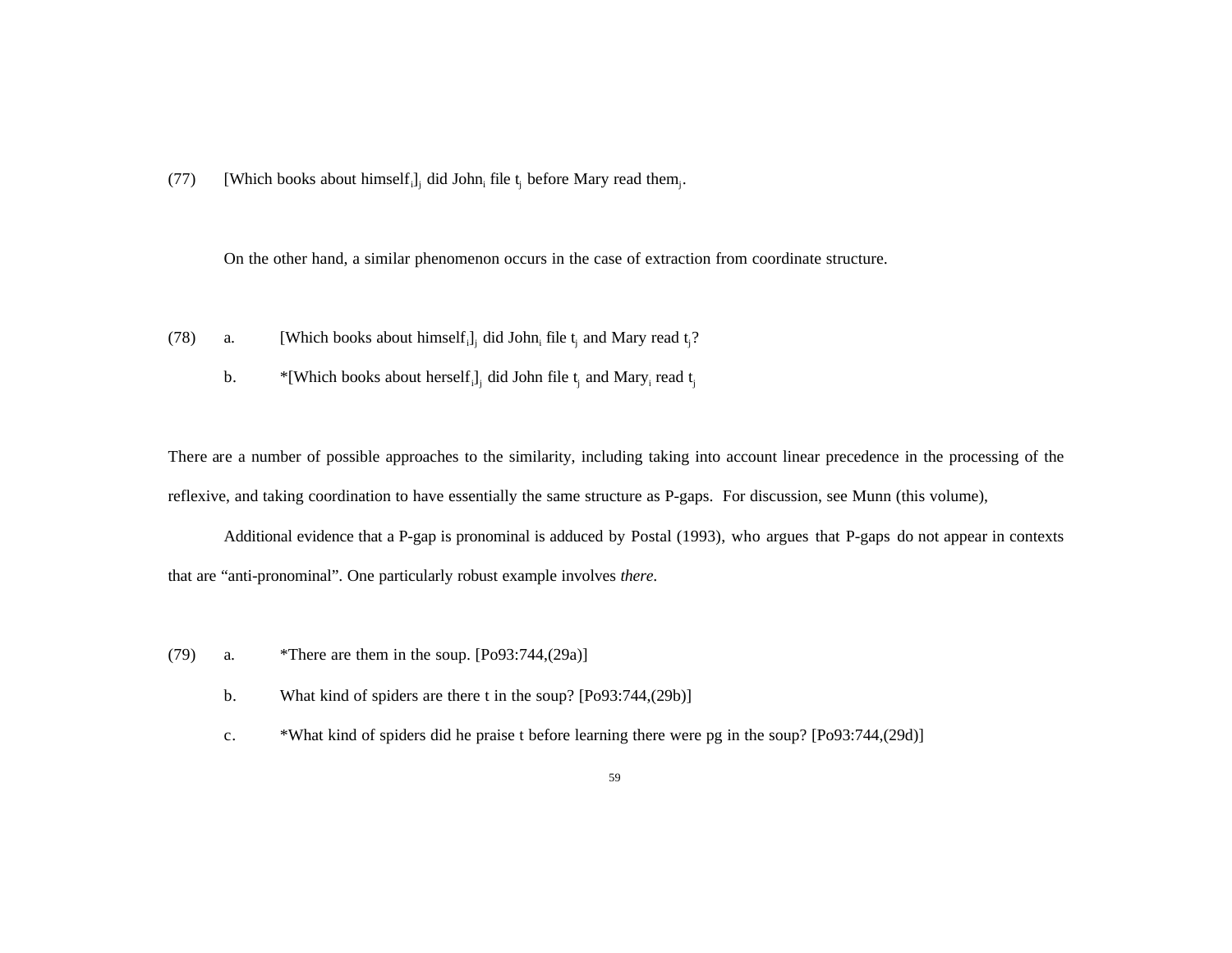(77) [Which books about himself$_i$]$_j$ did John$_i$ file t$_j$ before Mary read them$_j$.

On the other hand, a similar phenomenon occurs in the case of extraction from coordinate structure.

(78) a. [Which books about himself$_i$]$_j$ did John$_i$ file t$_j$ and Mary read t$_j$?

b. *[Which books about herself$_i$]$_j$ did John file t$_j$ and Mary$_i$ read t$_j$

There are a number of possible approaches to the similarity, including taking into account linear precedence in the processing of the reflexive, and taking coordination to have essentially the same structure as P-gaps. For discussion, see Munn (this volume),

Additional evidence that a P-gap is pronominal is adduced by Postal (1993), who argues that P-gaps do not appear in contexts that are "anti-pronominal". One particularly robust example involves *there*.

(79) a. *There are them in the soup. [Po93:744,(29a)]

b. What kind of spiders are there t in the soup? [Po93:744,(29b)]

c. *What kind of spiders did he praise t before learning there were pg in the soup? [Po93:744,(29d)]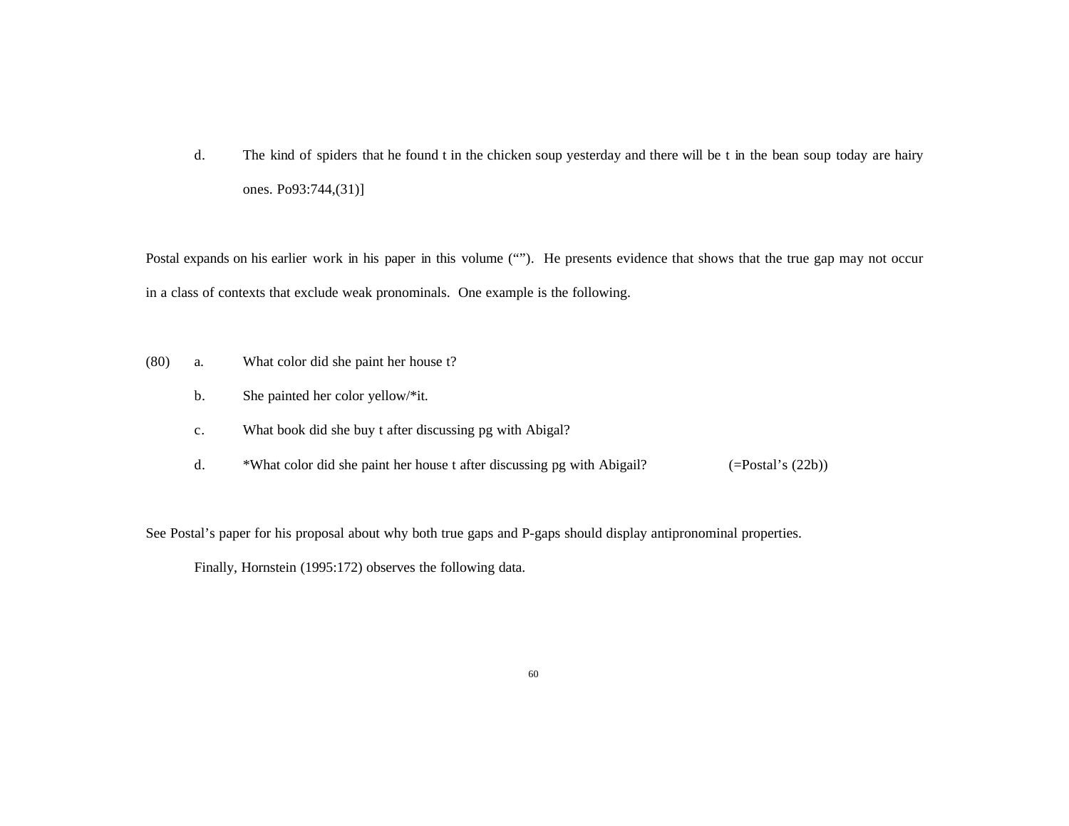d. The kind of spiders that he found t in the chicken soup yesterday and there will be t in the bean soup today are hairy ones. Po93:744,(31)]

Postal expands on his earlier work in his paper in this volume (“”). He presents evidence that shows that the true gap may not occur in a class of contexts that exclude weak pronominals. One example is the following.

(80) a. What color did she paint her house t?

b. She painted her color yellow/*it.

c. What book did she buy t after discussing pg with Abigal?

d. *What color did she paint her house t after discussing pg with Abigail? (=Postal’s (22b))

See Postal’s paper for his proposal about why both true gaps and P-gaps should display antipronominal properties.

Finally, Hornstein (1995:172) observes the following data.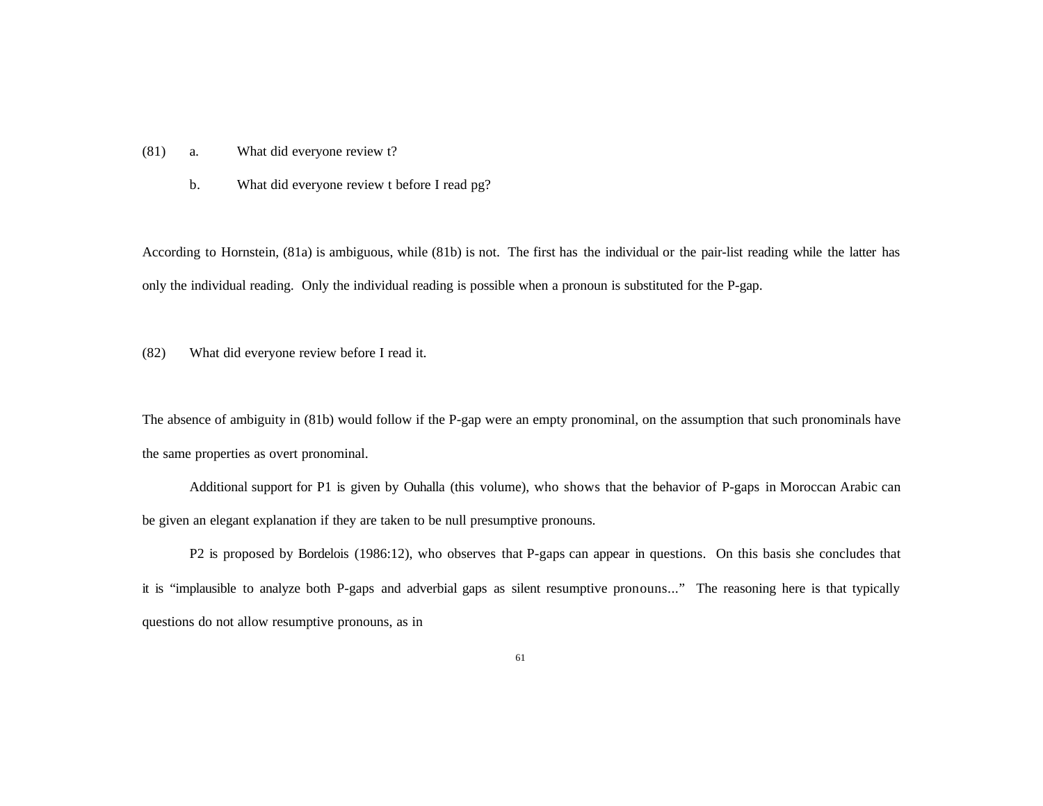(81) a. What did everyone review t?

b. What did everyone review t before I read pg?

According to Hornstein, (81a) is ambiguous, while (81b) is not. The first has the individual or the pair-list reading while the latter has only the individual reading. Only the individual reading is possible when a pronoun is substituted for the P-gap.

(82) What did everyone review before I read it.

The absence of ambiguity in (81b) would follow if the P-gap were an empty pronominal, on the assumption that such pronominals have the same properties as overt pronominal.

Additional support for P1 is given by Ouhalla (this volume), who shows that the behavior of P-gaps in Moroccan Arabic can be given an elegant explanation if they are taken to be null presumptive pronouns.

P2 is proposed by Bordelois (1986:12), who observes that P-gaps can appear in questions. On this basis she concludes that it is "implausible to analyze both P-gaps and adverbial gaps as silent resumptive pronouns..." The reasoning here is that typically questions do not allow resumptive pronouns, as in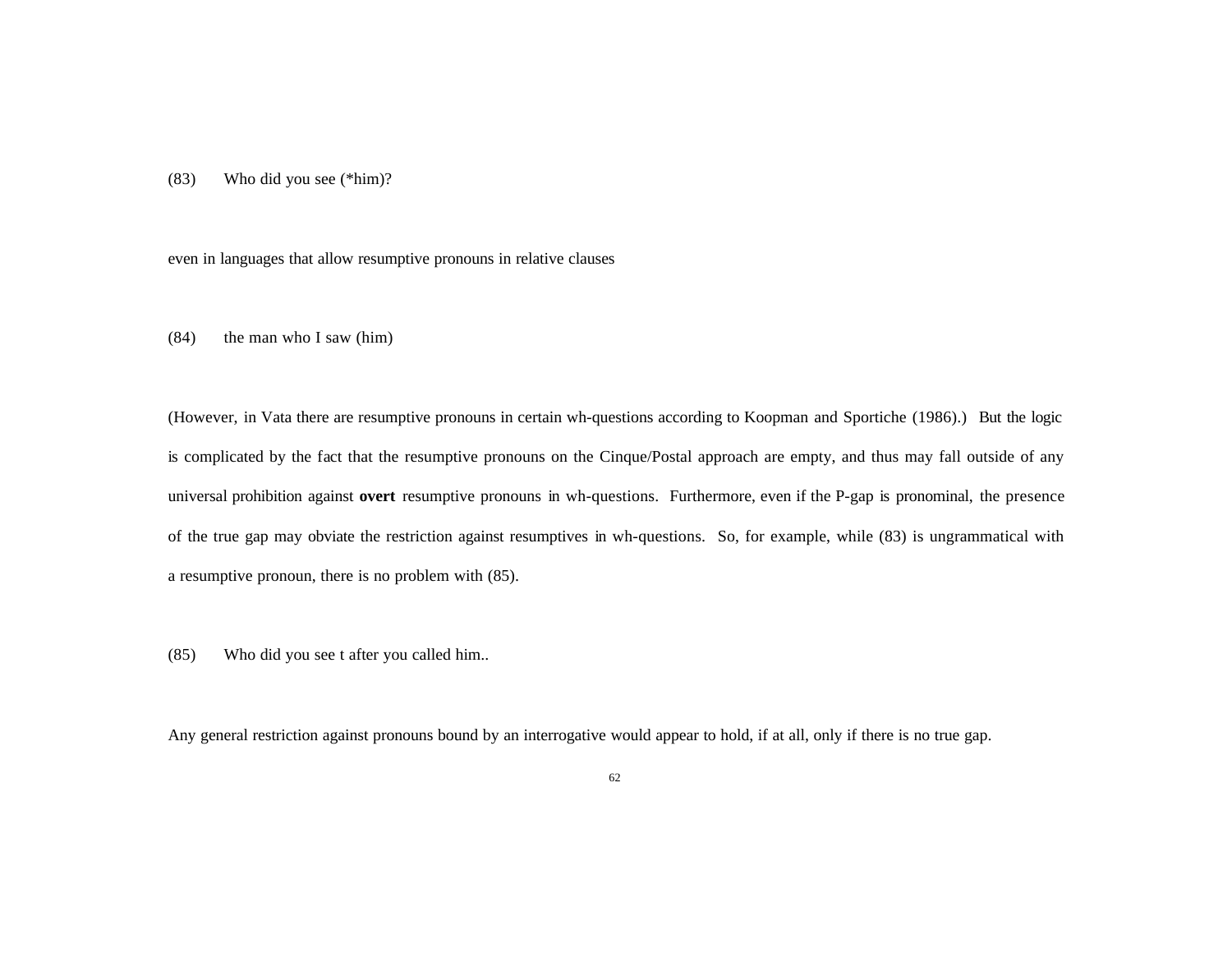(83) Who did you see (*him)?

even in languages that allow resumptive pronouns in relative clauses

(84) the man who I saw (him)

(However, in Vata there are resumptive pronouns in certain wh-questions according to Koopman and Sportiche (1986).) But the logic is complicated by the fact that the resumptive pronouns on the Cinque/Postal approach are empty, and thus may fall outside of any universal prohibition against **overt** resumptive pronouns in wh-questions. Furthermore, even if the P-gap is pronominal, the presence of the true gap may obviate the restriction against resumptives in wh-questions. So, for example, while (83) is ungrammatical with a resumptive pronoun, there is no problem with (85).

(85) Who did you see t after you called him..

Any general restriction against pronouns bound by an interrogative would appear to hold, if at all, only if there is no true gap.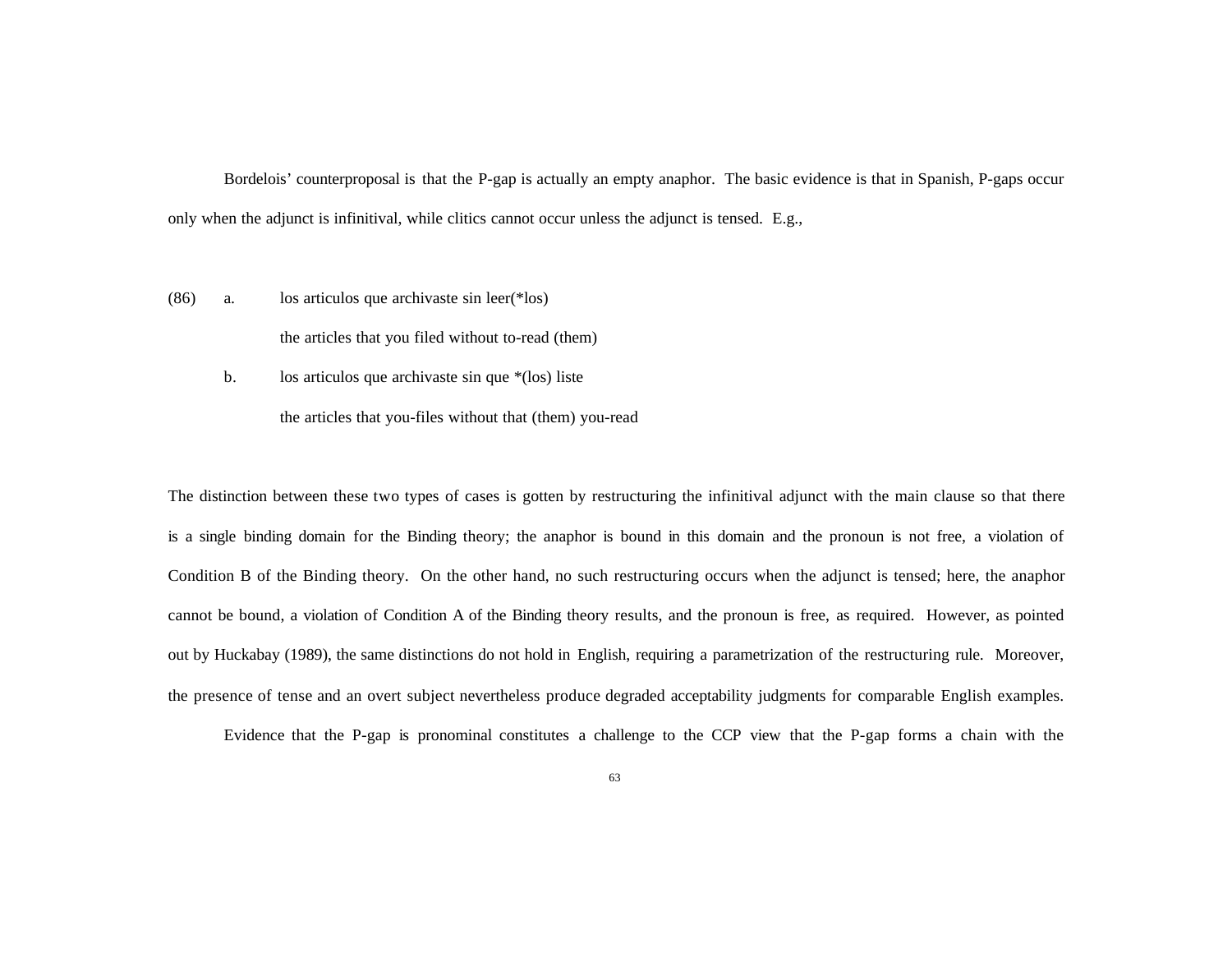Bordelois' counterproposal is that the P-gap is actually an empty anaphor. The basic evidence is that in Spanish, P-gaps occur only when the adjunct is infinitival, while clitics cannot occur unless the adjunct is tensed. E.g.,

(86) a. los articulos que archivaste sin leer(*los)

the articles that you filed without to-read (them)

b. los articulos que archivaste sin que *(los) liste

the articles that you-files without that (them) you-read

The distinction between these two types of cases is gotten by restructuring the infinitival adjunct with the main clause so that there is a single binding domain for the Binding theory; the anaphor is bound in this domain and the pronoun is not free, a violation of Condition B of the Binding theory. On the other hand, no such restructuring occurs when the adjunct is tensed; here, the anaphor cannot be bound, a violation of Condition A of the Binding theory results, and the pronoun is free, as required. However, as pointed out by Huckabay (1989), the same distinctions do not hold in English, requiring a parametrization of the restructuring rule. Moreover, the presence of tense and an overt subject nevertheless produce degraded acceptability judgments for comparable English examples.

Evidence that the P-gap is pronominal constitutes a challenge to the CCP view that the P-gap forms a chain with the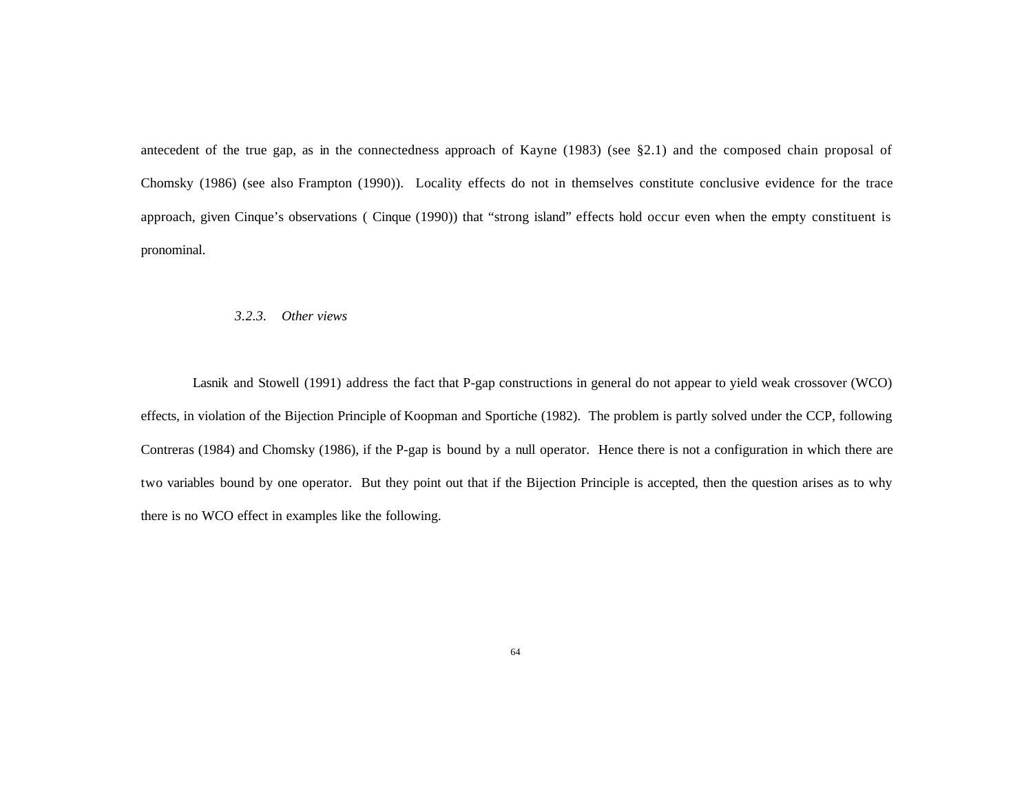antecedent of the true gap, as in the connectedness approach of Kayne (1983) (see §2.1) and the composed chain proposal of Chomsky (1986) (see also Frampton (1990)). Locality effects do not in themselves constitute conclusive evidence for the trace approach, given Cinque's observations ( Cinque (1990)) that "strong island" effects hold occur even when the empty constituent is pronominal.

### 3.2.3. *Other views*

Lasnik and Stowell (1991) address the fact that P-gap constructions in general do not appear to yield weak crossover (WCO) effects, in violation of the Bijection Principle of Koopman and Sportiche (1982). The problem is partly solved under the CCP, following Contreras (1984) and Chomsky (1986), if the P-gap is bound by a null operator. Hence there is not a configuration in which there are two variables bound by one operator. But they point out that if the Bijection Principle is accepted, then the question arises as to why there is no WCO effect in examples like the following.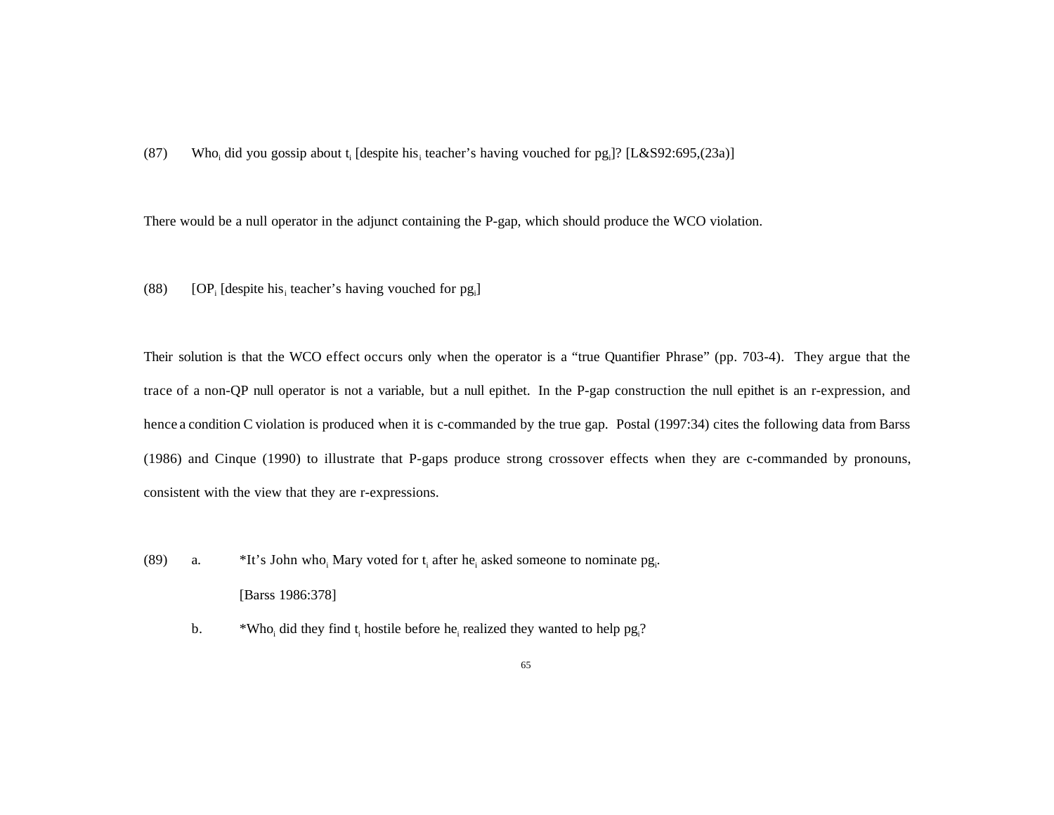(87) Who$_i$ did you gossip about t$_i$ [despite his$_i$ teacher's having vouched for pg$_i$]? [L&S92:695,(23a)]

There would be a null operator in the adjunct containing the P-gap, which should produce the WCO violation.

(88) [OP$_i$ [despite his$_i$ teacher's having vouched for pg$_i$]

Their solution is that the WCO effect occurs only when the operator is a "true Quantifier Phrase" (pp. 703-4). They argue that the trace of a non-QP null operator is not a variable, but a null epithet. In the P-gap construction the null epithet is an r-expression, and hence a condition C violation is produced when it is c-commanded by the true gap. Postal (1997:34) cites the following data from Barss (1986) and Cinque (1990) to illustrate that P-gaps produce strong crossover effects when they are c-commanded by pronouns, consistent with the view that they are r-expressions.

(89) a. *It's John who$_i$ Mary voted for t$_i$ after he$_i$ asked someone to nominate pg$_i$.
[Barss 1986:378]

b. *Who$_i$ did they find t$_i$ hostile before he$_i$ realized they wanted to help pg$_i$?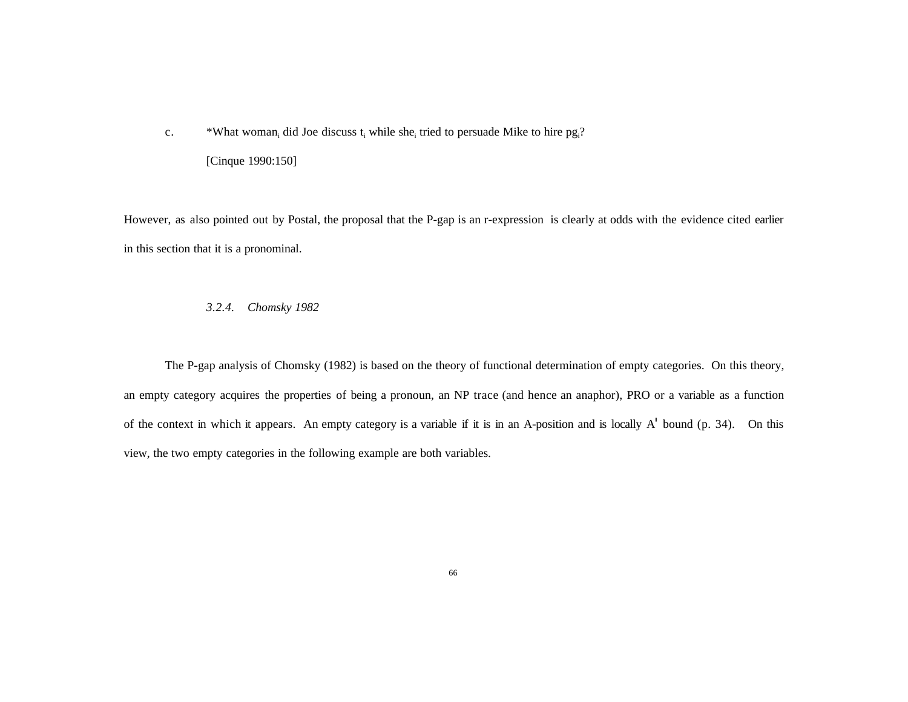c. *What woman$_i$ did Joe discuss $t_i$ while she$_i$ tried to persuade Mike to hire $pg_i$?

[Cinque 1990:150]

However, as also pointed out by Postal, the proposal that the P-gap is an r-expression is clearly at odds with the evidence cited earlier in this section that it is a pronominal.

### *3.2.4. Chomsky 1982*

The P-gap analysis of Chomsky (1982) is based on the theory of functional determination of empty categories. On this theory, an empty category acquires the properties of being a pronoun, an NP trace (and hence an anaphor), PRO or a variable as a function of the context in which it appears. An empty category is a variable if it is in an A-position and is locally A' bound (p. 34). On this view, the two empty categories in the following example are both variables.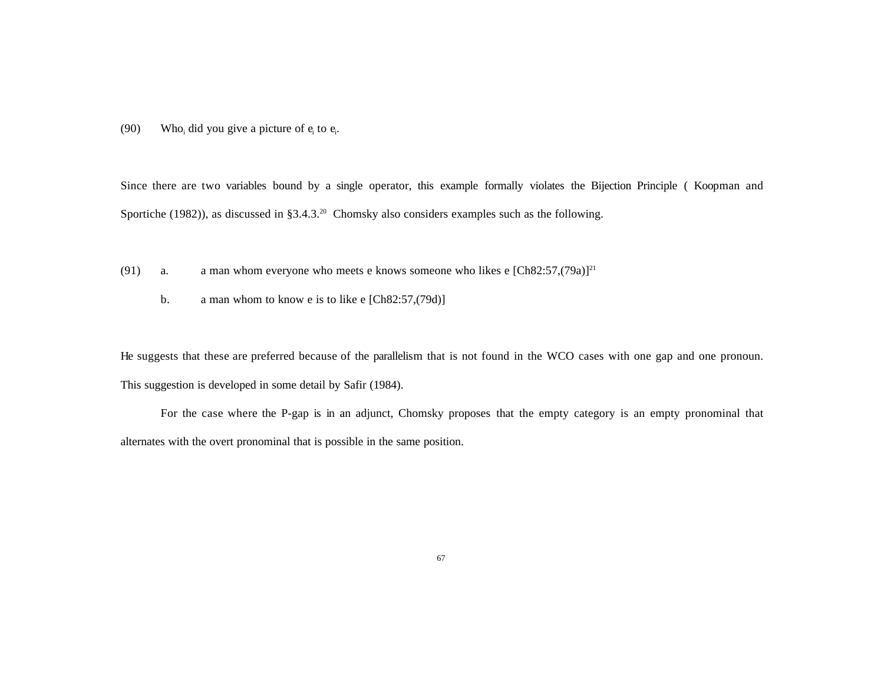(90) Who$_i$ did you give a picture of e$_i$ to e$_i$.

Since there are two variables bound by a single operator, this example formally violates the Bijection Principle ( Koopman and Sportiche (1982)), as discussed in §3.4.3.[20] Chomsky also considers examples such as the following.

(91) a. a man whom everyone who meets e knows someone who likes e [Ch82:57,(79a)][21]

b. a man whom to know e is to like e [Ch82:57,(79d)]

He suggests that these are preferred because of the parallelism that is not found in the WCO cases with one gap and one pronoun. This suggestion is developed in some detail by Safir (1984).

For the case where the P-gap is in an adjunct, Chomsky proposes that the empty category is an empty pronominal that alternates with the overt pronominal that is possible in the same position.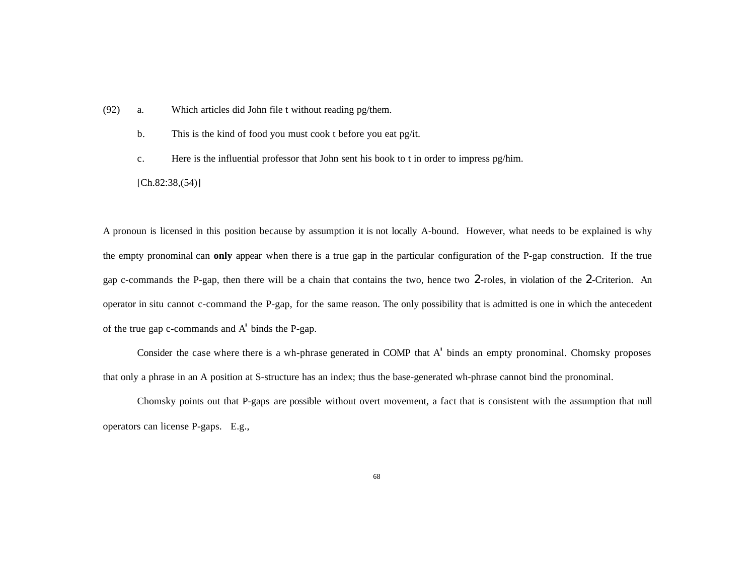(92) a. Which articles did John file t without reading pg/them.

b. This is the kind of food you must cook t before you eat pg/it.

c. Here is the influential professor that John sent his book to t in order to impress pg/him.

[Ch.82:38,(54)]

A pronoun is licensed in this position because by assumption it is not locally A-bound. However, what needs to be explained is why the empty pronominal can **only** appear when there is a true gap in the particular configuration of the P-gap construction. If the true gap c-commands the P-gap, then there will be a chain that contains the two, hence two θ-roles, in violation of the θ-Criterion. An operator in situ cannot c-command the P-gap, for the same reason. The only possibility that is admitted is one in which the antecedent of the true gap c-commands and A' binds the P-gap.

Consider the case where there is a wh-phrase generated in COMP that A' binds an empty pronominal. Chomsky proposes that only a phrase in an A position at S-structure has an index; thus the base-generated wh-phrase cannot bind the pronominal.

Chomsky points out that P-gaps are possible without overt movement, a fact that is consistent with the assumption that null operators can license P-gaps. E.g.,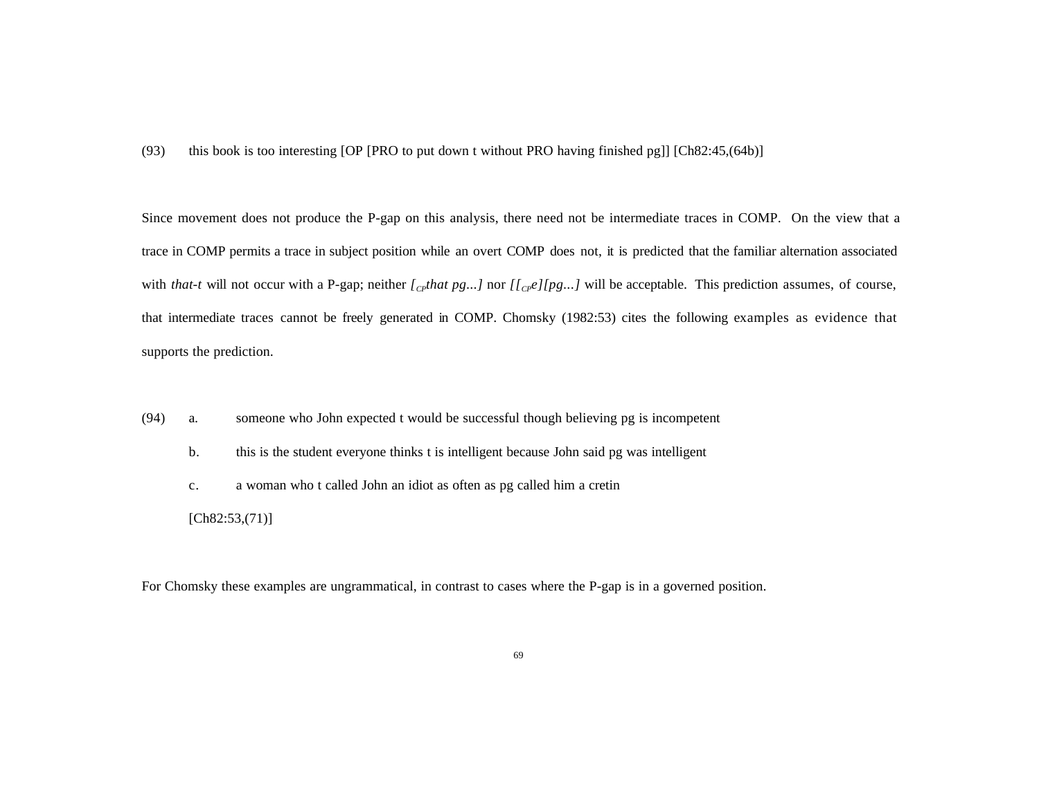(93) this book is too interesting [OP [PRO to put down t without PRO having finished pg]] [Ch82:45,(64b)]

Since movement does not produce the P-gap on this analysis, there need not be intermediate traces in COMP. On the view that a trace in COMP permits a trace in subject position while an overt COMP does not, it is predicted that the familiar alternation associated with *that-t* will not occur with a P-gap; neither *[$_{CP}$that pg...]* nor *[[$_{CP}$e][pg...]* will be acceptable. This prediction assumes, of course, that intermediate traces cannot be freely generated in COMP. Chomsky (1982:53) cites the following examples as evidence that supports the prediction.

(94) a. someone who John expected t would be successful though believing pg is incompetent

b. this is the student everyone thinks t is intelligent because John said pg was intelligent

c. a woman who t called John an idiot as often as pg called him a cretin

[Ch82:53,(71)]

For Chomsky these examples are ungrammatical, in contrast to cases where the P-gap is in a governed position.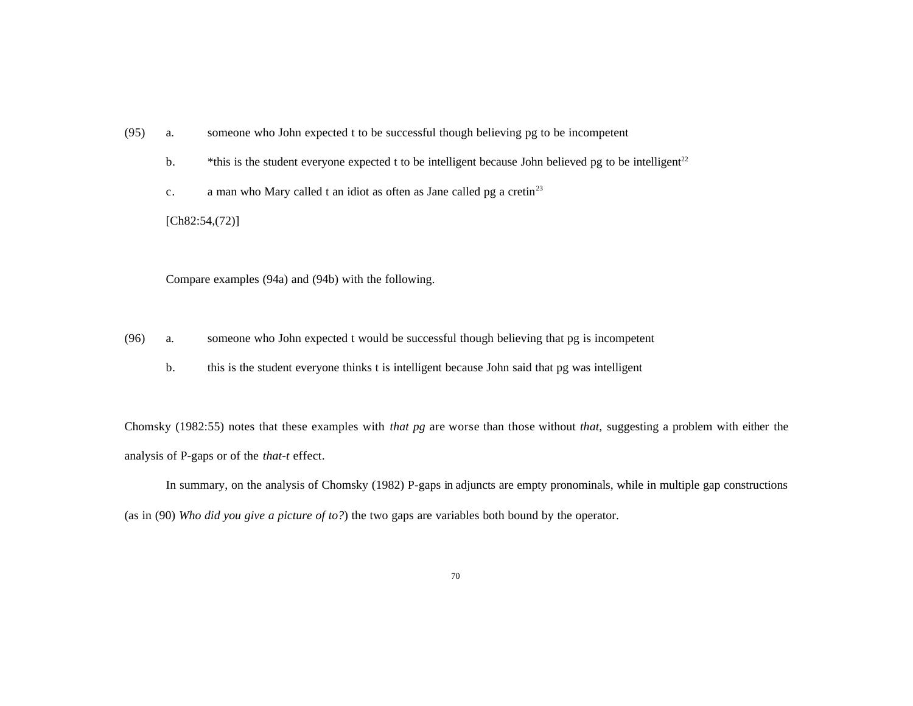(95) a. someone who John expected t to be successful though believing pg to be incompetent

b. *this is the student everyone expected t to be intelligent because John believed pg to be intelligent[22]

c. a man who Mary called t an idiot as often as Jane called pg a cretin[23]

[Ch82:54,(72)]

Compare examples (94a) and (94b) with the following.

(96) a. someone who John expected t would be successful though believing that pg is incompetent

b. this is the student everyone thinks t is intelligent because John said that pg was intelligent

Chomsky (1982:55) notes that these examples with *that pg* are worse than those without *that*, suggesting a problem with either the analysis of P-gaps or of the *that-t* effect.

In summary, on the analysis of Chomsky (1982) P-gaps in adjuncts are empty pronominals, while in multiple gap constructions (as in (90) *Who did you give a picture of to?*) the two gaps are variables both bound by the operator.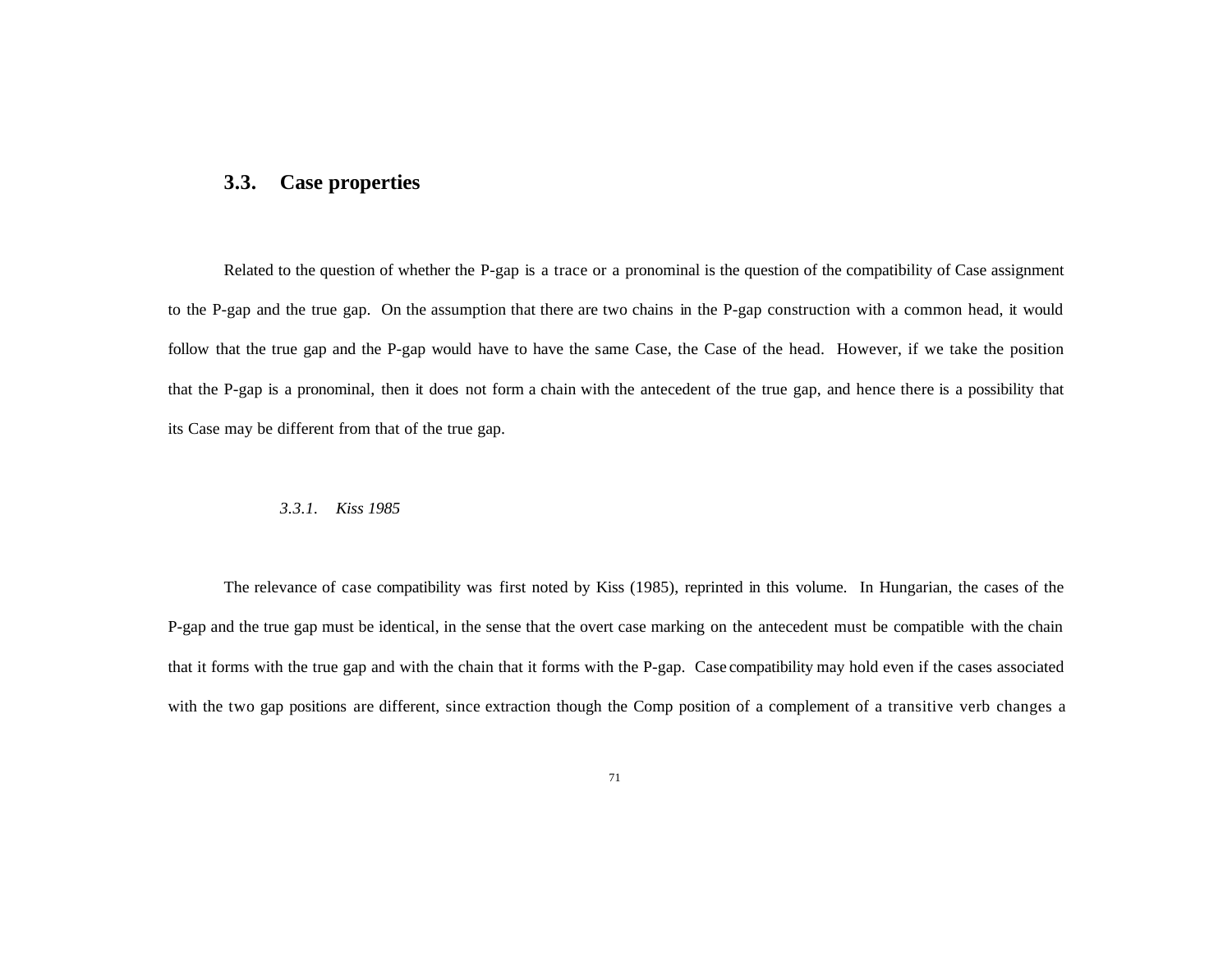## 3.3. Case properties

Related to the question of whether the P-gap is a trace or a pronominal is the question of the compatibility of Case assignment to the P-gap and the true gap. On the assumption that there are two chains in the P-gap construction with a common head, it would follow that the true gap and the P-gap would have to have the same Case, the Case of the head. However, if we take the position that the P-gap is a pronominal, then it does not form a chain with the antecedent of the true gap, and hence there is a possibility that its Case may be different from that of the true gap.

### *3.3.1. Kiss 1985*

The relevance of case compatibility was first noted by Kiss (1985), reprinted in this volume. In Hungarian, the cases of the P-gap and the true gap must be identical, in the sense that the overt case marking on the antecedent must be compatible with the chain that it forms with the true gap and with the chain that it forms with the P-gap. Case compatibility may hold even if the cases associated with the two gap positions are different, since extraction though the Comp position of a complement of a transitive verb changes a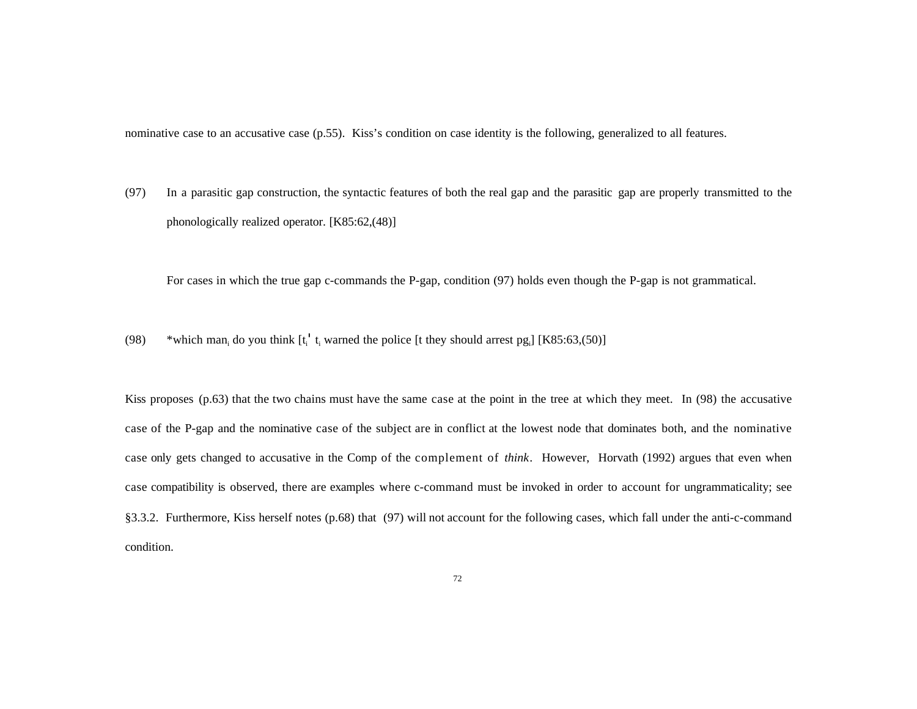nominative case to an accusative case (p.55). Kiss's condition on case identity is the following, generalized to all features.

(97) In a parasitic gap construction, the syntactic features of both the real gap and the parasitic gap are properly transmitted to the phonologically realized operator. [K85:62,(48)]

For cases in which the true gap c-commands the P-gap, condition (97) holds even though the P-gap is not grammatical.

(98) *which $man_i$ do you think [$t_i$' $t_i$ warned the police [t they should arrest $pg_i$] [K85:63,(50)]

Kiss proposes (p.63) that the two chains must have the same case at the point in the tree at which they meet. In (98) the accusative case of the P-gap and the nominative case of the subject are in conflict at the lowest node that dominates both, and the nominative case only gets changed to accusative in the Comp of the complement of *think*. However, Horvath (1992) argues that even when case compatibility is observed, there are examples where c-command must be invoked in order to account for ungrammaticality; see §3.3.2. Furthermore, Kiss herself notes (p.68) that (97) will not account for the following cases, which fall under the anti-c-command condition.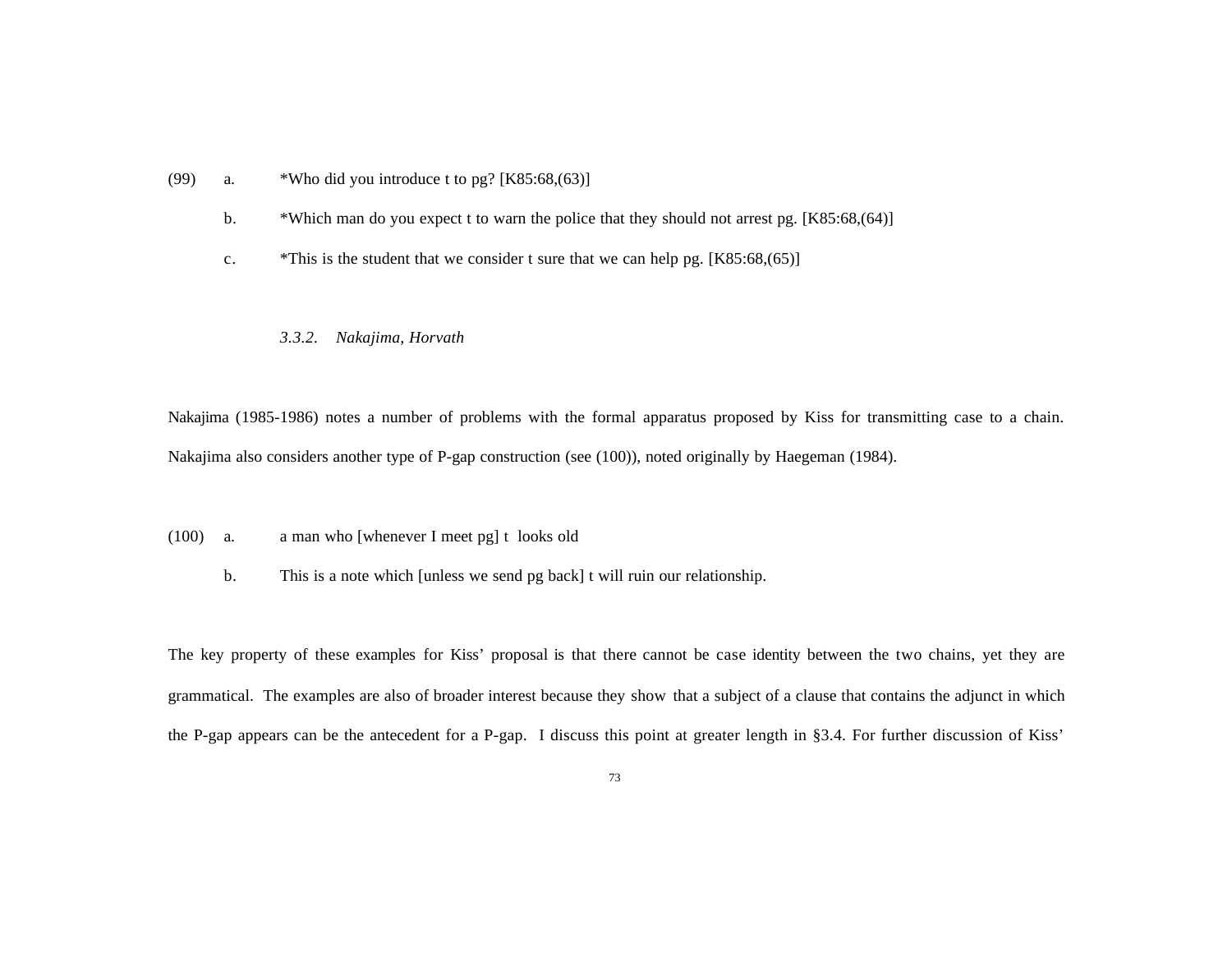(99) a. *Who did you introduce t to pg? [K85:68,(63)]

b. *Which man do you expect t to warn the police that they should not arrest pg. [K85:68,(64)]

c. *This is the student that we consider t sure that we can help pg. [K85:68,(65)]

### *3.3.2. Nakajima, Horvath*

Nakajima (1985-1986) notes a number of problems with the formal apparatus proposed by Kiss for transmitting case to a chain. Nakajima also considers another type of P-gap construction (see (100)), noted originally by Haegeman (1984).

(100) a. a man who [whenever I meet pg] t looks old

b. This is a note which [unless we send pg back] t will ruin our relationship.

The key property of these examples for Kiss' proposal is that there cannot be case identity between the two chains, yet they are grammatical. The examples are also of broader interest because they show that a subject of a clause that contains the adjunct in which the P-gap appears can be the antecedent for a P-gap. I discuss this point at greater length in §3.4. For further discussion of Kiss'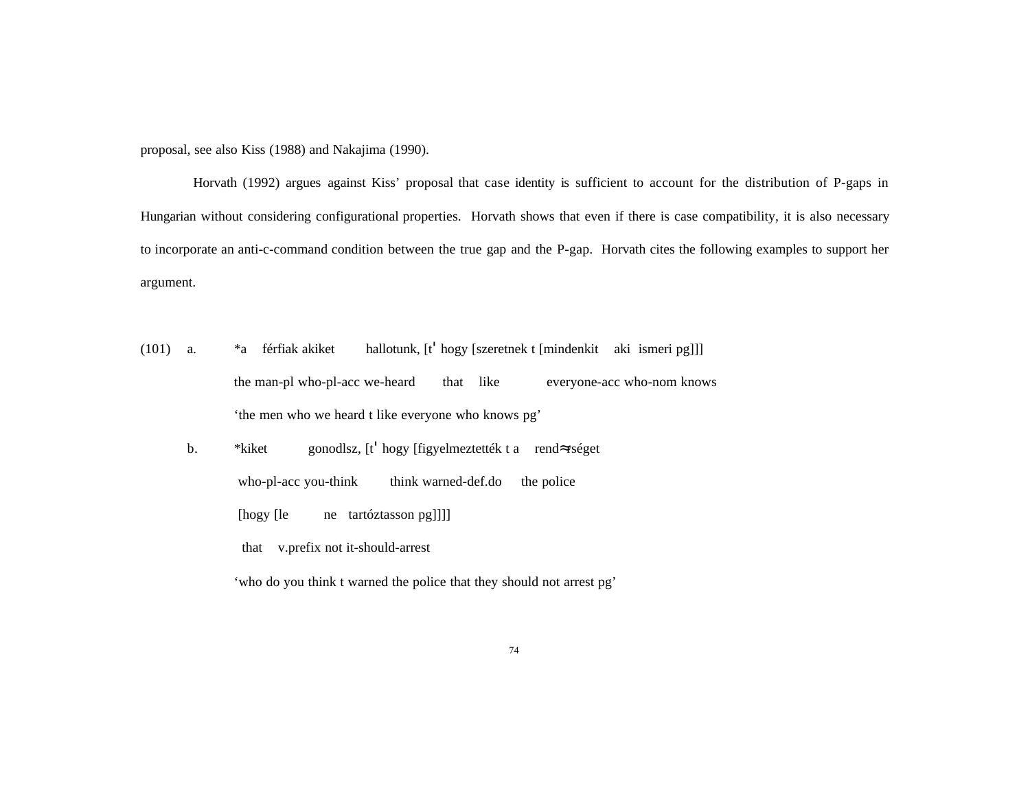proposal, see also Kiss (1988) and Nakajima (1990).

Horvath (1992) argues against Kiss' proposal that case identity is sufficient to account for the distribution of P-gaps in Hungarian without considering configurational properties. Horvath shows that even if there is case compatibility, it is also necessary to incorporate an anti-c-command condition between the true gap and the P-gap. Horvath cites the following examples to support her argument.

(101) a. *a férfiak akiket hallotunk, [t' hogy [szeretnek t [mindenkit aki ismeri pg]]]
the man-pl who-pl-acc we-heard that like everyone-acc who-nom knows
'the men who we heard t like everyone who knows pg'

b. *kiket gonodlsz, [t' hogy [figyelmeztették t a rend≈rséget
who-pl-acc you-think think warned-def.do the police
[hogy [le ne tartóztasson pg]]]]
that v.prefix not it-should-arrest
'who do you think t warned the police that they should not arrest pg'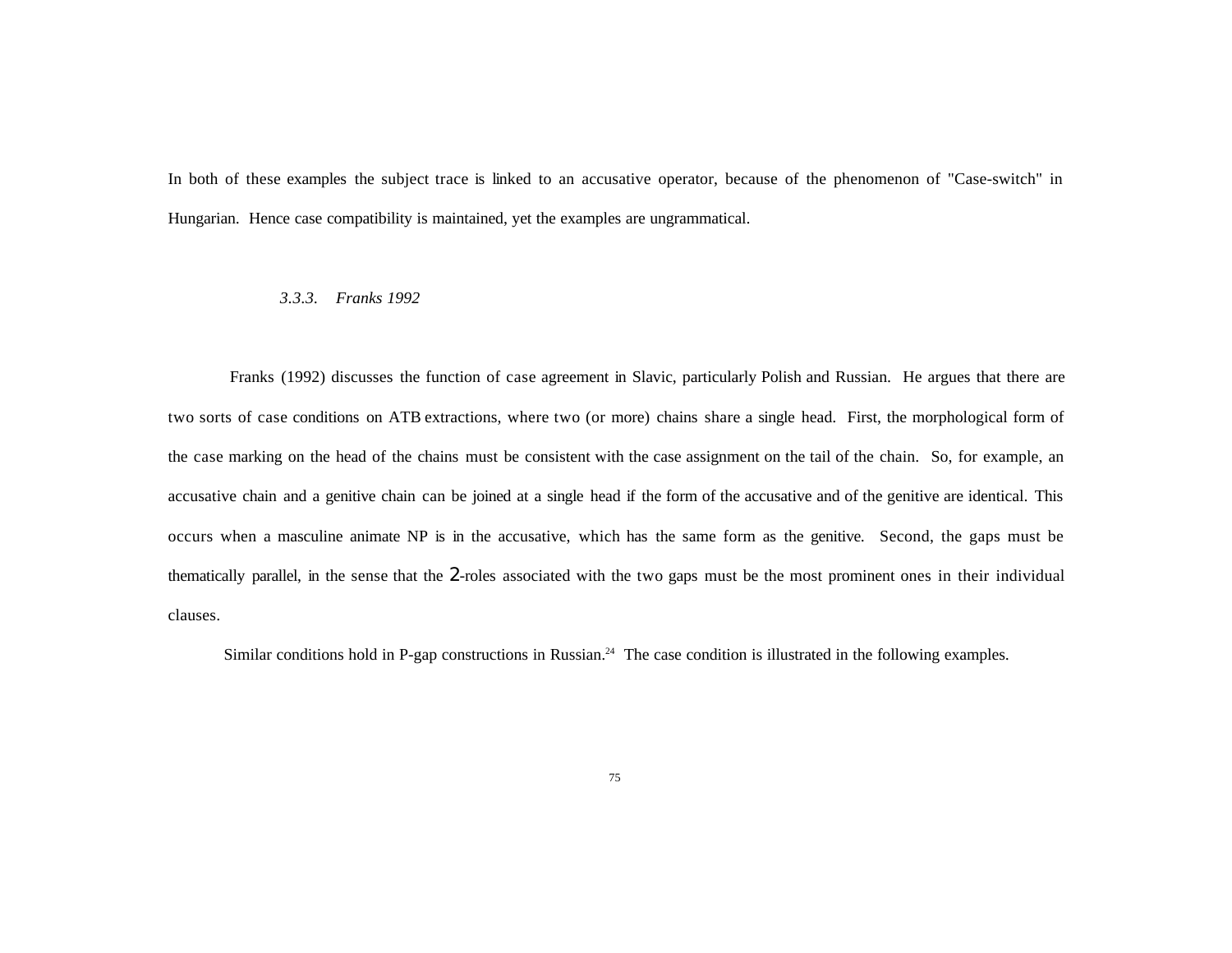In both of these examples the subject trace is linked to an accusative operator, because of the phenomenon of "Case-switch" in Hungarian. Hence case compatibility is maintained, yet the examples are ungrammatical.

### *3.3.3. Franks 1992*

Franks (1992) discusses the function of case agreement in Slavic, particularly Polish and Russian. He argues that there are two sorts of case conditions on ATB extractions, where two (or more) chains share a single head. First, the morphological form of the case marking on the head of the chains must be consistent with the case assignment on the tail of the chain. So, for example, an accusative chain and a genitive chain can be joined at a single head if the form of the accusative and of the genitive are identical. This occurs when a masculine animate NP is in the accusative, which has the same form as the genitive. Second, the gaps must be thematically parallel, in the sense that the 2-roles associated with the two gaps must be the most prominent ones in their individual clauses.

Similar conditions hold in P-gap constructions in Russian.[24] The case condition is illustrated in the following examples.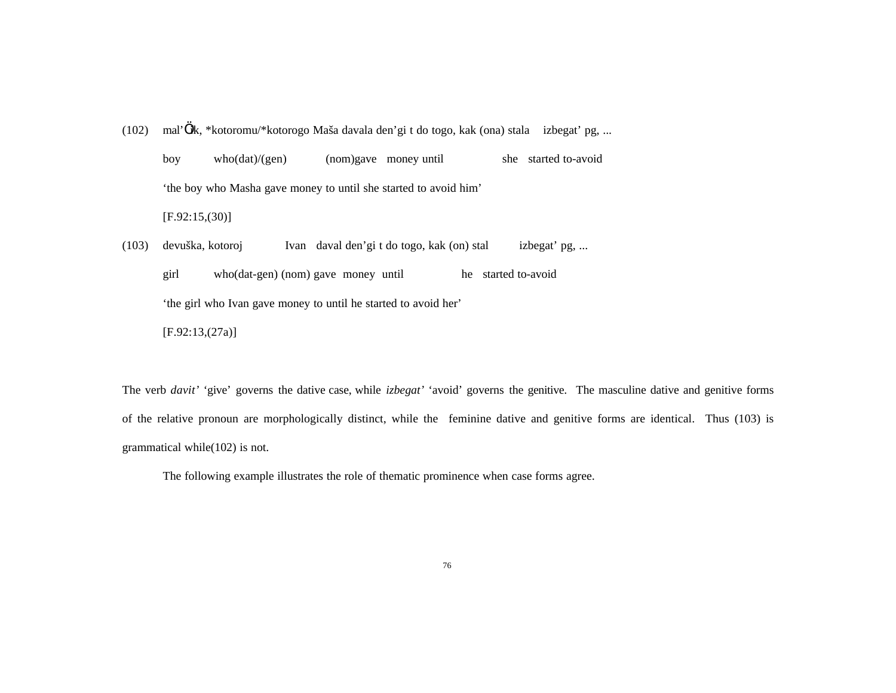(102) mal'Öik, *kotoromu/*kotorogo Maša davala den'gi t do togo, kak (ona) stala izbegat' pg, ...

boy who(dat)/(gen) (nom)gave money until she started to-avoid

'the boy who Masha gave money to until she started to avoid him'

[F.92:15,(30)]

(103) devuška, kotoroj Ivan daval den'gi t do togo, kak (on) stal izbegat' pg, ...

girl who(dat-gen) (nom) gave money until he started to-avoid

'the girl who Ivan gave money to until he started to avoid her'

[F.92:13,(27a)]

The verb *davit'* 'give' governs the dative case, while *izbegat'* 'avoid' governs the genitive. The masculine dative and genitive forms of the relative pronoun are morphologically distinct, while the feminine dative and genitive forms are identical. Thus (103) is grammatical while(102) is not.

The following example illustrates the role of thematic prominence when case forms agree.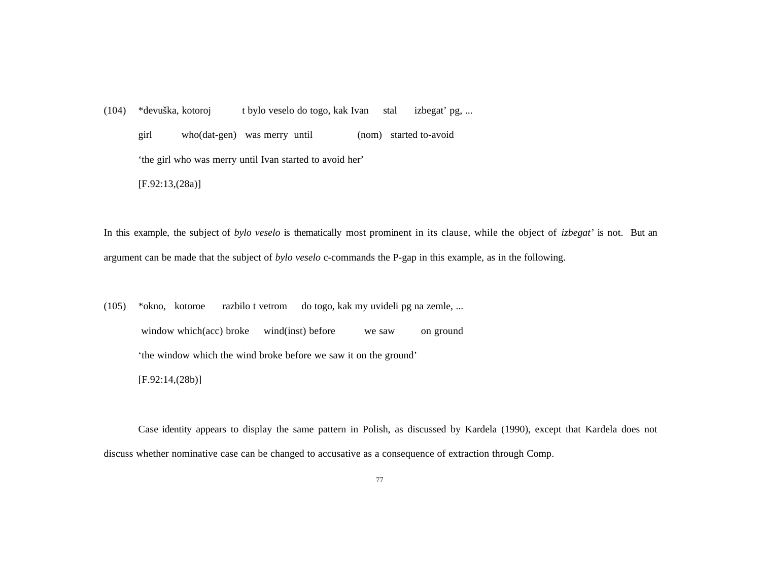(104) *devuška, kotoroj t bylo veselo do togo, kak Ivan stal izbegat' pg, ...

girl who(dat-gen) was merry until (nom) started to-avoid

'the girl who was merry until Ivan started to avoid her'

[F.92:13,(28a)]

In this example, the subject of *bylo veselo* is thematically most prominent in its clause, while the object of *izbegat'* is not. But an argument can be made that the subject of *bylo veselo* c-commands the P-gap in this example, as in the following.

(105) *okno, kotoroe razbilo t vetrom do togo, kak my uvideli pg na zemle, ...

window which(acc) broke wind(inst) before we saw on ground

'the window which the wind broke before we saw it on the ground'

[F.92:14,(28b)]

Case identity appears to display the same pattern in Polish, as discussed by Kardela (1990), except that Kardela does not discuss whether nominative case can be changed to accusative as a consequence of extraction through Comp.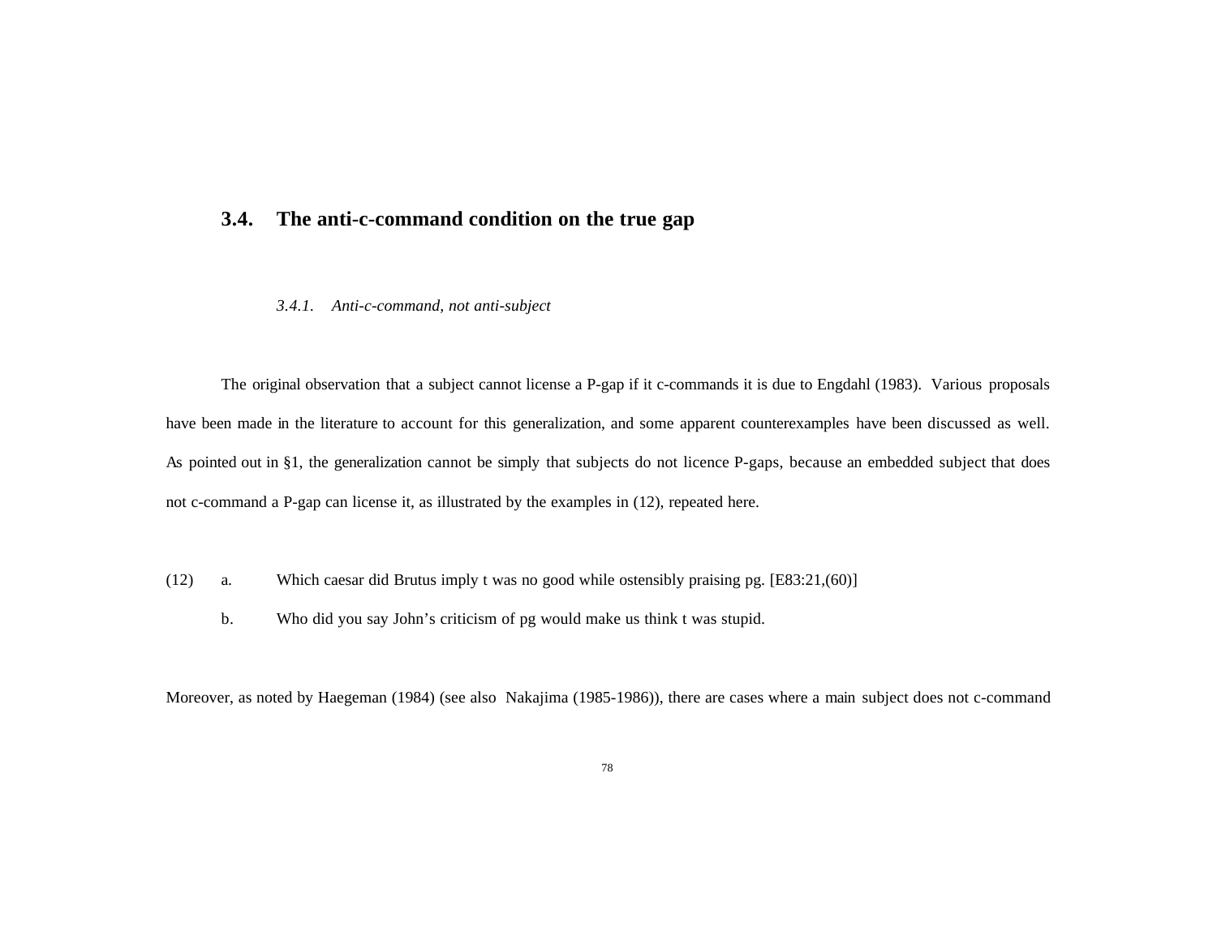## 3.4. The anti-c-command condition on the true gap

### *3.4.1. Anti-c-command, not anti-subject*

The original observation that a subject cannot license a P-gap if it c-commands it is due to Engdahl (1983). Various proposals have been made in the literature to account for this generalization, and some apparent counterexamples have been discussed as well. As pointed out in §1, the generalization cannot be simply that subjects do not licence P-gaps, because an embedded subject that does not c-command a P-gap can license it, as illustrated by the examples in (12), repeated here.

(12) a. Which caesar did Brutus imply t was no good while ostensibly praising pg. [E83:21,(60)]

b. Who did you say John's criticism of pg would make us think t was stupid.

Moreover, as noted by Haegeman (1984) (see also Nakajima (1985-1986)), there are cases where a main subject does not c-command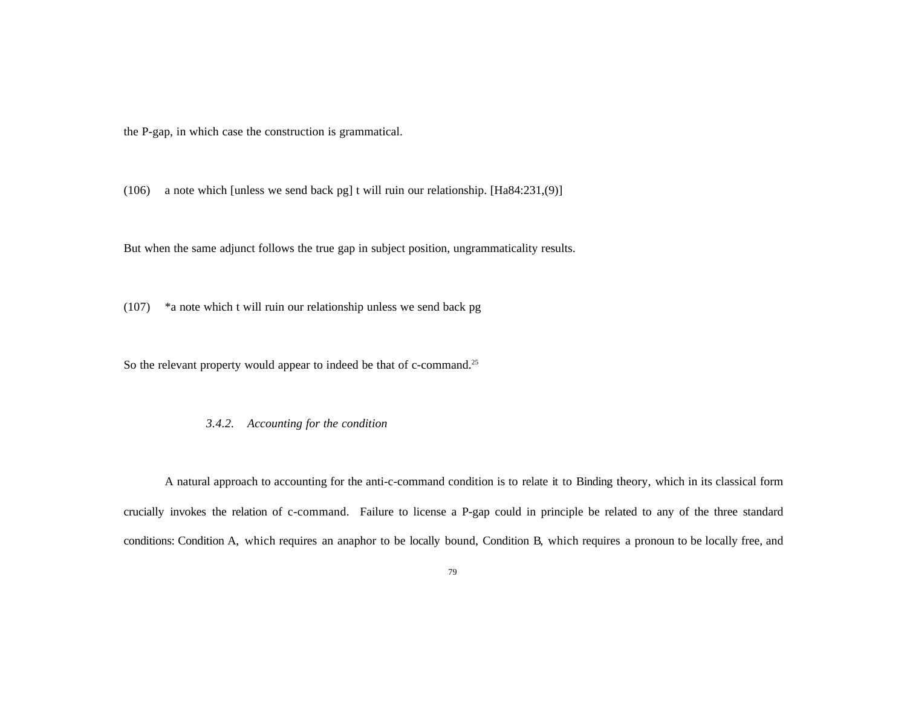the P-gap, in which case the construction is grammatical.

(106) a note which [unless we send back pg] t will ruin our relationship. [Ha84:231,(9)]

But when the same adjunct follows the true gap in subject position, ungrammaticality results.

(107) *a note which t will ruin our relationship unless we send back pg

So the relevant property would appear to indeed be that of c-command.[25]

### 3.4.2. *Accounting for the condition*

A natural approach to accounting for the anti-c-command condition is to relate it to Binding theory, which in its classical form crucially invokes the relation of c-command. Failure to license a P-gap could in principle be related to any of the three standard conditions: Condition A, which requires an anaphor to be locally bound, Condition B, which requires a pronoun to be locally free, and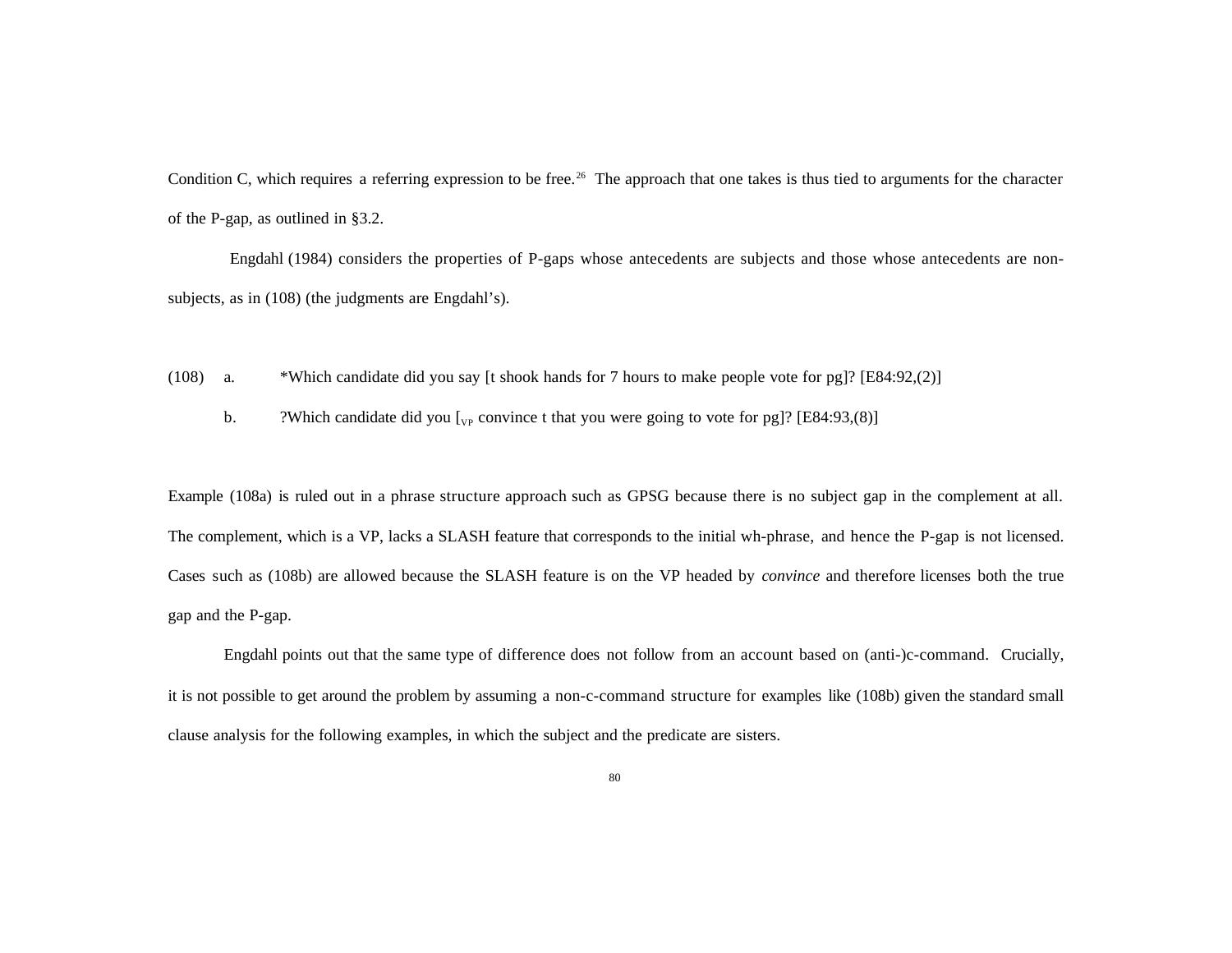Condition C, which requires a referring expression to be free.[26] The approach that one takes is thus tied to arguments for the character of the P-gap, as outlined in §3.2.

Engdahl (1984) considers the properties of P-gaps whose antecedents are subjects and those whose antecedents are non-subjects, as in (108) (the judgments are Engdahl's).

(108) a. *Which candidate did you say [t shook hands for 7 hours to make people vote for pg]? [E84:92,(2)]

b. ?Which candidate did you [$_{VP}$ convince t that you were going to vote for pg]? [E84:93,(8)]

Example (108a) is ruled out in a phrase structure approach such as GPSG because there is no subject gap in the complement at all. The complement, which is a VP, lacks a SLASH feature that corresponds to the initial wh-phrase, and hence the P-gap is not licensed. Cases such as (108b) are allowed because the SLASH feature is on the VP headed by *convince* and therefore licenses both the true gap and the P-gap.

Engdahl points out that the same type of difference does not follow from an account based on (anti-)c-command. Crucially, it is not possible to get around the problem by assuming a non-c-command structure for examples like (108b) given the standard small clause analysis for the following examples, in which the subject and the predicate are sisters.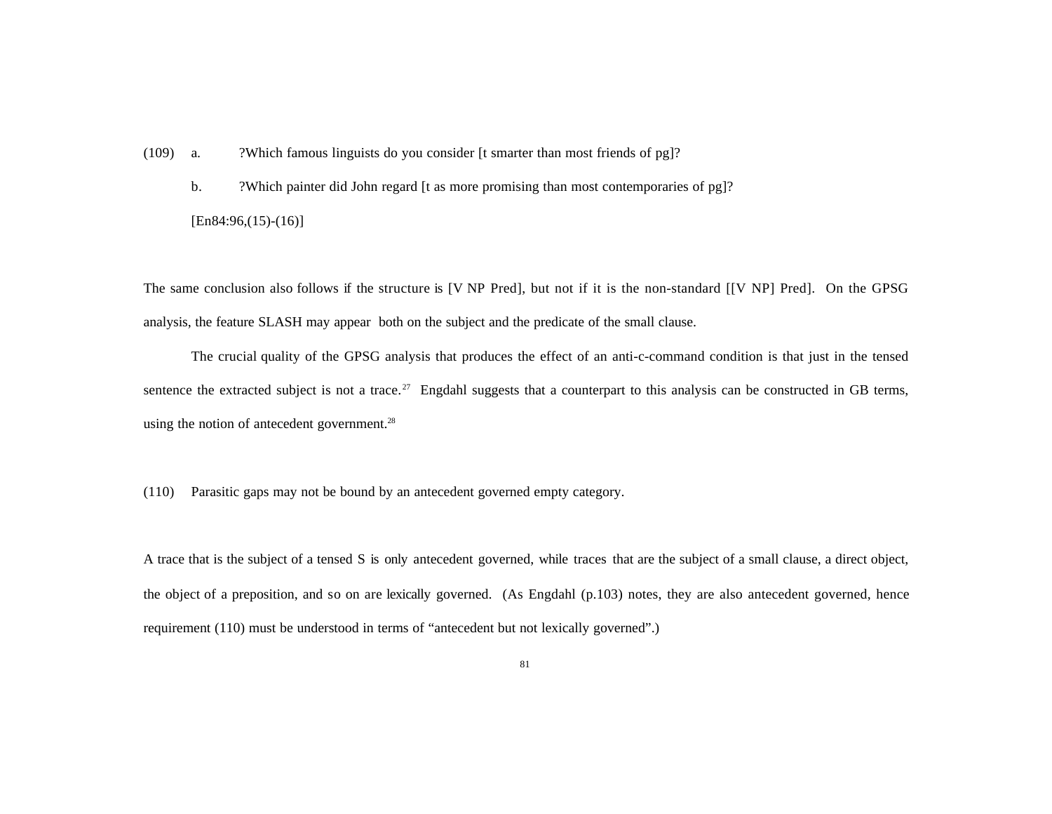(109) a. ?Which famous linguists do you consider [t smarter than most friends of pg]?

b. ?Which painter did John regard [t as more promising than most contemporaries of pg]?

[En84:96,(15)-(16)]

The same conclusion also follows if the structure is [V NP Pred], but not if it is the non-standard [[V NP] Pred]. On the GPSG analysis, the feature SLASH may appear both on the subject and the predicate of the small clause.

The crucial quality of the GPSG analysis that produces the effect of an anti-c-command condition is that just in the tensed sentence the extracted subject is not a trace.[27] Engdahl suggests that a counterpart to this analysis can be constructed in GB terms, using the notion of antecedent government.[28]

(110) Parasitic gaps may not be bound by an antecedent governed empty category.

A trace that is the subject of a tensed S is only antecedent governed, while traces that are the subject of a small clause, a direct object, the object of a preposition, and so on are lexically governed. (As Engdahl (p.103) notes, they are also antecedent governed, hence requirement (110) must be understood in terms of "antecedent but not lexically governed".)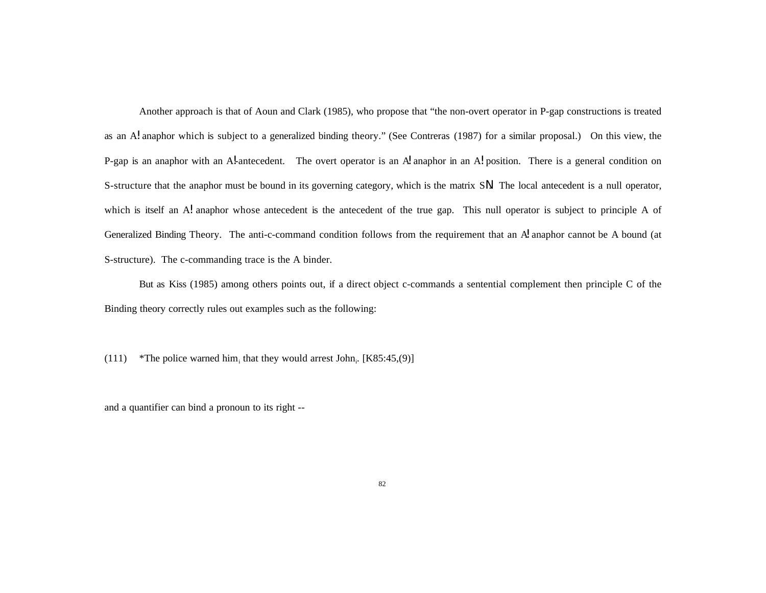Another approach is that of Aoun and Clark (1985), who propose that "the non-overt operator in P-gap constructions is treated as an A′ anaphor which is subject to a generalized binding theory." (See Contreras (1987) for a similar proposal.) On this view, the P-gap is an anaphor with an A′-antecedent. The overt operator is an A′ anaphor in an A′ position. There is a general condition on S-structure that the anaphor must be bound in its governing category, which is the matrix S′. The local antecedent is a null operator, which is itself an A′ anaphor whose antecedent is the antecedent of the true gap. This null operator is subject to principle A of Generalized Binding Theory. The anti-c-command condition follows from the requirement that an A′ anaphor cannot be A bound (at S-structure). The c-commanding trace is the A binder.

But as Kiss (1985) among others points out, if a direct object c-commands a sentential complement then principle C of the Binding theory correctly rules out examples such as the following:

(111) *The police warned him$_i$ that they would arrest John$_i$. [K85:45,(9)]

and a quantifier can bind a pronoun to its right --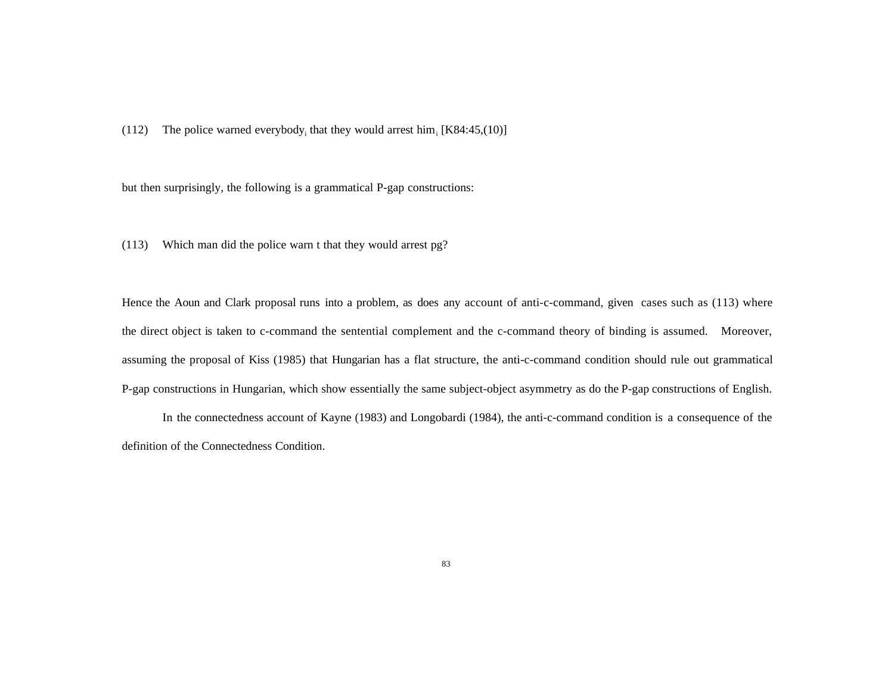(112) The police warned everybody$_i$ that they would arrest him$_i$ [K84:45,(10)]

but then surprisingly, the following is a grammatical P-gap constructions:

(113) Which man did the police warn t that they would arrest pg?

Hence the Aoun and Clark proposal runs into a problem, as does any account of anti-c-command, given cases such as (113) where the direct object is taken to c-command the sentential complement and the c-command theory of binding is assumed. Moreover, assuming the proposal of Kiss (1985) that Hungarian has a flat structure, the anti-c-command condition should rule out grammatical P-gap constructions in Hungarian, which show essentially the same subject-object asymmetry as do the P-gap constructions of English.

In the connectedness account of Kayne (1983) and Longobardi (1984), the anti-c-command condition is a consequence of the definition of the Connectedness Condition.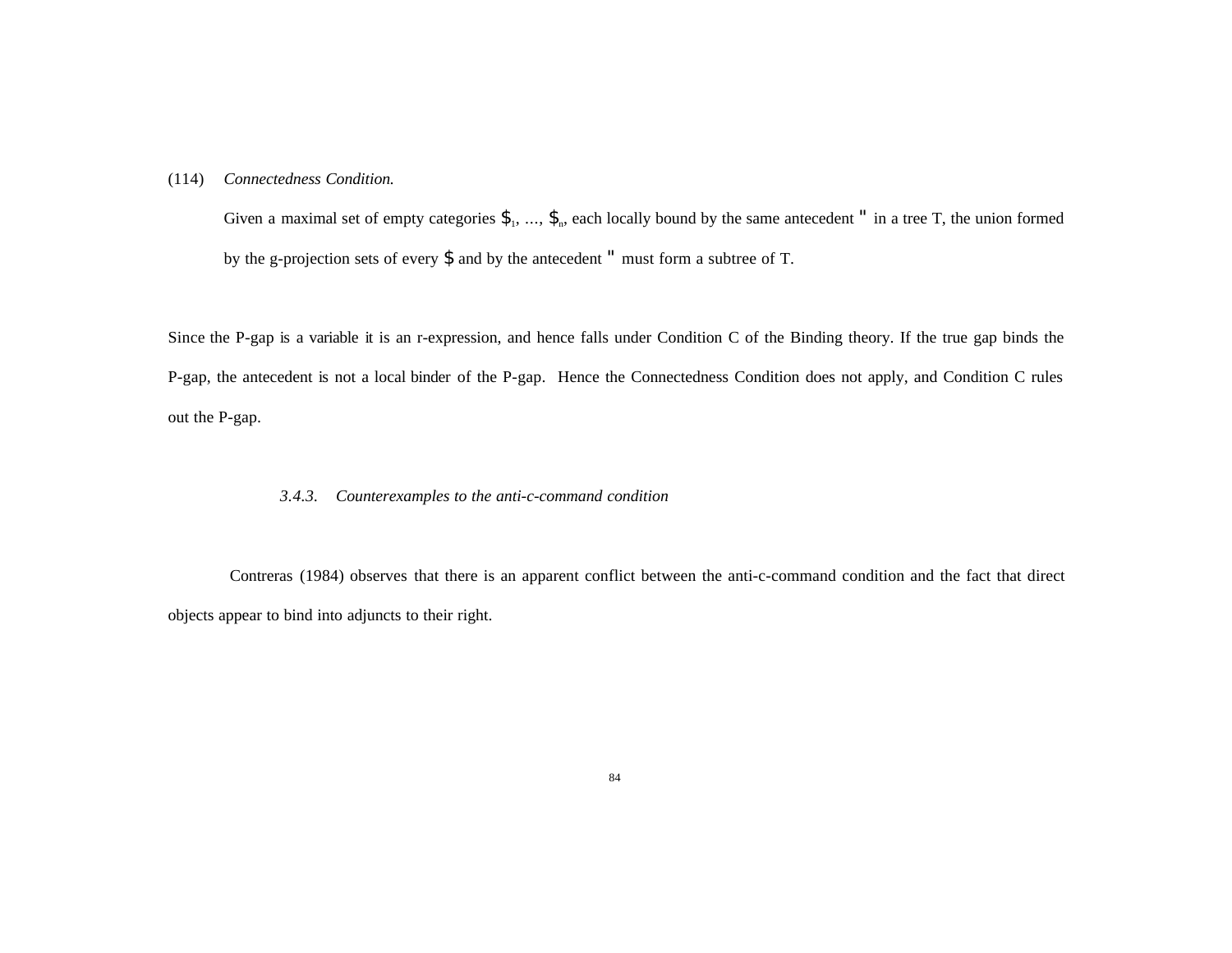(114) *Connectedness Condition.*

Given a maximal set of empty categories $\beta_1, ..., \beta_n$, each locally bound by the same antecedent $\alpha$ in a tree T, the union formed by the g-projection sets of every $\beta$ and by the antecedent $\alpha$ must form a subtree of T.

Since the P-gap is a variable it is an r-expression, and hence falls under Condition C of the Binding theory. If the true gap binds the P-gap, the antecedent is not a local binder of the P-gap. Hence the Connectedness Condition does not apply, and Condition C rules out the P-gap.

### *3.4.3. Counterexamples to the anti-c-command condition*

Contreras (1984) observes that there is an apparent conflict between the anti-c-command condition and the fact that direct objects appear to bind into adjuncts to their right.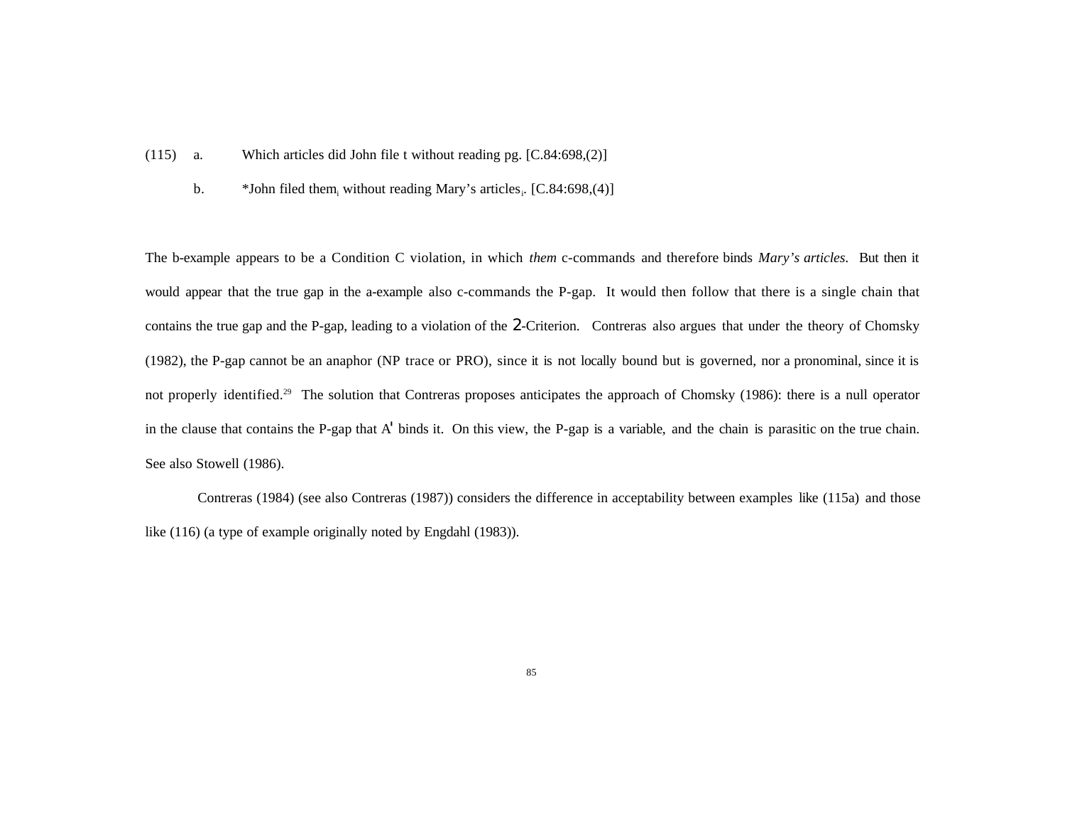(115) a. Which articles did John file t without reading pg. [C.84:698,(2)]

b. *John filed them$_i$ without reading Mary's articles$_i$. [C.84:698,(4)]

The b-example appears to be a Condition C violation, in which *them* c-commands and therefore binds *Mary's articles*. But then it would appear that the true gap in the a-example also c-commands the P-gap. It would then follow that there is a single chain that contains the true gap and the P-gap, leading to a violation of the 2-Criterion. Contreras also argues that under the theory of Chomsky (1982), the P-gap cannot be an anaphor (NP trace or PRO), since it is not locally bound but is governed, nor a pronominal, since it is not properly identified.[29] The solution that Contreras proposes anticipates the approach of Chomsky (1986): there is a null operator in the clause that contains the P-gap that A' binds it. On this view, the P-gap is a variable, and the chain is parasitic on the true chain. See also Stowell (1986).

Contreras (1984) (see also Contreras (1987)) considers the difference in acceptability between examples like (115a) and those like (116) (a type of example originally noted by Engdahl (1983)).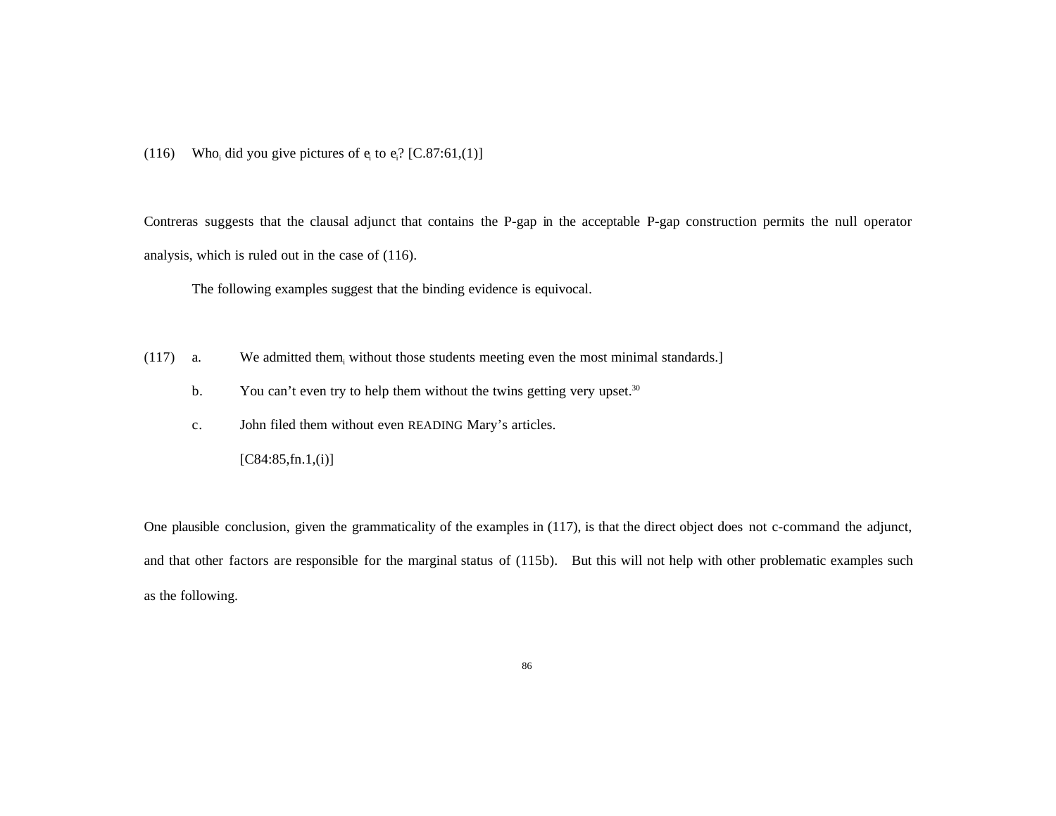(116) Who$_i$ did you give pictures of e$_i$ to e$_i$? [C.87:61,(1)]

Contreras suggests that the clausal adjunct that contains the P-gap in the acceptable P-gap construction permits the null operator analysis, which is ruled out in the case of (116).

The following examples suggest that the binding evidence is equivocal.

(117) a. We admitted them$_i$ without those students meeting even the most minimal standards.]

b. You can't even try to help them without the twins getting very upset.[30]

c. John filed them without even READING Mary's articles.

[C84:85,fn.1,(i)]

One plausible conclusion, given the grammaticality of the examples in (117), is that the direct object does not c-command the adjunct, and that other factors are responsible for the marginal status of (115b). But this will not help with other problematic examples such as the following.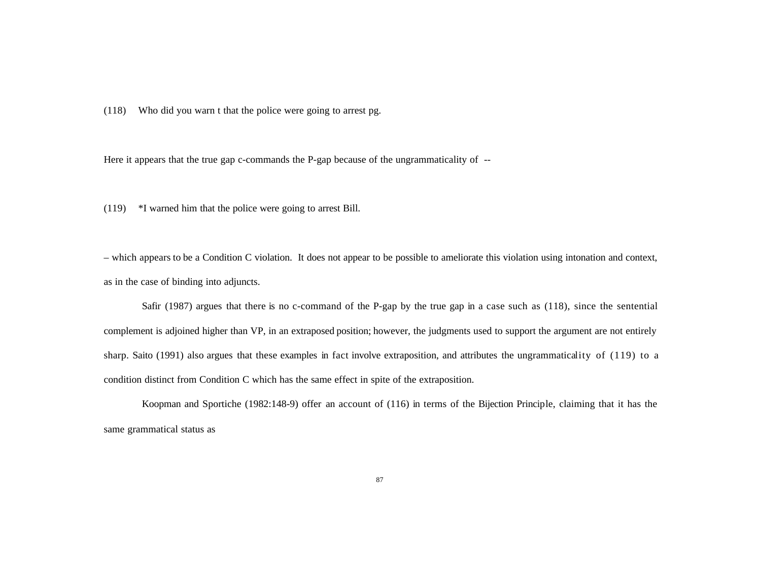(118) Who did you warn t that the police were going to arrest pg.

Here it appears that the true gap c-commands the P-gap because of the ungrammaticality of --

(119) *I warned him that the police were going to arrest Bill.

– which appears to be a Condition C violation. It does not appear to be possible to ameliorate this violation using intonation and context, as in the case of binding into adjuncts.

Safir (1987) argues that there is no c-command of the P-gap by the true gap in a case such as (118), since the sentential complement is adjoined higher than VP, in an extraposed position; however, the judgments used to support the argument are not entirely sharp. Saito (1991) also argues that these examples in fact involve extraposition, and attributes the ungrammaticality of (119) to a condition distinct from Condition C which has the same effect in spite of the extraposition.

Koopman and Sportiche (1982:148-9) offer an account of (116) in terms of the Bijection Principle, claiming that it has the same grammatical status as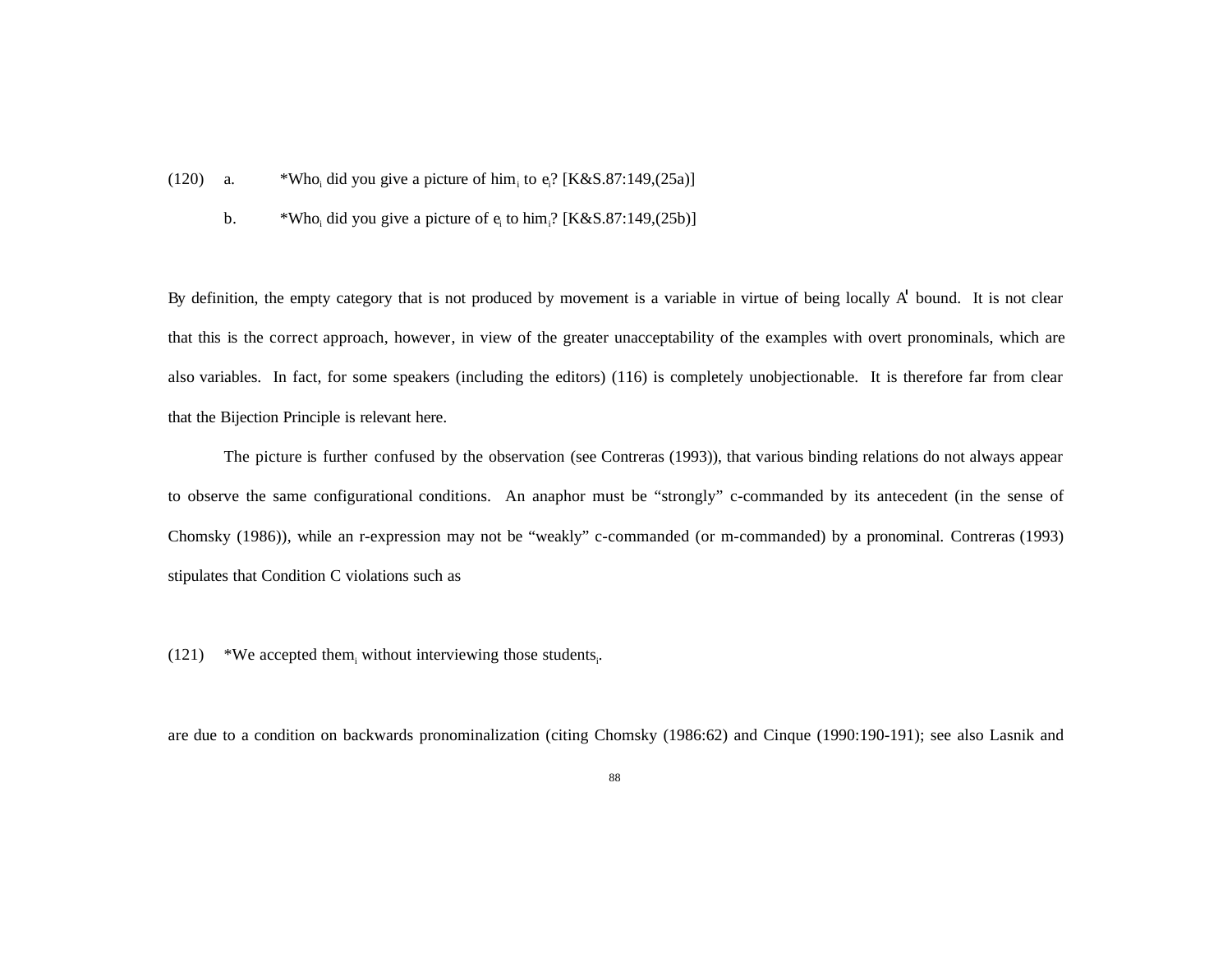(120) a. *Who$_i$ did you give a picture of him$_i$ to e$_i$? [K&S.87:149,(25a)]

b. *Who$_i$ did you give a picture of e$_i$ to him$_i$? [K&S.87:149,(25b)]

By definition, the empty category that is not produced by movement is a variable in virtue of being locally A' bound. It is not clear that this is the correct approach, however, in view of the greater unacceptability of the examples with overt pronominals, which are also variables. In fact, for some speakers (including the editors) (116) is completely unobjectionable. It is therefore far from clear that the Bijection Principle is relevant here.

The picture is further confused by the observation (see Contreras (1993)), that various binding relations do not always appear to observe the same configurational conditions. An anaphor must be "strongly" c-commanded by its antecedent (in the sense of Chomsky (1986)), while an r-expression may not be "weakly" c-commanded (or m-commanded) by a pronominal. Contreras (1993) stipulates that Condition C violations such as

(121) *We accepted them$_i$ without interviewing those students$_i$.

are due to a condition on backwards pronominalization (citing Chomsky (1986:62) and Cinque (1990:190-191); see also Lasnik and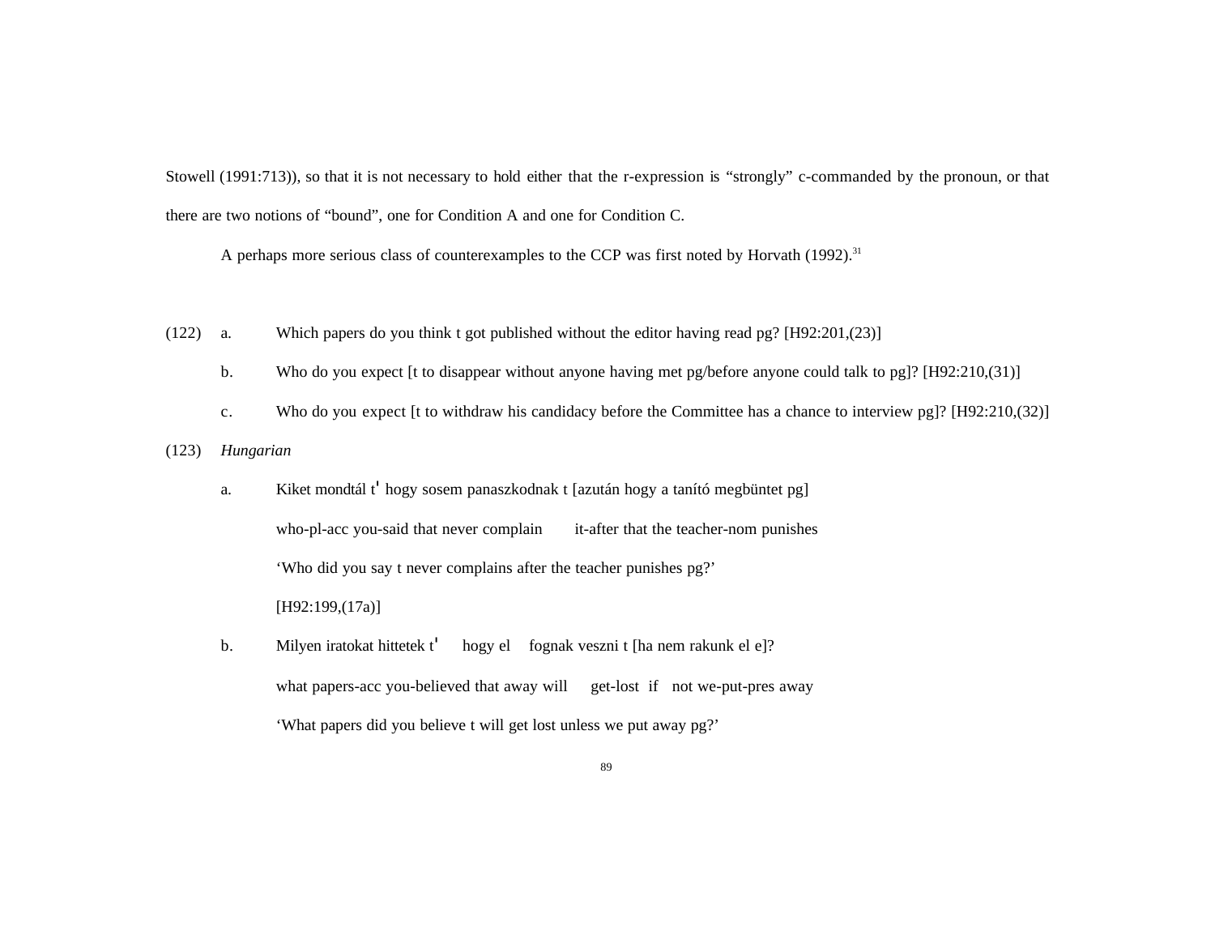Stowell (1991:713)), so that it is not necessary to hold either that the r-expression is "strongly" c-commanded by the pronoun, or that there are two notions of "bound", one for Condition A and one for Condition C.

A perhaps more serious class of counterexamples to the CCP was first noted by Horvath (1992).[31]

(122) a. Which papers do you think t got published without the editor having read pg? [H92:201,(23)]

b. Who do you expect [t to disappear without anyone having met pg/before anyone could talk to pg]? [H92:210,(31)]

c. Who do you expect [t to withdraw his candidacy before the Committee has a chance to interview pg]? [H92:210,(32)]

(123) *Hungarian*

a. Kiket mondtál t' hogy sosem panaszkodnak t [azután hogy a tanító megbüntet pg]

who-pl-acc you-said that never complain it-after that the teacher-nom punishes

'Who did you say t never complains after the teacher punishes pg?'

[H92:199,(17a)]

b. Milyen iratokat hittetek t' hogy el fognak veszni t [ha nem rakunk el e]?

what papers-acc you-believed that away will get-lost if not we-put-pres away

'What papers did you believe t will get lost unless we put away pg?'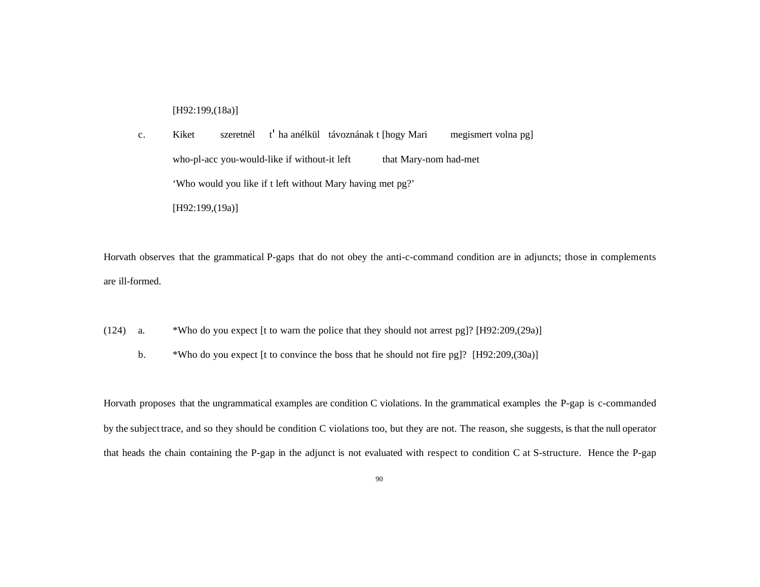[H92:199,(18a)]

c. Kiket szeretnél t' ha anélkül távoznának t [hogy Mari megismert volna pg]

who-pl-acc you-would-like if without-it left that Mary-nom had-met

'Who would you like if t left without Mary having met pg?'

[H92:199,(19a)]

Horvath observes that the grammatical P-gaps that do not obey the anti-c-command condition are in adjuncts; those in complements are ill-formed.

(124) a. *Who do you expect [t to warn the police that they should not arrest pg]? [H92:209,(29a)]

b. *Who do you expect [t to convince the boss that he should not fire pg]? [H92:209,(30a)]

Horvath proposes that the ungrammatical examples are condition C violations. In the grammatical examples the P-gap is c-commanded by the subject trace, and so they should be condition C violations too, but they are not. The reason, she suggests, is that the null operator that heads the chain containing the P-gap in the adjunct is not evaluated with respect to condition C at S-structure. Hence the P-gap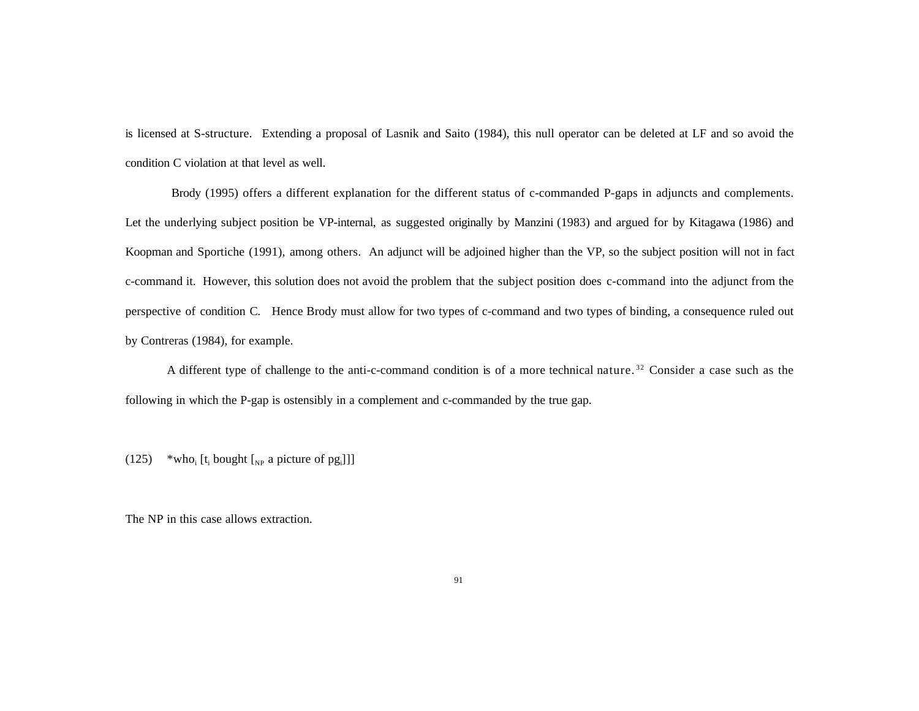is licensed at S-structure. Extending a proposal of Lasnik and Saito (1984), this null operator can be deleted at LF and so avoid the condition C violation at that level as well.

Brody (1995) offers a different explanation for the different status of c-commanded P-gaps in adjuncts and complements. Let the underlying subject position be VP-internal, as suggested originally by Manzini (1983) and argued for by Kitagawa (1986) and Koopman and Sportiche (1991), among others. An adjunct will be adjoined higher than the VP, so the subject position will not in fact c-command it. However, this solution does not avoid the problem that the subject position does c-command into the adjunct from the perspective of condition C. Hence Brody must allow for two types of c-command and two types of binding, a consequence ruled out by Contreras (1984), for example.

A different type of challenge to the anti-c-command condition is of a more technical nature.[32] Consider a case such as the following in which the P-gap is ostensibly in a complement and c-commanded by the true gap.

(125) \*$who_i$ [$t_i$ bought [$_{NP}$ a picture of $pg_i$]]]

The NP in this case allows extraction.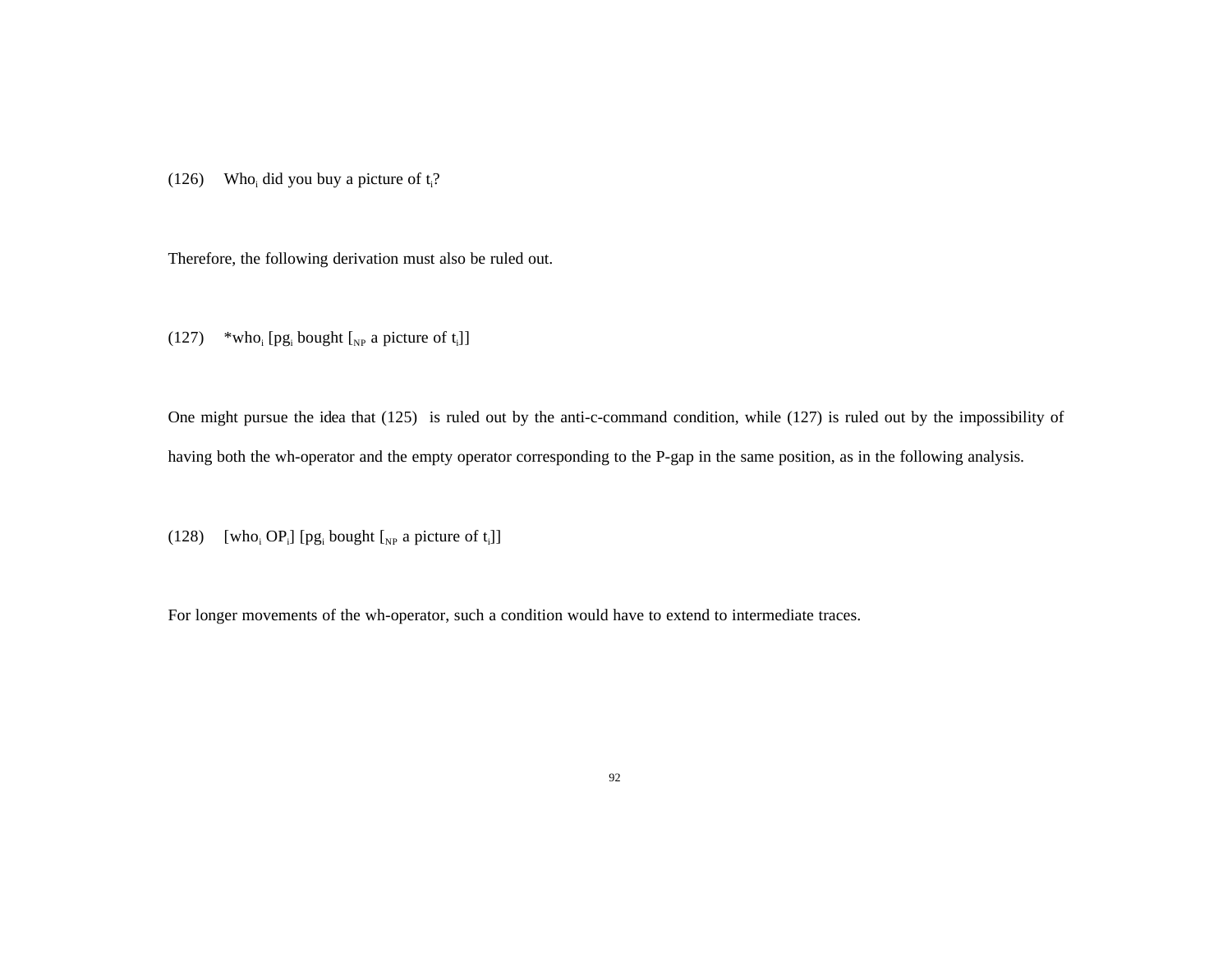(126) Who$_i$ did you buy a picture of t$_i$?

Therefore, the following derivation must also be ruled out.

(127) *who$_i$ [pg$_i$ bought [$_{NP}$ a picture of t$_i$]]

One might pursue the idea that (125) is ruled out by the anti-c-command condition, while (127) is ruled out by the impossibility of having both the wh-operator and the empty operator corresponding to the P-gap in the same position, as in the following analysis.

(128) [who$_i$ OP$_i$] [pg$_i$ bought [$_{NP}$ a picture of t$_i$]]

For longer movements of the wh-operator, such a condition would have to extend to intermediate traces.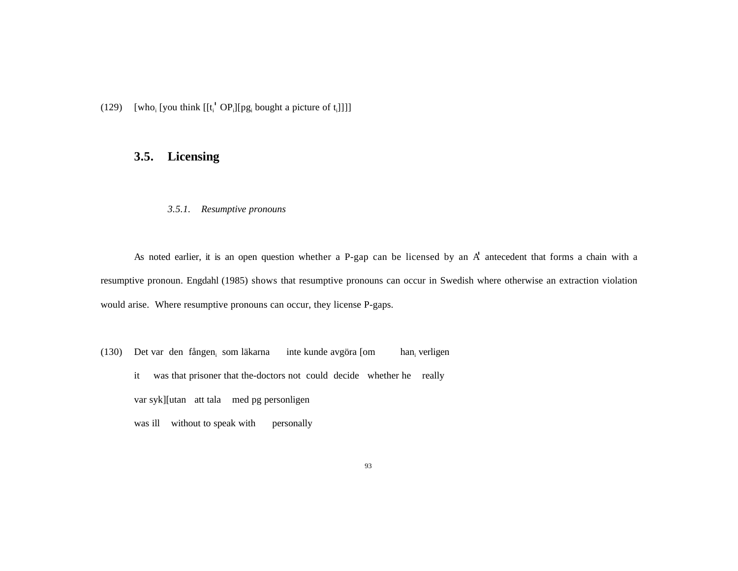(129) [who$_i$ [you think [[t$_i$' OP$_i$][pg$_i$ bought a picture of t$_i$]]]]

## 3.5. Licensing

### *3.5.1. Resumptive pronouns*

As noted earlier, it is an open question whether a P-gap can be licensed by an A' antecedent that forms a chain with a resumptive pronoun. Engdahl (1985) shows that resumptive pronouns can occur in Swedish where otherwise an extraction violation would arise. Where resumptive pronouns can occur, they license P-gaps.

(130) Det var den fången$_i$ som läkarna inte kunde avgöra [om han$_i$ verligen
it was that prisoner that the-doctors not could decide whether he really
var syk][utan att tala med pg personligen
was ill without to speak with personally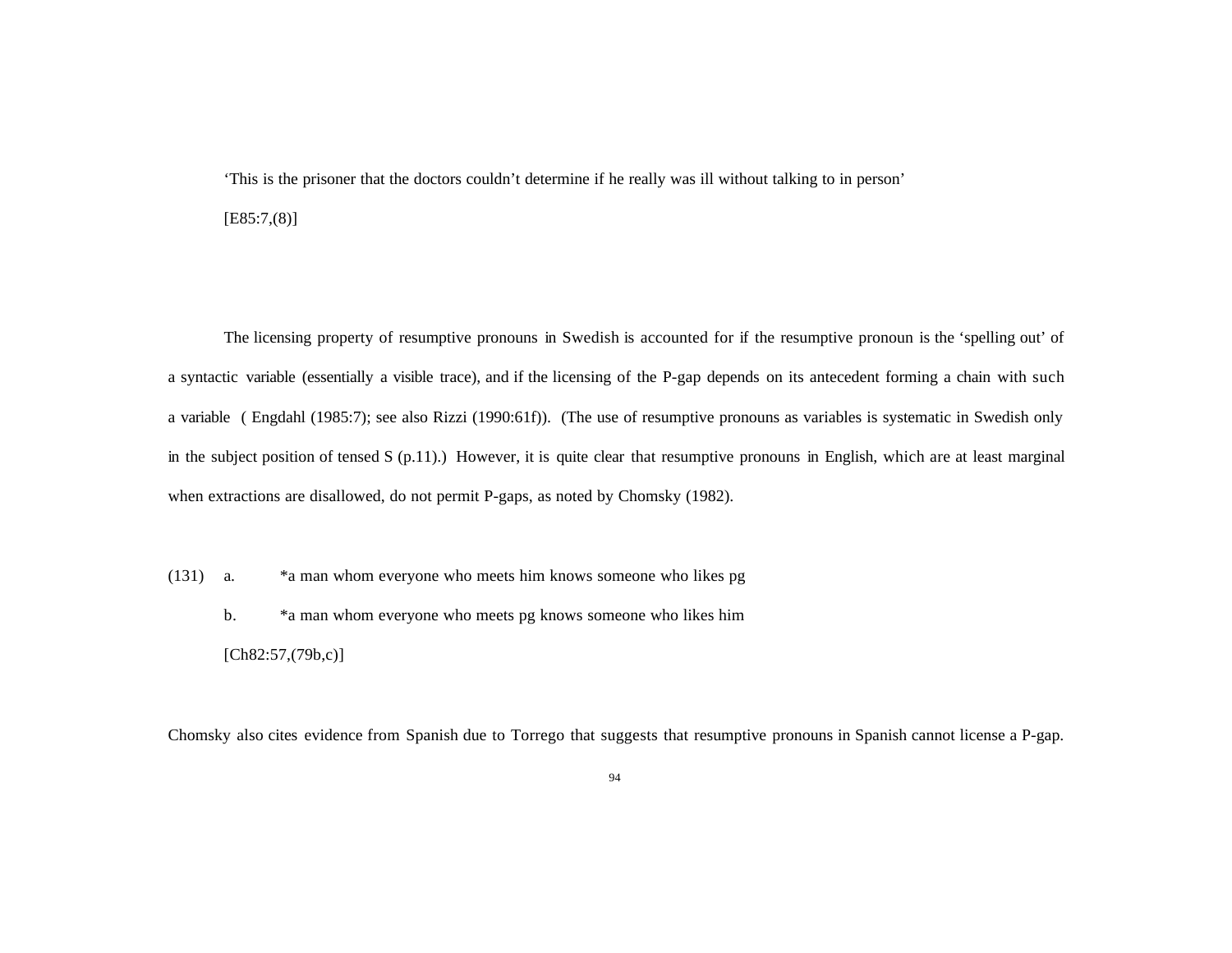'This is the prisoner that the doctors couldn't determine if he really was ill without talking to in person'

[E85:7,(8)]

The licensing property of resumptive pronouns in Swedish is accounted for if the resumptive pronoun is the 'spelling out' of a syntactic variable (essentially a visible trace), and if the licensing of the P-gap depends on its antecedent forming a chain with such a variable ( Engdahl (1985:7); see also Rizzi (1990:61f)). (The use of resumptive pronouns as variables is systematic in Swedish only in the subject position of tensed S (p.11).) However, it is quite clear that resumptive pronouns in English, which are at least marginal when extractions are disallowed, do not permit P-gaps, as noted by Chomsky (1982).

(131) a. *a man whom everyone who meets him knows someone who likes pg

b. *a man whom everyone who meets pg knows someone who likes him

[Ch82:57,(79b,c)]

Chomsky also cites evidence from Spanish due to Torrego that suggests that resumptive pronouns in Spanish cannot license a P-gap.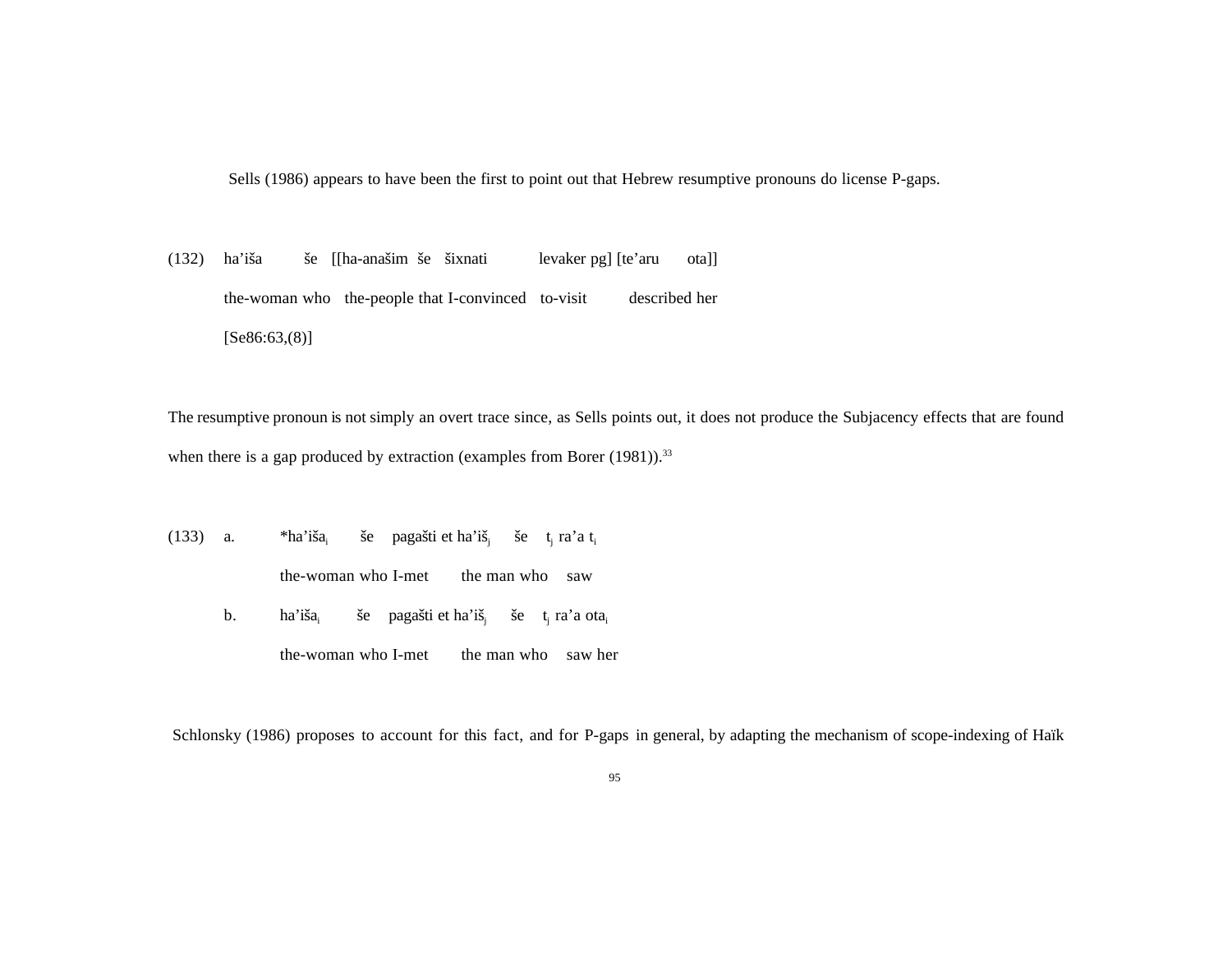Sells (1986) appears to have been the first to point out that Hebrew resumptive pronouns do license P-gaps.

(132) ha'iša še [[ha-anašim še šixnati levaker pg] [te'aru ota]]
  the-woman who the-people that I-convinced to-visit described her
  [Se86:63,(8)]

The resumptive pronoun is not simply an overt trace since, as Sells points out, it does not produce the Subjacency effects that are found when there is a gap produced by extraction (examples from Borer (1981)).[33]

(133) a. *ha'iša$_i$ še pagašti et ha'iš$_j$ še $t_j$ ra'a $t_i$
   the-woman who I-met the man who saw
  b. ha'iša$_i$ še pagašti et ha'iš$_j$ še $t_j$ ra'a ota$_i$
   the-woman who I-met the man who saw her

Schlonsky (1986) proposes to account for this fact, and for P-gaps in general, by adapting the mechanism of scope-indexing of Haïk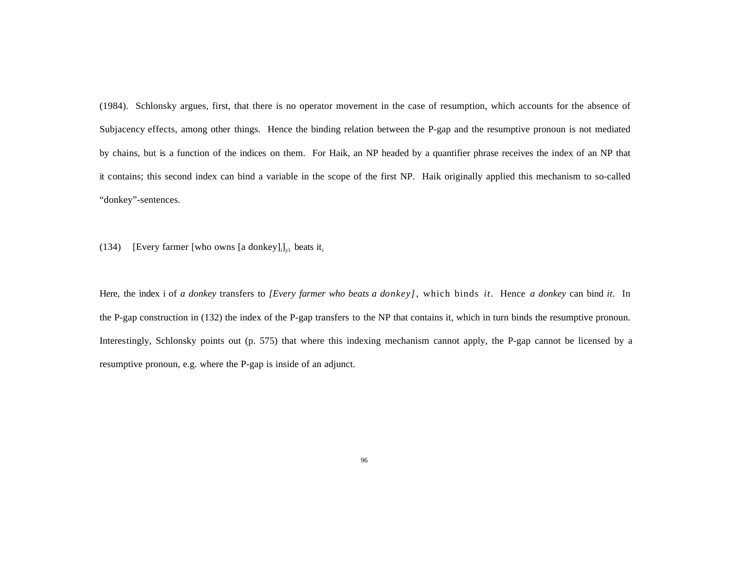(1984). Schlonsky argues, first, that there is no operator movement in the case of resumption, which accounts for the absence of Subjacency effects, among other things. Hence the binding relation between the P-gap and the resumptive pronoun is not mediated by chains, but is a function of the indices on them. For Haik, an NP headed by a quantifier phrase receives the index of an NP that it contains; this second index can bind a variable in the scope of the first NP. Haik originally applied this mechanism to so-called “donkey”-sentences.

(134) [Every farmer [who owns [a donkey]$_i$]$_{j/i}$ beats it$_i$

Here, the index i of *a donkey* transfers to *[Every farmer who beats a donkey]*, which binds *it*. Hence *a donkey* can bind *it*. In the P-gap construction in (132) the index of the P-gap transfers to the NP that contains it, which in turn binds the resumptive pronoun. Interestingly, Schlonsky points out (p. 575) that where this indexing mechanism cannot apply, the P-gap cannot be licensed by a resumptive pronoun, e.g. where the P-gap is inside of an adjunct.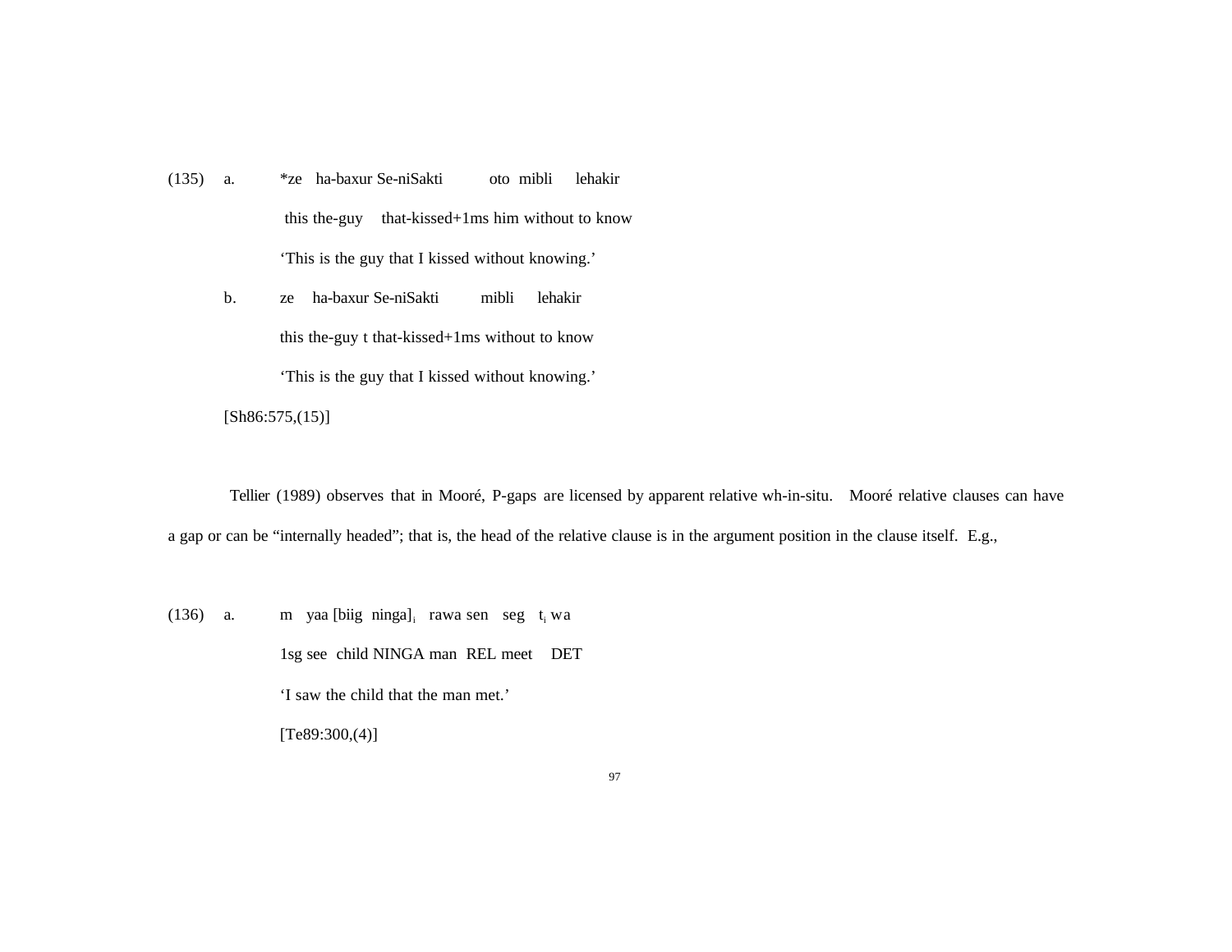(135) a. *ze ha-baxur Se-niSakti oto mibli lehakir

this the-guy that-kissed+1ms him without to know

'This is the guy that I kissed without knowing.'

b. ze ha-baxur Se-niSakti mibli lehakir

this the-guy t that-kissed+1ms without to know

'This is the guy that I kissed without knowing.'

[Sh86:575,(15)]

Tellier (1989) observes that in Mooré, P-gaps are licensed by apparent relative wh-in-situ. Mooré relative clauses can have a gap or can be "internally headed"; that is, the head of the relative clause is in the argument position in the clause itself. E.g.,

(136) a. m yaa [biig ninga]$_i$ rawa sen seg t$_i$ wa

1sg see child NINGA man REL meet DET

'I saw the child that the man met.'

[Te89:300,(4)]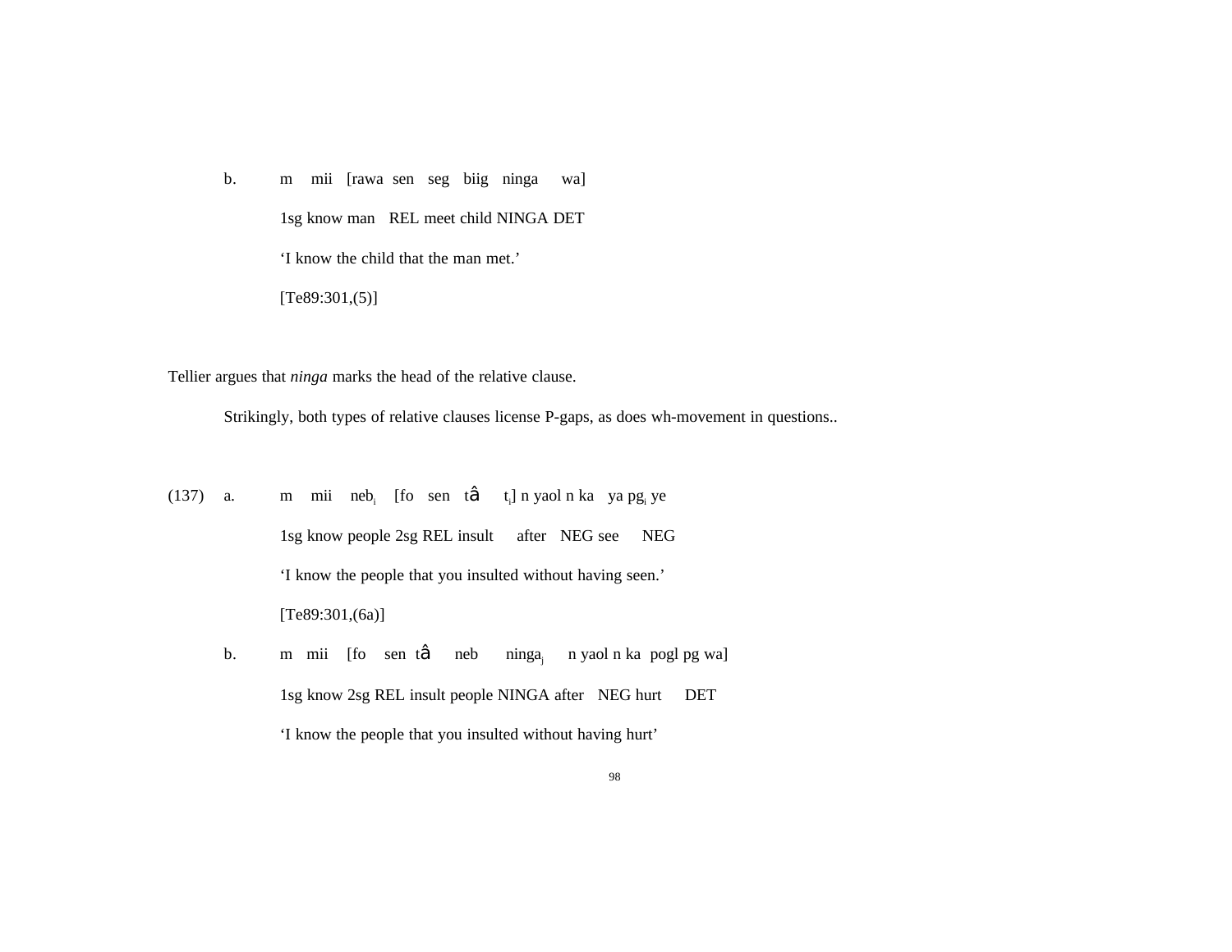b.    m   mii  [rawa  sen   seg   biig   ninga     wa]

1sg know man   REL meet child NINGA DET

'I know the child that the man met.'

[Te89:301,(5)]

Tellier argues that *ninga* marks the head of the relative clause.

Strikingly, both types of relative clauses license P-gaps, as does wh-movement in questions..

(137) a.    m   mii   $neb_i$   [fo   sen   tâ   $t_i$] n yaol n ka   ya $pg_i$ ye

1sg know people 2sg REL insult   after  NEG see   NEG

'I know the people that you insulted without having seen.'

[Te89:301,(6a)]

b.    m  mii   [fo   sen  tâ   neb   $ninga_j$   n yaol n ka  pogl pg wa]

1sg know 2sg REL insult people NINGA after  NEG hurt   DET

'I know the people that you insulted without having hurt'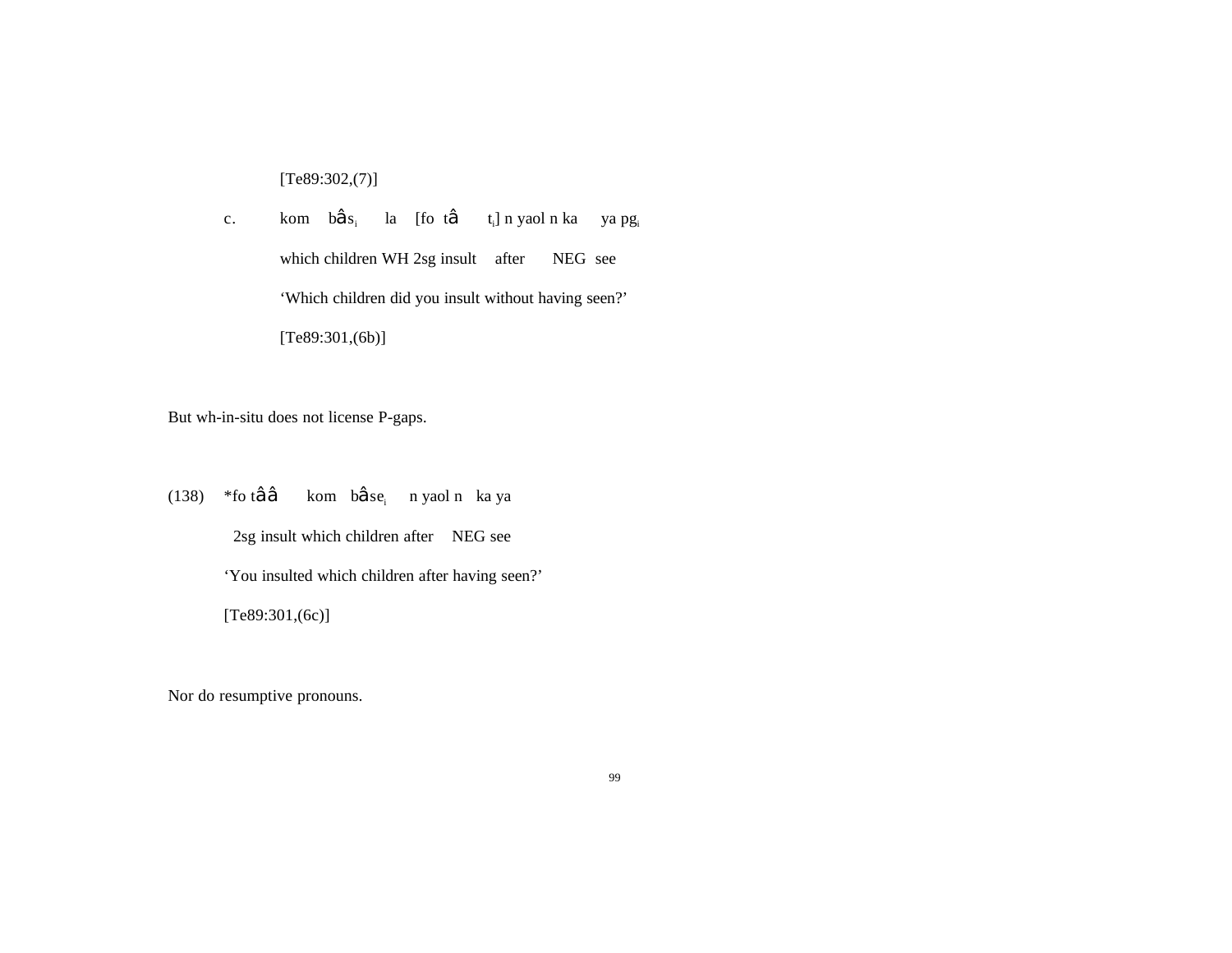[Te89:302,(7)]

c. kom bâs$_i$ la [fo tâ t$_i$] n yaol n ka ya pg$_i$

which children WH 2sg insult after NEG see

'Which children did you insult without having seen?'

[Te89:301,(6b)]

But wh-in-situ does not license P-gaps.

(138) *fo tââ kom bâse$_i$ n yaol n ka ya

2sg insult which children after NEG see

'You insulted which children after having seen?'

[Te89:301,(6c)]

Nor do resumptive pronouns.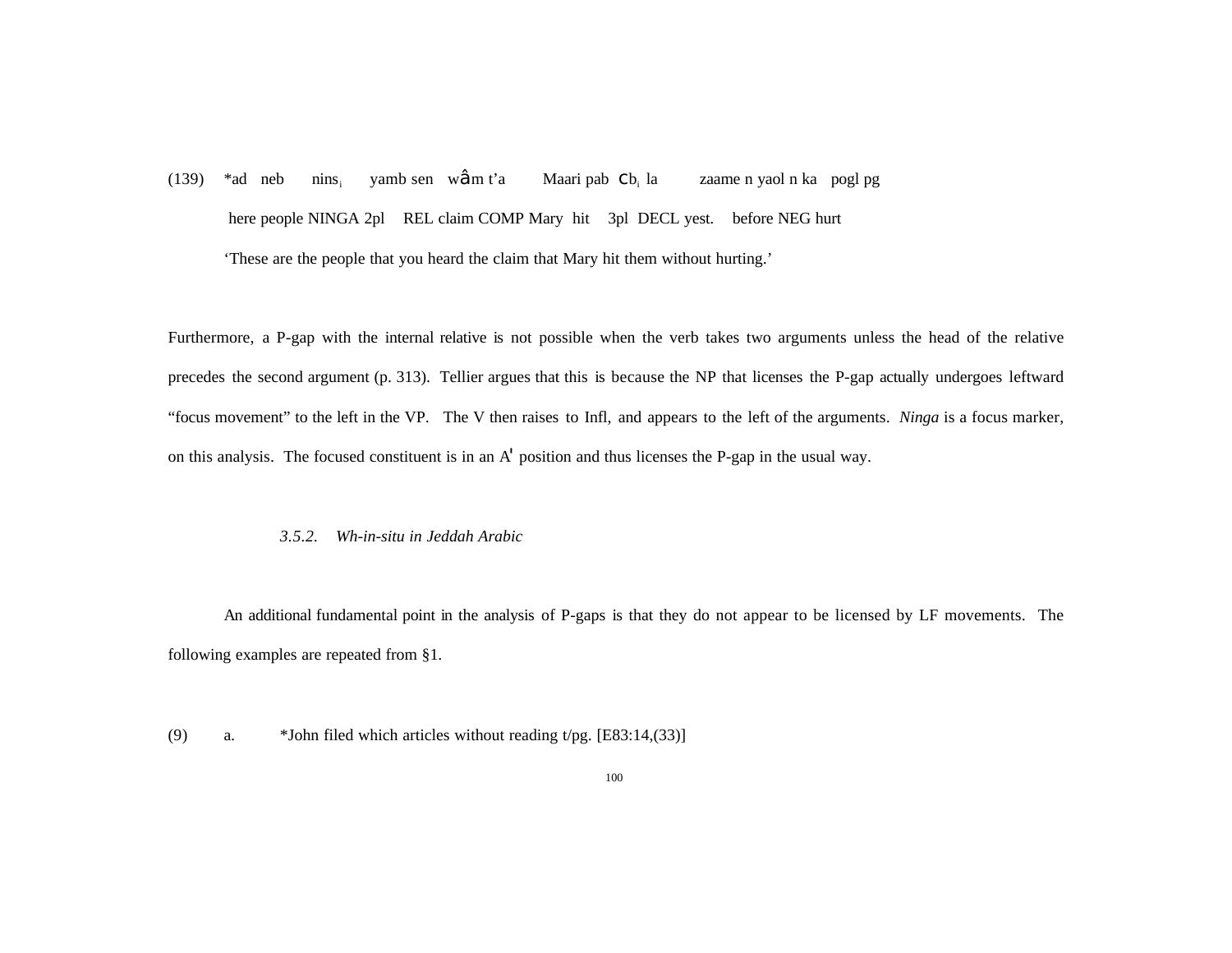(139) *ad neb nins$_i$ yamb sen wâm t'a Maari pab cb$_i$ la zaame n yaol n ka pogl pg

here people NINGA 2pl REL claim COMP Mary hit 3pl DECL yest. before NEG hurt

'These are the people that you heard the claim that Mary hit them without hurting.'

Furthermore, a P-gap with the internal relative is not possible when the verb takes two arguments unless the head of the relative precedes the second argument (p. 313). Tellier argues that this is because the NP that licenses the P-gap actually undergoes leftward "focus movement" to the left in the VP. The V then raises to Infl, and appears to the left of the arguments. *Ninga* is a focus marker, on this analysis. The focused constituent is in an A' position and thus licenses the P-gap in the usual way.

### *3.5.2. Wh-in-situ in Jeddah Arabic*

An additional fundamental point in the analysis of P-gaps is that they do not appear to be licensed by LF movements. The following examples are repeated from §1.

(9) a. *John filed which articles without reading t/pg. [E83:14,(33)]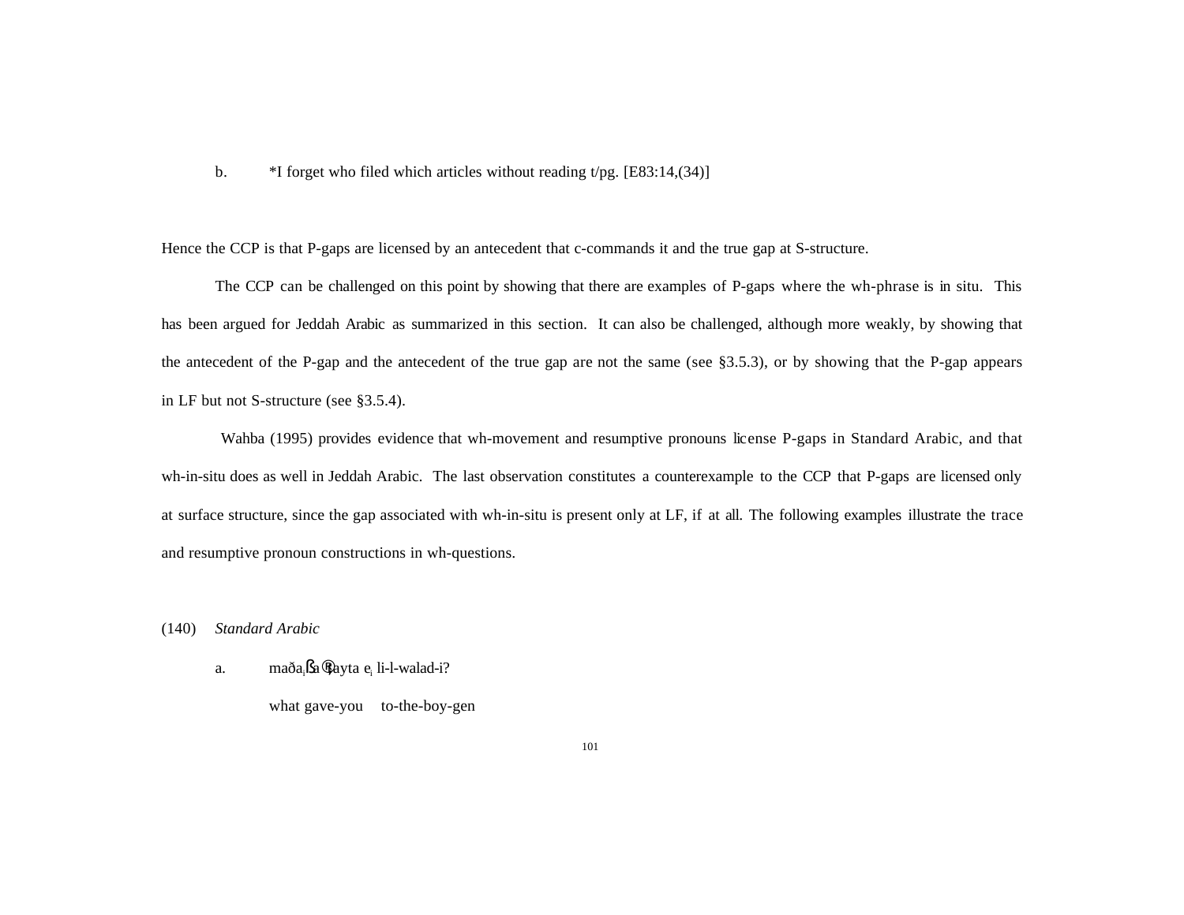b. *I forget who filed which articles without reading t/pg. [E83:14,(34)]

Hence the CCP is that P-gaps are licensed by an antecedent that c-commands it and the true gap at S-structure.

The CCP can be challenged on this point by showing that there are examples of P-gaps where the wh-phrase is in situ. This has been argued for Jeddah Arabic as summarized in this section. It can also be challenged, although more weakly, by showing that the antecedent of the P-gap and the antecedent of the true gap are not the same (see §3.5.3), or by showing that the P-gap appears in LF but not S-structure (see §3.5.4).

Wahba (1995) provides evidence that wh-movement and resumptive pronouns license P-gaps in Standard Arabic, and that wh-in-situ does as well in Jeddah Arabic. The last observation constitutes a counterexample to the CCP that P-gaps are licensed only at surface structure, since the gap associated with wh-in-situ is present only at LF, if at all. The following examples illustrate the trace and resumptive pronoun constructions in wh-questions.

(140) *Standard Arabic*

a. maða$_i$ ʕaʕṭayta e$_i$ li-l-walad-i?

what gave-you to-the-boy-gen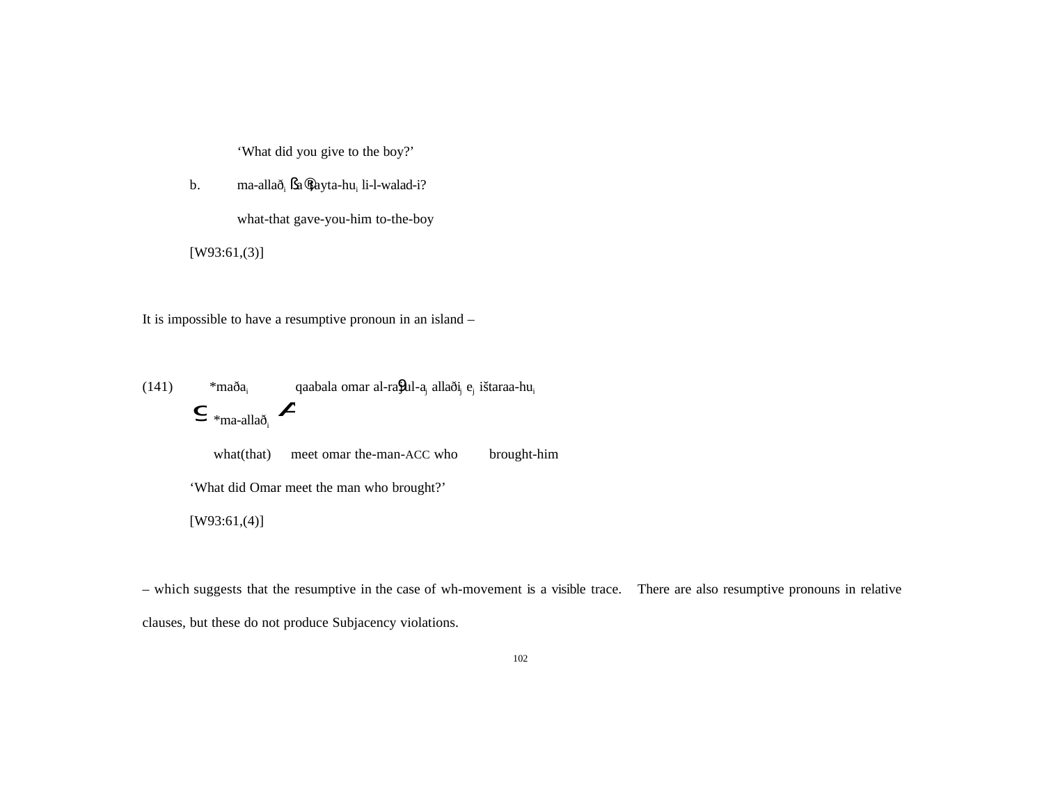'What did you give to the boy?'

b. ma-allað$_i$ ʕaʕṭayta-hu$_i$ li-l-walad-i?

what-that gave-you-him to-the-boy

[W93:61,(3)]

It is impossible to have a resumptive pronoun in an island –

(141) *maða$_i$ qaabala omar al-raʒul-a$_j$ allaði$_j$ e$_j$ ištaraa-hu$_i$

⊆ *ma-allað$_i$ ⊄

what(that) meet omar the-man-ACC who brought-him

'What did Omar meet the man who brought?'

[W93:61,(4)]

– which suggests that the resumptive in the case of wh-movement is a visible trace. There are also resumptive pronouns in relative clauses, but these do not produce Subjacency violations.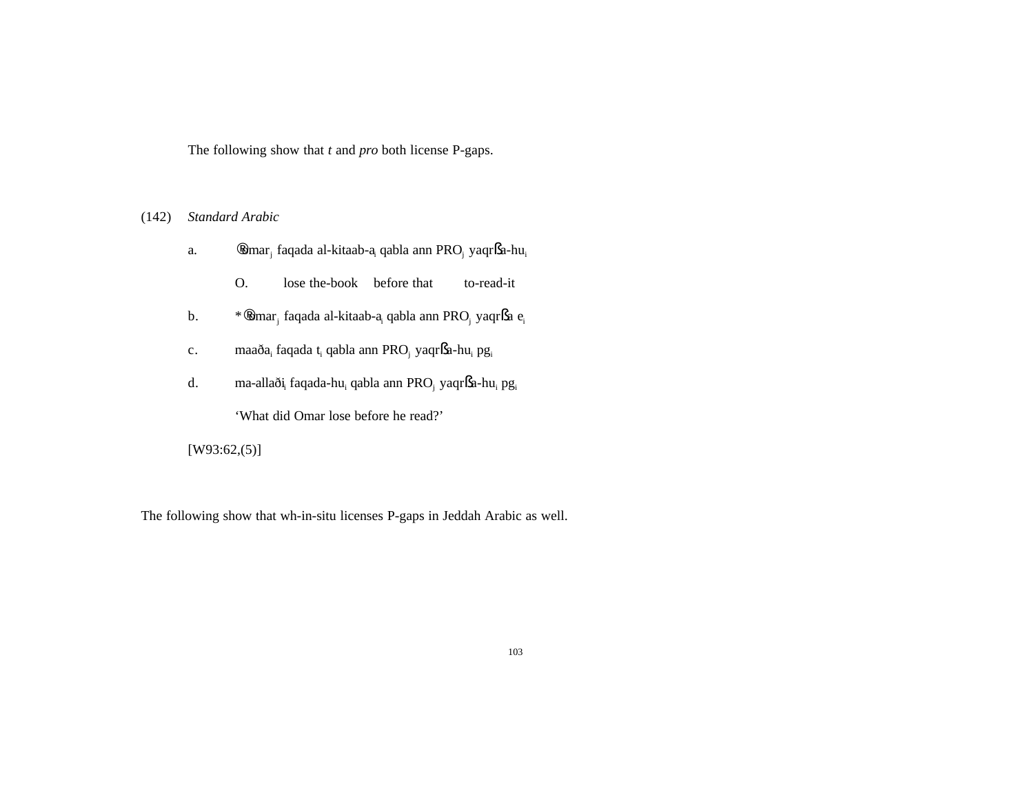The following show that *t* and *pro* both license P-gaps.

(142) *Standard Arabic*

a. ®omar$_j$ faqada al-kitaab-a$_i$ qabla ann PRO$_j$ yaqrᏕa-hu$_i$

   O. lose the-book before that to-read-it

b. *®omar$_j$ faqada al-kitaab-a$_i$ qabla ann PRO$_j$ yaqrᏕa e$_i$

c. maaða$_i$ faqada t$_i$ qabla ann PRO$_j$ yaqrᏕa-hu$_i$ pg$_i$

d. ma-allaði$_i$ faqada-hu$_i$ qabla ann PRO$_j$ yaqrᏕa-hu$_i$ pg$_i$

   'What did Omar lose before he read?'

[W93:62,(5)]

The following show that wh-in-situ licenses P-gaps in Jeddah Arabic as well.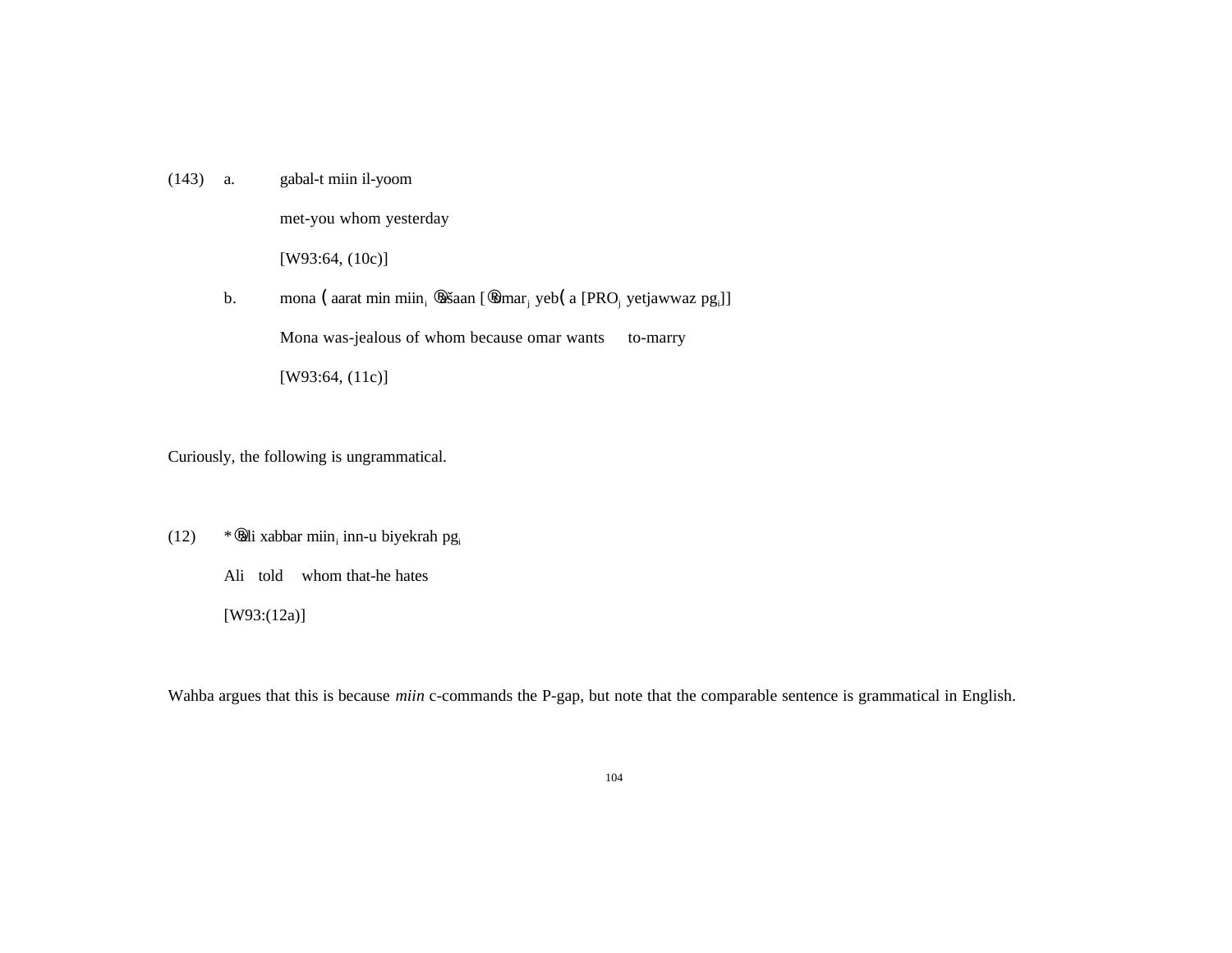(143) a. gabal-t miin il-yoom

met-you whom yesterday

[W93:64, (10c)]

b. mona ( aarat min miin$_i$ ®ašaan [®omar$_j$ yeb( a [PRO$_j$ yetjawwaz pg$_i$]]

Mona was-jealous of whom because omar wants to-marry

[W93:64, (11c)]

Curiously, the following is ungrammatical.

(12) *®ali xabbar miin$_i$ inn-u biyekrah pg$_i$

Ali told whom that-he hates

[W93:(12a)]

Wahba argues that this is because *miin* c-commands the P-gap, but note that the comparable sentence is grammatical in English.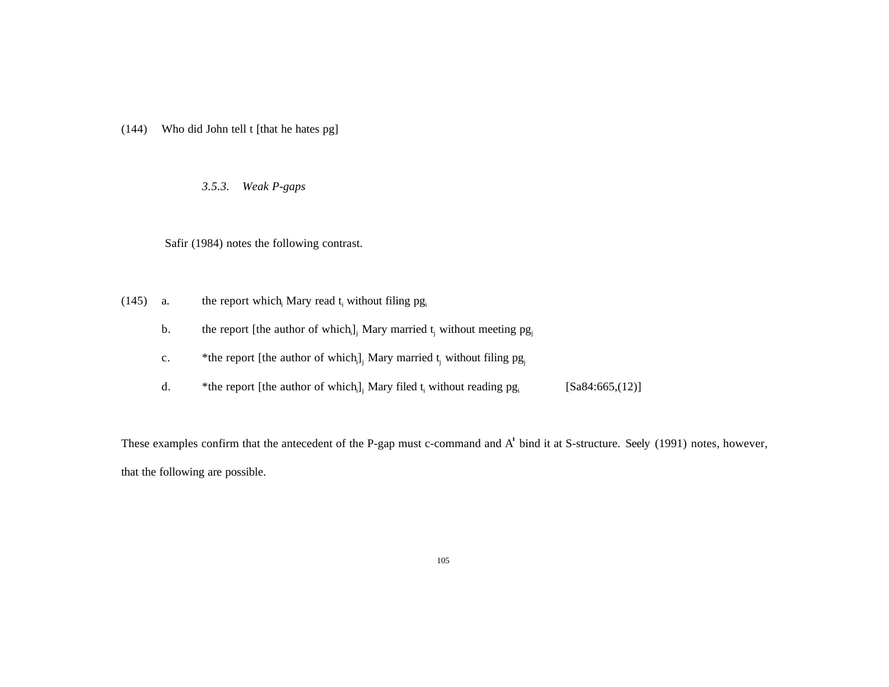(144) Who did John tell t [that he hates pg]

### *3.5.3. Weak P-gaps*

Safir (1984) notes the following contrast.

(145)
a. the report which$_i$ Mary read $t_i$ without filing $pg_i$

b. the report [the author of which$_i$]$_j$ Mary married $t_j$ without meeting $pg_j$

c. *the report [the author of which$_i$]$_j$ Mary married $t_j$ without filing $pg_j$

d. *the report [the author of which$_i$]$_j$ Mary filed $t_i$ without reading $pg_i$ [Sa84:665,(12)]

These examples confirm that the antecedent of the P-gap must c-command and A' bind it at S-structure. Seely (1991) notes, however, that the following are possible.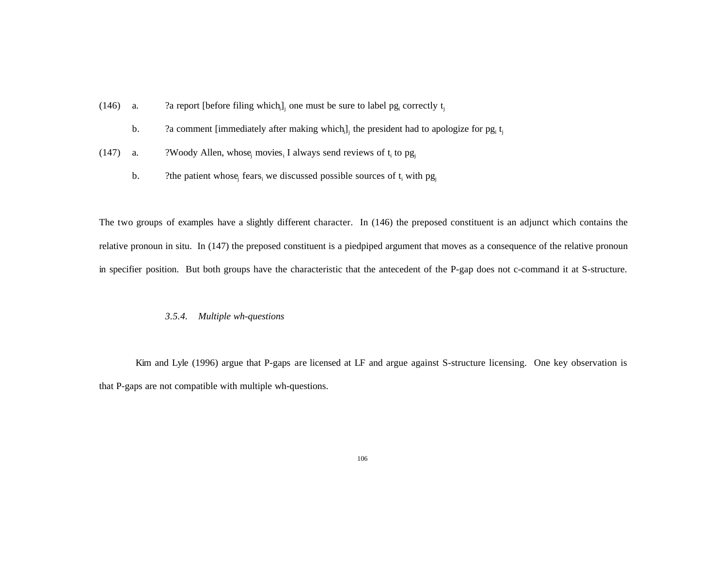(146) a. ?a report [before filing $which_i]_j$ one must be sure to label $pg_i$ correctly $t_j$

b. ?a comment [immediately after making $which_i]_j$ the president had to apologize for $pg_i$ $t_j$

(147) a. ?Woody Allen, $whose_j$ $movies_i$ I always send reviews of $t_i$ to $pg_j$

b. ?the patient $whose_j$ $fears_i$ we discussed possible sources of $t_i$ with $pg_j$

The two groups of examples have a slightly different character. In (146) the preposed constituent is an adjunct which contains the relative pronoun in situ. In (147) the preposed constituent is a piedpiped argument that moves as a consequence of the relative pronoun in specifier position. But both groups have the characteristic that the antecedent of the P-gap does not c-command it at S-structure.

### *3.5.4. Multiple wh-questions*

Kim and Lyle (1996) argue that P-gaps are licensed at LF and argue against S-structure licensing. One key observation is that P-gaps are not compatible with multiple wh-questions.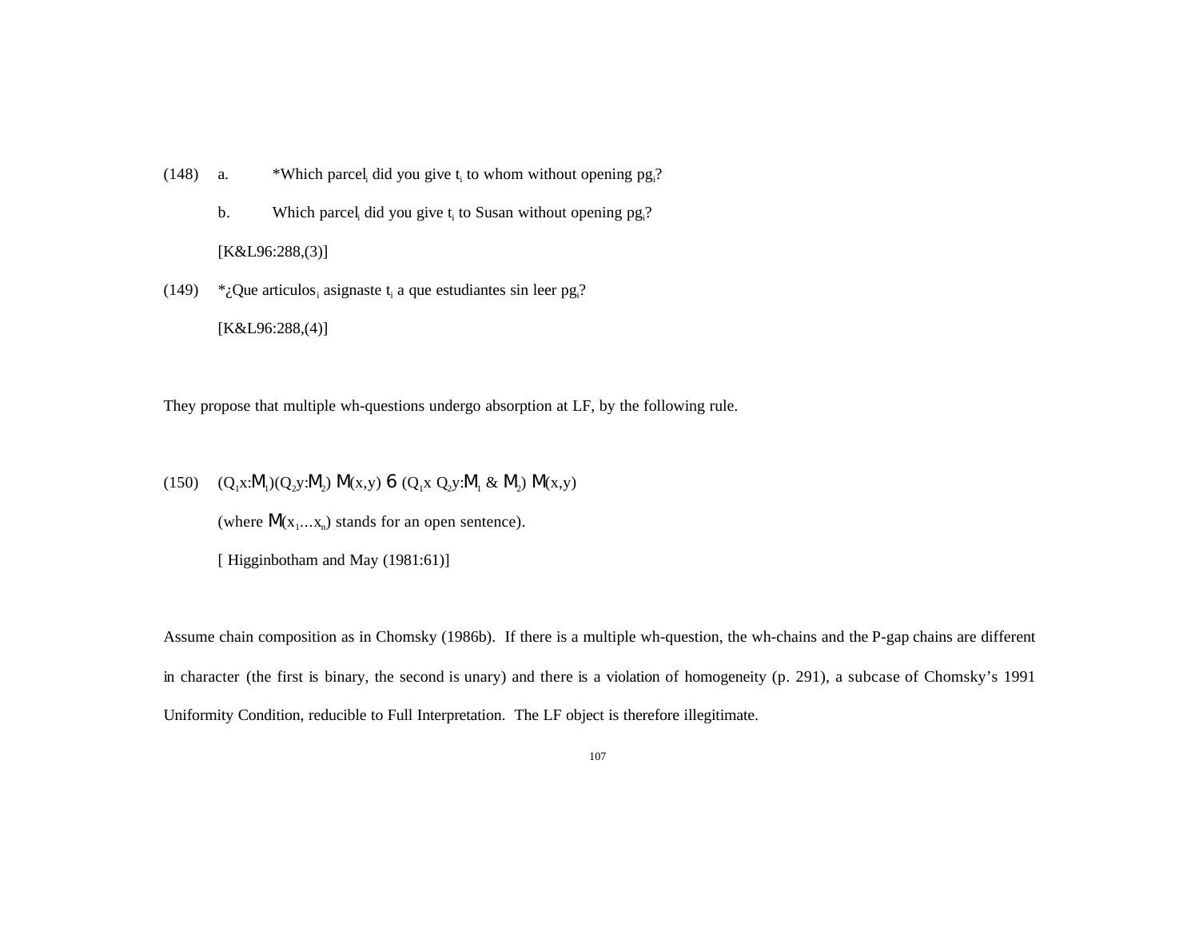(148) a. *Which parcel$_i$ did you give $t_i$ to whom without opening $pg_i$?

b. Which parcel$_i$ did you give $t_i$ to Susan without opening $pg_i$?

[K&L96:288,(3)]

(149) *¿Que articulos$_i$ asignaste $t_i$ a que estudiantes sin leer $pg_i$?

[K&L96:288,(4)]

They propose that multiple wh-questions undergo absorption at LF, by the following rule.

(150) $(Q_1x{:}\Phi_1)(Q_2y{:}\Phi_2)\ \Phi(x,y) \rightarrow (Q_1x\ Q_2y{:}\Phi_1\ \&\ \Phi_2)\ \Phi(x,y)$

(where $\Phi(x_1...x_n)$ stands for an open sentence).

[ Higginbotham and May (1981:61)]

Assume chain composition as in Chomsky (1986b). If there is a multiple wh-question, the wh-chains and the P-gap chains are different in character (the first is binary, the second is unary) and there is a violation of homogeneity (p. 291), a subcase of Chomsky's 1991 Uniformity Condition, reducible to Full Interpretation. The LF object is therefore illegitimate.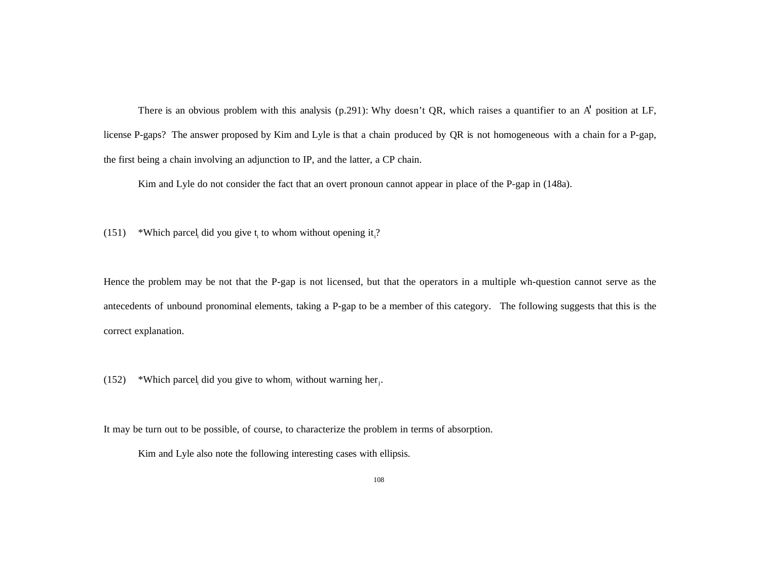There is an obvious problem with this analysis (p.291): Why doesn't QR, which raises a quantifier to an A' position at LF, license P-gaps? The answer proposed by Kim and Lyle is that a chain produced by QR is not homogeneous with a chain for a P-gap, the first being a chain involving an adjunction to IP, and the latter, a CP chain.

Kim and Lyle do not consider the fact that an overt pronoun cannot appear in place of the P-gap in (148a).

(151) *Which parcel$_i$ did you give $t_i$ to whom without opening it$_i$?

Hence the problem may be not that the P-gap is not licensed, but that the operators in a multiple wh-question cannot serve as the antecedents of unbound pronominal elements, taking a P-gap to be a member of this category. The following suggests that this is the correct explanation.

(152) *Which parcel$_i$ did you give to whom$_j$ without warning her$_j$.

It may be turn out to be possible, of course, to characterize the problem in terms of absorption.

Kim and Lyle also note the following interesting cases with ellipsis.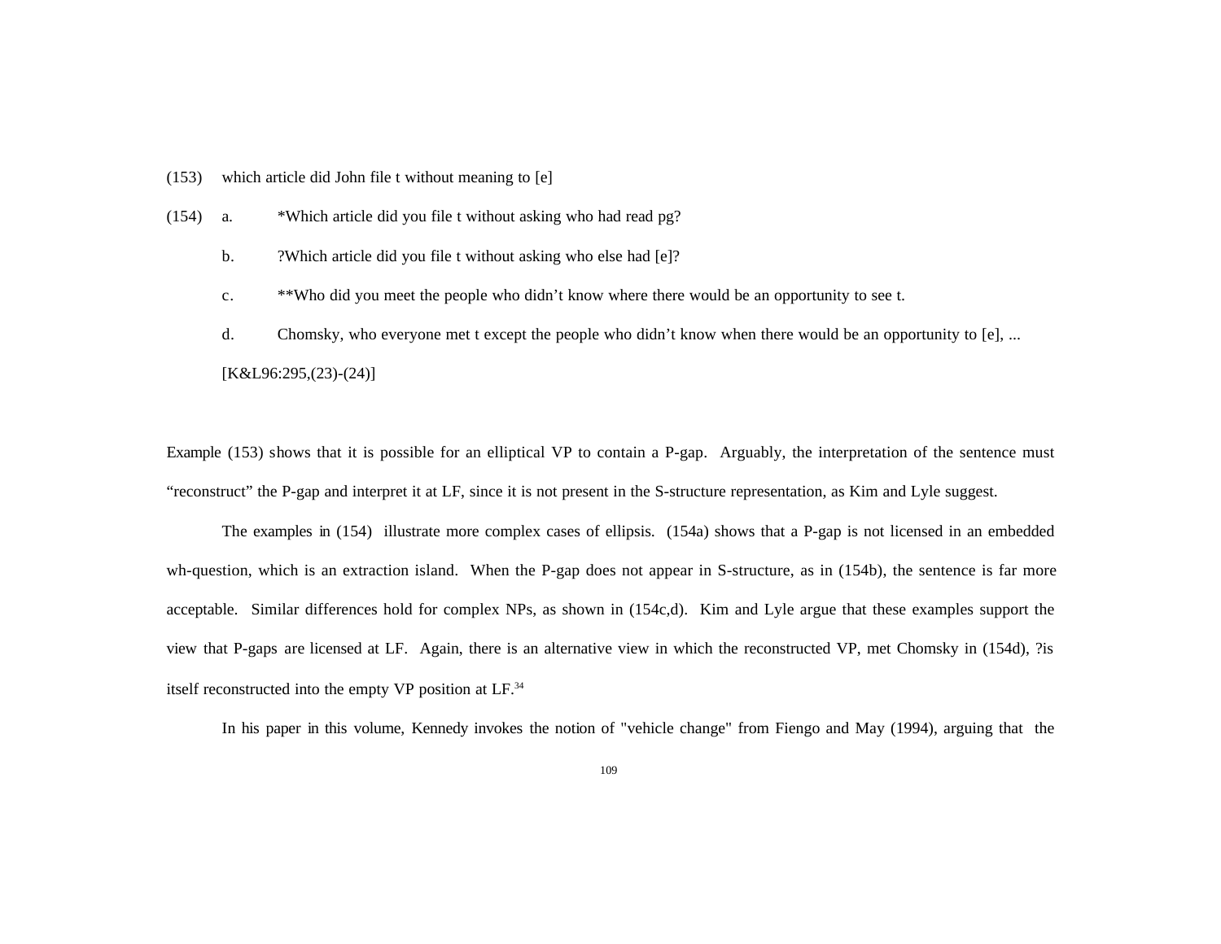(153) which article did John file t without meaning to [e]

(154) a. *Which article did you file t without asking who had read pg?

b. ?Which article did you file t without asking who else had [e]?

c. **Who did you meet the people who didn't know where there would be an opportunity to see t.

d. Chomsky, who everyone met t except the people who didn't know when there would be an opportunity to [e], ...

[K&L96:295,(23)-(24)]

Example (153) shows that it is possible for an elliptical VP to contain a P-gap. Arguably, the interpretation of the sentence must "reconstruct" the P-gap and interpret it at LF, since it is not present in the S-structure representation, as Kim and Lyle suggest.

The examples in (154) illustrate more complex cases of ellipsis. (154a) shows that a P-gap is not licensed in an embedded wh-question, which is an extraction island. When the P-gap does not appear in S-structure, as in (154b), the sentence is far more acceptable. Similar differences hold for complex NPs, as shown in (154c,d). Kim and Lyle argue that these examples support the view that P-gaps are licensed at LF. Again, there is an alternative view in which the reconstructed VP, met Chomsky in (154d), ?is itself reconstructed into the empty VP position at LF.[34]

In his paper in this volume, Kennedy invokes the notion of "vehicle change" from Fiengo and May (1994), arguing that the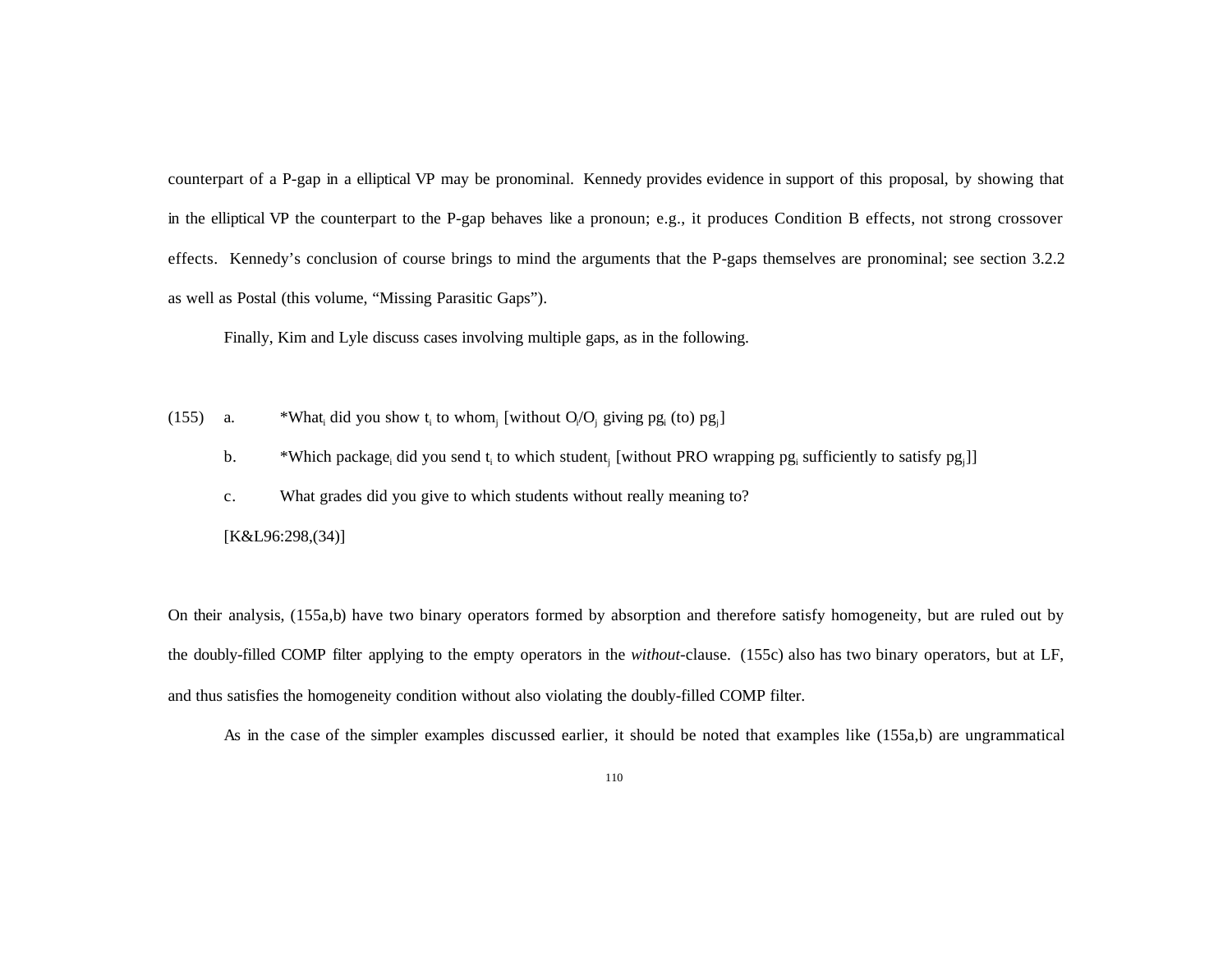counterpart of a P-gap in a elliptical VP may be pronominal. Kennedy provides evidence in support of this proposal, by showing that in the elliptical VP the counterpart to the P-gap behaves like a pronoun; e.g., it produces Condition B effects, not strong crossover effects. Kennedy's conclusion of course brings to mind the arguments that the P-gaps themselves are pronominal; see section 3.2.2 as well as Postal (this volume, "Missing Parasitic Gaps").

Finally, Kim and Lyle discuss cases involving multiple gaps, as in the following.

(155) a. *What$_i$ did you show $t_i$ to whom$_j$ [without $O_i$/$O_j$ giving $pg_i$ (to) $pg_j$]

b. *Which package$_i$ did you send $t_i$ to which student$_j$ [without PRO wrapping $pg_i$ sufficiently to satisfy $pg_j$]]

c. What grades did you give to which students without really meaning to?

[K&L96:298,(34)]

On their analysis, (155a,b) have two binary operators formed by absorption and therefore satisfy homogeneity, but are ruled out by the doubly-filled COMP filter applying to the empty operators in the *without*-clause. (155c) also has two binary operators, but at LF, and thus satisfies the homogeneity condition without also violating the doubly-filled COMP filter.

As in the case of the simpler examples discussed earlier, it should be noted that examples like (155a,b) are ungrammatical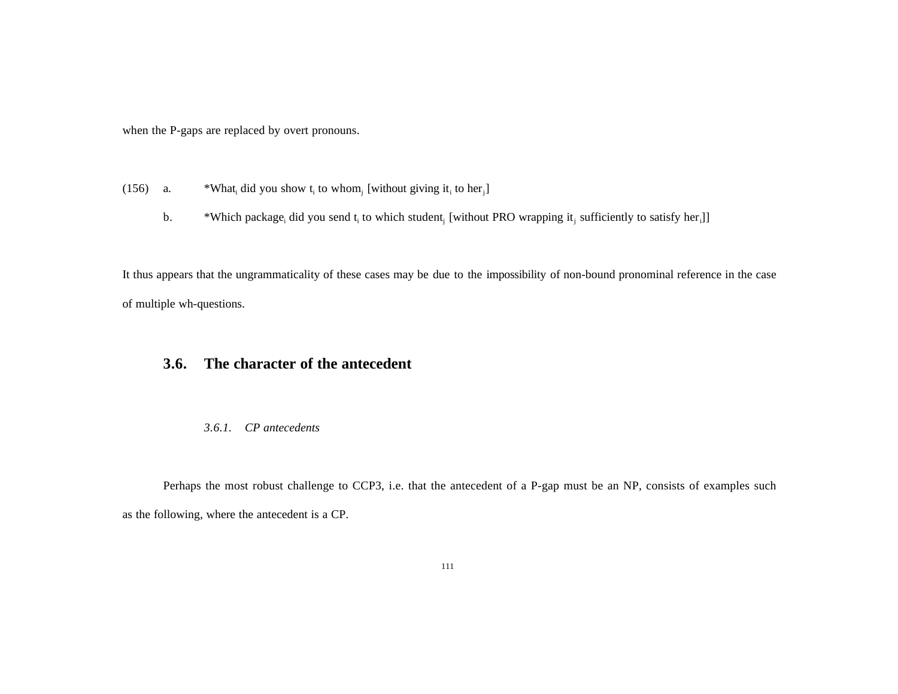when the P-gaps are replaced by overt pronouns.

(156) a. *What$_i$ did you show t$_i$ to whom$_j$ [without giving it$_i$ to her$_j$]

b. *Which package$_i$ did you send t$_i$ to which student$_j$ [without PRO wrapping it$_j$ sufficiently to satisfy her$_i$]]

It thus appears that the ungrammaticality of these cases may be due to the impossibility of non-bound pronominal reference in the case of multiple wh-questions.

## 3.6. The character of the antecedent

### *3.6.1. CP antecedents*

Perhaps the most robust challenge to CCP3, i.e. that the antecedent of a P-gap must be an NP, consists of examples such as the following, where the antecedent is a CP.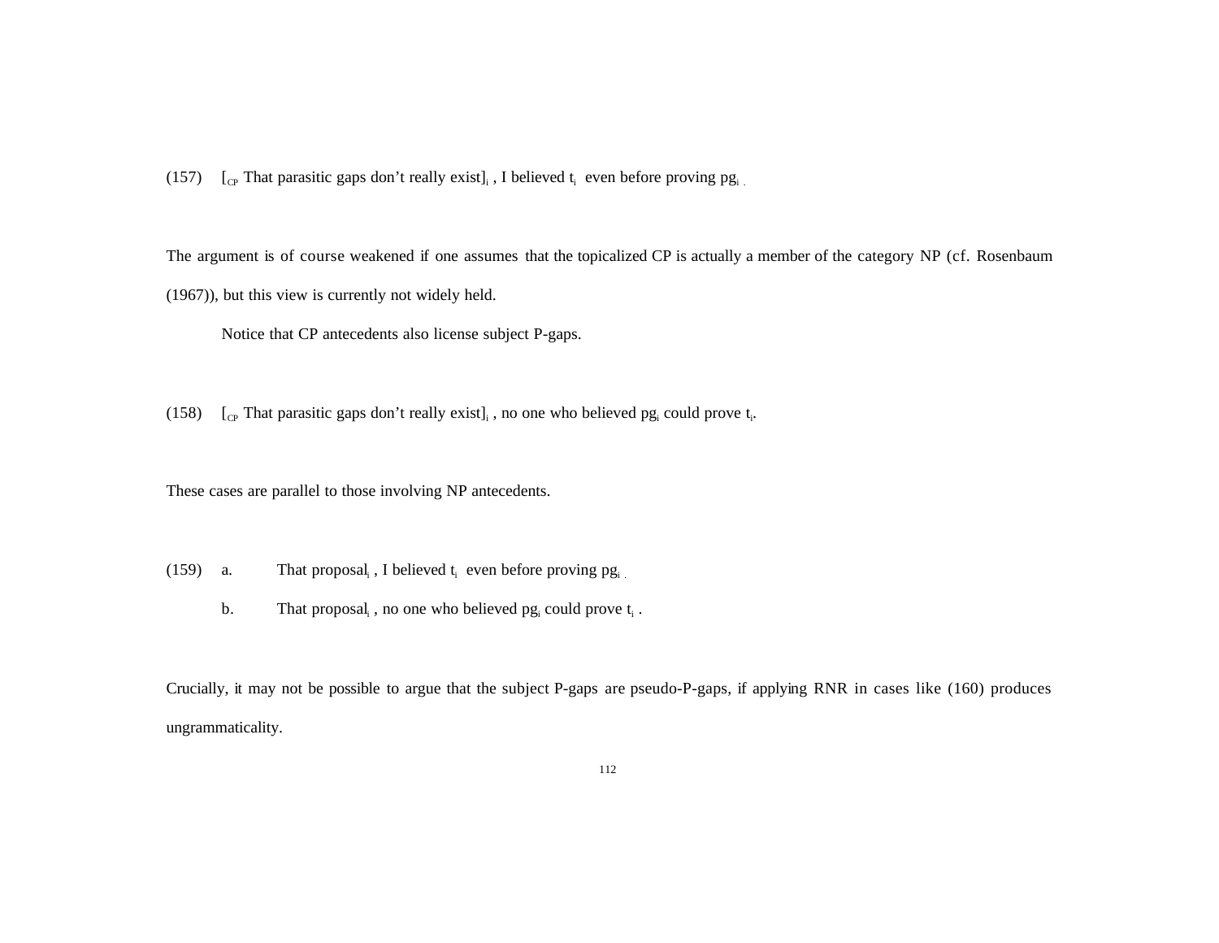(157) $[_{CP}$ That parasitic gaps don't really exist$]_i$ , I believed $t_i$ even before proving $pg_i$ .

The argument is of course weakened if one assumes that the topicalized CP is actually a member of the category NP (cf. Rosenbaum (1967)), but this view is currently not widely held.

Notice that CP antecedents also license subject P-gaps.

(158) $[_{CP}$ That parasitic gaps don't really exist$]_i$ , no one who believed $pg_i$ could prove $t_i$.

These cases are parallel to those involving NP antecedents.

(159) a. That proposal$_i$ , I believed $t_i$ even before proving $pg_i$ .

b. That proposal$_i$ , no one who believed $pg_i$ could prove $t_i$ .

Crucially, it may not be possible to argue that the subject P-gaps are pseudo-P-gaps, if applying RNR in cases like (160) produces ungrammaticality.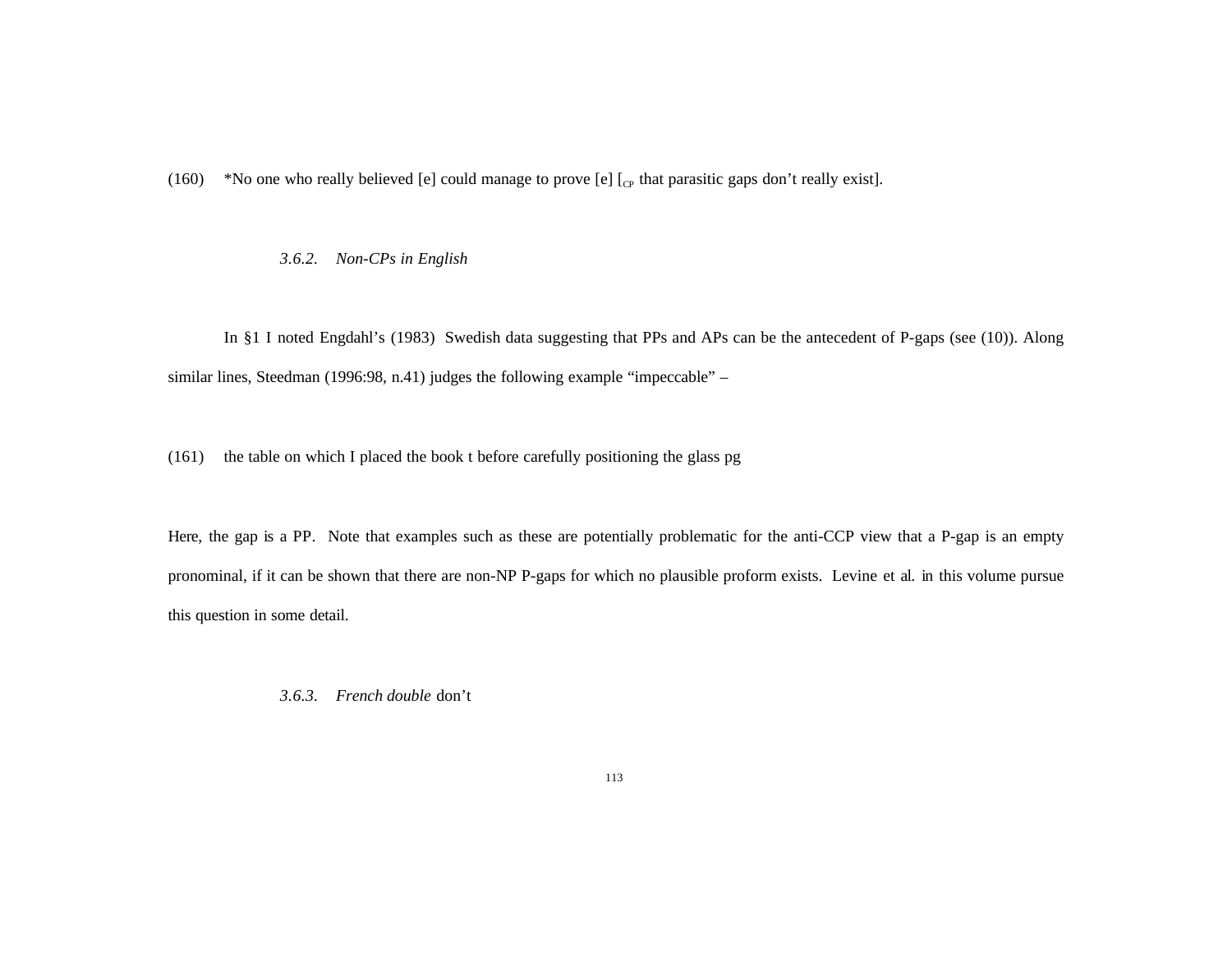(160) *No one who really believed [e] could manage to prove [e] [$_{CP}$ that parasitic gaps don't really exist].

### 3.6.2. *Non-CPs in English*

In §1 I noted Engdahl's (1983) Swedish data suggesting that PPs and APs can be the antecedent of P-gaps (see (10)). Along similar lines, Steedman (1996:98, n.41) judges the following example "impeccable" –

(161) the table on which I placed the book t before carefully positioning the glass pg

Here, the gap is a PP. Note that examples such as these are potentially problematic for the anti-CCP view that a P-gap is an empty pronominal, if it can be shown that there are non-NP P-gaps for which no plausible proform exists. Levine et al. in this volume pursue this question in some detail.

### 3.6.3. *French double* don't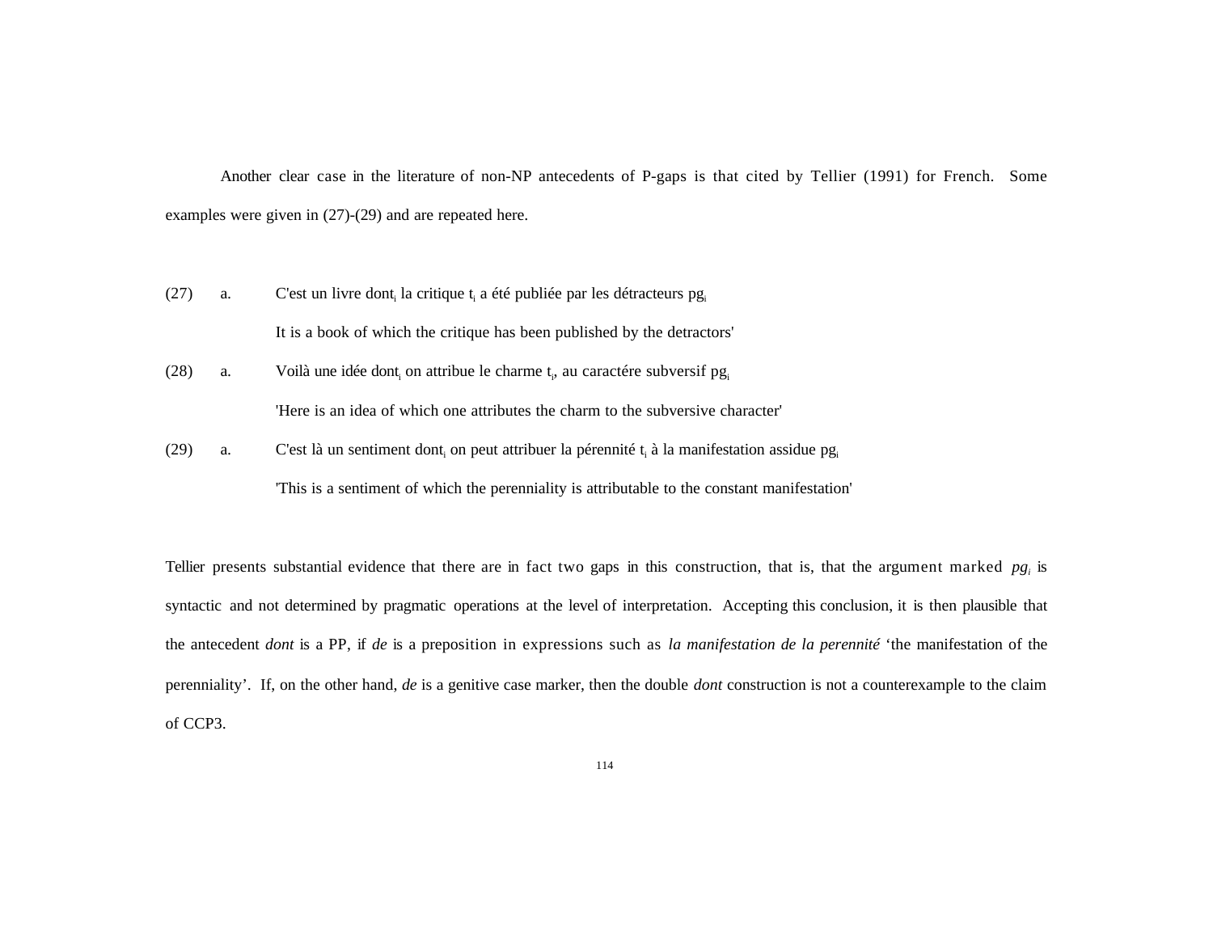Another clear case in the literature of non-NP antecedents of P-gaps is that cited by Tellier (1991) for French. Some examples were given in (27)-(29) and are repeated here.

(27) a. C'est un livre dont$_i$ la critique t$_i$ a été publiée par les détracteurs pg$_i$

It is a book of which the critique has been published by the detractors'

(28) a. Voilà une idée dont$_i$ on attribue le charme t$_i$, au caractére subversif pg$_i$

'Here is an idea of which one attributes the charm to the subversive character'

(29) a. C'est là un sentiment dont$_i$ on peut attribuer la pérennité t$_i$ à la manifestation assidue pg$_i$

'This is a sentiment of which the perenniality is attributable to the constant manifestation'

Tellier presents substantial evidence that there are in fact two gaps in this construction, that is, that the argument marked *pg$_i$* is syntactic and not determined by pragmatic operations at the level of interpretation. Accepting this conclusion, it is then plausible that the antecedent *dont* is a PP, if *de* is a preposition in expressions such as *la manifestation de la perennité* 'the manifestation of the perenniality'. If, on the other hand, *de* is a genitive case marker, then the double *dont* construction is not a counterexample to the claim of CCP3.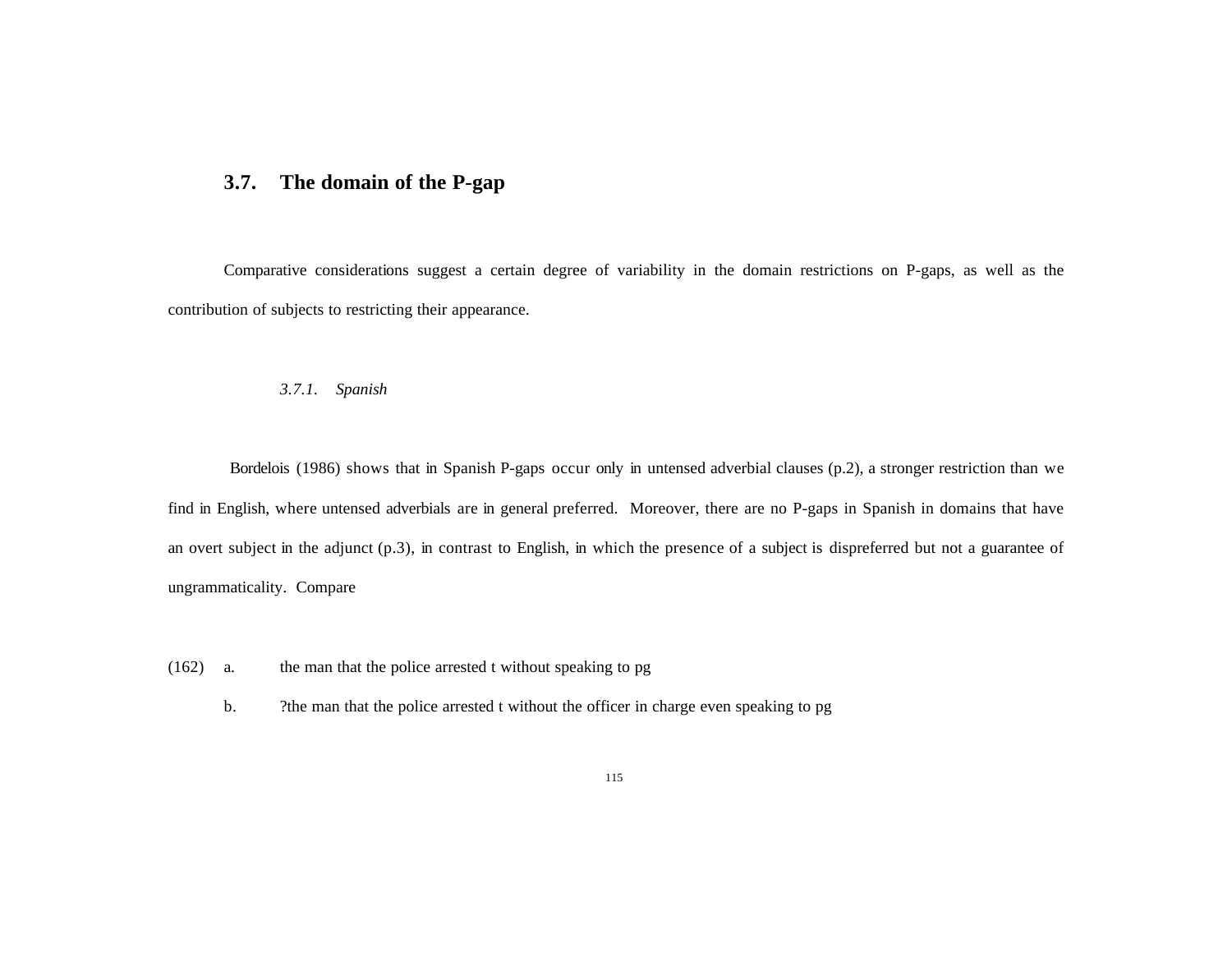## 3.7. The domain of the P-gap

Comparative considerations suggest a certain degree of variability in the domain restrictions on P-gaps, as well as the contribution of subjects to restricting their appearance.

### *3.7.1. Spanish*

Bordelois (1986) shows that in Spanish P-gaps occur only in untensed adverbial clauses (p.2), a stronger restriction than we find in English, where untensed adverbials are in general preferred. Moreover, there are no P-gaps in Spanish in domains that have an overt subject in the adjunct (p.3), in contrast to English, in which the presence of a subject is dispreferred but not a guarantee of ungrammaticality. Compare

(162) a. the man that the police arrested t without speaking to pg

b. ?the man that the police arrested t without the officer in charge even speaking to pg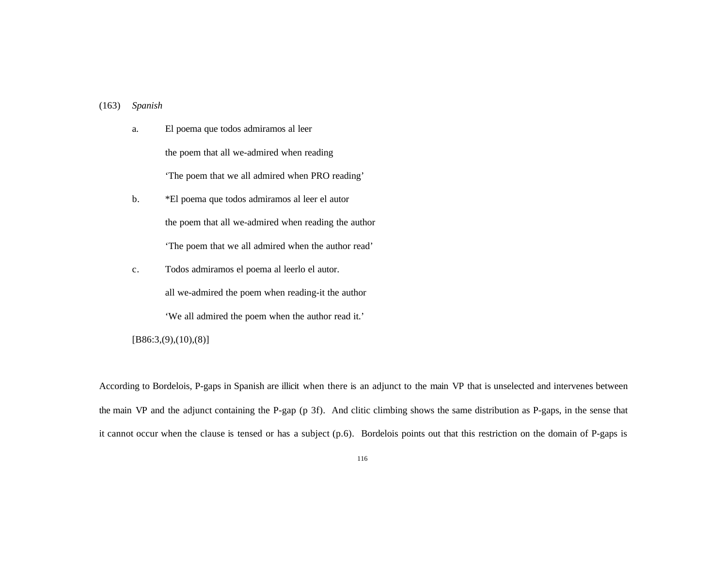(163) *Spanish*

a. El poema que todos admiramos al leer

the poem that all we-admired when reading

'The poem that we all admired when PRO reading'

b. *El poema que todos admiramos al leer el autor

the poem that all we-admired when reading the author

'The poem that we all admired when the author read'

c. Todos admiramos el poema al leerlo el autor.

all we-admired the poem when reading-it the author

'We all admired the poem when the author read it.'

[B86:3,(9),(10),(8)]

According to Bordelois, P-gaps in Spanish are illicit when there is an adjunct to the main VP that is unselected and intervenes between the main VP and the adjunct containing the P-gap (p 3f). And clitic climbing shows the same distribution as P-gaps, in the sense that it cannot occur when the clause is tensed or has a subject (p.6). Bordelois points out that this restriction on the domain of P-gaps is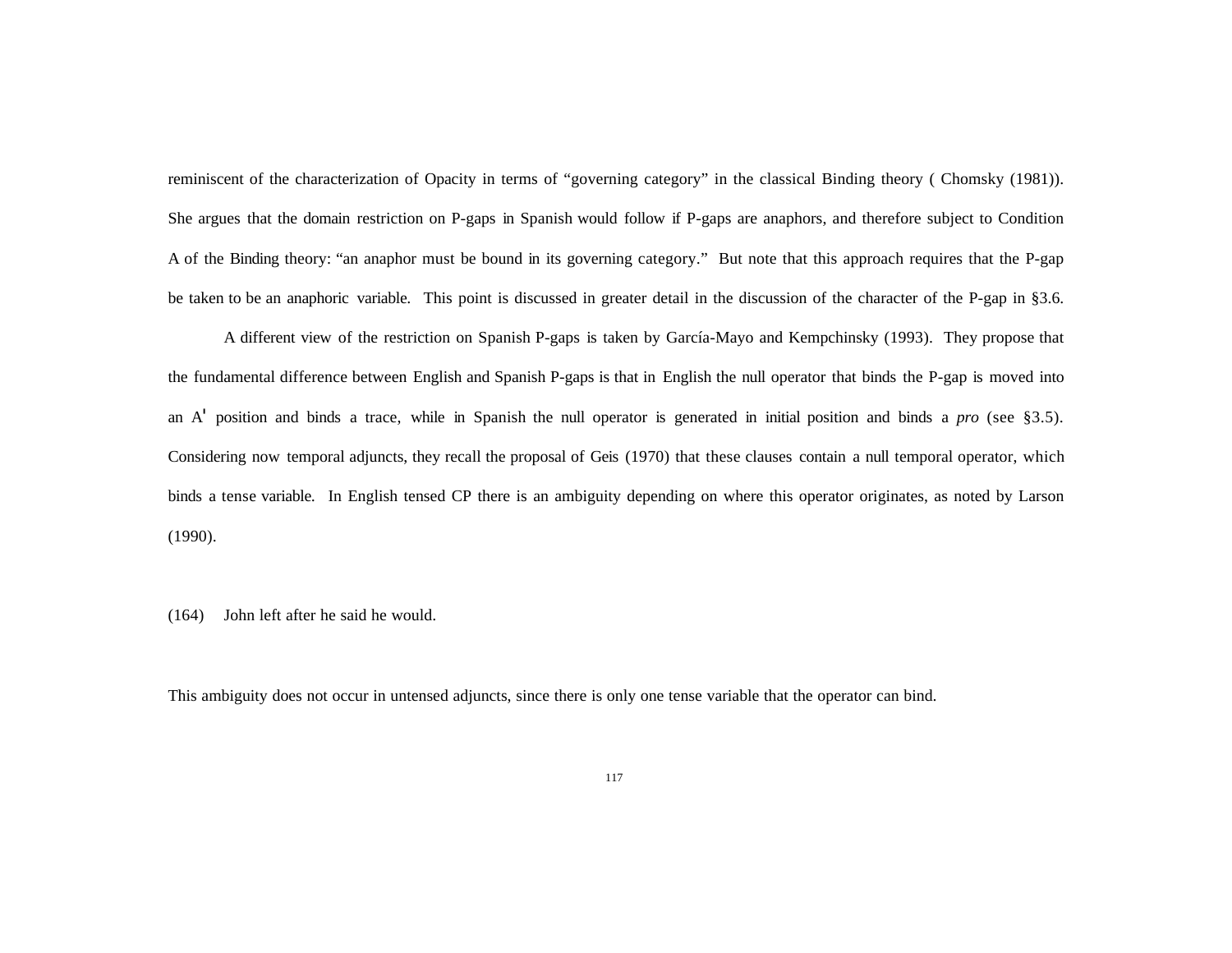reminiscent of the characterization of Opacity in terms of "governing category" in the classical Binding theory ( Chomsky (1981)). She argues that the domain restriction on P-gaps in Spanish would follow if P-gaps are anaphors, and therefore subject to Condition A of the Binding theory: "an anaphor must be bound in its governing category." But note that this approach requires that the P-gap be taken to be an anaphoric variable. This point is discussed in greater detail in the discussion of the character of the P-gap in §3.6.

A different view of the restriction on Spanish P-gaps is taken by García-Mayo and Kempchinsky (1993). They propose that the fundamental difference between English and Spanish P-gaps is that in English the null operator that binds the P-gap is moved into an A' position and binds a trace, while in Spanish the null operator is generated in initial position and binds a *pro* (see §3.5). Considering now temporal adjuncts, they recall the proposal of Geis (1970) that these clauses contain a null temporal operator, which binds a tense variable. In English tensed CP there is an ambiguity depending on where this operator originates, as noted by Larson (1990).

(164) John left after he said he would.

This ambiguity does not occur in untensed adjuncts, since there is only one tense variable that the operator can bind.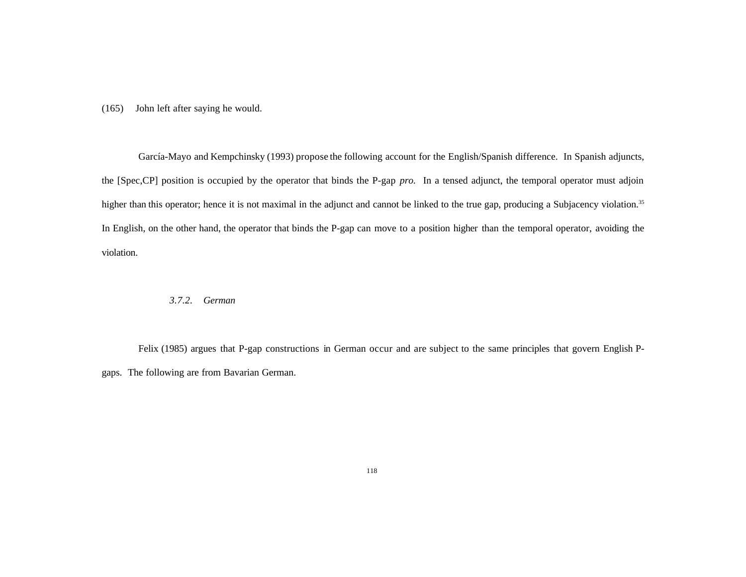(165) John left after saying he would.

García-Mayo and Kempchinsky (1993) propose the following account for the English/Spanish difference. In Spanish adjuncts, the [Spec,CP] position is occupied by the operator that binds the P-gap *pro.* In a tensed adjunct, the temporal operator must adjoin higher than this operator; hence it is not maximal in the adjunct and cannot be linked to the true gap, producing a Subjacency violation.[35] In English, on the other hand, the operator that binds the P-gap can move to a position higher than the temporal operator, avoiding the violation.

### *3.7.2. German*

Felix (1985) argues that P-gap constructions in German occur and are subject to the same principles that govern English P-gaps. The following are from Bavarian German.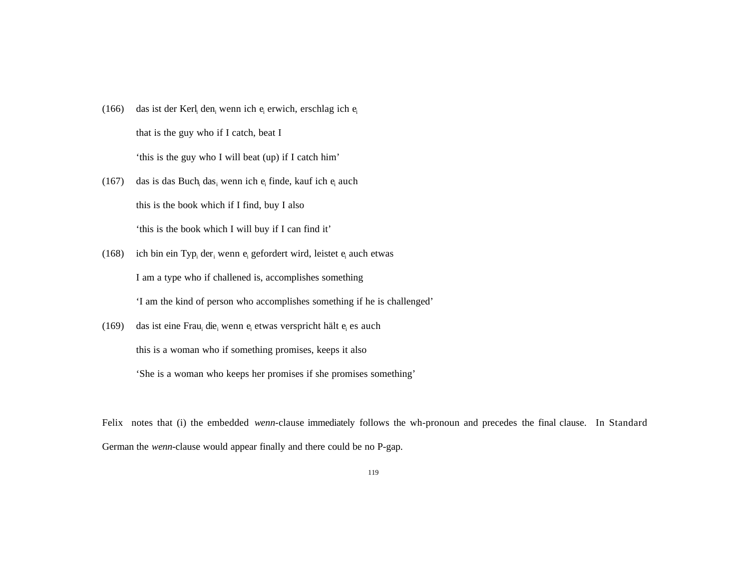(166) das ist der Kerl$_i$ den$_i$ wenn ich e$_i$ erwich, erschlag ich e$_i$

that is the guy who if I catch, beat I

'this is the guy who I will beat (up) if I catch him'

(167) das is das Buch$_i$ das$_i$ wenn ich e$_i$ finde, kauf ich e$_i$ auch

this is the book which if I find, buy I also

'this is the book which I will buy if I can find it'

(168) ich bin ein Typ$_i$ der$_i$ wenn e$_i$ gefordert wird, leistet e$_i$ auch etwas

I am a type who if challened is, accomplishes something

'I am the kind of person who accomplishes something if he is challenged'

(169) das ist eine Frau$_i$ die$_i$ wenn e$_i$ etwas verspricht hält e$_i$ es auch

this is a woman who if something promises, keeps it also

'She is a woman who keeps her promises if she promises something'

Felix notes that (i) the embedded *wenn*-clause immediately follows the wh-pronoun and precedes the final clause. In Standard German the *wenn*-clause would appear finally and there could be no P-gap.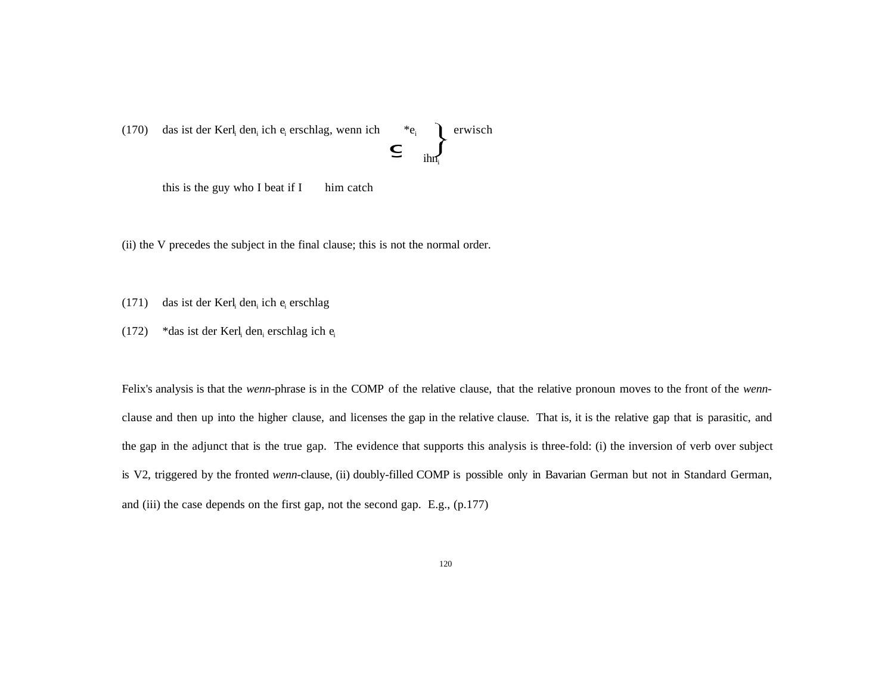(170) das ist der Kerl$_i$ den$_i$ ich e$_i$ erschlag, wenn ich { *e$_i$ / ihn$_i$ } erwisch

this is the guy who I beat if I him catch

(ii) the V precedes the subject in the final clause; this is not the normal order.

(171) das ist der Kerl$_i$ den$_i$ ich e$_i$ erschlag

(172) *das ist der Kerl$_i$ den$_i$ erschlag ich e$_i$

Felix's analysis is that the *wenn*-phrase is in the COMP of the relative clause, that the relative pronoun moves to the front of the *wenn*-clause and then up into the higher clause, and licenses the gap in the relative clause. That is, it is the relative gap that is parasitic, and the gap in the adjunct that is the true gap. The evidence that supports this analysis is three-fold: (i) the inversion of verb over subject is V2, triggered by the fronted *wenn*-clause, (ii) doubly-filled COMP is possible only in Bavarian German but not in Standard German, and (iii) the case depends on the first gap, not the second gap. E.g., (p.177)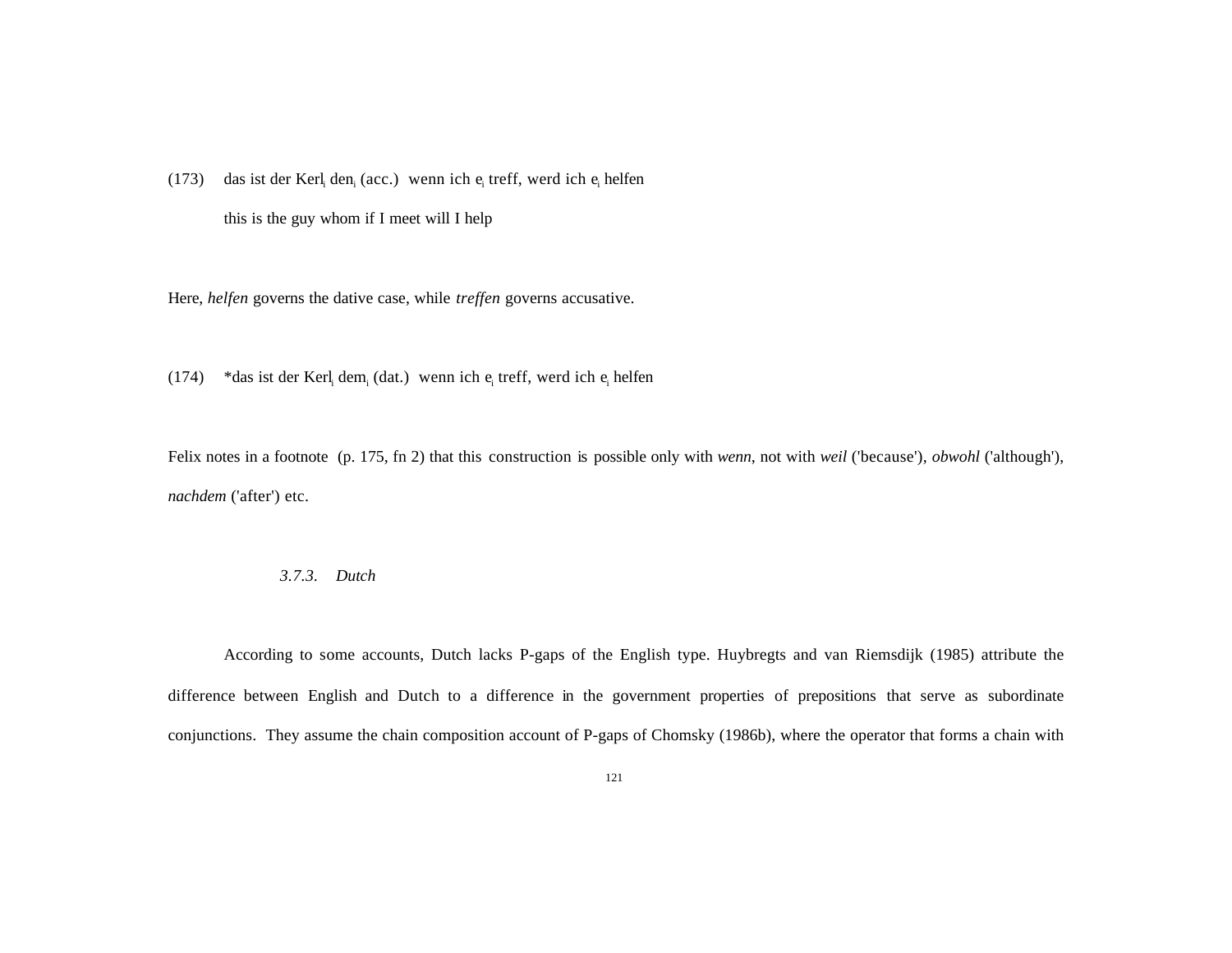(173) das ist der Kerl$_i$ den$_i$ (acc.) wenn ich $e_i$ treff, werd ich $e_i$ helfen

this is the guy whom if I meet will I help

Here, *helfen* governs the dative case, while *treffen* governs accusative.

(174) *das ist der Kerl$_i$ dem$_i$ (dat.) wenn ich $e_i$ treff, werd ich $e_i$ helfen

Felix notes in a footnote (p. 175, fn 2) that this construction is possible only with *wenn*, not with *weil* ('because'), *obwohl* ('although'), *nachdem* ('after') etc.

### *3.7.3. Dutch*

According to some accounts, Dutch lacks P-gaps of the English type. Huybregts and van Riemsdijk (1985) attribute the difference between English and Dutch to a difference in the government properties of prepositions that serve as subordinate conjunctions. They assume the chain composition account of P-gaps of Chomsky (1986b), where the operator that forms a chain with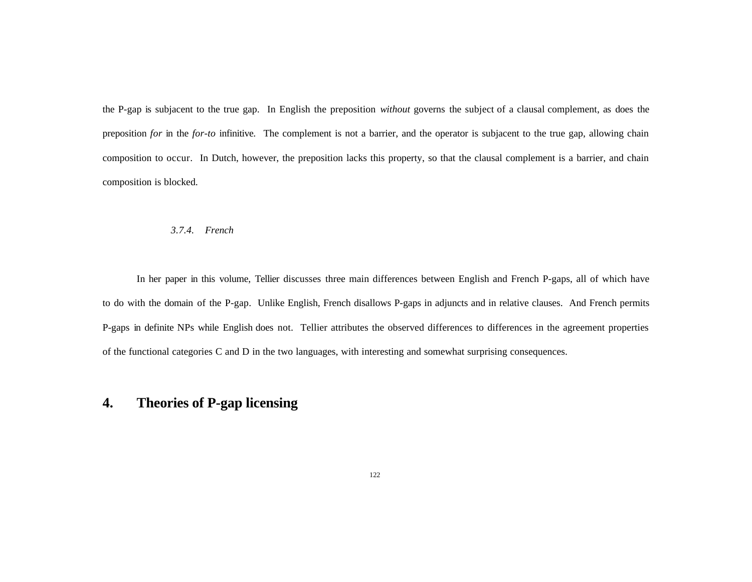the P-gap is subjacent to the true gap. In English the preposition *without* governs the subject of a clausal complement, as does the preposition *for* in the *for-to* infinitive. The complement is not a barrier, and the operator is subjacent to the true gap, allowing chain composition to occur. In Dutch, however, the preposition lacks this property, so that the clausal complement is a barrier, and chain composition is blocked.

#### *3.7.4. French*

In her paper in this volume, Tellier discusses three main differences between English and French P-gaps, all of which have to do with the domain of the P-gap. Unlike English, French disallows P-gaps in adjuncts and in relative clauses. And French permits P-gaps in definite NPs while English does not. Tellier attributes the observed differences to differences in the agreement properties of the functional categories C and D in the two languages, with interesting and somewhat surprising consequences.

## 4. Theories of P-gap licensing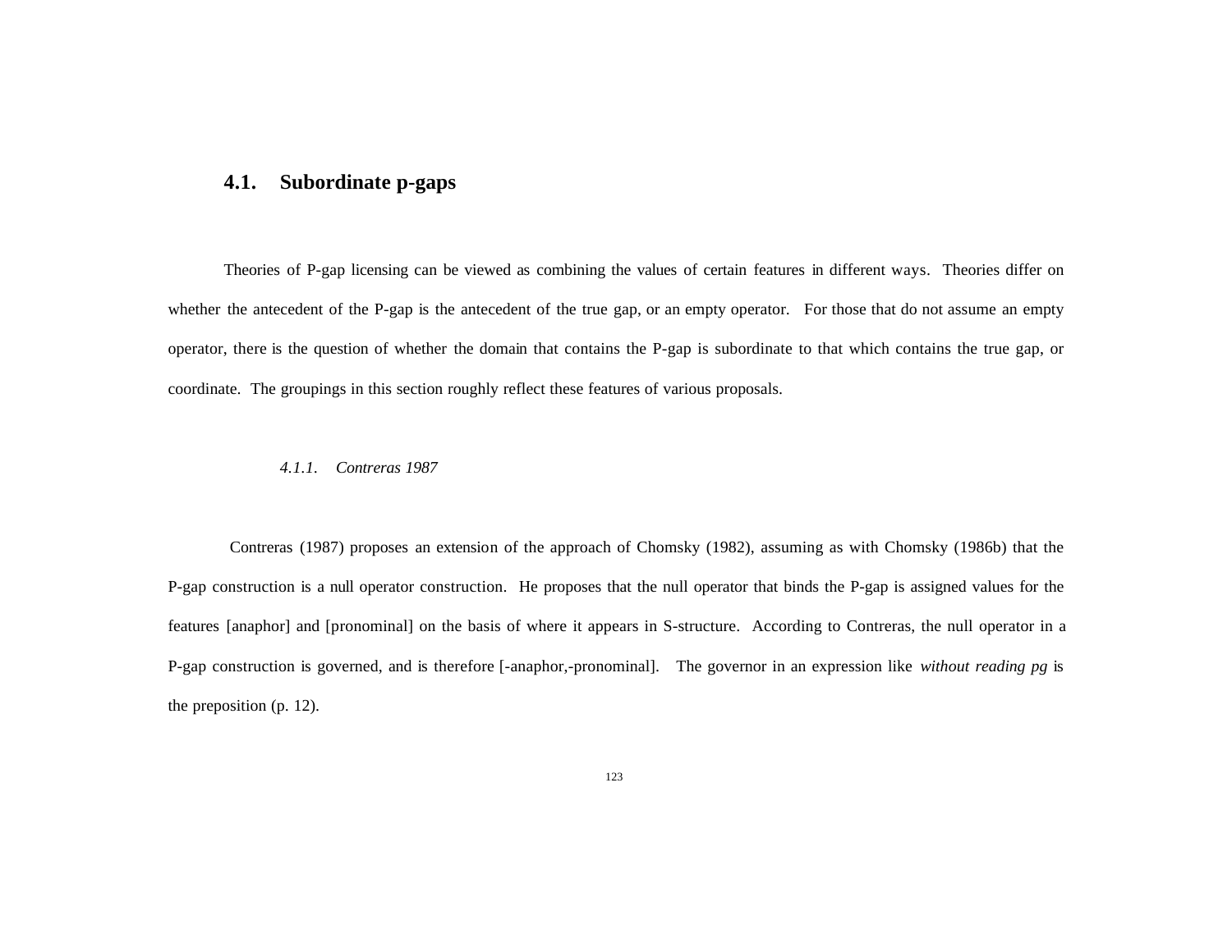## 4.1. Subordinate p-gaps

Theories of P-gap licensing can be viewed as combining the values of certain features in different ways. Theories differ on whether the antecedent of the P-gap is the antecedent of the true gap, or an empty operator. For those that do not assume an empty operator, there is the question of whether the domain that contains the P-gap is subordinate to that which contains the true gap, or coordinate. The groupings in this section roughly reflect these features of various proposals.

### *4.1.1. Contreras 1987*

Contreras (1987) proposes an extension of the approach of Chomsky (1982), assuming as with Chomsky (1986b) that the P-gap construction is a null operator construction. He proposes that the null operator that binds the P-gap is assigned values for the features [anaphor] and [pronominal] on the basis of where it appears in S-structure. According to Contreras, the null operator in a P-gap construction is governed, and is therefore [-anaphor,-pronominal]. The governor in an expression like *without reading pg* is the preposition (p. 12).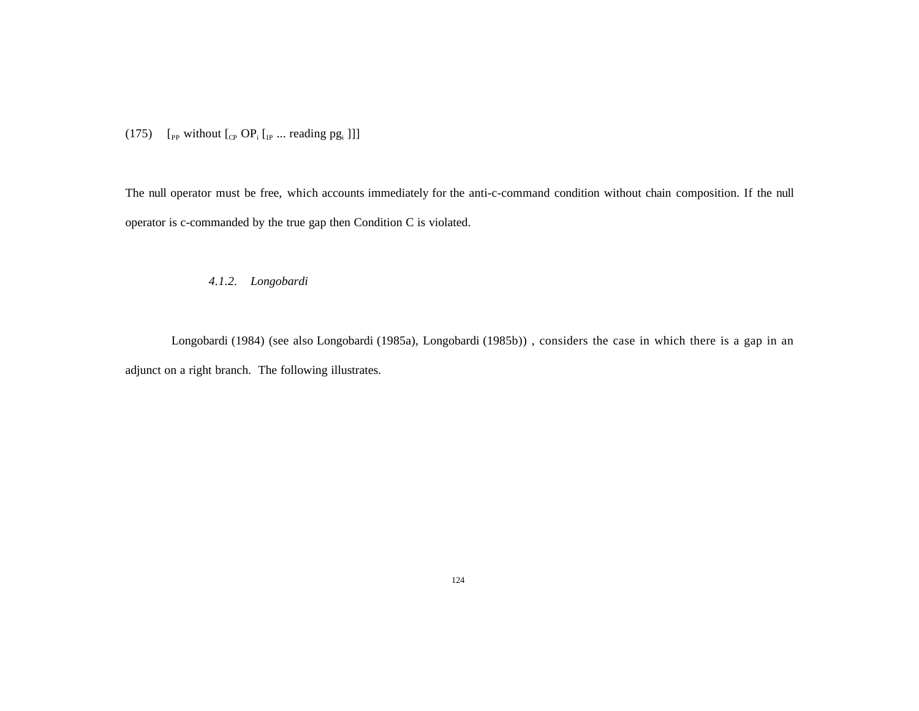(175) $[_{PP}$ without $[_{CP}$ $OP_i$ $[_{IP}$ ... reading $pg_i$ ]]]

The null operator must be free, which accounts immediately for the anti-c-command condition without chain composition. If the null operator is c-commanded by the true gap then Condition C is violated.

### *4.1.2. Longobardi*

Longobardi (1984) (see also Longobardi (1985a), Longobardi (1985b)) , considers the case in which there is a gap in an adjunct on a right branch. The following illustrates.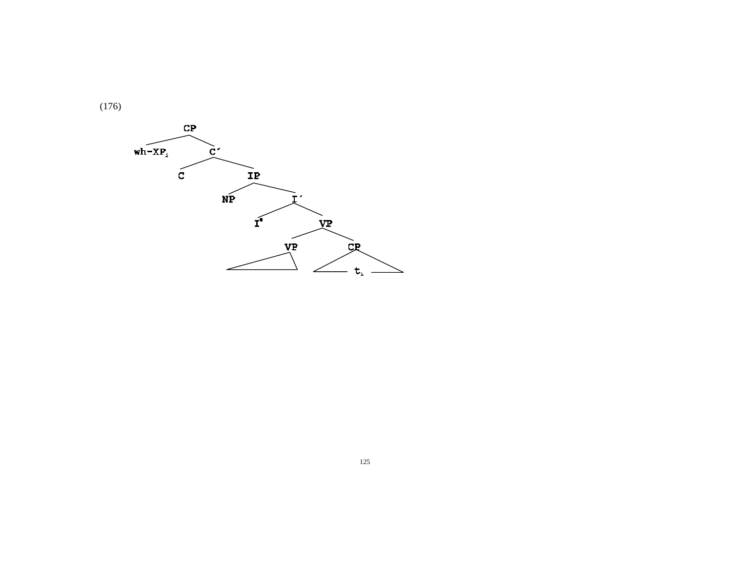(176)

```
                CP
              /    \
        wh-XP_i     C'
                  /    \
                 C      IP
                      /    \
                    NP      I'
                          /    \
                        I°      VP
                              /    \
                            VP      CP
                            /\      /\
                           /__\    / t_i \
```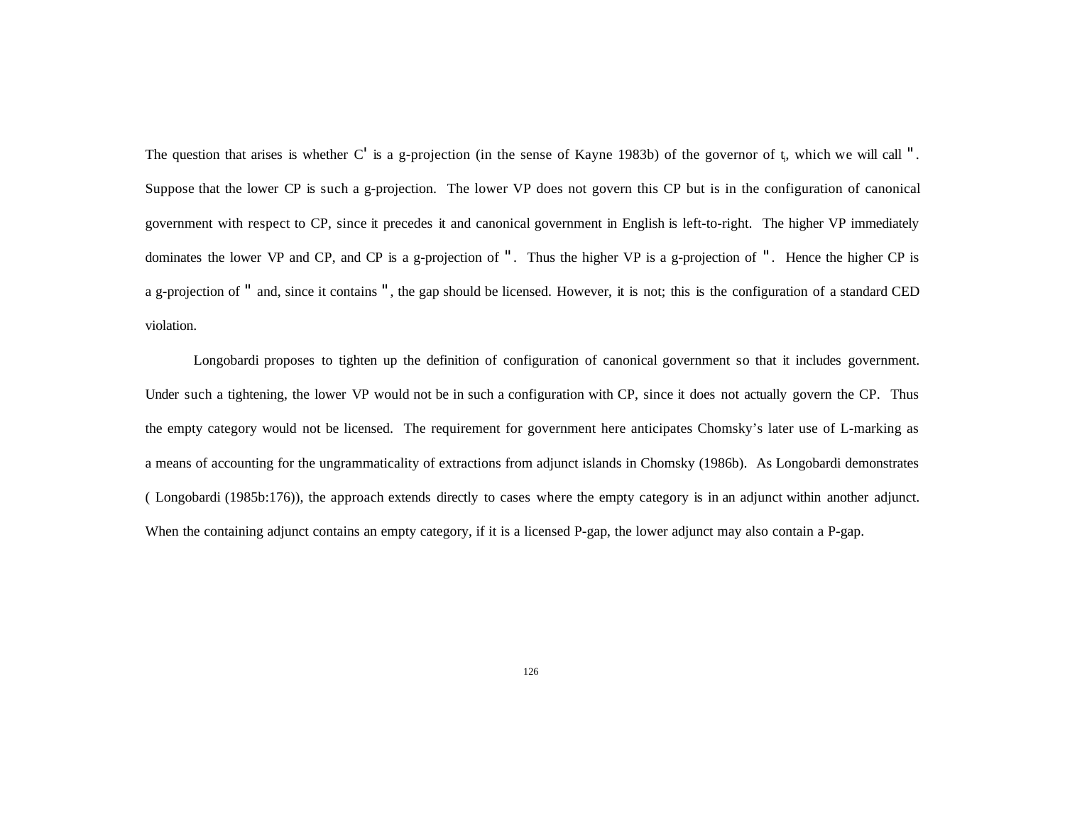The question that arises is whether C' is a g-projection (in the sense of Kayne 1983b) of the governor of $t_i$, which we will call ". Suppose that the lower CP is such a g-projection. The lower VP does not govern this CP but is in the configuration of canonical government with respect to CP, since it precedes it and canonical government in English is left-to-right. The higher VP immediately dominates the lower VP and CP, and CP is a g-projection of ". Thus the higher VP is a g-projection of ". Hence the higher CP is a g-projection of " and, since it contains ", the gap should be licensed. However, it is not; this is the configuration of a standard CED violation.

Longobardi proposes to tighten up the definition of configuration of canonical government so that it includes government. Under such a tightening, the lower VP would not be in such a configuration with CP, since it does not actually govern the CP. Thus the empty category would not be licensed. The requirement for government here anticipates Chomsky's later use of L-marking as a means of accounting for the ungrammaticality of extractions from adjunct islands in Chomsky (1986b). As Longobardi demonstrates ( Longobardi (1985b:176)), the approach extends directly to cases where the empty category is in an adjunct within another adjunct. When the containing adjunct contains an empty category, if it is a licensed P-gap, the lower adjunct may also contain a P-gap.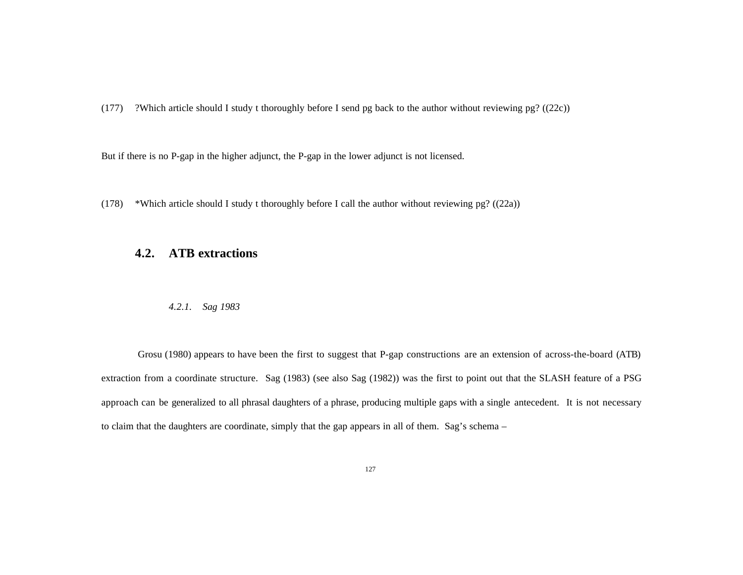(177) ?Which article should I study t thoroughly before I send pg back to the author without reviewing pg? ((22c))

But if there is no P-gap in the higher adjunct, the P-gap in the lower adjunct is not licensed.

(178) *Which article should I study t thoroughly before I call the author without reviewing pg? ((22a))

## 4.2. ATB extractions

### *4.2.1. Sag 1983*

Grosu (1980) appears to have been the first to suggest that P-gap constructions are an extension of across-the-board (ATB) extraction from a coordinate structure. Sag (1983) (see also Sag (1982)) was the first to point out that the SLASH feature of a PSG approach can be generalized to all phrasal daughters of a phrase, producing multiple gaps with a single antecedent. It is not necessary to claim that the daughters are coordinate, simply that the gap appears in all of them. Sag's schema –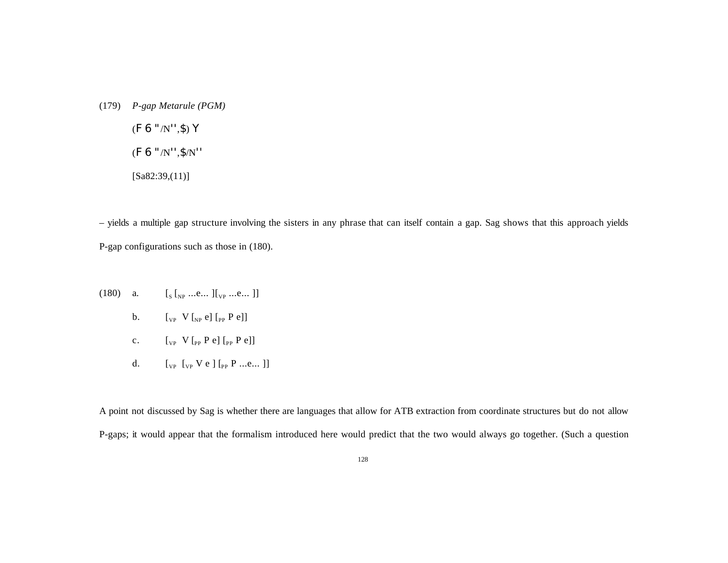(179) *P-gap Metarule (PGM)*

(F 6 "/N'',$) Y

(F 6 "/N'',$/N''

[Sa82:39,(11)]

– yields a multiple gap structure involving the sisters in any phrase that can itself contain a gap. Sag shows that this approach yields P-gap configurations such as those in (180).

(180) a. $[_S\ [_{NP}$ ...e... $][_{VP}$ ...e... $]]$

b. $[_{VP}$ V $[_{NP}$ e$]$ $[_{PP}$ P e$]]$

c. $[_{VP}$ V $[_{PP}$ P e$]$ $[_{PP}$ P e$]]$

d. $[_{VP}$ $[_{VP}$ V e $]$ $[_{PP}$ P ...e... $]]$

A point not discussed by Sag is whether there are languages that allow for ATB extraction from coordinate structures but do not allow P-gaps; it would appear that the formalism introduced here would predict that the two would always go together. (Such a question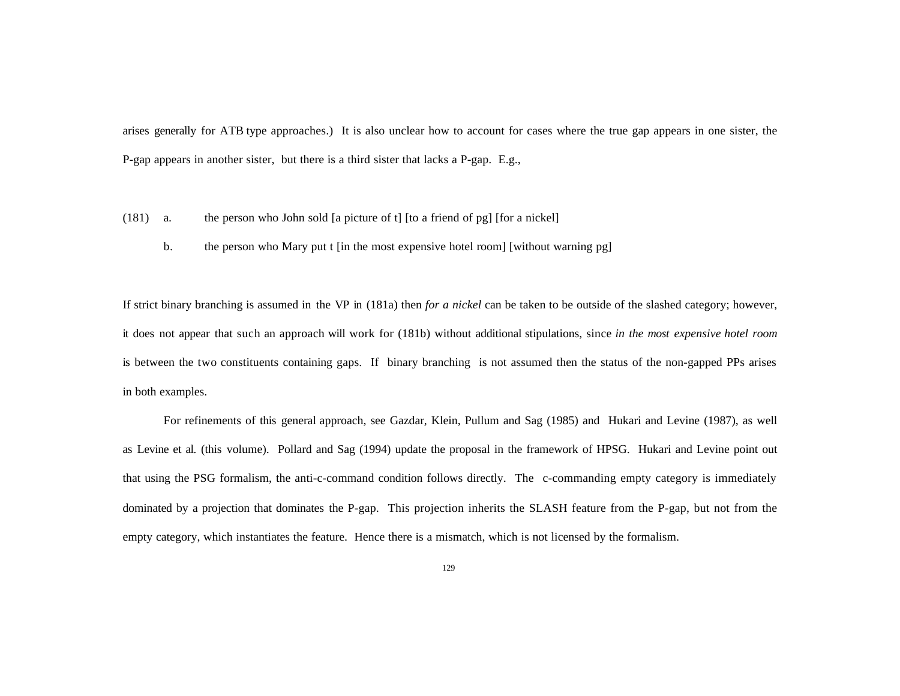arises generally for ATB type approaches.) It is also unclear how to account for cases where the true gap appears in one sister, the P-gap appears in another sister, but there is a third sister that lacks a P-gap. E.g.,

(181) a. the person who John sold [a picture of t] [to a friend of pg] [for a nickel]

b. the person who Mary put t [in the most expensive hotel room] [without warning pg]

If strict binary branching is assumed in the VP in (181a) then *for a nickel* can be taken to be outside of the slashed category; however, it does not appear that such an approach will work for (181b) without additional stipulations, since *in the most expensive hotel room* is between the two constituents containing gaps. If binary branching is not assumed then the status of the non-gapped PPs arises in both examples.

For refinements of this general approach, see Gazdar, Klein, Pullum and Sag (1985) and Hukari and Levine (1987), as well as Levine et al. (this volume). Pollard and Sag (1994) update the proposal in the framework of HPSG. Hukari and Levine point out that using the PSG formalism, the anti-c-command condition follows directly. The c-commanding empty category is immediately dominated by a projection that dominates the P-gap. This projection inherits the SLASH feature from the P-gap, but not from the empty category, which instantiates the feature. Hence there is a mismatch, which is not licensed by the formalism.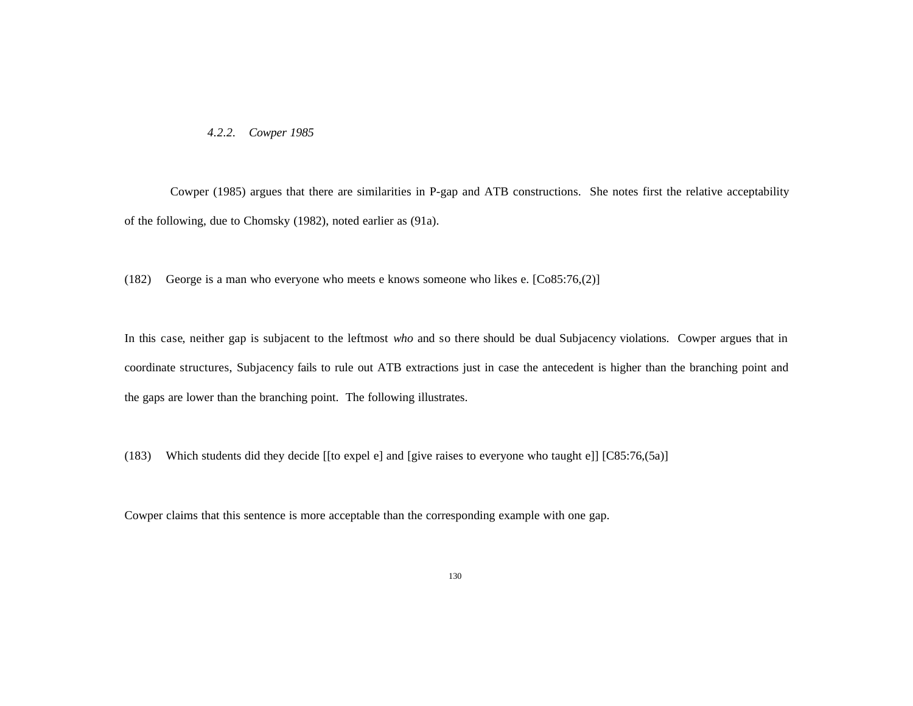### *4.2.2. Cowper 1985*

Cowper (1985) argues that there are similarities in P-gap and ATB constructions. She notes first the relative acceptability of the following, due to Chomsky (1982), noted earlier as (91a).

(182) George is a man who everyone who meets e knows someone who likes e. [Co85:76,(2)]

In this case, neither gap is subjacent to the leftmost *who* and so there should be dual Subjacency violations. Cowper argues that in coordinate structures, Subjacency fails to rule out ATB extractions just in case the antecedent is higher than the branching point and the gaps are lower than the branching point. The following illustrates.

(183) Which students did they decide [[to expel e] and [give raises to everyone who taught e]] [C85:76,(5a)]

Cowper claims that this sentence is more acceptable than the corresponding example with one gap.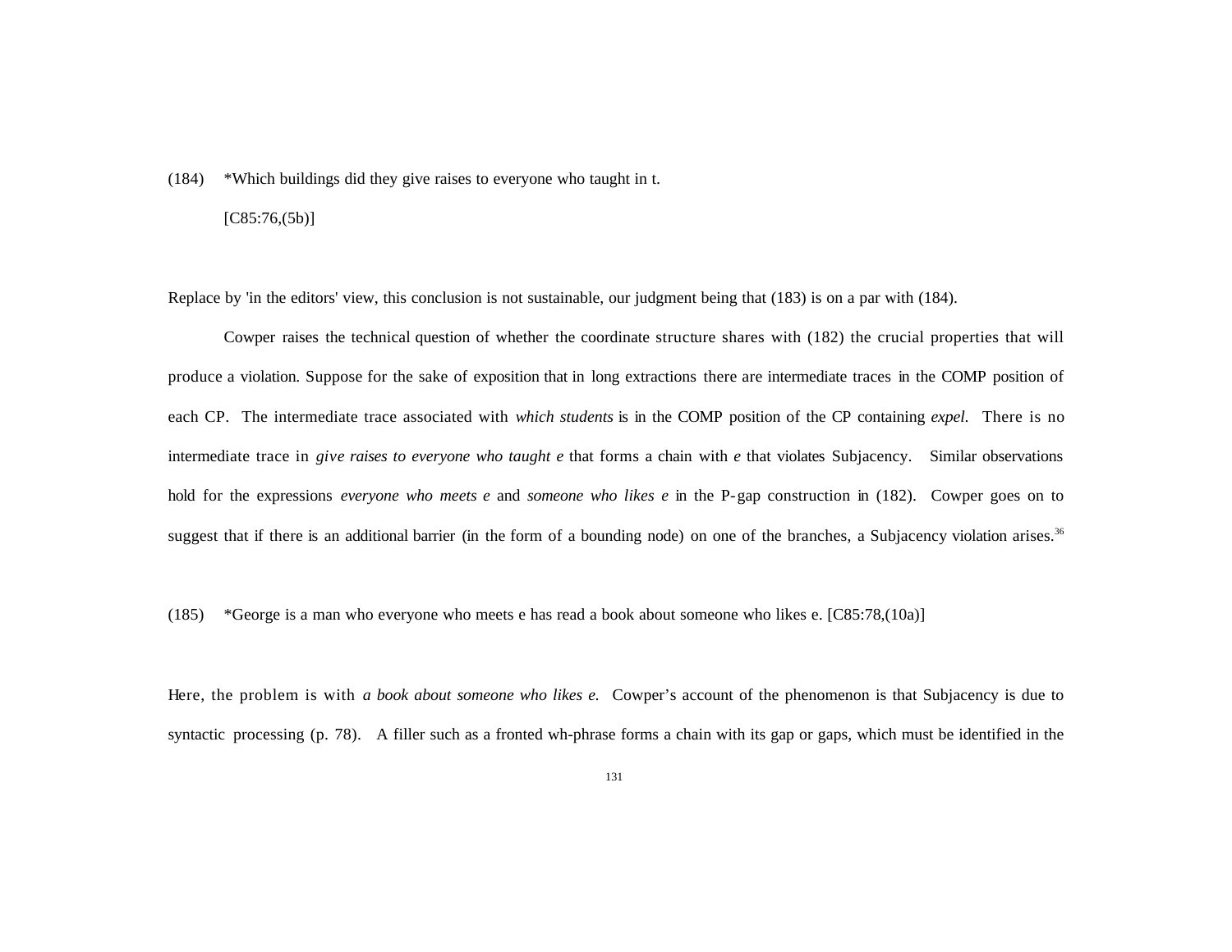(184) *Which buildings did they give raises to everyone who taught in t.

[C85:76,(5b)]

Replace by 'in the editors' view, this conclusion is not sustainable, our judgment being that (183) is on a par with (184).

Cowper raises the technical question of whether the coordinate structure shares with (182) the crucial properties that will produce a violation. Suppose for the sake of exposition that in long extractions there are intermediate traces in the COMP position of each CP. The intermediate trace associated with *which students* is in the COMP position of the CP containing *expel*. There is no intermediate trace in *give raises to everyone who taught e* that forms a chain with *e* that violates Subjacency. Similar observations hold for the expressions *everyone who meets e* and *someone who likes e* in the P-gap construction in (182). Cowper goes on to suggest that if there is an additional barrier (in the form of a bounding node) on one of the branches, a Subjacency violation arises.[36]

(185) *George is a man who everyone who meets e has read a book about someone who likes e. [C85:78,(10a)]

Here, the problem is with *a book about someone who likes e*. Cowper's account of the phenomenon is that Subjacency is due to syntactic processing (p. 78). A filler such as a fronted wh-phrase forms a chain with its gap or gaps, which must be identified in the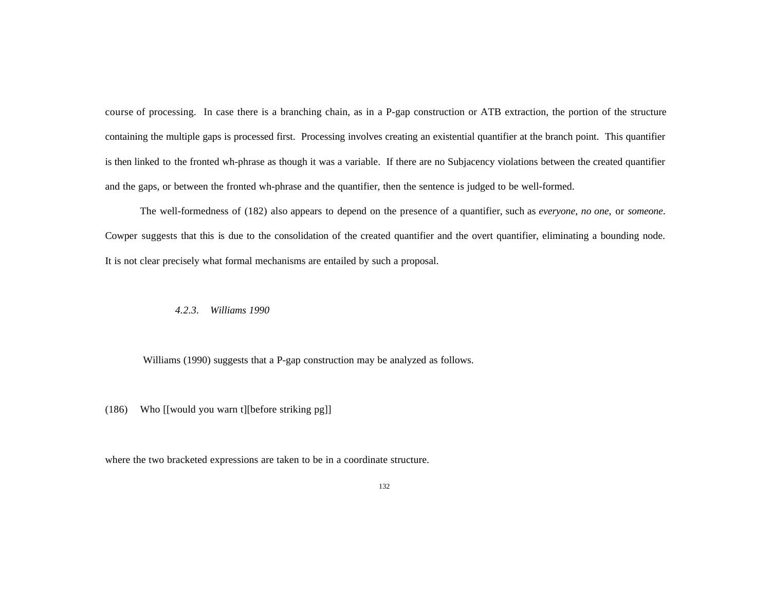course of processing. In case there is a branching chain, as in a P-gap construction or ATB extraction, the portion of the structure containing the multiple gaps is processed first. Processing involves creating an existential quantifier at the branch point. This quantifier is then linked to the fronted wh-phrase as though it was a variable. If there are no Subjacency violations between the created quantifier and the gaps, or between the fronted wh-phrase and the quantifier, then the sentence is judged to be well-formed.

The well-formedness of (182) also appears to depend on the presence of a quantifier, such as *everyone*, *no one*, or *someone*. Cowper suggests that this is due to the consolidation of the created quantifier and the overt quantifier, eliminating a bounding node. It is not clear precisely what formal mechanisms are entailed by such a proposal.

### *4.2.3. Williams 1990*

Williams (1990) suggests that a P-gap construction may be analyzed as follows.

(186) Who [[would you warn t][before striking pg]]

where the two bracketed expressions are taken to be in a coordinate structure.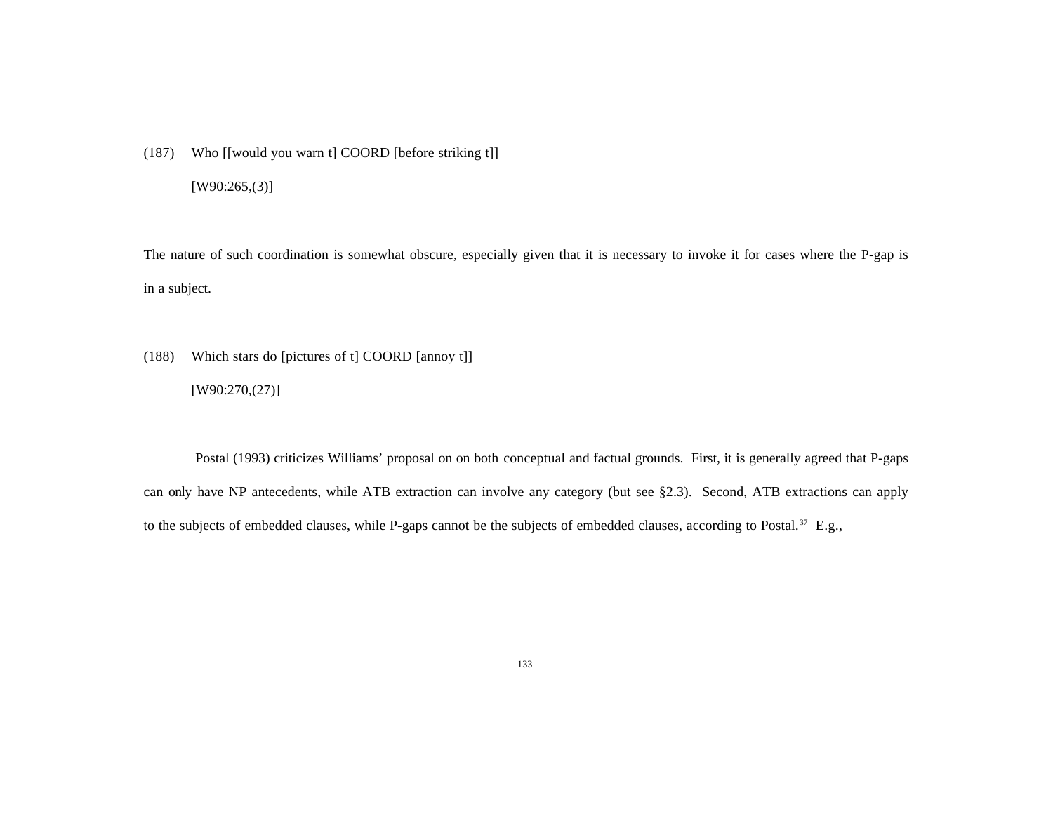(187) Who [[would you warn t] COORD [before striking t]]

[W90:265,(3)]

The nature of such coordination is somewhat obscure, especially given that it is necessary to invoke it for cases where the P-gap is in a subject.

(188) Which stars do [pictures of t] COORD [annoy t]]

[W90:270,(27)]

Postal (1993) criticizes Williams' proposal on on both conceptual and factual grounds. First, it is generally agreed that P-gaps can only have NP antecedents, while ATB extraction can involve any category (but see §2.3). Second, ATB extractions can apply to the subjects of embedded clauses, while P-gaps cannot be the subjects of embedded clauses, according to Postal.[37] E.g.,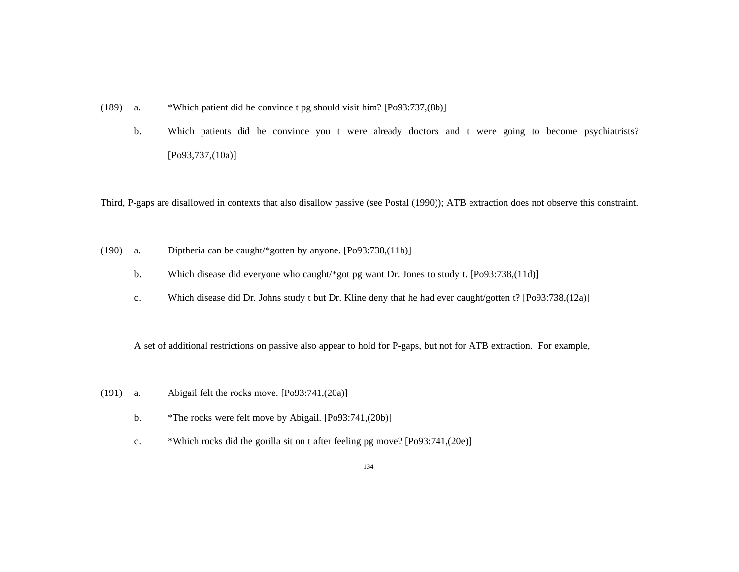(189) a. *Which patient did he convince t pg should visit him? [Po93:737,(8b)]

b. Which patients did he convince you t were already doctors and t were going to become psychiatrists? [Po93,737,(10a)]

Third, P-gaps are disallowed in contexts that also disallow passive (see Postal (1990)); ATB extraction does not observe this constraint.

(190) a. Diptheria can be caught/*gotten by anyone. [Po93:738,(11b)]

b. Which disease did everyone who caught/*got pg want Dr. Jones to study t. [Po93:738,(11d)]

c. Which disease did Dr. Johns study t but Dr. Kline deny that he had ever caught/gotten t? [Po93:738,(12a)]

A set of additional restrictions on passive also appear to hold for P-gaps, but not for ATB extraction. For example,

(191) a. Abigail felt the rocks move. [Po93:741,(20a)]

b. *The rocks were felt move by Abigail. [Po93:741,(20b)]

c. *Which rocks did the gorilla sit on t after feeling pg move? [Po93:741,(20e)]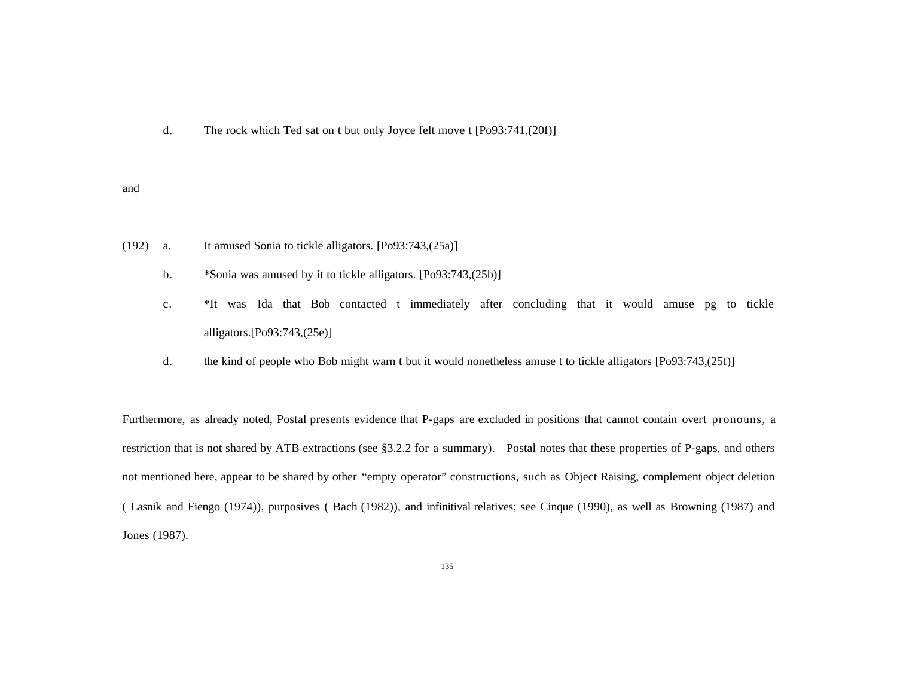d. The rock which Ted sat on t but only Joyce felt move t [Po93:741,(20f)]

and

(192) a. It amused Sonia to tickle alligators. [Po93:743,(25a)]

b. *Sonia was amused by it to tickle alligators. [Po93:743,(25b)]

c. *It was Ida that Bob contacted t immediately after concluding that it would amuse pg to tickle alligators.[Po93:743,(25e)]

d. the kind of people who Bob might warn t but it would nonetheless amuse t to tickle alligators [Po93:743,(25f)]

Furthermore, as already noted, Postal presents evidence that P-gaps are excluded in positions that cannot contain overt pronouns, a restriction that is not shared by ATB extractions (see §3.2.2 for a summary). Postal notes that these properties of P-gaps, and others not mentioned here, appear to be shared by other "empty operator" constructions, such as Object Raising, complement object deletion ( Lasnik and Fiengo (1974)), purposives ( Bach (1982)), and infinitival relatives; see Cinque (1990), as well as Browning (1987) and Jones (1987).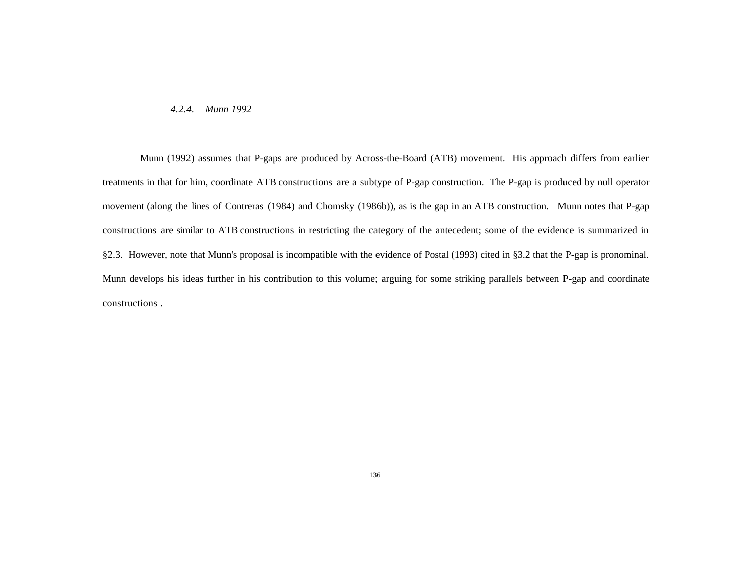#### *4.2.4. Munn 1992*

Munn (1992) assumes that P-gaps are produced by Across-the-Board (ATB) movement. His approach differs from earlier treatments in that for him, coordinate ATB constructions are a subtype of P-gap construction. The P-gap is produced by null operator movement (along the lines of Contreras (1984) and Chomsky (1986b)), as is the gap in an ATB construction. Munn notes that P-gap constructions are similar to ATB constructions in restricting the category of the antecedent; some of the evidence is summarized in §2.3. However, note that Munn's proposal is incompatible with the evidence of Postal (1993) cited in §3.2 that the P-gap is pronominal. Munn develops his ideas further in his contribution to this volume; arguing for some striking parallels between P-gap and coordinate constructions .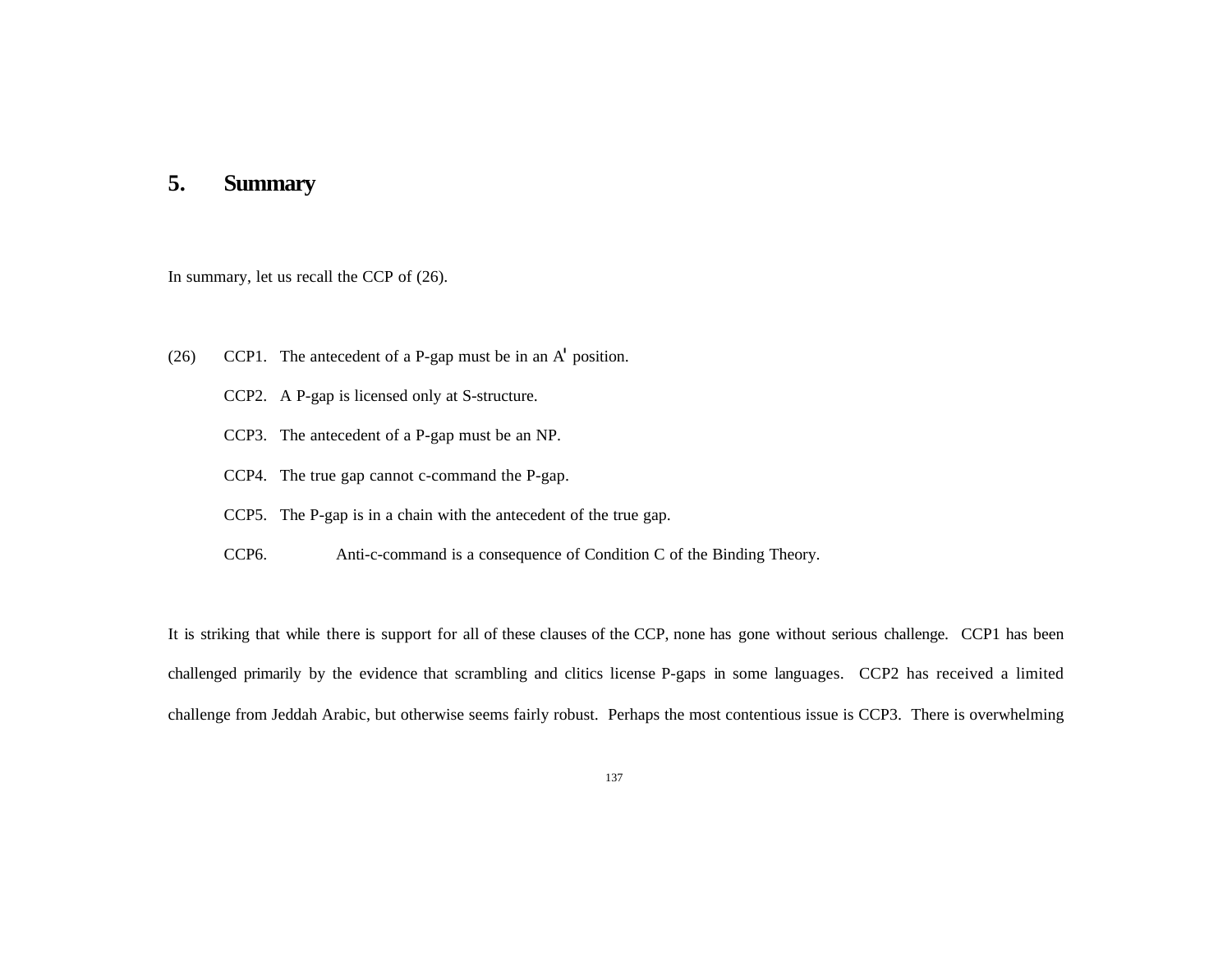# 5. Summary

In summary, let us recall the CCP of (26).

(26) CCP1. The antecedent of a P-gap must be in an A' position.

CCP2. A P-gap is licensed only at S-structure.

CCP3. The antecedent of a P-gap must be an NP.

CCP4. The true gap cannot c-command the P-gap.

CCP5. The P-gap is in a chain with the antecedent of the true gap.

CCP6. Anti-c-command is a consequence of Condition C of the Binding Theory.

It is striking that while there is support for all of these clauses of the CCP, none has gone without serious challenge. CCP1 has been challenged primarily by the evidence that scrambling and clitics license P-gaps in some languages. CCP2 has received a limited challenge from Jeddah Arabic, but otherwise seems fairly robust. Perhaps the most contentious issue is CCP3. There is overwhelming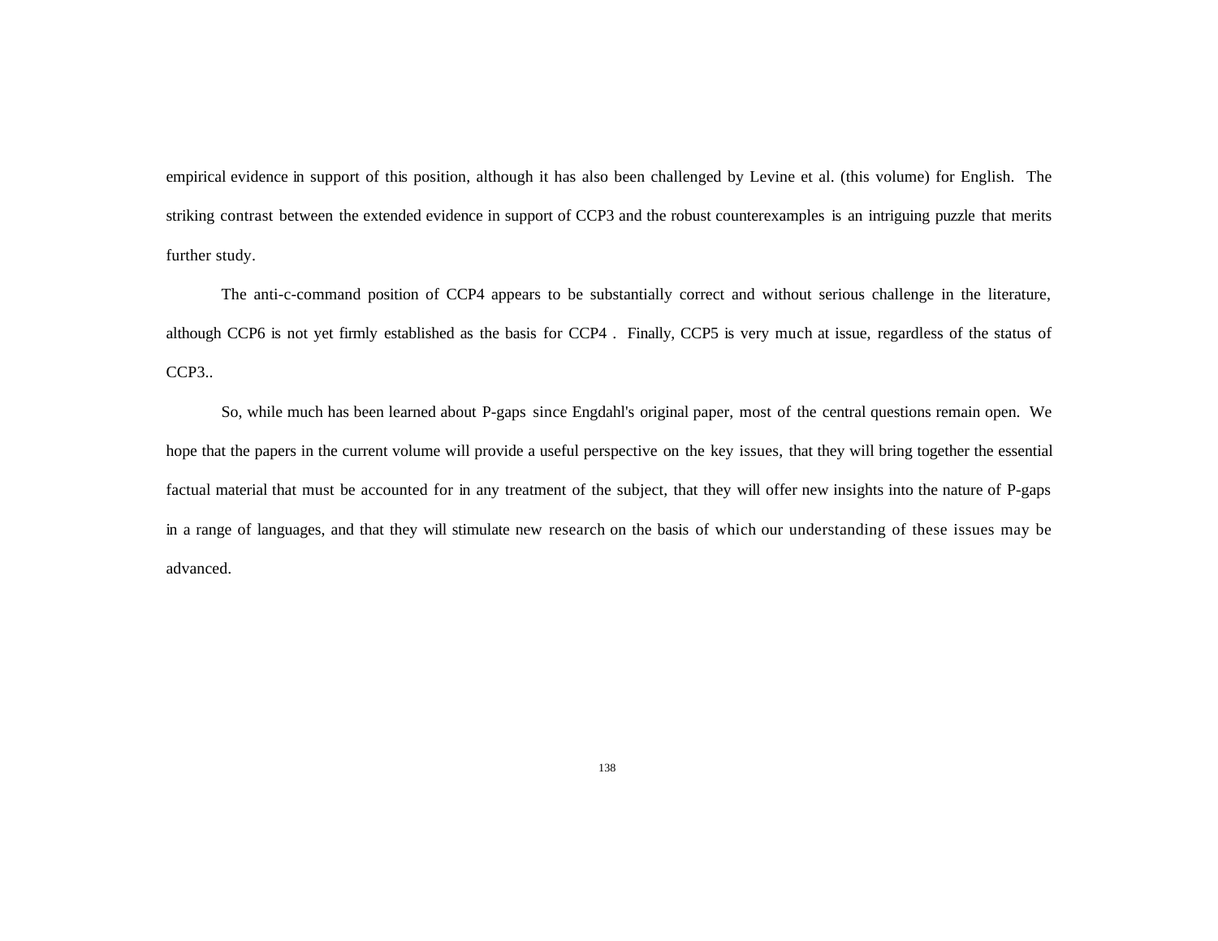empirical evidence in support of this position, although it has also been challenged by Levine et al. (this volume) for English. The striking contrast between the extended evidence in support of CCP3 and the robust counterexamples is an intriguing puzzle that merits further study.

The anti-c-command position of CCP4 appears to be substantially correct and without serious challenge in the literature, although CCP6 is not yet firmly established as the basis for CCP4 . Finally, CCP5 is very much at issue, regardless of the status of CCP3..

So, while much has been learned about P-gaps since Engdahl's original paper, most of the central questions remain open. We hope that the papers in the current volume will provide a useful perspective on the key issues, that they will bring together the essential factual material that must be accounted for in any treatment of the subject, that they will offer new insights into the nature of P-gaps in a range of languages, and that they will stimulate new research on the basis of which our understanding of these issues may be advanced.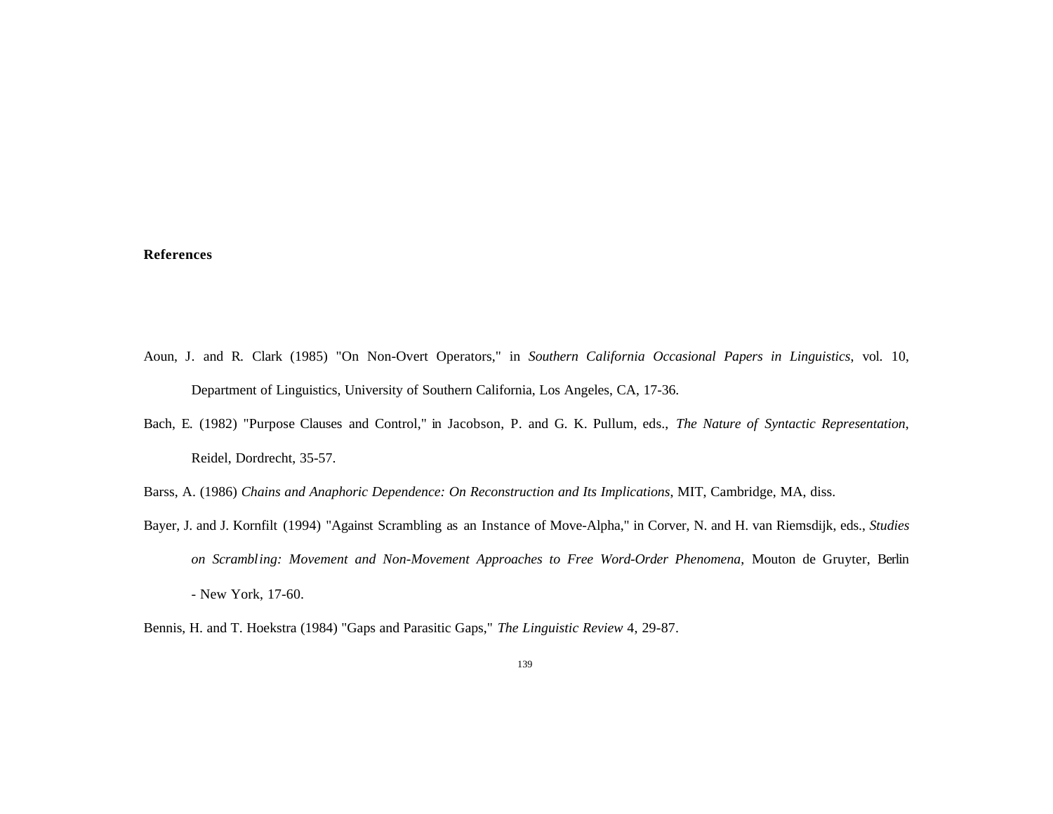# References

Aoun, J. and R. Clark (1985) "On Non-Overt Operators," in *Southern California Occasional Papers in Linguistics*, vol. 10, Department of Linguistics, University of Southern California, Los Angeles, CA, 17-36.

Bach, E. (1982) "Purpose Clauses and Control," in Jacobson, P. and G. K. Pullum, eds., *The Nature of Syntactic Representation*, Reidel, Dordrecht, 35-57.

Barss, A. (1986) *Chains and Anaphoric Dependence: On Reconstruction and Its Implications*, MIT, Cambridge, MA, diss.

Bayer, J. and J. Kornfilt (1994) "Against Scrambling as an Instance of Move-Alpha," in Corver, N. and H. van Riemsdijk, eds., *Studies on Scrambling: Movement and Non-Movement Approaches to Free Word-Order Phenomena*, Mouton de Gruyter, Berlin - New York, 17-60.

Bennis, H. and T. Hoekstra (1984) "Gaps and Parasitic Gaps," *The Linguistic Review* 4, 29-87.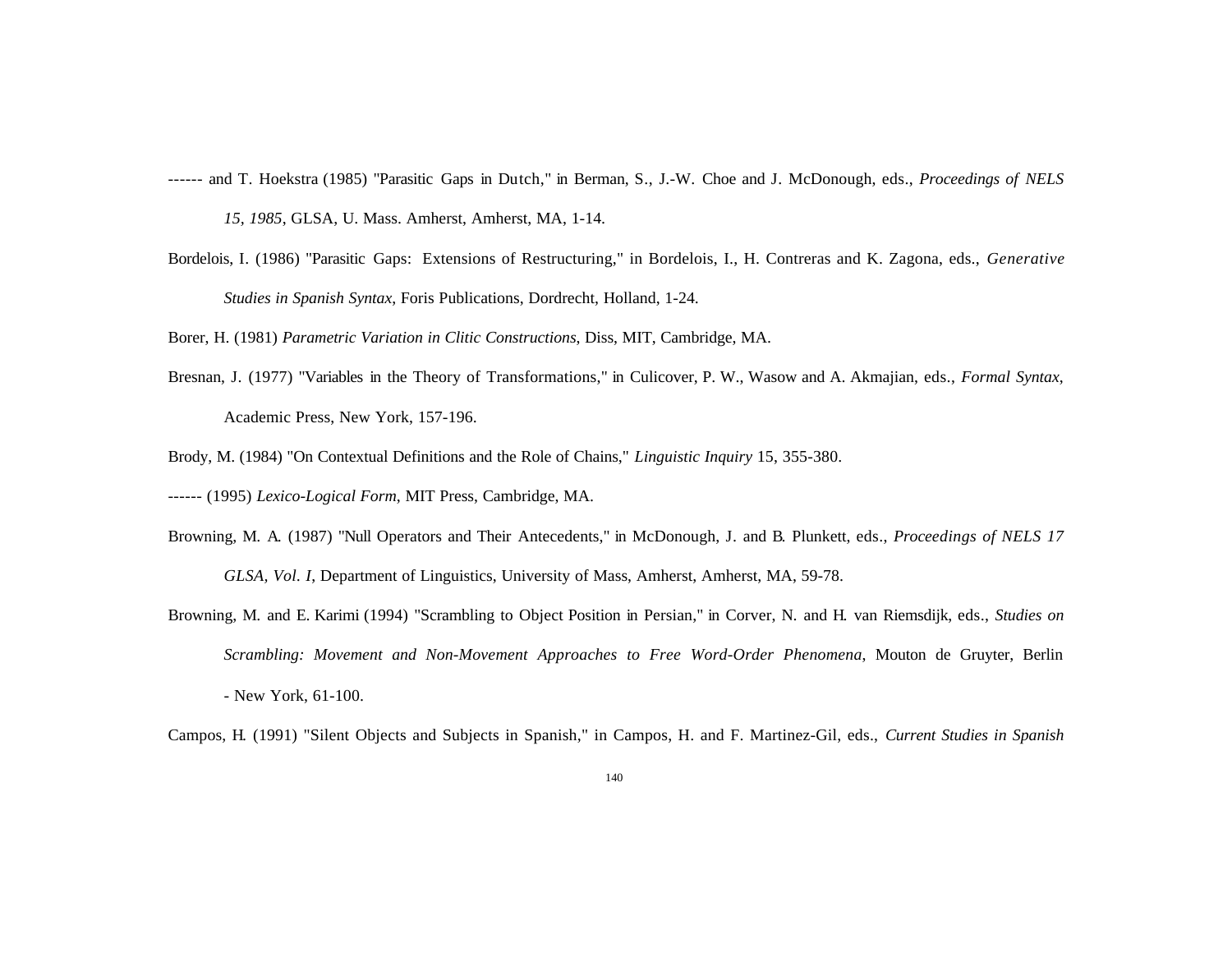------ and T. Hoekstra (1985) "Parasitic Gaps in Dutch," in Berman, S., J.-W. Choe and J. McDonough, eds., *Proceedings of NELS 15, 1985*, GLSA, U. Mass. Amherst, Amherst, MA, 1-14.

Bordelois, I. (1986) "Parasitic Gaps: Extensions of Restructuring," in Bordelois, I., H. Contreras and K. Zagona, eds., *Generative Studies in Spanish Syntax*, Foris Publications, Dordrecht, Holland, 1-24.

Borer, H. (1981) *Parametric Variation in Clitic Constructions*, Diss, MIT, Cambridge, MA.

Bresnan, J. (1977) "Variables in the Theory of Transformations," in Culicover, P. W., Wasow and A. Akmajian, eds., *Formal Syntax*, Academic Press, New York, 157-196.

Brody, M. (1984) "On Contextual Definitions and the Role of Chains," *Linguistic Inquiry* 15, 355-380.

------ (1995) *Lexico-Logical Form*, MIT Press, Cambridge, MA.

Browning, M. A. (1987) "Null Operators and Their Antecedents," in McDonough, J. and B. Plunkett, eds., *Proceedings of NELS 17 GLSA, Vol. I*, Department of Linguistics, University of Mass, Amherst, Amherst, MA, 59-78.

Browning, M. and E. Karimi (1994) "Scrambling to Object Position in Persian," in Corver, N. and H. van Riemsdijk, eds., *Studies on Scrambling: Movement and Non-Movement Approaches to Free Word-Order Phenomena*, Mouton de Gruyter, Berlin - New York, 61-100.

Campos, H. (1991) "Silent Objects and Subjects in Spanish," in Campos, H. and F. Martinez-Gil, eds., *Current Studies in Spanish*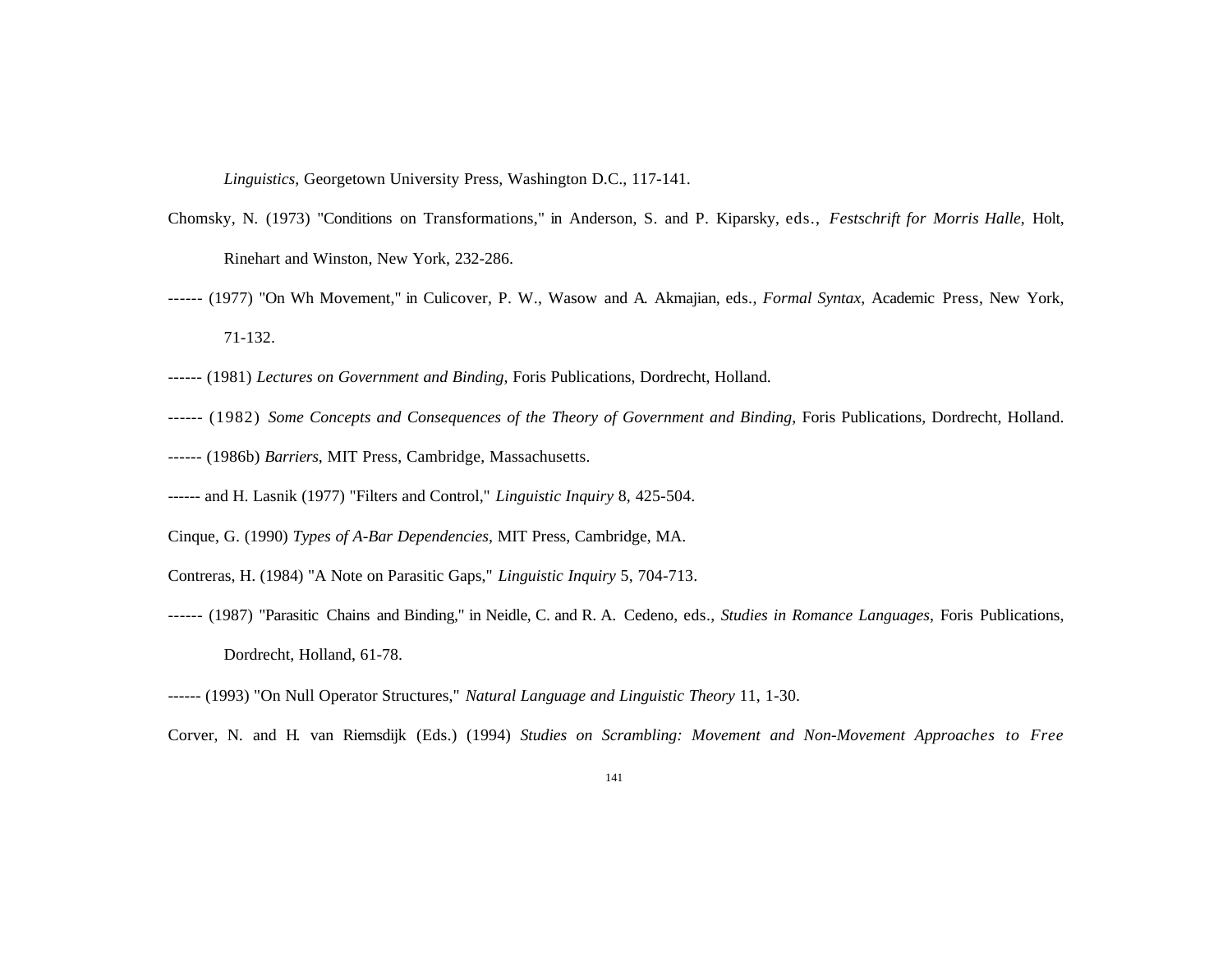*Linguistics*, Georgetown University Press, Washington D.C., 117-141.

Chomsky, N. (1973) "Conditions on Transformations," in Anderson, S. and P. Kiparsky, eds., *Festschrift for Morris Halle*, Holt, Rinehart and Winston, New York, 232-286.

------ (1977) "On Wh Movement," in Culicover, P. W., Wasow and A. Akmajian, eds., *Formal Syntax*, Academic Press, New York, 71-132.

------ (1981) *Lectures on Government and Binding*, Foris Publications, Dordrecht, Holland.

------ (1982) *Some Concepts and Consequences of the Theory of Government and Binding*, Foris Publications, Dordrecht, Holland.

------ (1986b) *Barriers*, MIT Press, Cambridge, Massachusetts.

------ and H. Lasnik (1977) "Filters and Control," *Linguistic Inquiry* 8, 425-504.

Cinque, G. (1990) *Types of A-Bar Dependencies*, MIT Press, Cambridge, MA.

Contreras, H. (1984) "A Note on Parasitic Gaps," *Linguistic Inquiry* 5, 704-713.

------ (1987) "Parasitic Chains and Binding," in Neidle, C. and R. A. Cedeno, eds., *Studies in Romance Languages*, Foris Publications, Dordrecht, Holland, 61-78.

------ (1993) "On Null Operator Structures," *Natural Language and Linguistic Theory* 11, 1-30.

Corver, N. and H. van Riemsdijk (Eds.) (1994) *Studies on Scrambling: Movement and Non-Movement Approaches to Free*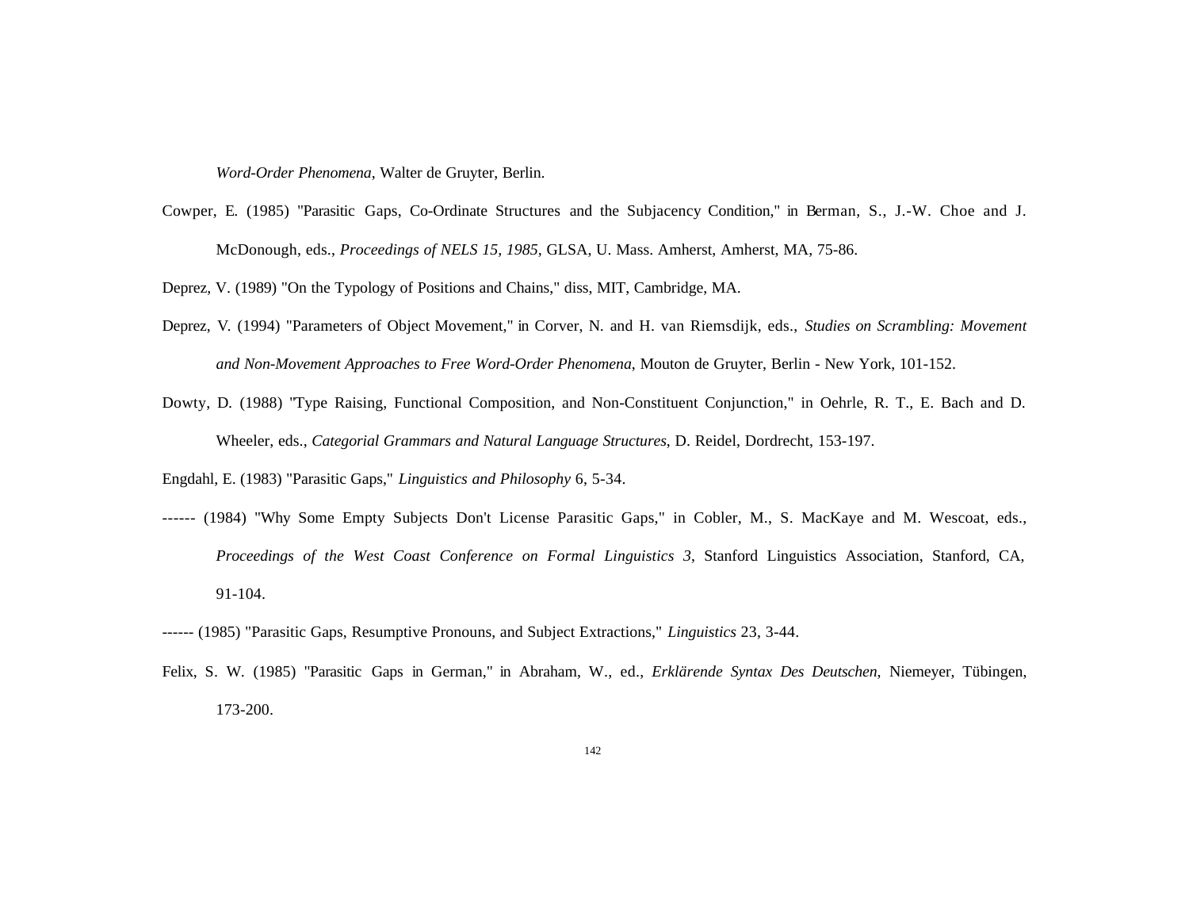*Word-Order Phenomena*, Walter de Gruyter, Berlin.

Cowper, E. (1985) "Parasitic Gaps, Co-Ordinate Structures and the Subjacency Condition," in Berman, S., J.-W. Choe and J. McDonough, eds., *Proceedings of NELS 15, 1985*, GLSA, U. Mass. Amherst, Amherst, MA, 75-86.

Deprez, V. (1989) "On the Typology of Positions and Chains," diss, MIT, Cambridge, MA.

Deprez, V. (1994) "Parameters of Object Movement," in Corver, N. and H. van Riemsdijk, eds., *Studies on Scrambling: Movement and Non-Movement Approaches to Free Word-Order Phenomena*, Mouton de Gruyter, Berlin - New York, 101-152.

Dowty, D. (1988) "Type Raising, Functional Composition, and Non-Constituent Conjunction," in Oehrle, R. T., E. Bach and D. Wheeler, eds., *Categorial Grammars and Natural Language Structures*, D. Reidel, Dordrecht, 153-197.

Engdahl, E. (1983) "Parasitic Gaps," *Linguistics and Philosophy* 6, 5-34.

------ (1984) "Why Some Empty Subjects Don't License Parasitic Gaps," in Cobler, M., S. MacKaye and M. Wescoat, eds., *Proceedings of the West Coast Conference on Formal Linguistics 3*, Stanford Linguistics Association, Stanford, CA, 91-104.

------ (1985) "Parasitic Gaps, Resumptive Pronouns, and Subject Extractions," *Linguistics* 23, 3-44.

Felix, S. W. (1985) "Parasitic Gaps in German," in Abraham, W., ed., *Erklärende Syntax Des Deutschen*, Niemeyer, Tübingen, 173-200.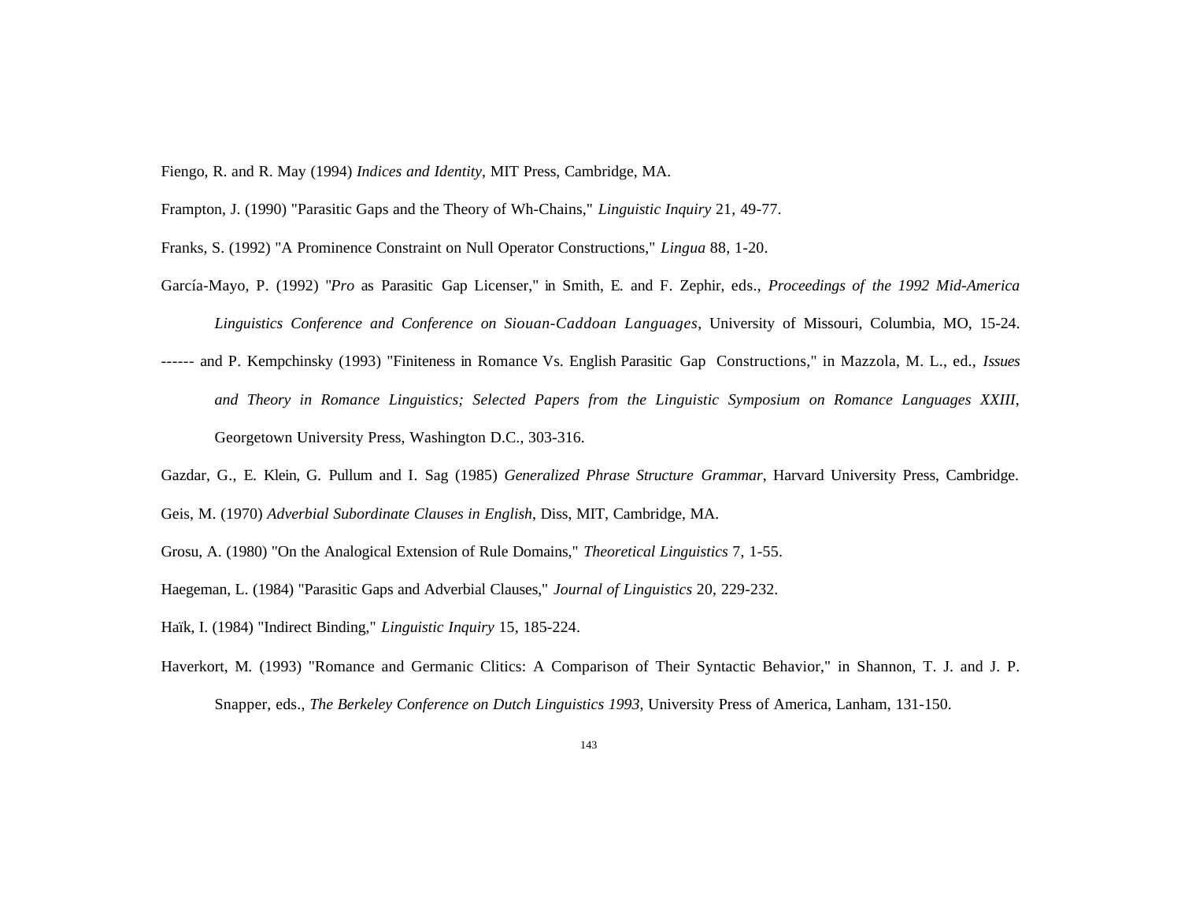Fiengo, R. and R. May (1994) *Indices and Identity*, MIT Press, Cambridge, MA.

Frampton, J. (1990) "Parasitic Gaps and the Theory of Wh-Chains," *Linguistic Inquiry* 21, 49-77.

Franks, S. (1992) "A Prominence Constraint on Null Operator Constructions," *Lingua* 88, 1-20.

García-Mayo, P. (1992) "*Pro* as Parasitic Gap Licenser," in Smith, E. and F. Zephir, eds., *Proceedings of the 1992 Mid-America Linguistics Conference and Conference on Siouan-Caddoan Languages*, University of Missouri, Columbia, MO, 15-24.

------ and P. Kempchinsky (1993) "Finiteness in Romance Vs. English Parasitic Gap Constructions," in Mazzola, M. L., ed., *Issues and Theory in Romance Linguistics; Selected Papers from the Linguistic Symposium on Romance Languages XXIII*, Georgetown University Press, Washington D.C., 303-316.

Gazdar, G., E. Klein, G. Pullum and I. Sag (1985) *Generalized Phrase Structure Grammar*, Harvard University Press, Cambridge.

Geis, M. (1970) *Adverbial Subordinate Clauses in English*, Diss, MIT, Cambridge, MA.

Grosu, A. (1980) "On the Analogical Extension of Rule Domains," *Theoretical Linguistics* 7, 1-55.

Haegeman, L. (1984) "Parasitic Gaps and Adverbial Clauses," *Journal of Linguistics* 20, 229-232.

Haïk, I. (1984) "Indirect Binding," *Linguistic Inquiry* 15, 185-224.

Haverkort, M. (1993) "Romance and Germanic Clitics: A Comparison of Their Syntactic Behavior," in Shannon, T. J. and J. P. Snapper, eds., *The Berkeley Conference on Dutch Linguistics 1993*, University Press of America, Lanham, 131-150.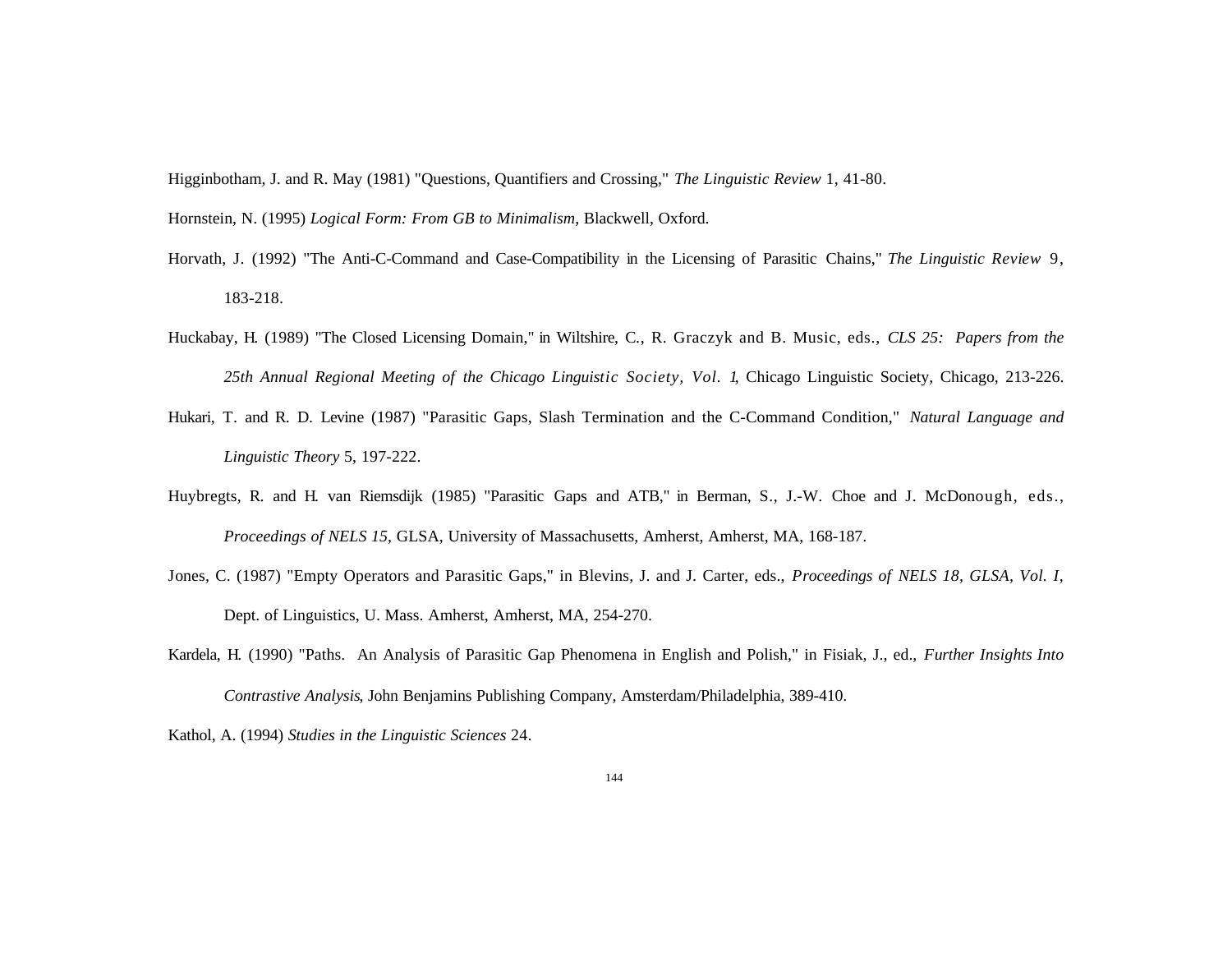Higginbotham, J. and R. May (1981) "Questions, Quantifiers and Crossing," *The Linguistic Review* 1, 41-80.

Hornstein, N. (1995) *Logical Form: From GB to Minimalism*, Blackwell, Oxford.

Horvath, J. (1992) "The Anti-C-Command and Case-Compatibility in the Licensing of Parasitic Chains," *The Linguistic Review* 9, 183-218.

Huckabay, H. (1989) "The Closed Licensing Domain," in Wiltshire, C., R. Graczyk and B. Music, eds., *CLS 25: Papers from the 25th Annual Regional Meeting of the Chicago Linguistic Society, Vol. 1*, Chicago Linguistic Society, Chicago, 213-226.

Hukari, T. and R. D. Levine (1987) "Parasitic Gaps, Slash Termination and the C-Command Condition," *Natural Language and Linguistic Theory* 5, 197-222.

Huybregts, R. and H. van Riemsdijk (1985) "Parasitic Gaps and ATB," in Berman, S., J.-W. Choe and J. McDonough, eds., *Proceedings of NELS 15*, GLSA, University of Massachusetts, Amherst, Amherst, MA, 168-187.

Jones, C. (1987) "Empty Operators and Parasitic Gaps," in Blevins, J. and J. Carter, eds., *Proceedings of NELS 18*, *GLSA, Vol. I*, Dept. of Linguistics, U. Mass. Amherst, Amherst, MA, 254-270.

Kardela, H. (1990) "Paths. An Analysis of Parasitic Gap Phenomena in English and Polish," in Fisiak, J., ed., *Further Insights Into Contrastive Analysis*, John Benjamins Publishing Company, Amsterdam/Philadelphia, 389-410.

Kathol, A. (1994) *Studies in the Linguistic Sciences* 24.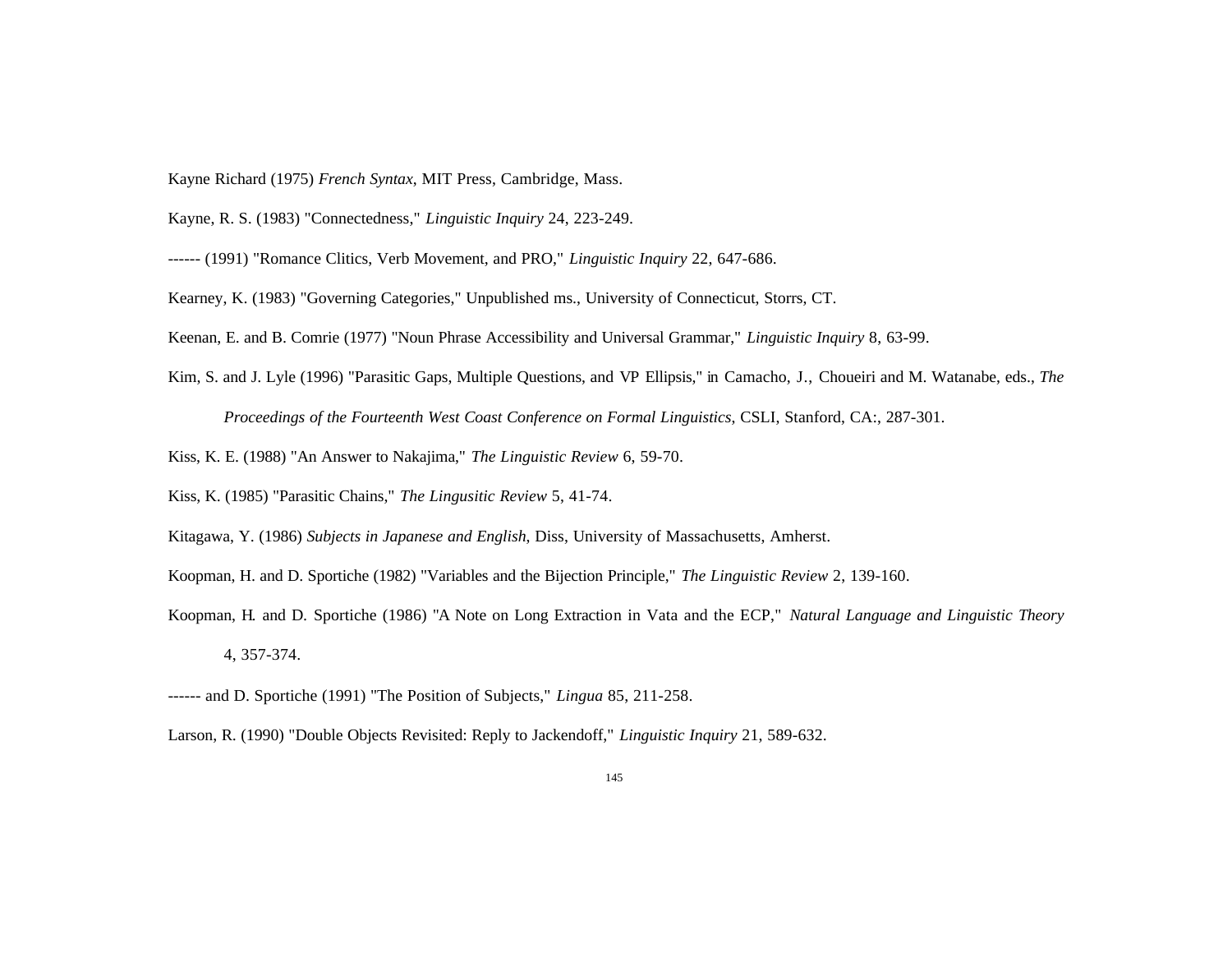Kayne Richard (1975) *French Syntax*, MIT Press, Cambridge, Mass.

Kayne, R. S. (1983) "Connectedness," *Linguistic Inquiry* 24, 223-249.

------ (1991) "Romance Clitics, Verb Movement, and PRO," *Linguistic Inquiry* 22, 647-686.

Kearney, K. (1983) "Governing Categories," Unpublished ms., University of Connecticut, Storrs, CT.

Keenan, E. and B. Comrie (1977) "Noun Phrase Accessibility and Universal Grammar," *Linguistic Inquiry* 8, 63-99.

Kim, S. and J. Lyle (1996) "Parasitic Gaps, Multiple Questions, and VP Ellipsis," in Camacho, J., Choueiri and M. Watanabe, eds., *The Proceedings of the Fourteenth West Coast Conference on Formal Linguistics*, CSLI, Stanford, CA:, 287-301.

Kiss, K. E. (1988) "An Answer to Nakajima," *The Linguistic Review* 6, 59-70.

Kiss, K. (1985) "Parasitic Chains," *The Lingusitic Review* 5, 41-74.

Kitagawa, Y. (1986) *Subjects in Japanese and English*, Diss, University of Massachusetts, Amherst.

Koopman, H. and D. Sportiche (1982) "Variables and the Bijection Principle," *The Linguistic Review* 2, 139-160.

Koopman, H. and D. Sportiche (1986) "A Note on Long Extraction in Vata and the ECP," *Natural Language and Linguistic Theory* 4, 357-374.

------ and D. Sportiche (1991) "The Position of Subjects," *Lingua* 85, 211-258.

Larson, R. (1990) "Double Objects Revisited: Reply to Jackendoff," *Linguistic Inquiry* 21, 589-632.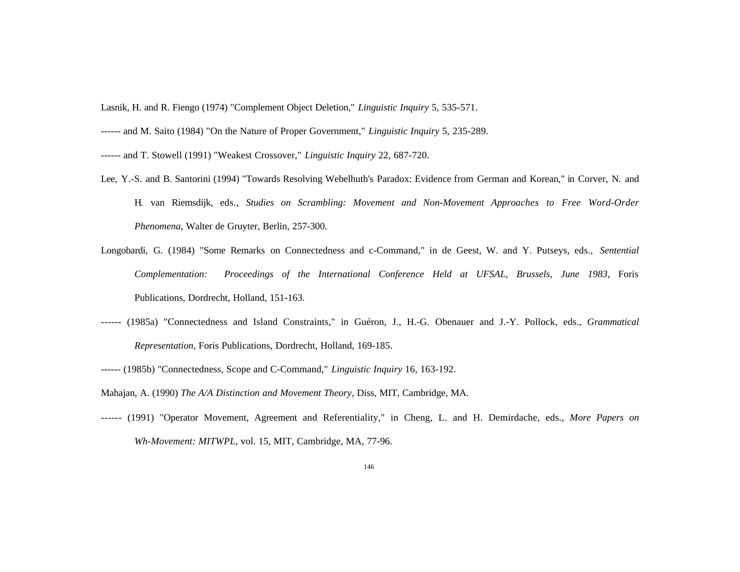Lasnik, H. and R. Fiengo (1974) "Complement Object Deletion," *Linguistic Inquiry* 5, 535-571.

------ and M. Saito (1984) "On the Nature of Proper Government," *Linguistic Inquiry* 5, 235-289.

------ and T. Stowell (1991) "Weakest Crossover," *Linguistic Inquiry* 22, 687-720.

Lee, Y.-S. and B. Santorini (1994) "Towards Resolving Webelhuth's Paradox: Evidence from German and Korean," in Corver, N. and H. van Riemsdijk, eds., *Studies on Scrambling: Movement and Non-Movement Approaches to Free Word-Order Phenomena*, Walter de Gruyter, Berlin, 257-300.

Longobardi, G. (1984) "Some Remarks on Connectedness and c-Command," in de Geest, W. and Y. Putseys, eds., *Sentential Complementation: Proceedings of the International Conference Held at UFSAL, Brussels, June 1983*, Foris Publications, Dordrecht, Holland, 151-163.

------ (1985a) "Connectedness and Island Constraints," in Guéron, J., H.-G. Obenauer and J.-Y. Pollock, eds., *Grammatical Representation*, Foris Publications, Dordrecht, Holland, 169-185.

------ (1985b) "Connectedness, Scope and C-Command," *Linguistic Inquiry* 16, 163-192.

Mahajan, A. (1990) *The A/A Distinction and Movement Theory*, Diss, MIT, Cambridge, MA.

------ (1991) "Operator Movement, Agreement and Referentiality," in Cheng, L. and H. Demirdache, eds., *More Papers on Wh-Movement: MITWPL*, vol. 15, MIT, Cambridge, MA, 77-96.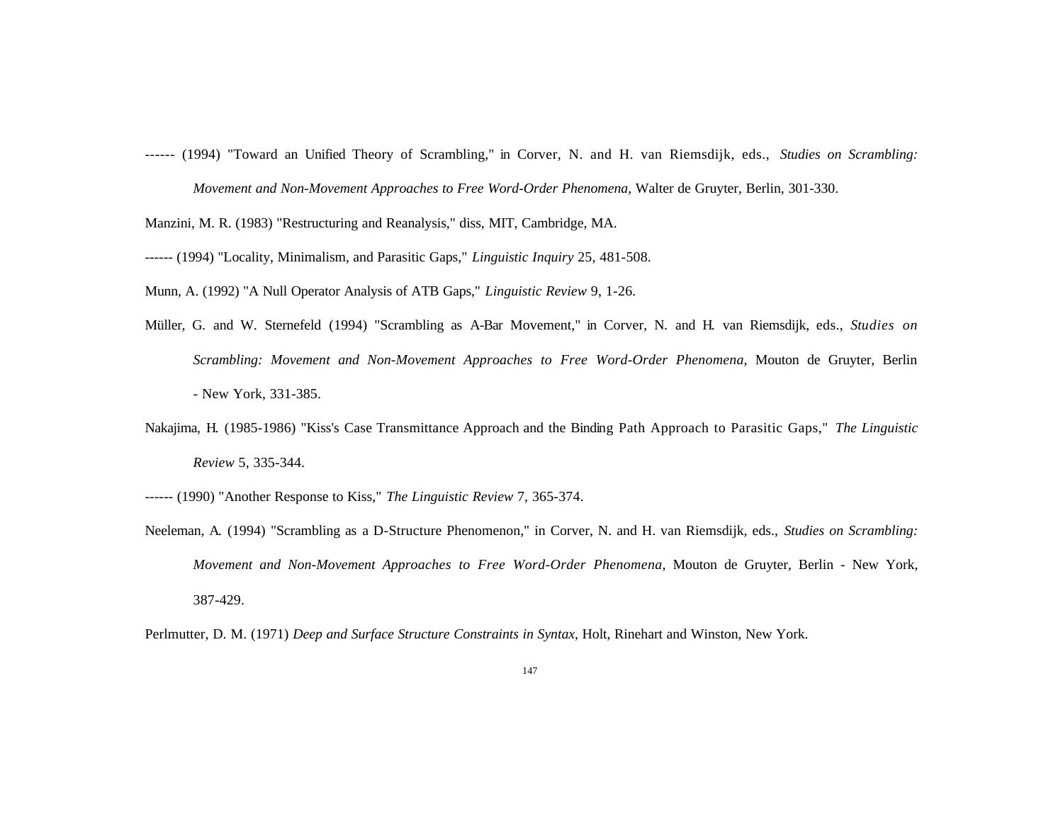------ (1994) "Toward an Unified Theory of Scrambling," in Corver, N. and H. van Riemsdijk, eds., *Studies on Scrambling: Movement and Non-Movement Approaches to Free Word-Order Phenomena,* Walter de Gruyter, Berlin, 301-330.

Manzini, M. R. (1983) "Restructuring and Reanalysis," diss, MIT, Cambridge, MA.

------ (1994) "Locality, Minimalism, and Parasitic Gaps," *Linguistic Inquiry* 25, 481-508.

Munn, A. (1992) "A Null Operator Analysis of ATB Gaps," *Linguistic Review* 9, 1-26.

Müller, G. and W. Sternefeld (1994) "Scrambling as A-Bar Movement," in Corver, N. and H. van Riemsdijk, eds., *Studies on Scrambling: Movement and Non-Movement Approaches to Free Word-Order Phenomena*, Mouton de Gruyter, Berlin - New York, 331-385.

Nakajima, H. (1985-1986) "Kiss's Case Transmittance Approach and the Binding Path Approach to Parasitic Gaps," *The Linguistic Review* 5, 335-344.

------ (1990) "Another Response to Kiss," *The Linguistic Review* 7, 365-374.

Neeleman, A. (1994) "Scrambling as a D-Structure Phenomenon," in Corver, N. and H. van Riemsdijk, eds., *Studies on Scrambling: Movement and Non-Movement Approaches to Free Word-Order Phenomena*, Mouton de Gruyter, Berlin - New York, 387-429.

Perlmutter, D. M. (1971) *Deep and Surface Structure Constraints in Syntax*, Holt, Rinehart and Winston, New York.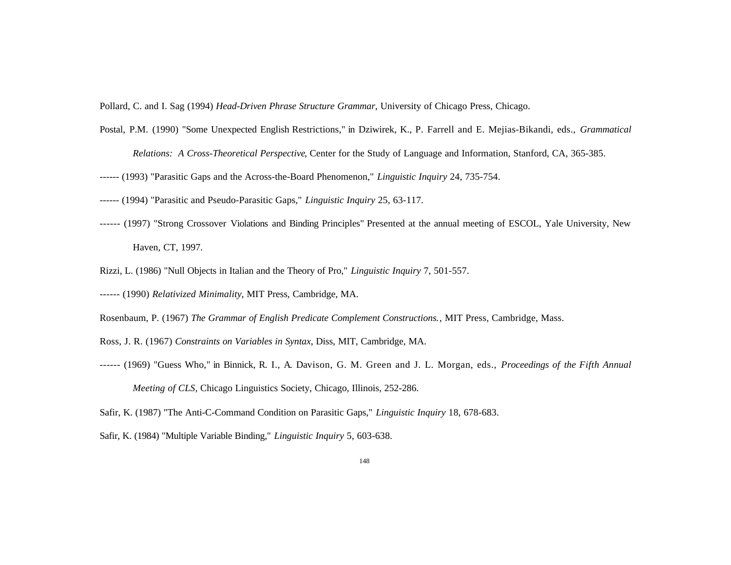Pollard, C. and I. Sag (1994) *Head-Driven Phrase Structure Grammar*, University of Chicago Press, Chicago.

Postal, P.M. (1990) "Some Unexpected English Restrictions," in Dziwirek, K., P. Farrell and E. Mejias-Bikandi, eds., *Grammatical Relations: A Cross-Theoretical Perspective*, Center for the Study of Language and Information, Stanford, CA, 365-385.

------ (1993) "Parasitic Gaps and the Across-the-Board Phenomenon," *Linguistic Inquiry* 24, 735-754.

------ (1994) "Parasitic and Pseudo-Parasitic Gaps," *Linguistic Inquiry* 25, 63-117.

------ (1997) "Strong Crossover Violations and Binding Principles" Presented at the annual meeting of ESCOL, Yale University, New Haven, CT, 1997.

Rizzi, L. (1986) "Null Objects in Italian and the Theory of Pro," *Linguistic Inquiry* 7, 501-557.

------ (1990) *Relativized Minimality*, MIT Press, Cambridge, MA.

Rosenbaum, P. (1967) *The Grammar of English Predicate Complement Constructions.*, MIT Press, Cambridge, Mass.

Ross, J. R. (1967) *Constraints on Variables in Syntax*, Diss, MIT, Cambridge, MA.

------ (1969) "Guess Who," in Binnick, R. I., A. Davison, G. M. Green and J. L. Morgan, eds., *Proceedings of the Fifth Annual Meeting of CLS*, Chicago Linguistics Society, Chicago, Illinois, 252-286.

Safir, K. (1987) "The Anti-C-Command Condition on Parasitic Gaps," *Linguistic Inquiry* 18, 678-683.

Safir, K. (1984) "Multiple Variable Binding," *Linguistic Inquiry* 5, 603-638.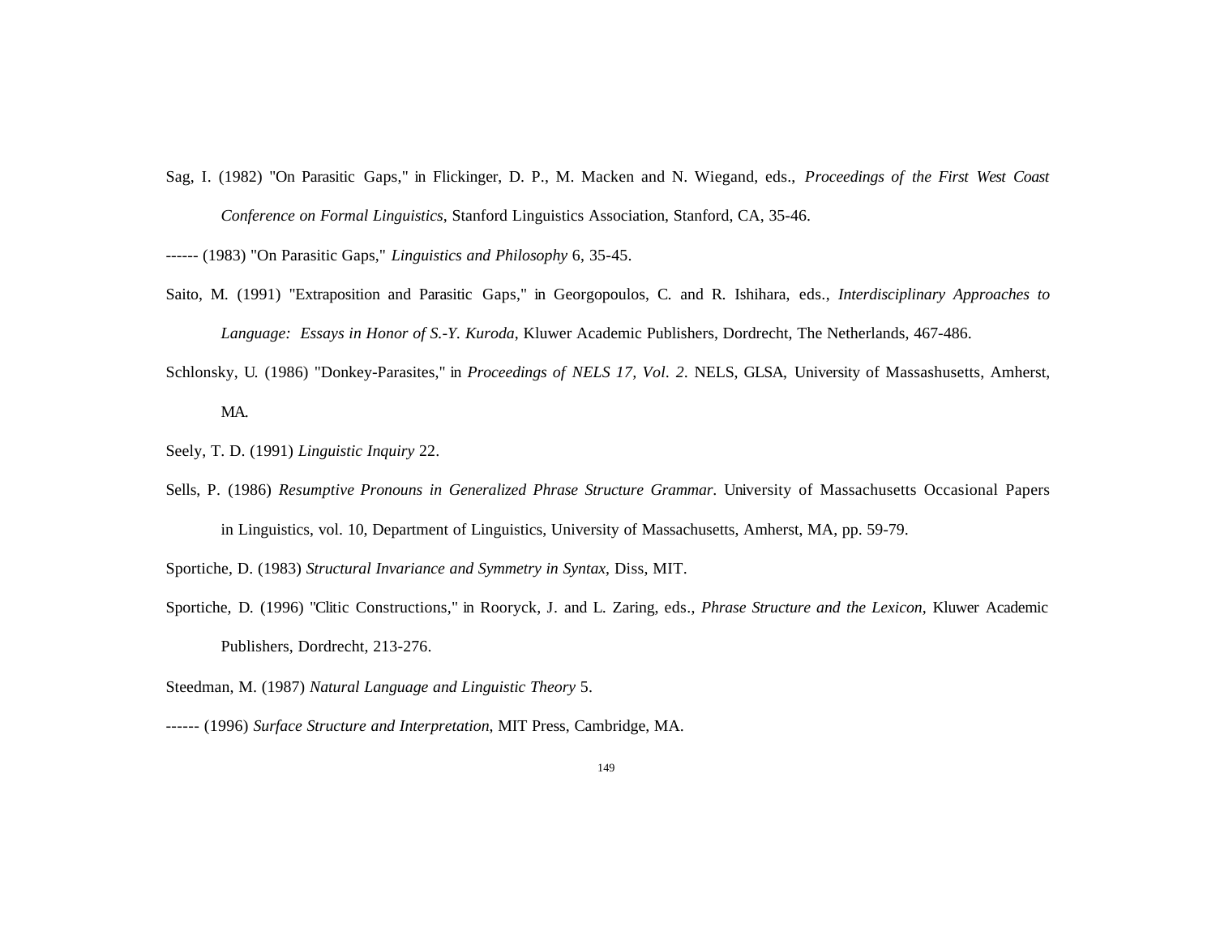Sag, I. (1982) "On Parasitic Gaps," in Flickinger, D. P., M. Macken and N. Wiegand, eds., *Proceedings of the First West Coast Conference on Formal Linguistics*, Stanford Linguistics Association, Stanford, CA, 35-46.

------ (1983) "On Parasitic Gaps," *Linguistics and Philosophy* 6, 35-45.

Saito, M. (1991) "Extraposition and Parasitic Gaps," in Georgopoulos, C. and R. Ishihara, eds., *Interdisciplinary Approaches to Language: Essays in Honor of S.-Y. Kuroda*, Kluwer Academic Publishers, Dordrecht, The Netherlands, 467-486.

Schlonsky, U. (1986) "Donkey-Parasites," in *Proceedings of NELS 17, Vol. 2*. NELS, GLSA, University of Massashusetts, Amherst, MA.

Seely, T. D. (1991) *Linguistic Inquiry* 22.

Sells, P. (1986) *Resumptive Pronouns in Generalized Phrase Structure Grammar*. University of Massachusetts Occasional Papers in Linguistics, vol. 10, Department of Linguistics, University of Massachusetts, Amherst, MA, pp. 59-79.

Sportiche, D. (1983) *Structural Invariance and Symmetry in Syntax*, Diss, MIT.

Sportiche, D. (1996) "Clitic Constructions," in Rooryck, J. and L. Zaring, eds., *Phrase Structure and the Lexicon*, Kluwer Academic Publishers, Dordrecht, 213-276.

Steedman, M. (1987) *Natural Language and Linguistic Theory* 5.

------ (1996) *Surface Structure and Interpretation*, MIT Press, Cambridge, MA.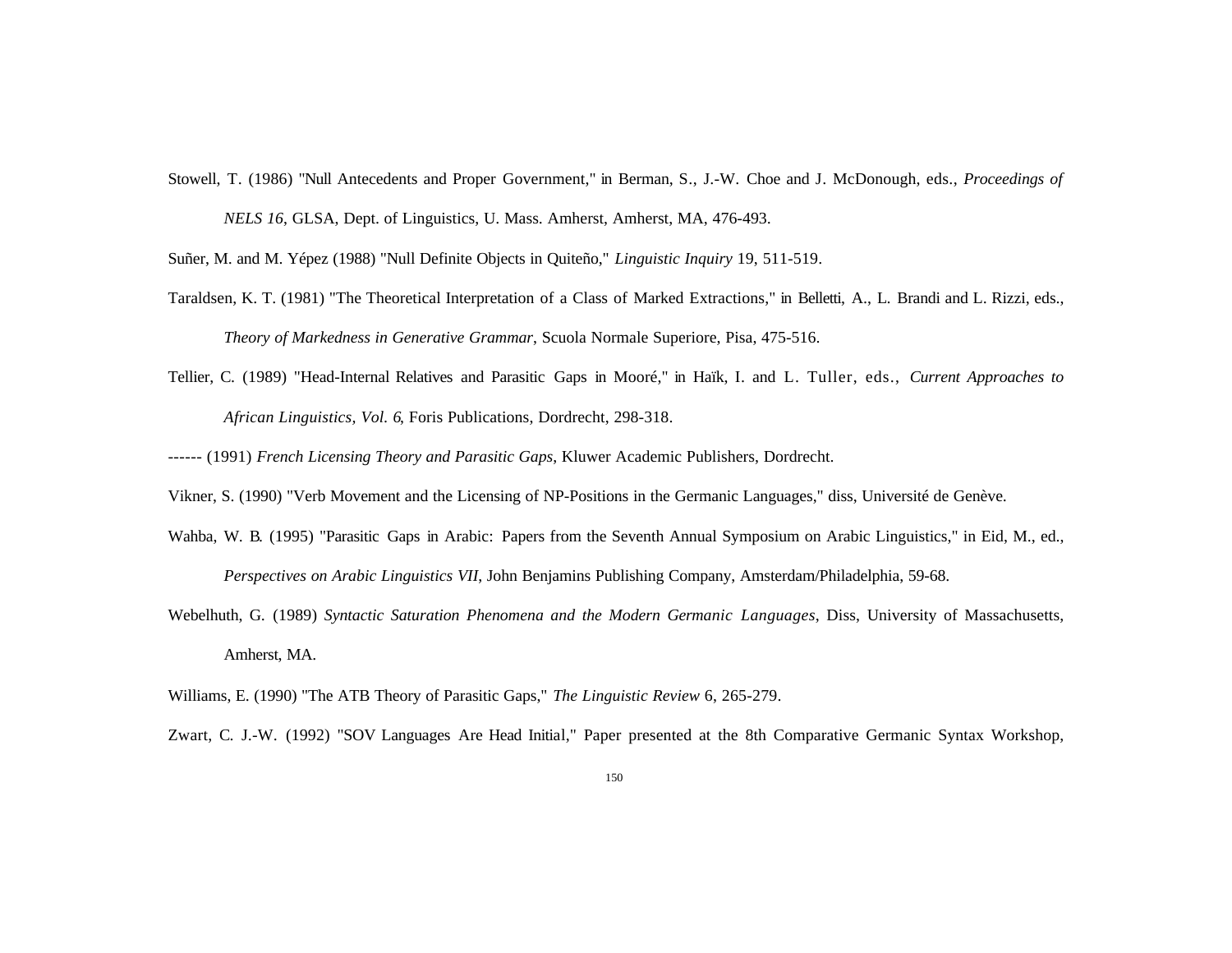Stowell, T. (1986) "Null Antecedents and Proper Government," in Berman, S., J.-W. Choe and J. McDonough, eds., *Proceedings of NELS 16*, GLSA, Dept. of Linguistics, U. Mass. Amherst, Amherst, MA, 476-493.

Suñer, M. and M. Yépez (1988) "Null Definite Objects in Quiteño," *Linguistic Inquiry* 19, 511-519.

Taraldsen, K. T. (1981) "The Theoretical Interpretation of a Class of Marked Extractions," in Belletti, A., L. Brandi and L. Rizzi, eds., *Theory of Markedness in Generative Grammar*, Scuola Normale Superiore, Pisa, 475-516.

Tellier, C. (1989) "Head-Internal Relatives and Parasitic Gaps in Mooré," in Haïk, I. and L. Tuller, eds., *Current Approaches to African Linguistics, Vol. 6*, Foris Publications, Dordrecht, 298-318.

------ (1991) *French Licensing Theory and Parasitic Gaps*, Kluwer Academic Publishers, Dordrecht.

Vikner, S. (1990) "Verb Movement and the Licensing of NP-Positions in the Germanic Languages," diss, Université de Genève.

Wahba, W. B. (1995) "Parasitic Gaps in Arabic: Papers from the Seventh Annual Symposium on Arabic Linguistics," in Eid, M., ed., *Perspectives on Arabic Linguistics VII*, John Benjamins Publishing Company, Amsterdam/Philadelphia, 59-68.

Webelhuth, G. (1989) *Syntactic Saturation Phenomena and the Modern Germanic Languages*, Diss, University of Massachusetts, Amherst, MA.

Williams, E. (1990) "The ATB Theory of Parasitic Gaps," *The Linguistic Review* 6, 265-279.

Zwart, C. J.-W. (1992) "SOV Languages Are Head Initial," Paper presented at the 8th Comparative Germanic Syntax Workshop,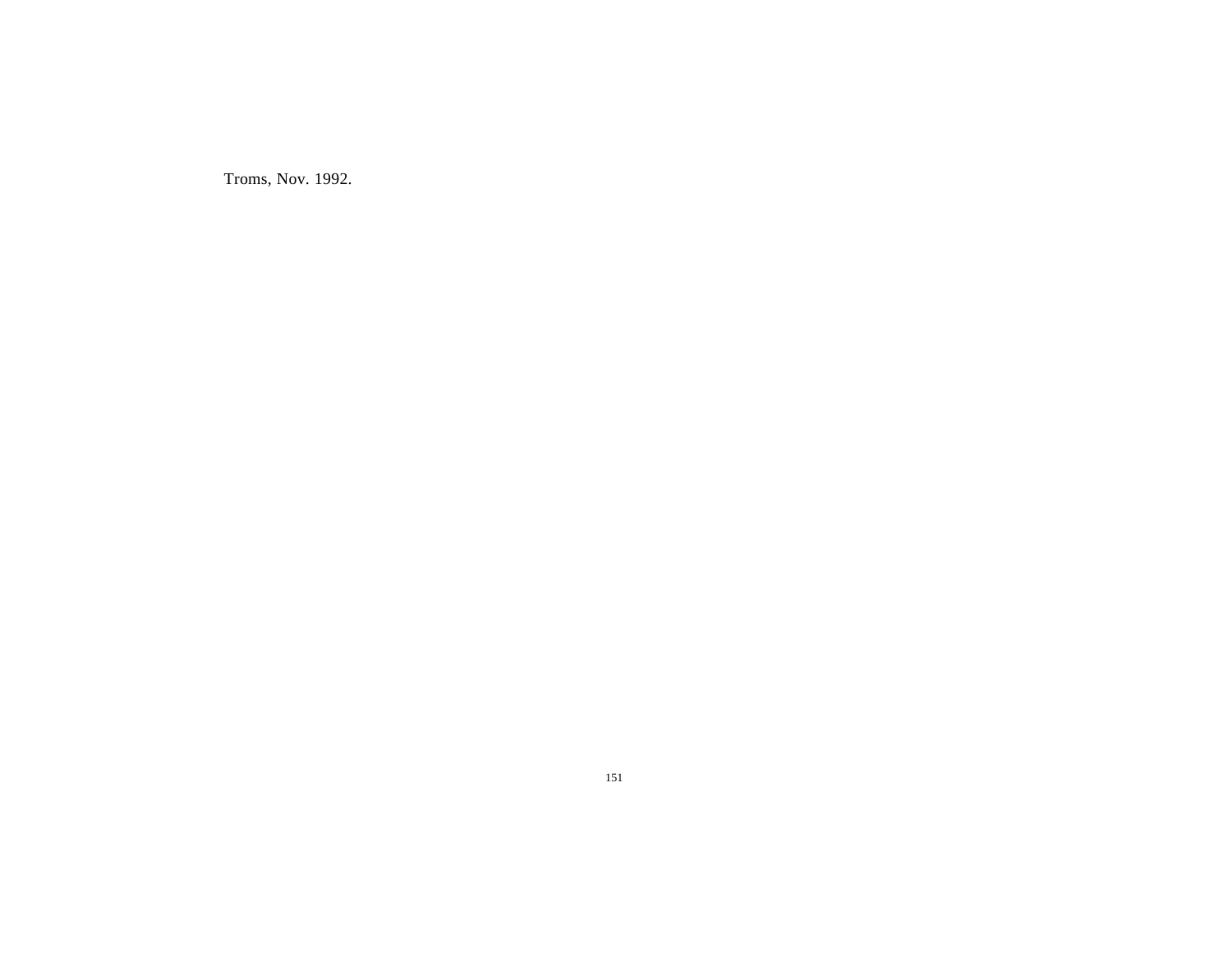Troms, Nov. 1992.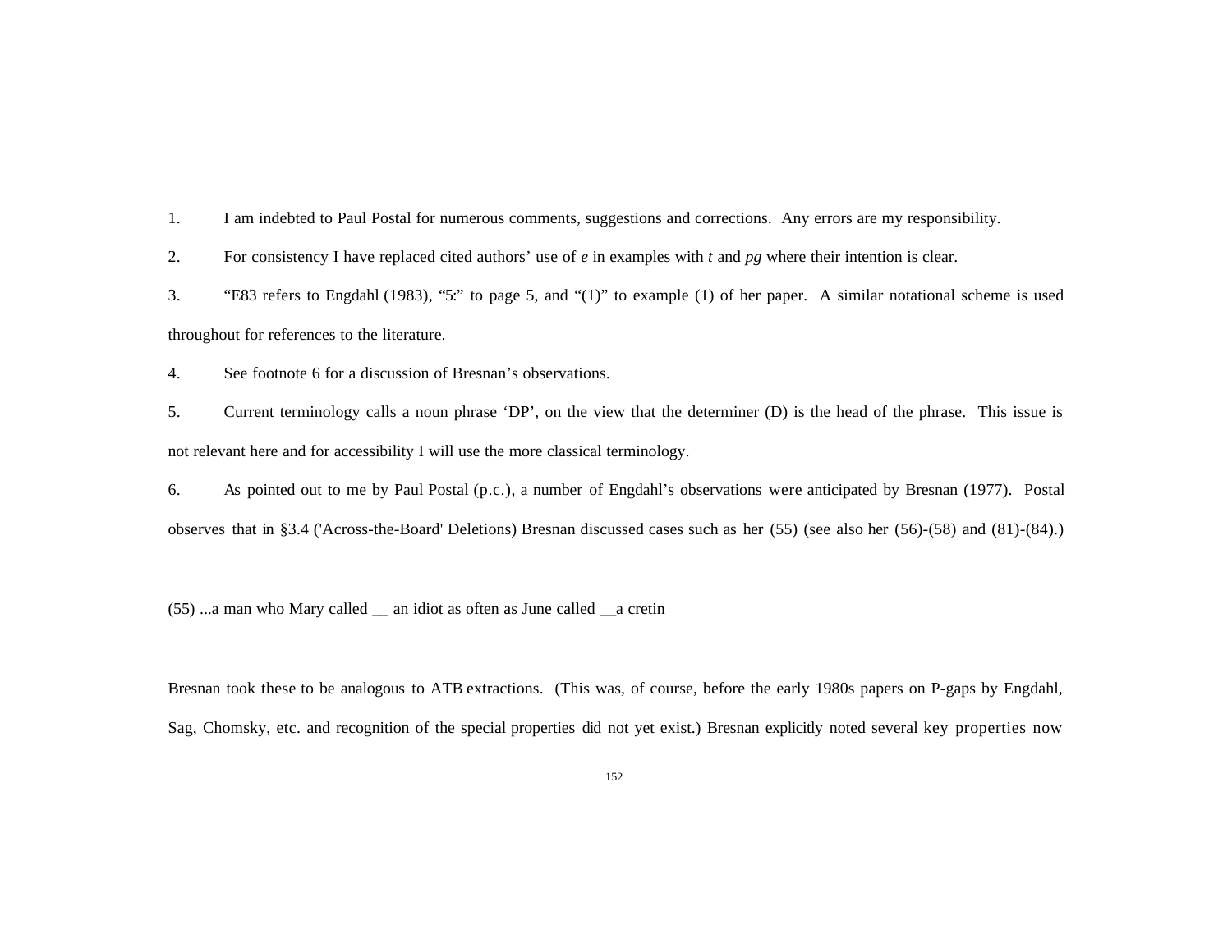1. I am indebted to Paul Postal for numerous comments, suggestions and corrections. Any errors are my responsibility.

2. For consistency I have replaced cited authors' use of *e* in examples with *t* and *pg* where their intention is clear.

3. "E83 refers to Engdahl (1983), "5:" to page 5, and "(1)" to example (1) of her paper. A similar notational scheme is used throughout for references to the literature.

4. See footnote 6 for a discussion of Bresnan's observations.

5. Current terminology calls a noun phrase 'DP', on the view that the determiner (D) is the head of the phrase. This issue is not relevant here and for accessibility I will use the more classical terminology.

6. As pointed out to me by Paul Postal (p.c.), a number of Engdahl's observations were anticipated by Bresnan (1977). Postal observes that in §3.4 ('Across-the-Board' Deletions) Bresnan discussed cases such as her (55) (see also her (56)-(58) and (81)-(84).)

(55) ...a man who Mary called __ an idiot as often as June called __a cretin

Bresnan took these to be analogous to ATB extractions. (This was, of course, before the early 1980s papers on P-gaps by Engdahl, Sag, Chomsky, etc. and recognition of the special properties did not yet exist.) Bresnan explicitly noted several key properties now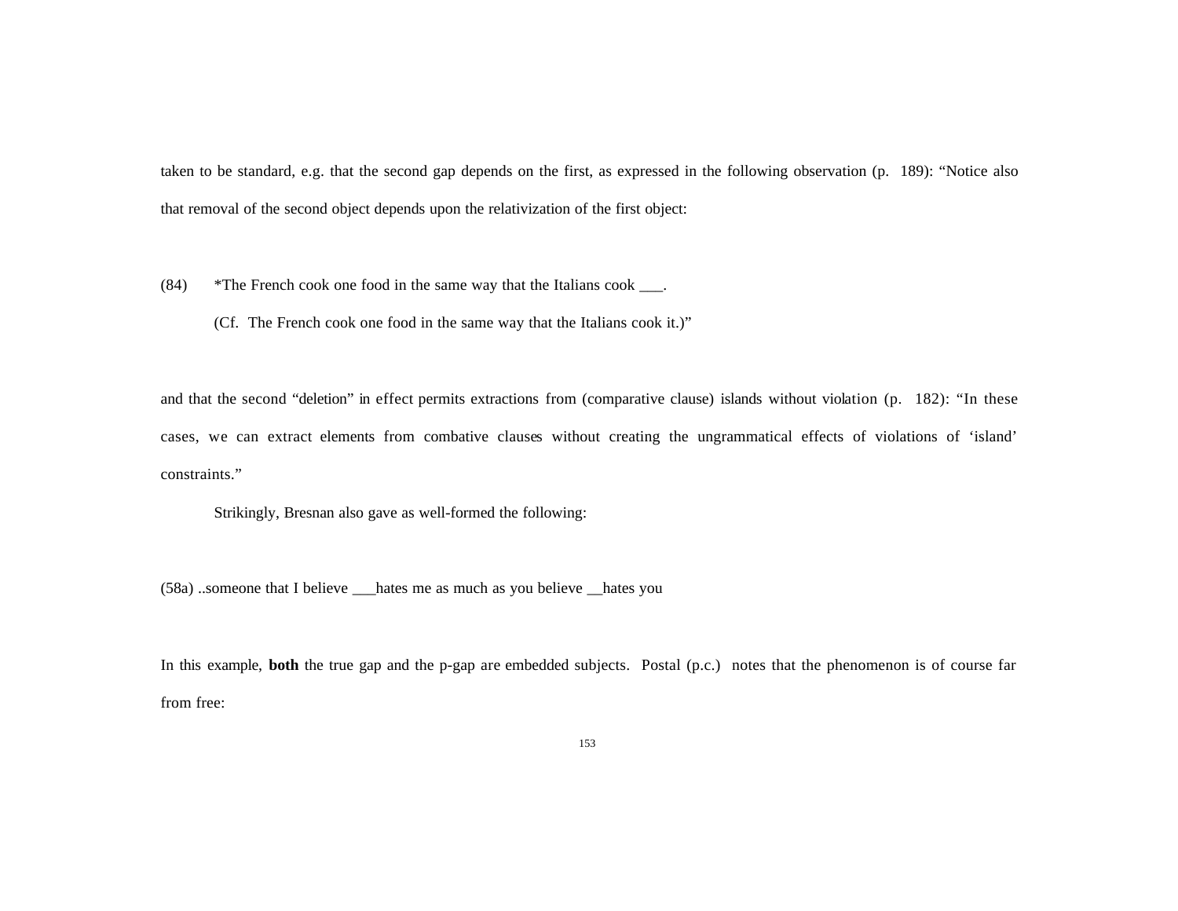taken to be standard, e.g. that the second gap depends on the first, as expressed in the following observation (p. 189): "Notice also that removal of the second object depends upon the relativization of the first object:

(84) *The French cook one food in the same way that the Italians cook ___.

(Cf. The French cook one food in the same way that the Italians cook it.)"

and that the second "deletion" in effect permits extractions from (comparative clause) islands without violation (p. 182): "In these cases, we can extract elements from combative clauses without creating the ungrammatical effects of violations of 'island' constraints."

Strikingly, Bresnan also gave as well-formed the following:

(58a) ..someone that I believe ___hates me as much as you believe __hates you

In this example, **both** the true gap and the p-gap are embedded subjects. Postal (p.c.) notes that the phenomenon is of course far from free: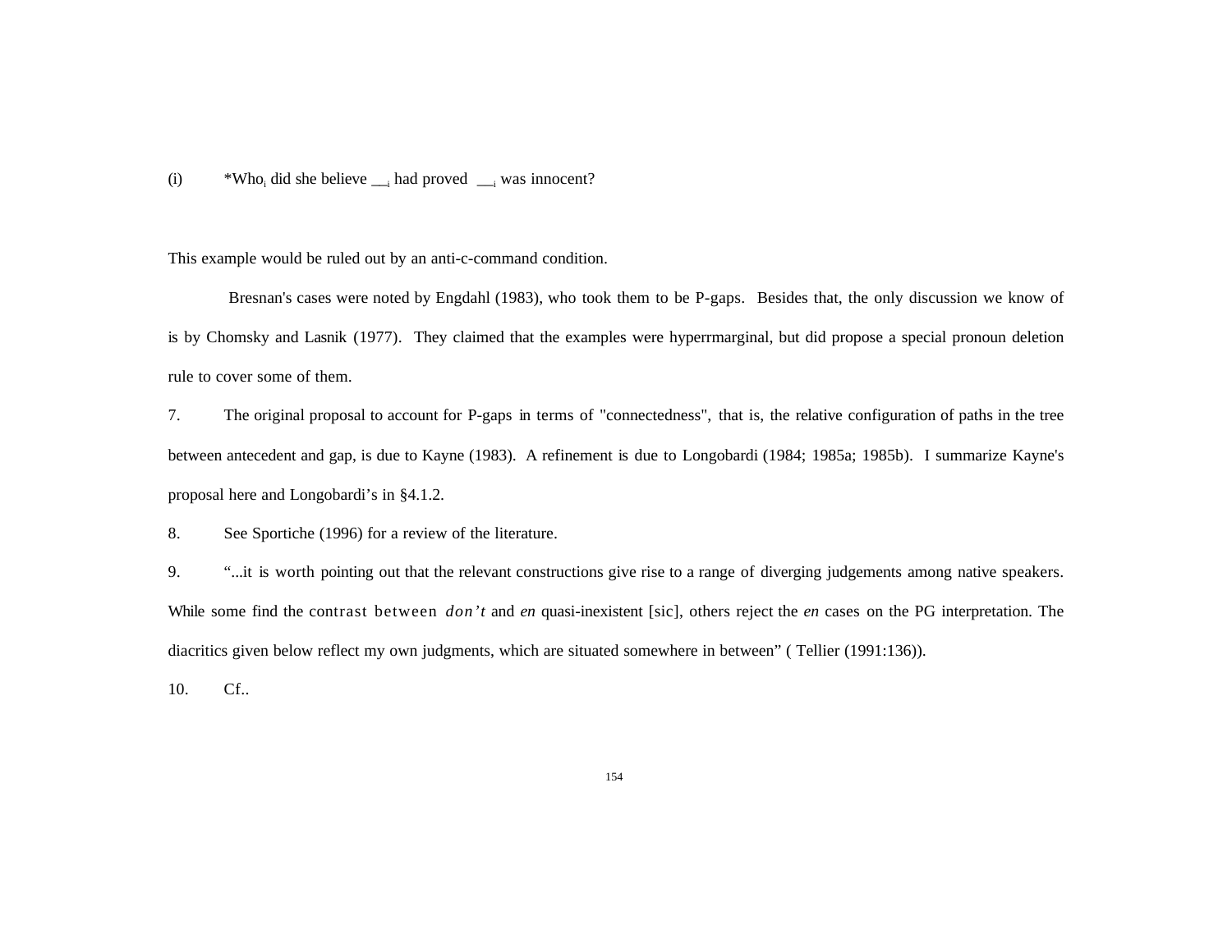(i) *Who$_i$ did she believe \_\_$_i$ had proved \_\_$_i$ was innocent?

This example would be ruled out by an anti-c-command condition.

Bresnan's cases were noted by Engdahl (1983), who took them to be P-gaps. Besides that, the only discussion we know of is by Chomsky and Lasnik (1977). They claimed that the examples were hyperrmarginal, but did propose a special pronoun deletion rule to cover some of them.

7. The original proposal to account for P-gaps in terms of "connectedness", that is, the relative configuration of paths in the tree between antecedent and gap, is due to Kayne (1983). A refinement is due to Longobardi (1984; 1985a; 1985b). I summarize Kayne's proposal here and Longobardi's in §4.1.2.

8. See Sportiche (1996) for a review of the literature.

9. "...it is worth pointing out that the relevant constructions give rise to a range of diverging judgements among native speakers. While some find the contrast between *don't* and *en* quasi-inexistent [sic], others reject the *en* cases on the PG interpretation. The diacritics given below reflect my own judgments, which are situated somewhere in between" ( Tellier (1991:136)).

10. Cf..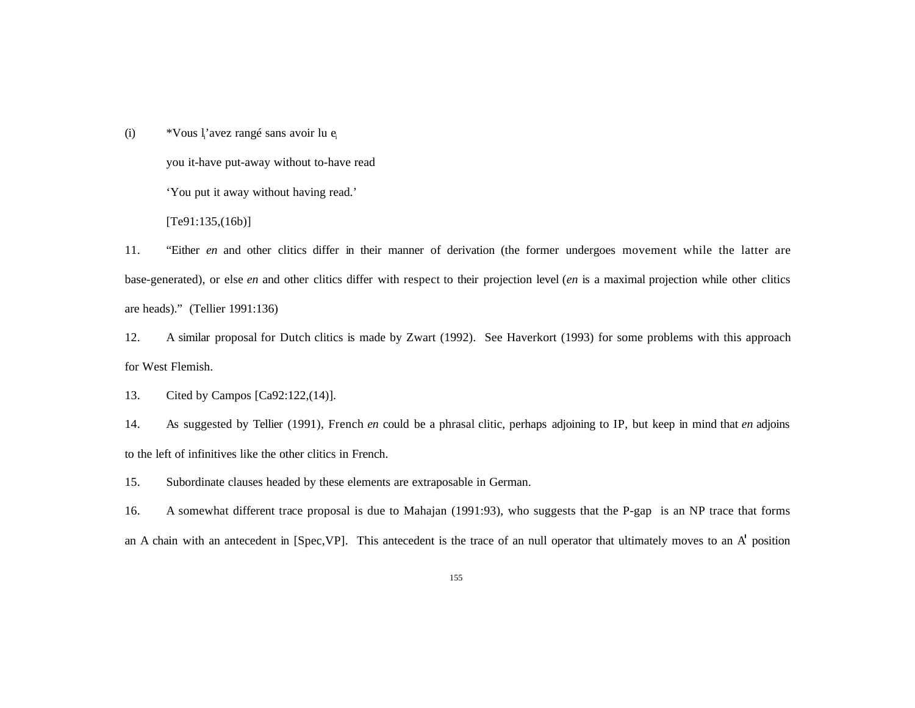(i) *Vous $l_i$'avez rangé sans avoir lu $e_i$

you it-have put-away without to-have read

'You put it away without having read.'

[Te91:135,(16b)]

11. "Either *en* and other clitics differ in their manner of derivation (the former undergoes movement while the latter are base-generated), or else *en* and other clitics differ with respect to their projection level (*en* is a maximal projection while other clitics are heads)." (Tellier 1991:136)

12. A similar proposal for Dutch clitics is made by Zwart (1992). See Haverkort (1993) for some problems with this approach for West Flemish.

13. Cited by Campos [Ca92:122,(14)].

14. As suggested by Tellier (1991), French *en* could be a phrasal clitic, perhaps adjoining to IP, but keep in mind that *en* adjoins to the left of infinitives like the other clitics in French.

15. Subordinate clauses headed by these elements are extraposable in German.

16. A somewhat different trace proposal is due to Mahajan (1991:93), who suggests that the P-gap is an NP trace that forms an A chain with an antecedent in [Spec,VP]. This antecedent is the trace of an null operator that ultimately moves to an A' position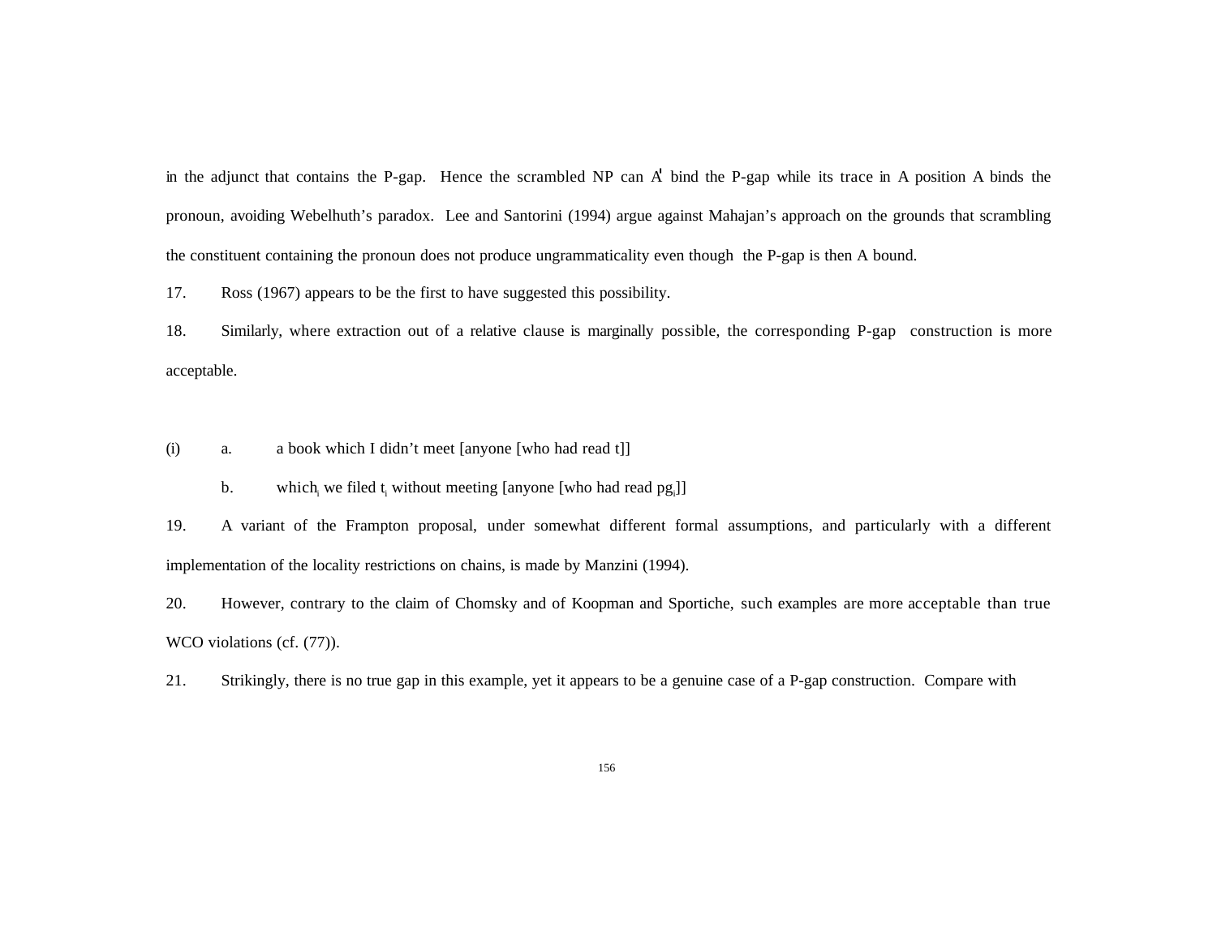in the adjunct that contains the P-gap. Hence the scrambled NP can A' bind the P-gap while its trace in A position A binds the pronoun, avoiding Webelhuth's paradox. Lee and Santorini (1994) argue against Mahajan's approach on the grounds that scrambling the constituent containing the pronoun does not produce ungrammaticality even though the P-gap is then A bound.

17. Ross (1967) appears to be the first to have suggested this possibility.

18. Similarly, where extraction out of a relative clause is marginally possible, the corresponding P-gap construction is more acceptable.

(i) a. a book which I didn't meet [anyone [who had read t]]

b. $which_i$ we filed $t_i$ without meeting [anyone [who had read $pg_i$]]

19. A variant of the Frampton proposal, under somewhat different formal assumptions, and particularly with a different implementation of the locality restrictions on chains, is made by Manzini (1994).

20. However, contrary to the claim of Chomsky and of Koopman and Sportiche, such examples are more acceptable than true WCO violations (cf. (77)).

21. Strikingly, there is no true gap in this example, yet it appears to be a genuine case of a P-gap construction. Compare with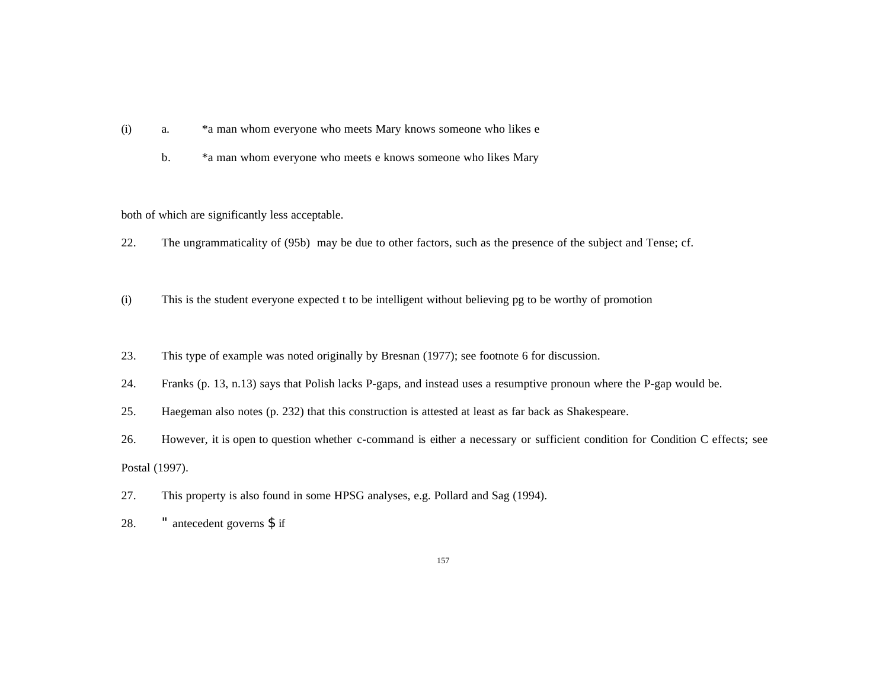(i) a. *a man whom everyone who meets Mary knows someone who likes e

b. *a man whom everyone who meets e knows someone who likes Mary

both of which are significantly less acceptable.

22. The ungrammaticality of (95b) may be due to other factors, such as the presence of the subject and Tense; cf.

(i) This is the student everyone expected t to be intelligent without believing pg to be worthy of promotion

23. This type of example was noted originally by Bresnan (1977); see footnote 6 for discussion.

24. Franks (p. 13, n.13) says that Polish lacks P-gaps, and instead uses a resumptive pronoun where the P-gap would be.

25. Haegeman also notes (p. 232) that this construction is attested at least as far back as Shakespeare.

26. However, it is open to question whether c-command is either a necessary or sufficient condition for Condition C effects; see Postal (1997).

27. This property is also found in some HPSG analyses, e.g. Pollard and Sag (1994).

28. " antecedent governs $ if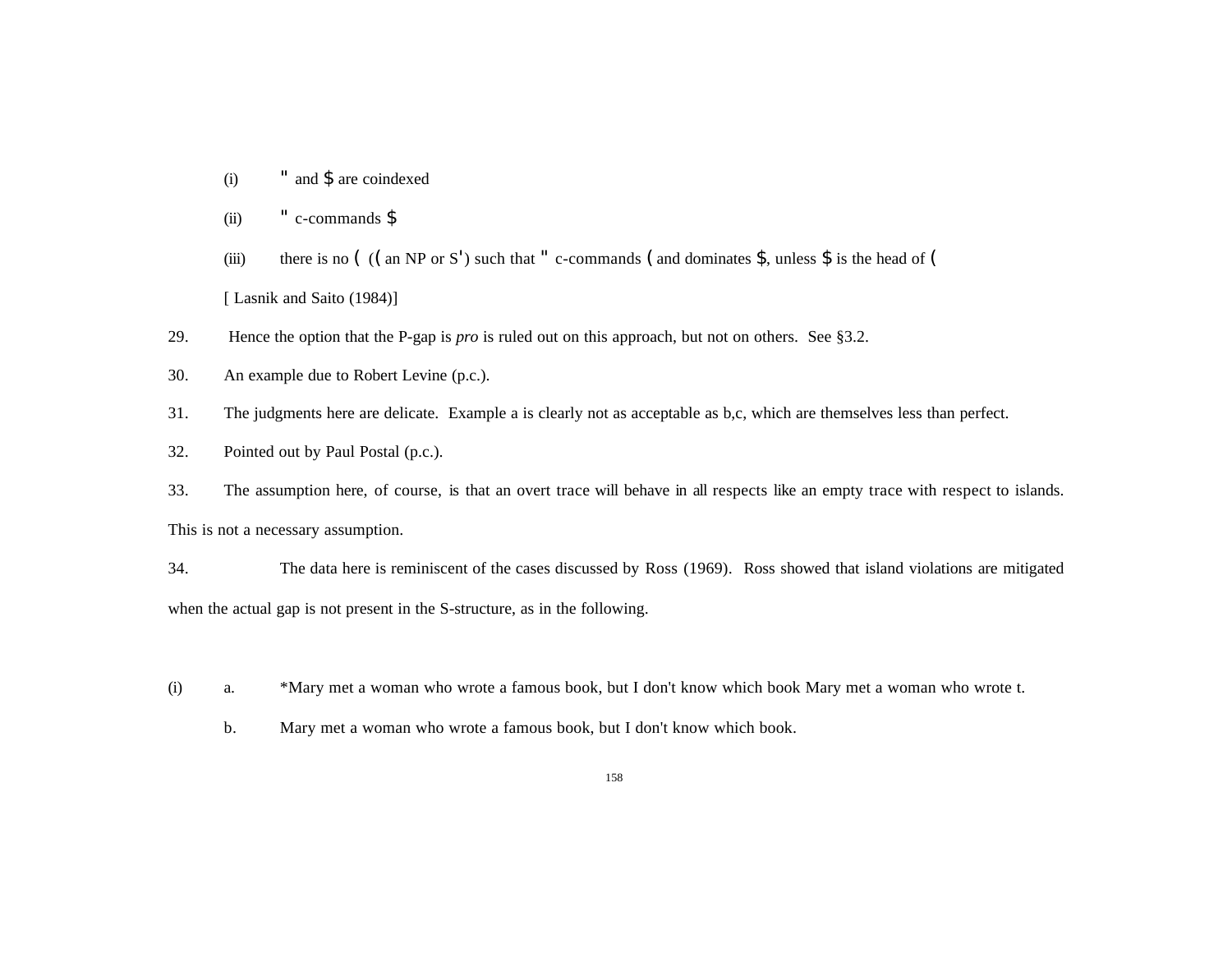(i) $\alpha$ and $\beta$ are coindexed

(ii) $\alpha$ c-commands $\beta$

(iii) there is no $\gamma$ ($\gamma$ an NP or S') such that $\alpha$ c-commands $\gamma$ and dominates $\beta$, unless $\beta$ is the head of $\gamma$

[ Lasnik and Saito (1984)]

29. Hence the option that the P-gap is *pro* is ruled out on this approach, but not on others. See §3.2.

30. An example due to Robert Levine (p.c.).

31. The judgments here are delicate. Example a is clearly not as acceptable as b,c, which are themselves less than perfect.

32. Pointed out by Paul Postal (p.c.).

33. The assumption here, of course, is that an overt trace will behave in all respects like an empty trace with respect to islands. This is not a necessary assumption.

34. The data here is reminiscent of the cases discussed by Ross (1969). Ross showed that island violations are mitigated when the actual gap is not present in the S-structure, as in the following.

(i) a. *Mary met a woman who wrote a famous book, but I don't know which book Mary met a woman who wrote t.

b. Mary met a woman who wrote a famous book, but I don't know which book.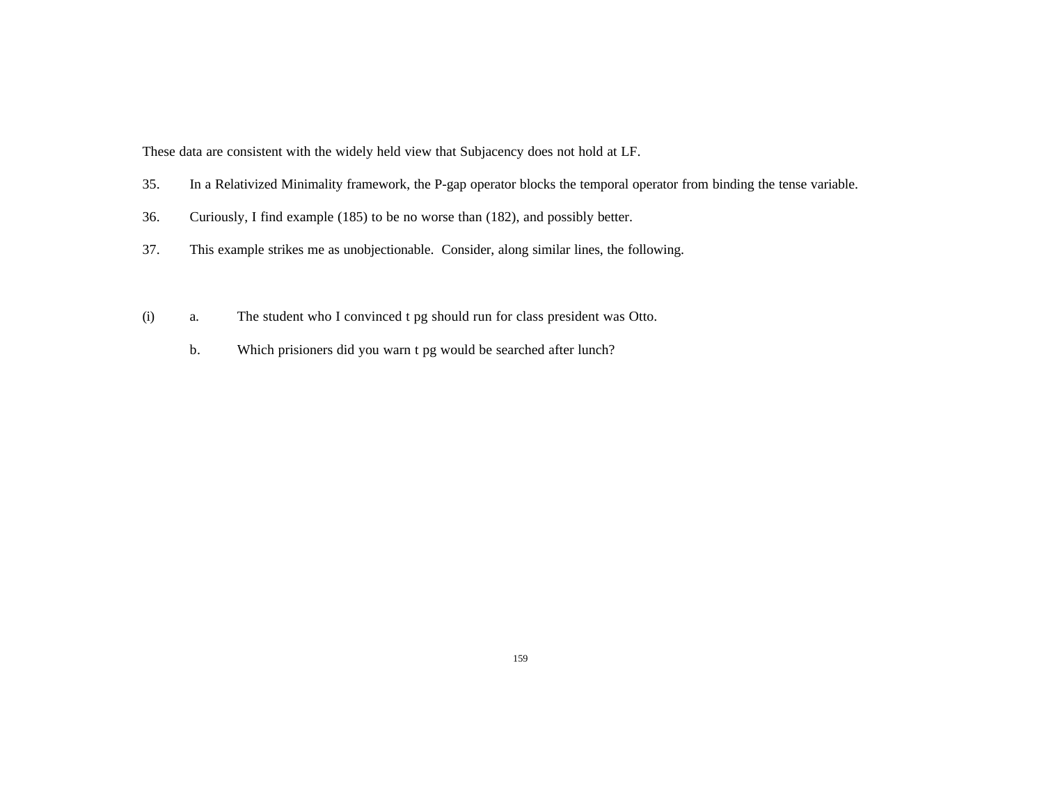These data are consistent with the widely held view that Subjacency does not hold at LF.

35. In a Relativized Minimality framework, the P-gap operator blocks the temporal operator from binding the tense variable.

36. Curiously, I find example (185) to be no worse than (182), and possibly better.

37. This example strikes me as unobjectionable. Consider, along similar lines, the following.

(i) a. The student who I convinced t pg should run for class president was Otto.

  b. Which prisioners did you warn t pg would be searched after lunch?